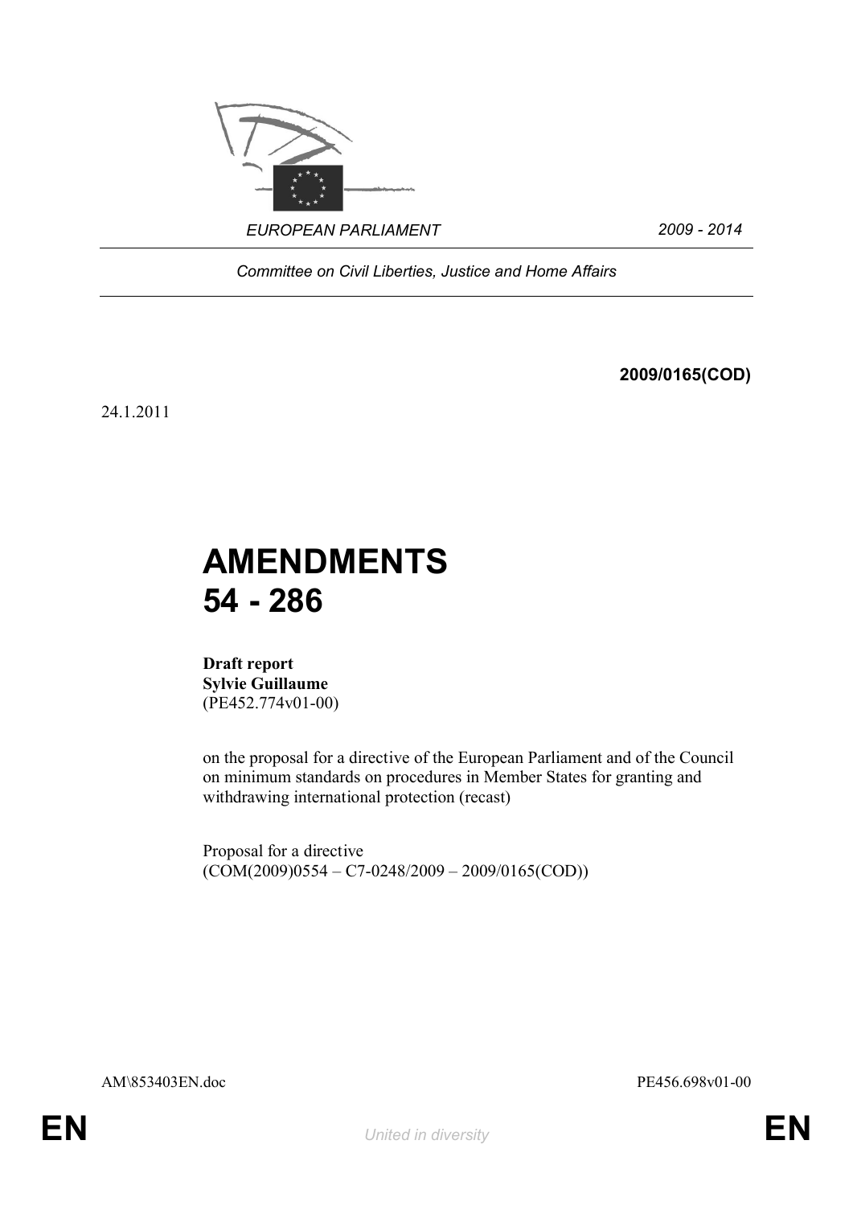EUROPEAN PARLIAMENT 2009 - 2014

*Committee on Civil Liberties, Justice and Home Affairs*

**2009/0165(COD)**

24.1.2011

# AMENDMENTS 54 - 286

**Draft report**
**Sylvie Guillaume**
(PE452.774v01-00)

on the proposal for a directive of the European Parliament and of the Council on minimum standards on procedures in Member States for granting and withdrawing international protection (recast)

Proposal for a directive
(COM(2009)0554 – C7-0248/2009 – 2009/0165(COD))

AM\853403EN.doc PE456.698v01-00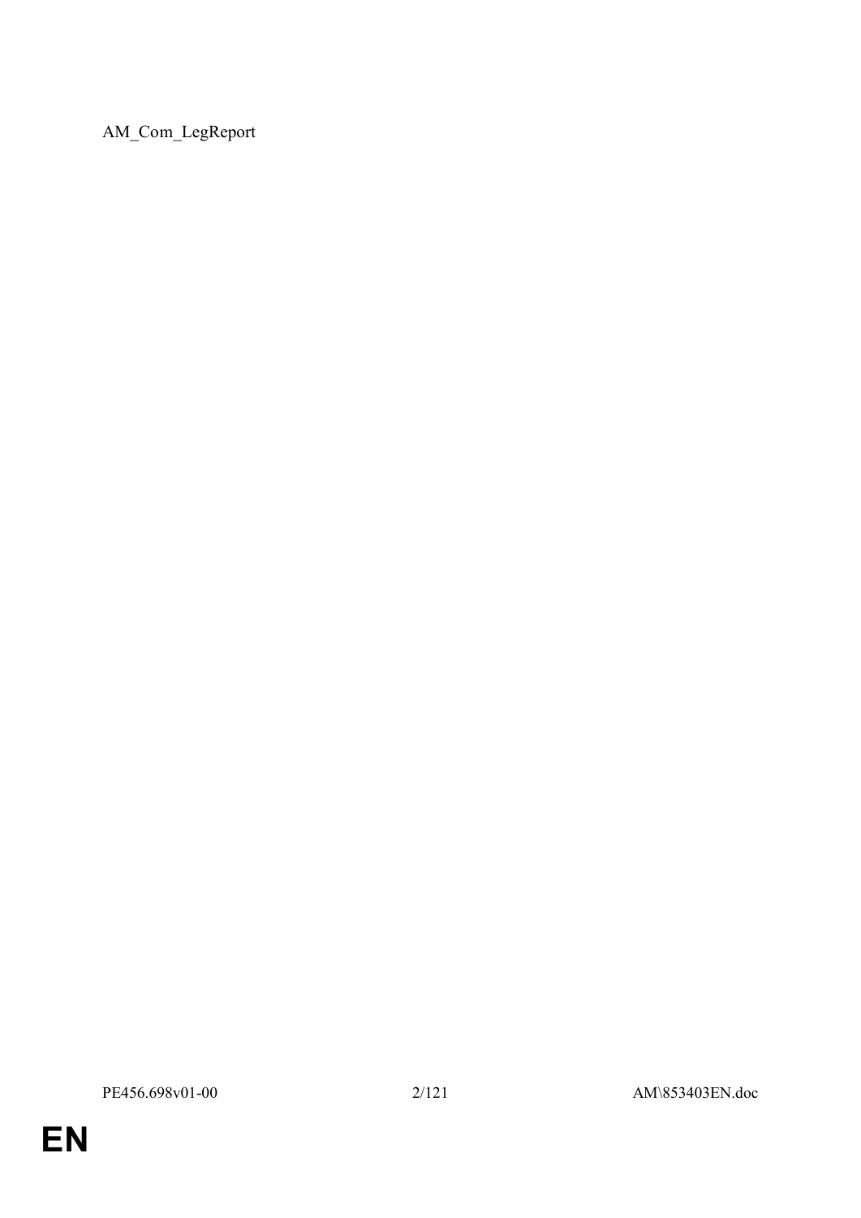AM_Com_LegReport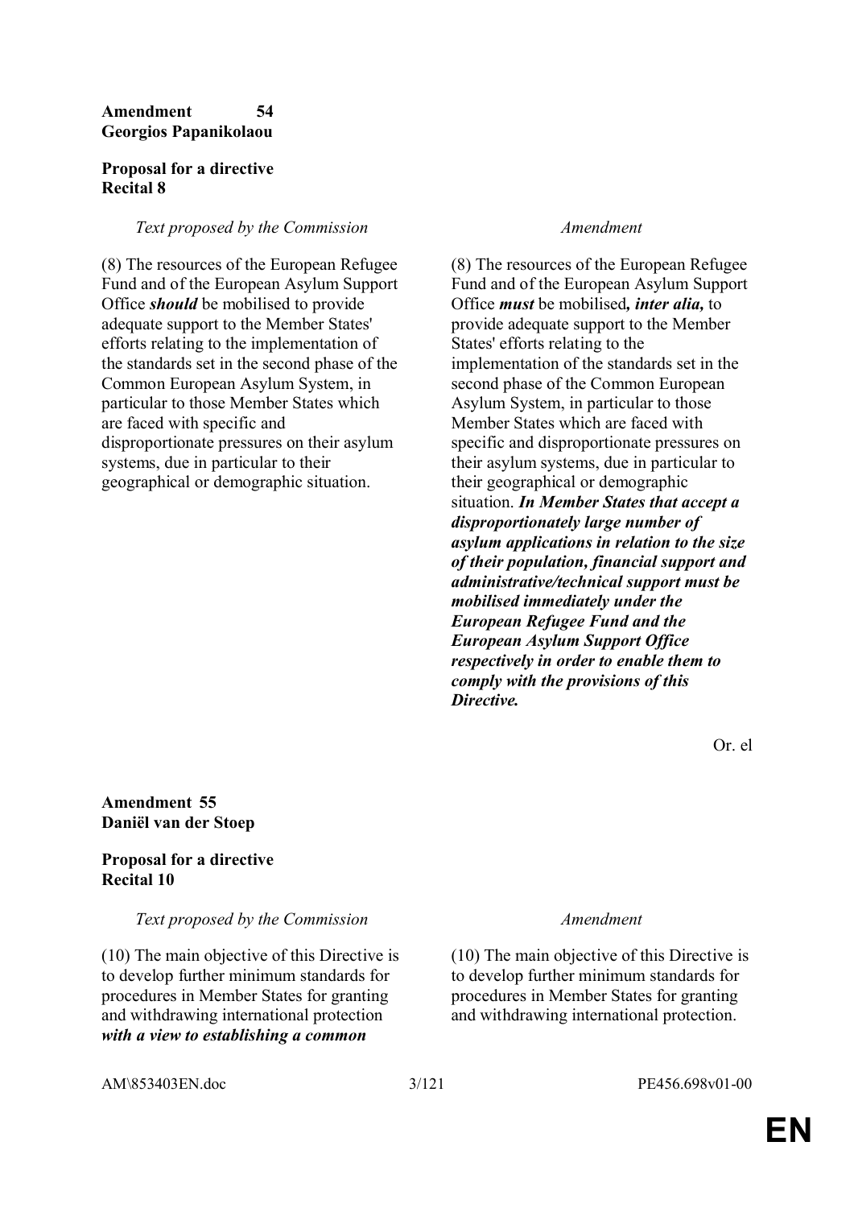**Amendment 54**
**Georgios Papanikolaou**

**Proposal for a directive**
**Recital 8**

| *Text proposed by the Commission* | *Amendment* |
| --- | --- |
| (8) The resources of the European Refugee Fund and of the European Asylum Support Office ***should*** be mobilised to provide adequate support to the Member States' efforts relating to the implementation of the standards set in the second phase of the Common European Asylum System, in particular to those Member States which are faced with specific and disproportionate pressures on their asylum systems, due in particular to their geographical or demographic situation. | (8) The resources of the European Refugee Fund and of the European Asylum Support Office ***must*** be mobilised***, inter alia,*** to provide adequate support to the Member States' efforts relating to the implementation of the standards set in the second phase of the Common European Asylum System, in particular to those Member States which are faced with specific and disproportionate pressures on their asylum systems, due in particular to their geographical or demographic situation. ***In Member States that accept a disproportionately large number of asylum applications in relation to the size of their population, financial support and administrative/technical support must be mobilised immediately under the European Refugee Fund and the European Asylum Support Office respectively in order to enable them to comply with the provisions of this Directive.*** |

Or. el

**Amendment 55**
**Daniël van der Stoep**

**Proposal for a directive**
**Recital 10**

| *Text proposed by the Commission* | *Amendment* |
| --- | --- |
| (10) The main objective of this Directive is to develop further minimum standards for procedures in Member States for granting and withdrawing international protection ***with a view to establishing a common*** | (10) The main objective of this Directive is to develop further minimum standards for procedures in Member States for granting and withdrawing international protection. |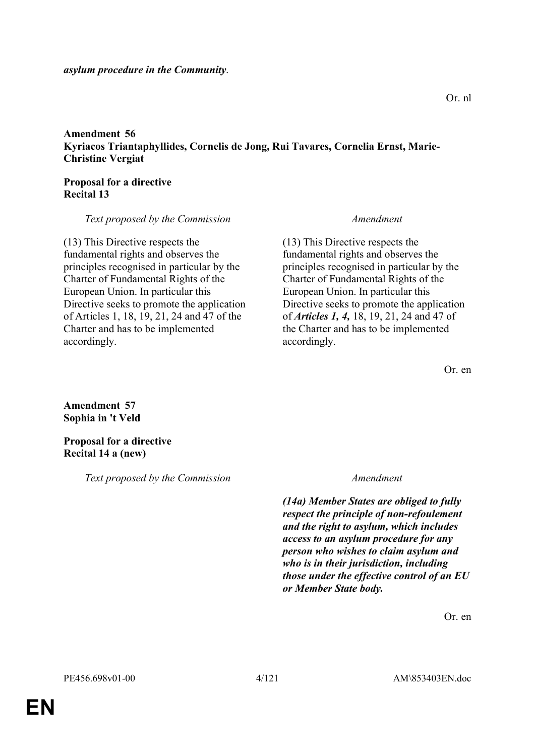***asylum procedure in the Community*.**

Or. nl

**Amendment 56**
**Kyriacos Triantaphyllides, Cornelis de Jong, Rui Tavares, Cornelia Ernst, Marie-Christine Vergiat**

**Proposal for a directive**
**Recital 13**

| *Text proposed by the Commission* | *Amendment* |
|---|---|
| (13) This Directive respects the fundamental rights and observes the principles recognised in particular by the Charter of Fundamental Rights of the European Union. In particular this Directive seeks to promote the application of Articles 1, 18, 19, 21, 24 and 47 of the Charter and has to be implemented accordingly. | (13) This Directive respects the fundamental rights and observes the principles recognised in particular by the Charter of Fundamental Rights of the European Union. In particular this Directive seeks to promote the application of ***Articles 1, 4,*** 18, 19, 21, 24 and 47 of the Charter and has to be implemented accordingly. |

Or. en

**Amendment 57**
**Sophia in 't Veld**

**Proposal for a directive**
**Recital 14 a (new)**

| *Text proposed by the Commission* | *Amendment* |
|---|---|
| | ***(14a) Member States are obliged to fully respect the principle of non-refoulement and the right to asylum, which includes access to an asylum procedure for any person who wishes to claim asylum and who is in their jurisdiction, including those under the effective control of an EU or Member State body.*** |

Or. en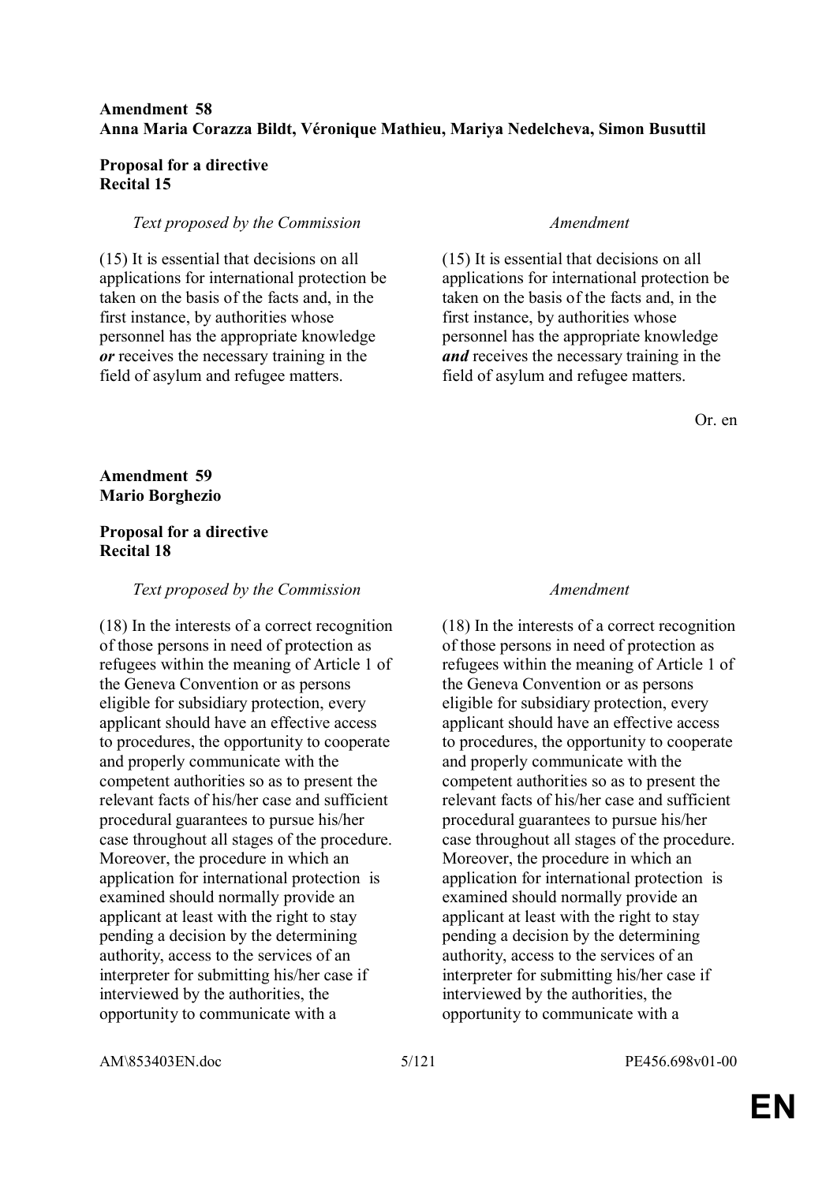**Amendment 58**
**Anna Maria Corazza Bildt, Véronique Mathieu, Mariya Nedelcheva, Simon Busuttil**

**Proposal for a directive**
**Recital 15**

| *Text proposed by the Commission* | *Amendment* |
|---|---|
| (15) It is essential that decisions on all applications for international protection be taken on the basis of the facts and, in the first instance, by authorities whose personnel has the appropriate knowledge ***or*** receives the necessary training in the field of asylum and refugee matters. | (15) It is essential that decisions on all applications for international protection be taken on the basis of the facts and, in the first instance, by authorities whose personnel has the appropriate knowledge ***and*** receives the necessary training in the field of asylum and refugee matters. |

Or. en

**Amendment 59**
**Mario Borghezio**

**Proposal for a directive**
**Recital 18**

| *Text proposed by the Commission* | *Amendment* |
|---|---|
| (18) In the interests of a correct recognition of those persons in need of protection as refugees within the meaning of Article 1 of the Geneva Convention or as persons eligible for subsidiary protection, every applicant should have an effective access to procedures, the opportunity to cooperate and properly communicate with the competent authorities so as to present the relevant facts of his/her case and sufficient procedural guarantees to pursue his/her case throughout all stages of the procedure. Moreover, the procedure in which an application for international protection is examined should normally provide an applicant at least with the right to stay pending a decision by the determining authority, access to the services of an interpreter for submitting his/her case if interviewed by the authorities, the opportunity to communicate with a | (18) In the interests of a correct recognition of those persons in need of protection as refugees within the meaning of Article 1 of the Geneva Convention or as persons eligible for subsidiary protection, every applicant should have an effective access to procedures, the opportunity to cooperate and properly communicate with the competent authorities so as to present the relevant facts of his/her case and sufficient procedural guarantees to pursue his/her case throughout all stages of the procedure. Moreover, the procedure in which an application for international protection is examined should normally provide an applicant at least with the right to stay pending a decision by the determining authority, access to the services of an interpreter for submitting his/her case if interviewed by the authorities, the opportunity to communicate with a |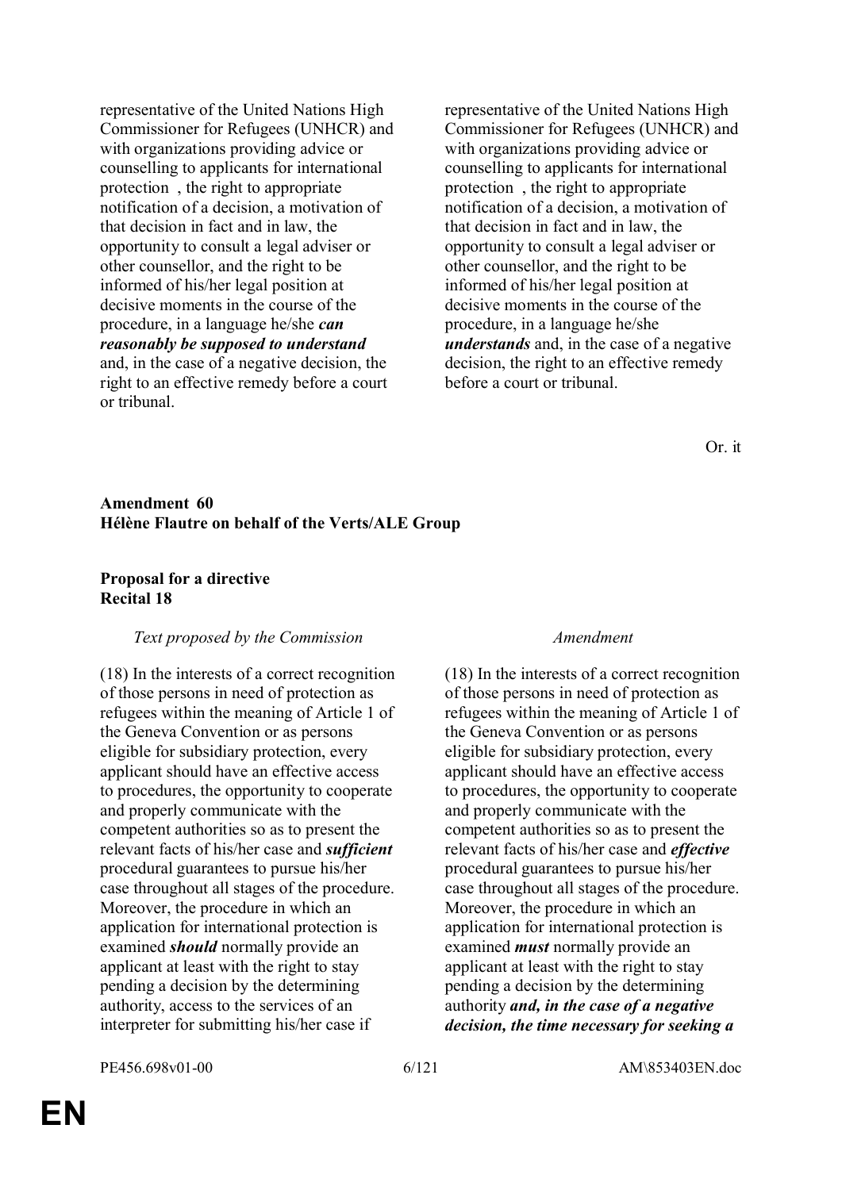| | |
|---|---|
| representative of the United Nations High Commissioner for Refugees (UNHCR) and with organizations providing advice or counselling to applicants for international protection , the right to appropriate notification of a decision, a motivation of that decision in fact and in law, the opportunity to consult a legal adviser or other counsellor, and the right to be informed of his/her legal position at decisive moments in the course of the procedure, in a language he/she ***can reasonably be supposed to understand*** and, in the case of a negative decision, the right to an effective remedy before a court or tribunal. | representative of the United Nations High Commissioner for Refugees (UNHCR) and with organizations providing advice or counselling to applicants for international protection , the right to appropriate notification of a decision, a motivation of that decision in fact and in law, the opportunity to consult a legal adviser or other counsellor, and the right to be informed of his/her legal position at decisive moments in the course of the procedure, in a language he/she ***understands*** and, in the case of a negative decision, the right to an effective remedy before a court or tribunal. |

Or. it

**Amendment 60**
**Hélène Flautre on behalf of the Verts/ALE Group**

**Proposal for a directive**
**Recital 18**

| *Text proposed by the Commission* | *Amendment* |
|---|---|
| (18) In the interests of a correct recognition of those persons in need of protection as refugees within the meaning of Article 1 of the Geneva Convention or as persons eligible for subsidiary protection, every applicant should have an effective access to procedures, the opportunity to cooperate and properly communicate with the competent authorities so as to present the relevant facts of his/her case and ***sufficient*** procedural guarantees to pursue his/her case throughout all stages of the procedure. Moreover, the procedure in which an application for international protection is examined ***should*** normally provide an applicant at least with the right to stay pending a decision by the determining authority, access to the services of an interpreter for submitting his/her case if | (18) In the interests of a correct recognition of those persons in need of protection as refugees within the meaning of Article 1 of the Geneva Convention or as persons eligible for subsidiary protection, every applicant should have an effective access to procedures, the opportunity to cooperate and properly communicate with the competent authorities so as to present the relevant facts of his/her case and ***effective*** procedural guarantees to pursue his/her case throughout all stages of the procedure. Moreover, the procedure in which an application for international protection is examined ***must*** normally provide an applicant at least with the right to stay pending a decision by the determining authority ***and, in the case of a negative decision, the time necessary for seeking a*** |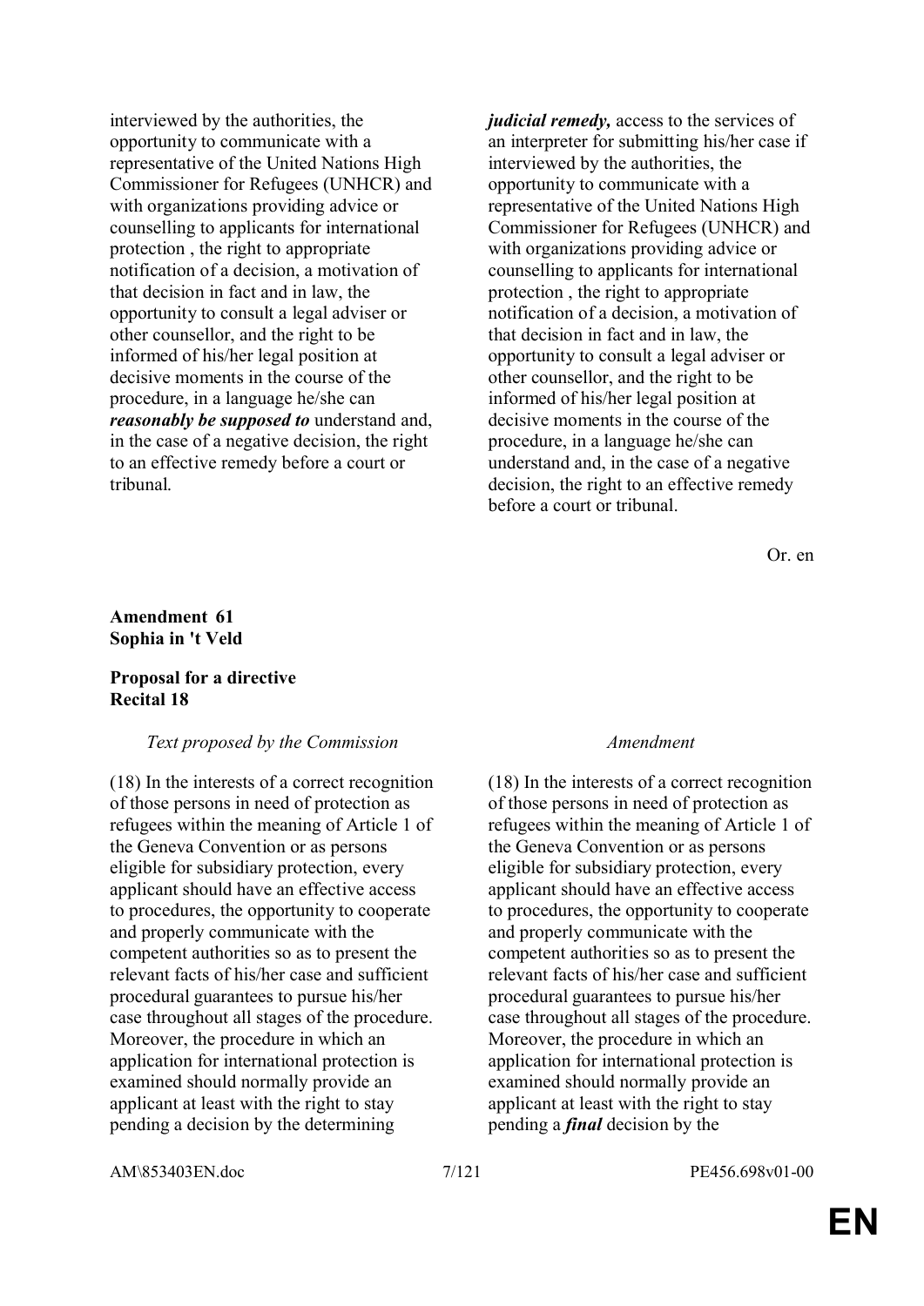| | |
|---|---|
| interviewed by the authorities, the opportunity to communicate with a representative of the United Nations High Commissioner for Refugees (UNHCR) and with organizations providing advice or counselling to applicants for international protection , the right to appropriate notification of a decision, a motivation of that decision in fact and in law, the opportunity to consult a legal adviser or other counsellor, and the right to be informed of his/her legal position at decisive moments in the course of the procedure, in a language he/she can ***reasonably be supposed to*** understand and, in the case of a negative decision, the right to an effective remedy before a court or tribunal. | ***judicial remedy,*** access to the services of an interpreter for submitting his/her case if interviewed by the authorities, the opportunity to communicate with a representative of the United Nations High Commissioner for Refugees (UNHCR) and with organizations providing advice or counselling to applicants for international protection , the right to appropriate notification of a decision, a motivation of that decision in fact and in law, the opportunity to consult a legal adviser or other counsellor, and the right to be informed of his/her legal position at decisive moments in the course of the procedure, in a language he/she can understand and, in the case of a negative decision, the right to an effective remedy before a court or tribunal. |

Or. en

**Amendment 61**
**Sophia in 't Veld**

**Proposal for a directive**
**Recital 18**

| *Text proposed by the Commission* | *Amendment* |
|---|---|
| (18) In the interests of a correct recognition of those persons in need of protection as refugees within the meaning of Article 1 of the Geneva Convention or as persons eligible for subsidiary protection, every applicant should have an effective access to procedures, the opportunity to cooperate and properly communicate with the competent authorities so as to present the relevant facts of his/her case and sufficient procedural guarantees to pursue his/her case throughout all stages of the procedure. Moreover, the procedure in which an application for international protection is examined should normally provide an applicant at least with the right to stay pending a decision by the determining | (18) In the interests of a correct recognition of those persons in need of protection as refugees within the meaning of Article 1 of the Geneva Convention or as persons eligible for subsidiary protection, every applicant should have an effective access to procedures, the opportunity to cooperate and properly communicate with the competent authorities so as to present the relevant facts of his/her case and sufficient procedural guarantees to pursue his/her case throughout all stages of the procedure. Moreover, the procedure in which an application for international protection is examined should normally provide an applicant at least with the right to stay pending a ***final*** decision by the |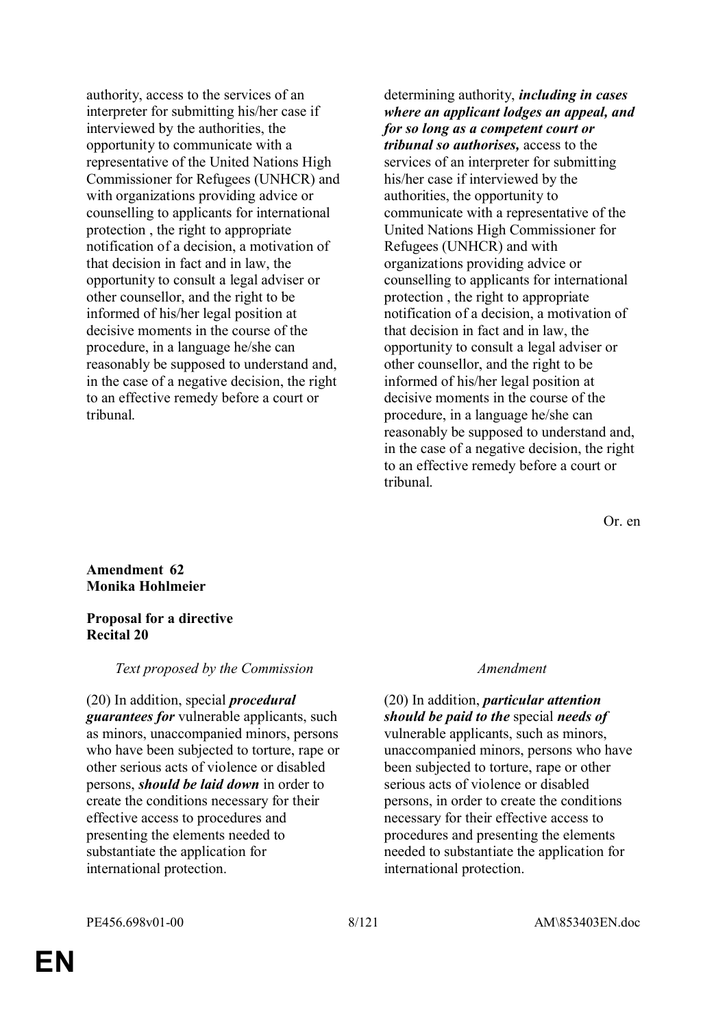| | |
|---|---|
| authority, access to the services of an interpreter for submitting his/her case if interviewed by the authorities, the opportunity to communicate with a representative of the United Nations High Commissioner for Refugees (UNHCR) and with organizations providing advice or counselling to applicants for international protection , the right to appropriate notification of a decision, a motivation of that decision in fact and in law, the opportunity to consult a legal adviser or other counsellor, and the right to be informed of his/her legal position at decisive moments in the course of the procedure, in a language he/she can reasonably be supposed to understand and, in the case of a negative decision, the right to an effective remedy before a court or tribunal. | determining authority, ***including in cases where an applicant lodges an appeal, and for so long as a competent court or tribunal so authorises,*** access to the services of an interpreter for submitting his/her case if interviewed by the authorities, the opportunity to communicate with a representative of the United Nations High Commissioner for Refugees (UNHCR) and with organizations providing advice or counselling to applicants for international protection , the right to appropriate notification of a decision, a motivation of that decision in fact and in law, the opportunity to consult a legal adviser or other counsellor, and the right to be informed of his/her legal position at decisive moments in the course of the procedure, in a language he/she can reasonably be supposed to understand and, in the case of a negative decision, the right to an effective remedy before a court or tribunal. |

Or. en

**Amendment 62**
**Monika Hohlmeier**

**Proposal for a directive**
**Recital 20**

| *Text proposed by the Commission* | *Amendment* |
|---|---|
| (20) In addition, special ***procedural guarantees for*** vulnerable applicants, such as minors, unaccompanied minors, persons who have been subjected to torture, rape or other serious acts of violence or disabled persons, ***should be laid down*** in order to create the conditions necessary for their effective access to procedures and presenting the elements needed to substantiate the application for international protection. | (20) In addition, ***particular attention should be paid to the*** special ***needs of*** vulnerable applicants, such as minors, unaccompanied minors, persons who have been subjected to torture, rape or other serious acts of violence or disabled persons, in order to create the conditions necessary for their effective access to procedures and presenting the elements needed to substantiate the application for international protection. |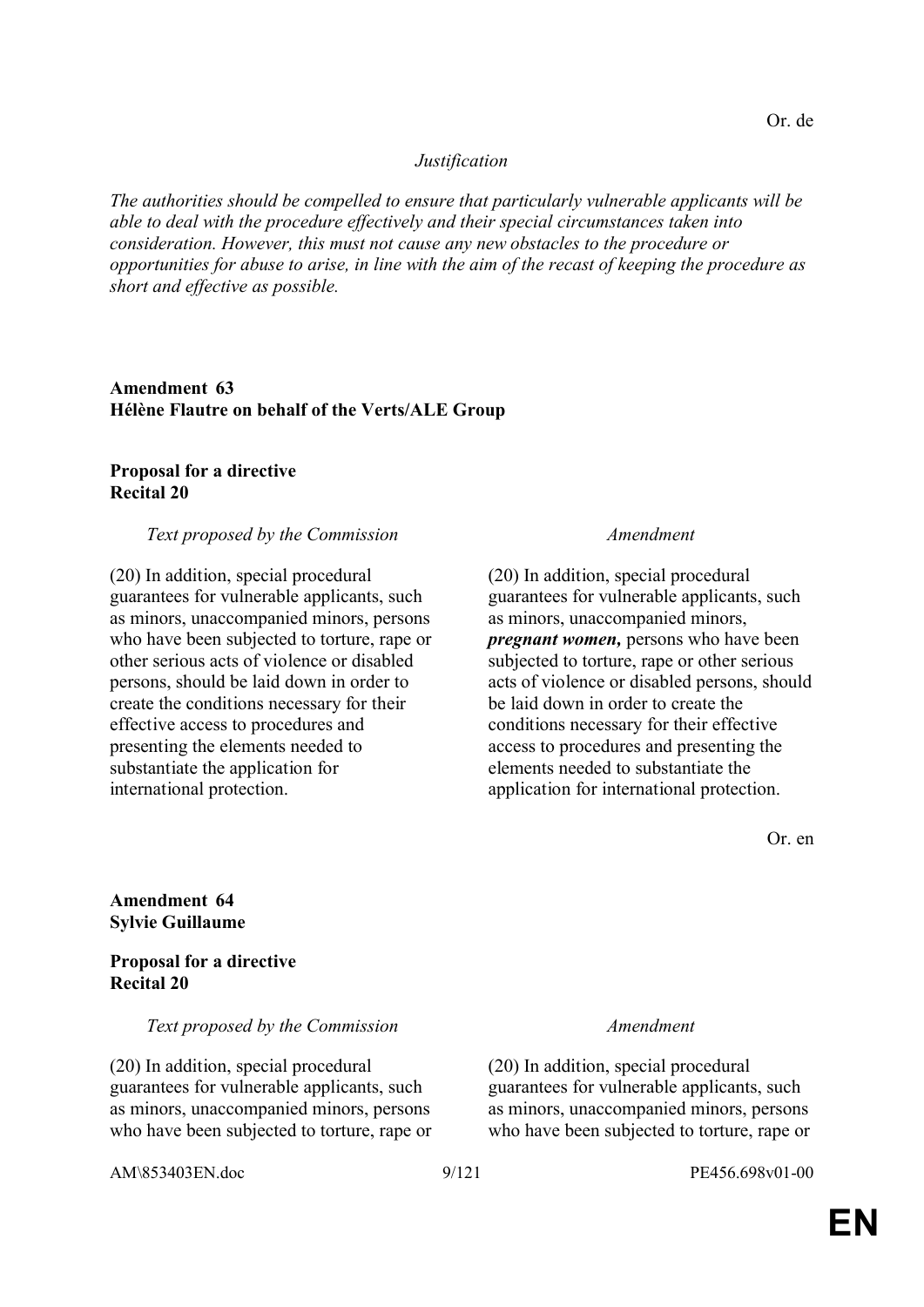Or. de

*Justification*

*The authorities should be compelled to ensure that particularly vulnerable applicants will be able to deal with the procedure effectively and their special circumstances taken into consideration. However, this must not cause any new obstacles to the procedure or opportunities for abuse to arise, in line with the aim of the recast of keeping the procedure as short and effective as possible.*

**Amendment 63**
**Hélène Flautre on behalf of the Verts/ALE Group**

**Proposal for a directive**
**Recital 20**

| *Text proposed by the Commission* | *Amendment* |
|---|---|
| (20) In addition, special procedural guarantees for vulnerable applicants, such as minors, unaccompanied minors, persons who have been subjected to torture, rape or other serious acts of violence or disabled persons, should be laid down in order to create the conditions necessary for their effective access to procedures and presenting the elements needed to substantiate the application for international protection. | (20) In addition, special procedural guarantees for vulnerable applicants, such as minors, unaccompanied minors, ***pregnant women,*** persons who have been subjected to torture, rape or other serious acts of violence or disabled persons, should be laid down in order to create the conditions necessary for their effective access to procedures and presenting the elements needed to substantiate the application for international protection. |

Or. en

**Amendment 64**
**Sylvie Guillaume**

**Proposal for a directive**
**Recital 20**

| *Text proposed by the Commission* | *Amendment* |
|---|---|
| (20) In addition, special procedural guarantees for vulnerable applicants, such as minors, unaccompanied minors, persons who have been subjected to torture, rape or | (20) In addition, special procedural guarantees for vulnerable applicants, such as minors, unaccompanied minors, persons who have been subjected to torture, rape or |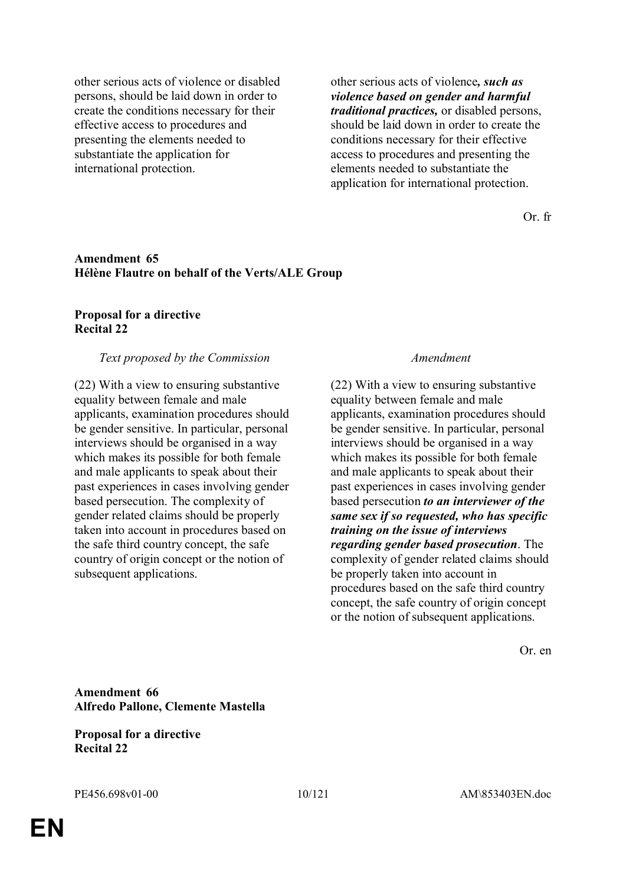| | |
|---|---|
| other serious acts of violence or disabled persons, should be laid down in order to create the conditions necessary for their effective access to procedures and presenting the elements needed to substantiate the application for international protection. | other serious acts of violence***, such as violence based on gender and harmful traditional practices,*** or disabled persons, should be laid down in order to create the conditions necessary for their effective access to procedures and presenting the elements needed to substantiate the application for international protection. |

Or. fr

**Amendment 65**
**Hélène Flautre on behalf of the Verts/ALE Group**

**Proposal for a directive**
**Recital 22**

| *Text proposed by the Commission* | *Amendment* |
|---|---|
| (22) With a view to ensuring substantive equality between female and male applicants, examination procedures should be gender sensitive. In particular, personal interviews should be organised in a way which makes its possible for both female and male applicants to speak about their past experiences in cases involving gender based persecution. The complexity of gender related claims should be properly taken into account in procedures based on the safe third country concept, the safe country of origin concept or the notion of subsequent applications. | (22) With a view to ensuring substantive equality between female and male applicants, examination procedures should be gender sensitive. In particular, personal interviews should be organised in a way which makes its possible for both female and male applicants to speak about their past experiences in cases involving gender based persecution ***to an interviewer of the same sex if so requested, who has specific training on the issue of interviews regarding gender based prosecution***. The complexity of gender related claims should be properly taken into account in procedures based on the safe third country concept, the safe country of origin concept or the notion of subsequent applications. |

Or. en

**Amendment 66**
**Alfredo Pallone, Clemente Mastella**

**Proposal for a directive**
**Recital 22**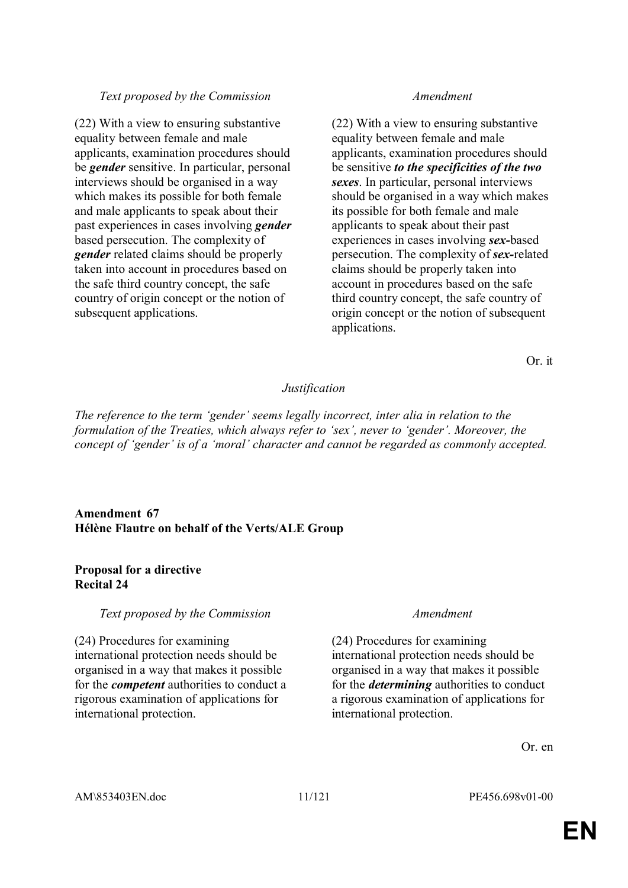| Text proposed by the Commission | Amendment |
|---|---|
| (22) With a view to ensuring substantive equality between female and male applicants, examination procedures should be ***gender*** sensitive. In particular, personal interviews should be organised in a way which makes its possible for both female and male applicants to speak about their past experiences in cases involving ***gender*** based persecution. The complexity of ***gender*** related claims should be properly taken into account in procedures based on the safe third country concept, the safe country of origin concept or the notion of subsequent applications. | (22) With a view to ensuring substantive equality between female and male applicants, examination procedures should be sensitive ***to the specificities of the two sexes***. In particular, personal interviews should be organised in a way which makes its possible for both female and male applicants to speak about their past experiences in cases involving ***sex-***based persecution. The complexity of ***sex-***related claims should be properly taken into account in procedures based on the safe third country concept, the safe country of origin concept or the notion of subsequent applications. |

Or. it

*Justification*

*The reference to the term 'gender' seems legally incorrect, inter alia in relation to the formulation of the Treaties, which always refer to 'sex', never to 'gender'. Moreover, the concept of 'gender' is of a 'moral' character and cannot be regarded as commonly accepted.*

**Amendment 67**
**Hélène Flautre on behalf of the Verts/ALE Group**

**Proposal for a directive**
**Recital 24**

| Text proposed by the Commission | Amendment |
|---|---|
| (24) Procedures for examining international protection needs should be organised in a way that makes it possible for the ***competent*** authorities to conduct a rigorous examination of applications for international protection. | (24) Procedures for examining international protection needs should be organised in a way that makes it possible for the ***determining*** authorities to conduct a rigorous examination of applications for international protection. |

Or. en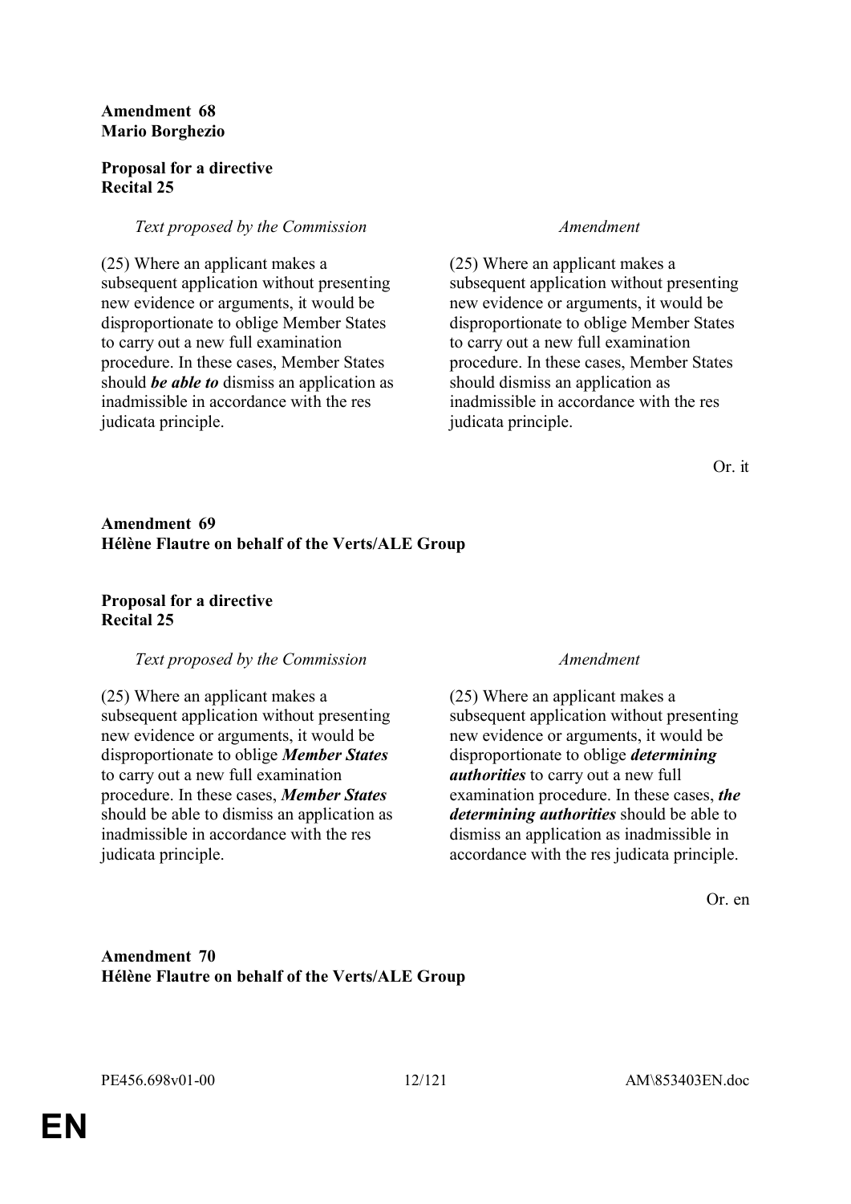**Amendment 68**
**Mario Borghezio**

**Proposal for a directive**
**Recital 25**

| *Text proposed by the Commission* | *Amendment* |
| --- | --- |
| (25) Where an applicant makes a subsequent application without presenting new evidence or arguments, it would be disproportionate to oblige Member States to carry out a new full examination procedure. In these cases, Member States should ***be able to*** dismiss an application as inadmissible in accordance with the res judicata principle. | (25) Where an applicant makes a subsequent application without presenting new evidence or arguments, it would be disproportionate to oblige Member States to carry out a new full examination procedure. In these cases, Member States should dismiss an application as inadmissible in accordance with the res judicata principle. |

Or. it

**Amendment 69**
**Hélène Flautre on behalf of the Verts/ALE Group**

**Proposal for a directive**
**Recital 25**

| *Text proposed by the Commission* | *Amendment* |
| --- | --- |
| (25) Where an applicant makes a subsequent application without presenting new evidence or arguments, it would be disproportionate to oblige ***Member States*** to carry out a new full examination procedure. In these cases, ***Member States*** should be able to dismiss an application as inadmissible in accordance with the res judicata principle. | (25) Where an applicant makes a subsequent application without presenting new evidence or arguments, it would be disproportionate to oblige ***determining authorities*** to carry out a new full examination procedure. In these cases, ***the determining authorities*** should be able to dismiss an application as inadmissible in accordance with the res judicata principle. |

Or. en

**Amendment 70**
**Hélène Flautre on behalf of the Verts/ALE Group**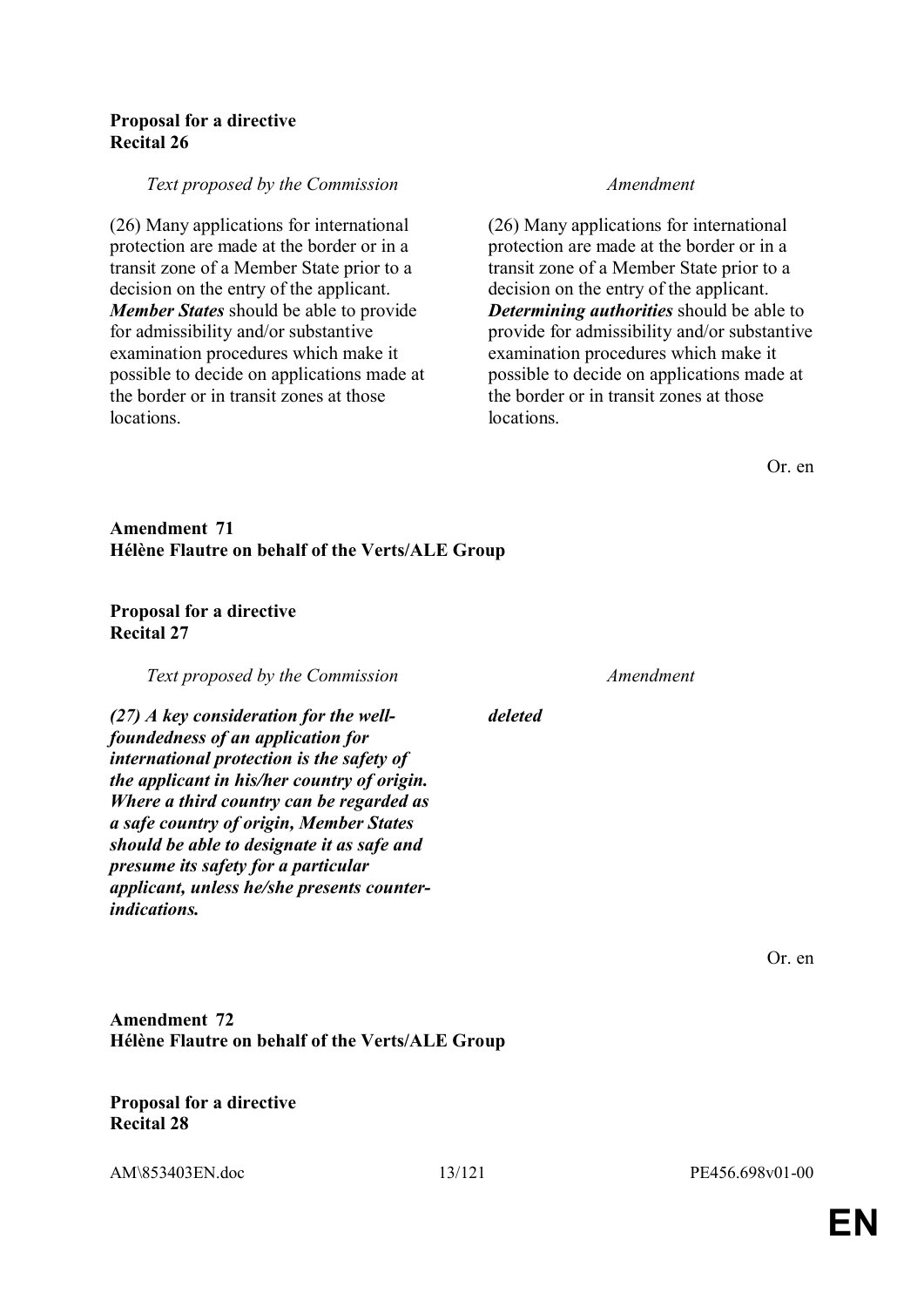**Proposal for a directive**
**Recital 26**

| *Text proposed by the Commission* | *Amendment* |
| --- | --- |
| (26) Many applications for international protection are made at the border or in a transit zone of a Member State prior to a decision on the entry of the applicant. ***Member States*** should be able to provide for admissibility and/or substantive examination procedures which make it possible to decide on applications made at the border or in transit zones at those locations. | (26) Many applications for international protection are made at the border or in a transit zone of a Member State prior to a decision on the entry of the applicant. ***Determining authorities*** should be able to provide for admissibility and/or substantive examination procedures which make it possible to decide on applications made at the border or in transit zones at those locations. |

Or. en

**Amendment 71**
**Hélène Flautre on behalf of the Verts/ALE Group**

**Proposal for a directive**
**Recital 27**

| *Text proposed by the Commission* | *Amendment* |
| --- | --- |
| ***(27) A key consideration for the well-foundedness of an application for international protection is the safety of the applicant in his/her country of origin. Where a third country can be regarded as a safe country of origin, Member States should be able to designate it as safe and presume its safety for a particular applicant, unless he/she presents counter-indications.*** | ***deleted*** |

Or. en

**Amendment 72**
**Hélène Flautre on behalf of the Verts/ALE Group**

**Proposal for a directive**
**Recital 28**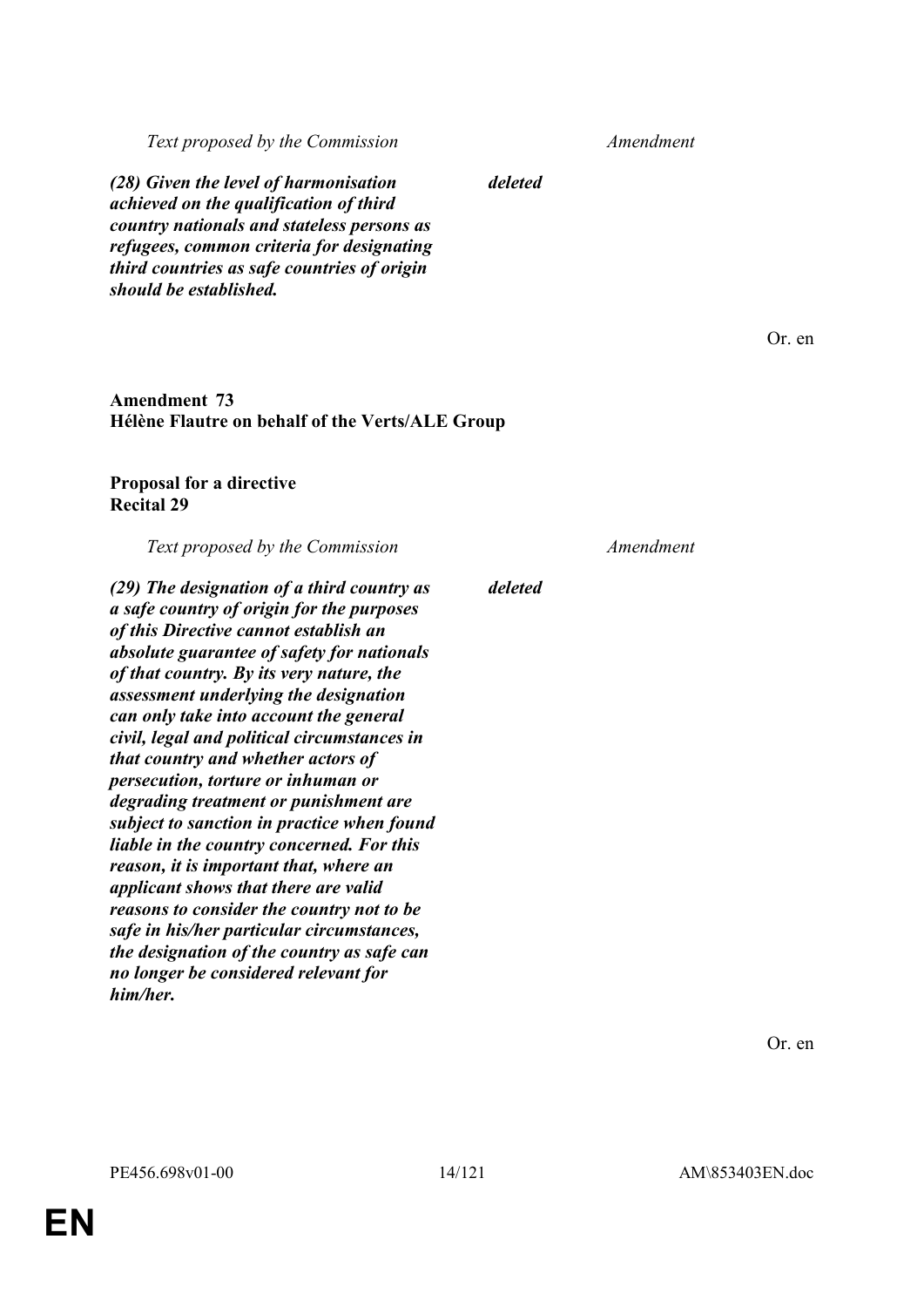| *Text proposed by the Commission* | *Amendment* |
|---|---|
| ***(28) Given the level of harmonisation achieved on the qualification of third country nationals and stateless persons as refugees, common criteria for designating third countries as safe countries of origin should be established.*** | ***deleted*** |

Or. en

**Amendment 73**
**Hélène Flautre on behalf of the Verts/ALE Group**

**Proposal for a directive**
**Recital 29**

| *Text proposed by the Commission* | *Amendment* |
|---|---|
| ***(29) The designation of a third country as a safe country of origin for the purposes of this Directive cannot establish an absolute guarantee of safety for nationals of that country. By its very nature, the assessment underlying the designation can only take into account the general civil, legal and political circumstances in that country and whether actors of persecution, torture or inhuman or degrading treatment or punishment are subject to sanction in practice when found liable in the country concerned. For this reason, it is important that, where an applicant shows that there are valid reasons to consider the country not to be safe in his/her particular circumstances, the designation of the country as safe can no longer be considered relevant for him/her.*** | ***deleted*** |

Or. en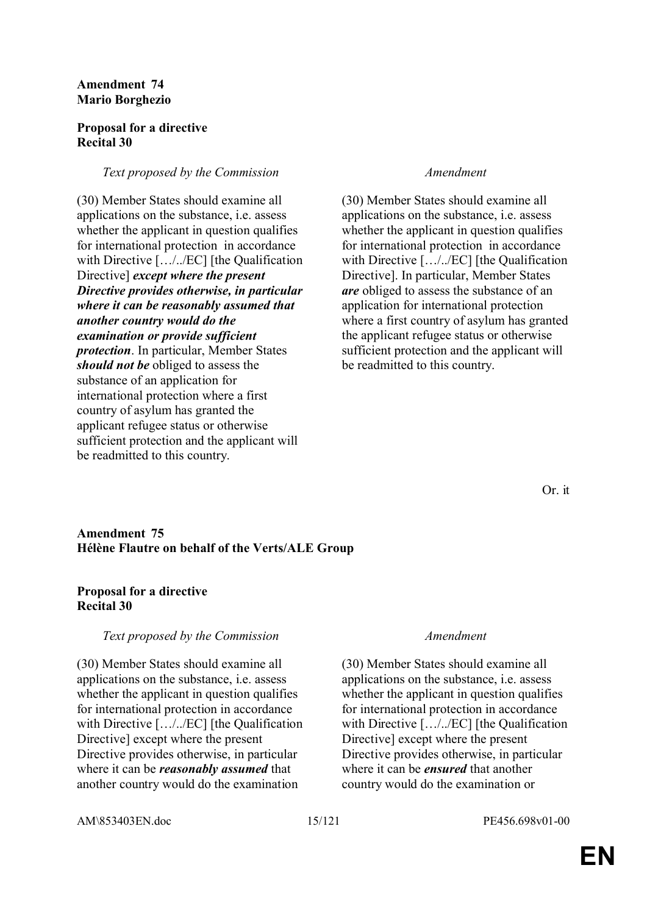**Amendment 74**
**Mario Borghezio**

**Proposal for a directive**
**Recital 30**

| *Text proposed by the Commission* | *Amendment* |
|---|---|
| (30) Member States should examine all applications on the substance, i.e. assess whether the applicant in question qualifies for international protection in accordance with Directive […/../EC] [the Qualification Directive] ***except where the present Directive provides otherwise, in particular where it can be reasonably assumed that another country would do the examination or provide sufficient protection***. In particular, Member States ***should not be*** obliged to assess the substance of an application for international protection where a first country of asylum has granted the applicant refugee status or otherwise sufficient protection and the applicant will be readmitted to this country. | (30) Member States should examine all applications on the substance, i.e. assess whether the applicant in question qualifies for international protection in accordance with Directive […/../EC] [the Qualification Directive]. In particular, Member States ***are*** obliged to assess the substance of an application for international protection where a first country of asylum has granted the applicant refugee status or otherwise sufficient protection and the applicant will be readmitted to this country. |

Or. it

**Amendment 75**
**Hélène Flautre on behalf of the Verts/ALE Group**

**Proposal for a directive**
**Recital 30**

| *Text proposed by the Commission* | *Amendment* |
|---|---|
| (30) Member States should examine all applications on the substance, i.e. assess whether the applicant in question qualifies for international protection in accordance with Directive […/../EC] [the Qualification Directive] except where the present Directive provides otherwise, in particular where it can be ***reasonably assumed*** that another country would do the examination | (30) Member States should examine all applications on the substance, i.e. assess whether the applicant in question qualifies for international protection in accordance with Directive […/../EC] [the Qualification Directive] except where the present Directive provides otherwise, in particular where it can be ***ensured*** that another country would do the examination or |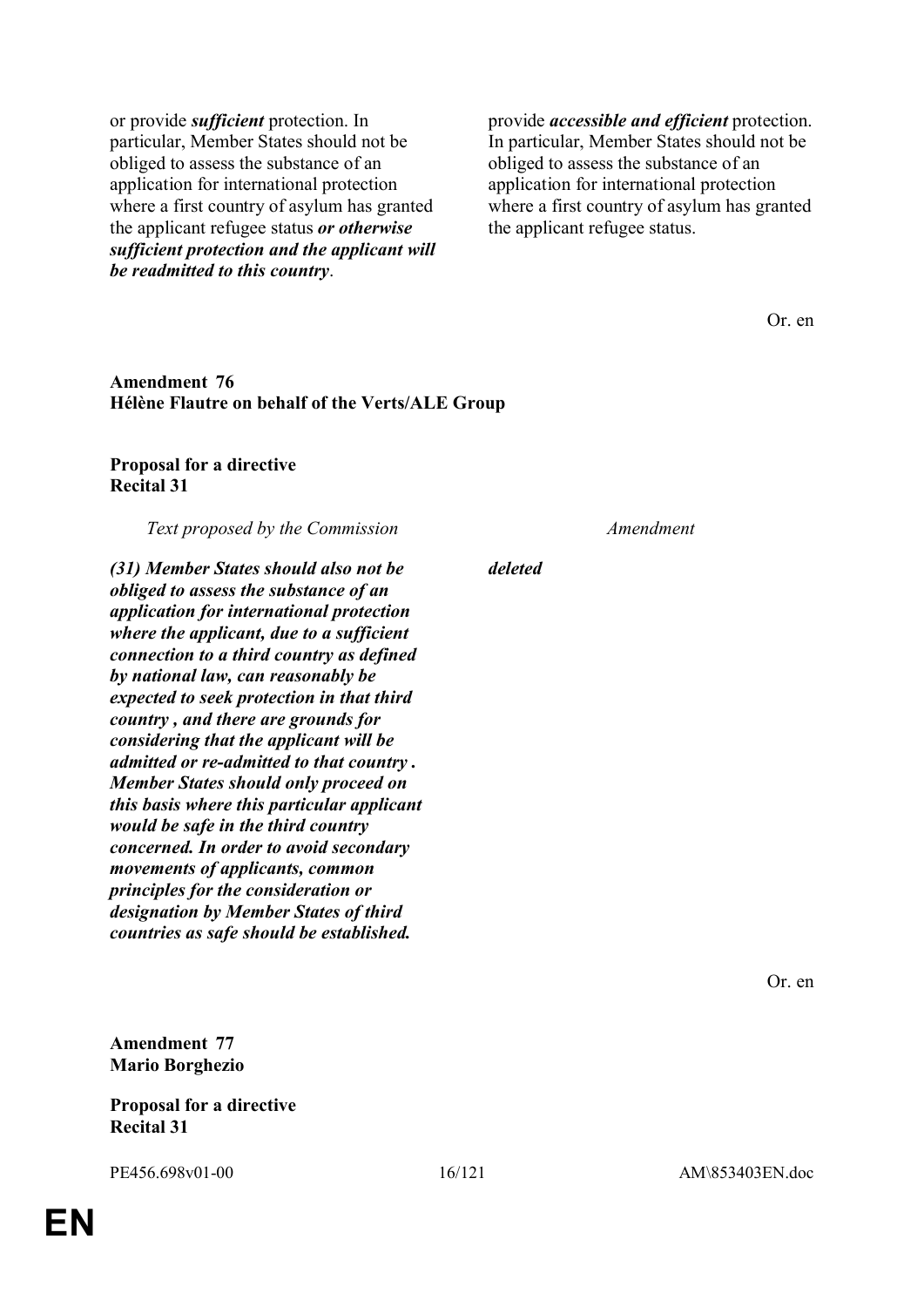| | |
|---|---|
| or provide ***sufficient*** protection. In particular, Member States should not be obliged to assess the substance of an application for international protection where a first country of asylum has granted the applicant refugee status ***or otherwise sufficient protection and the applicant will be readmitted to this country***. | provide ***accessible and efficient*** protection. In particular, Member States should not be obliged to assess the substance of an application for international protection where a first country of asylum has granted the applicant refugee status. |

Or. en

**Amendment 76**
**Hélène Flautre on behalf of the Verts/ALE Group**

**Proposal for a directive**
**Recital 31**

| *Text proposed by the Commission* | *Amendment* |
|---|---|
| ***(31) Member States should also not be obliged to assess the substance of an application for international protection where the applicant, due to a sufficient connection to a third country as defined by national law, can reasonably be expected to seek protection in that third country , and there are grounds for considering that the applicant will be admitted or re-admitted to that country . Member States should only proceed on this basis where this particular applicant would be safe in the third country concerned. In order to avoid secondary movements of applicants, common principles for the consideration or designation by Member States of third countries as safe should be established.*** | ***deleted*** |

Or. en

**Amendment 77**
**Mario Borghezio**

**Proposal for a directive**
**Recital 31**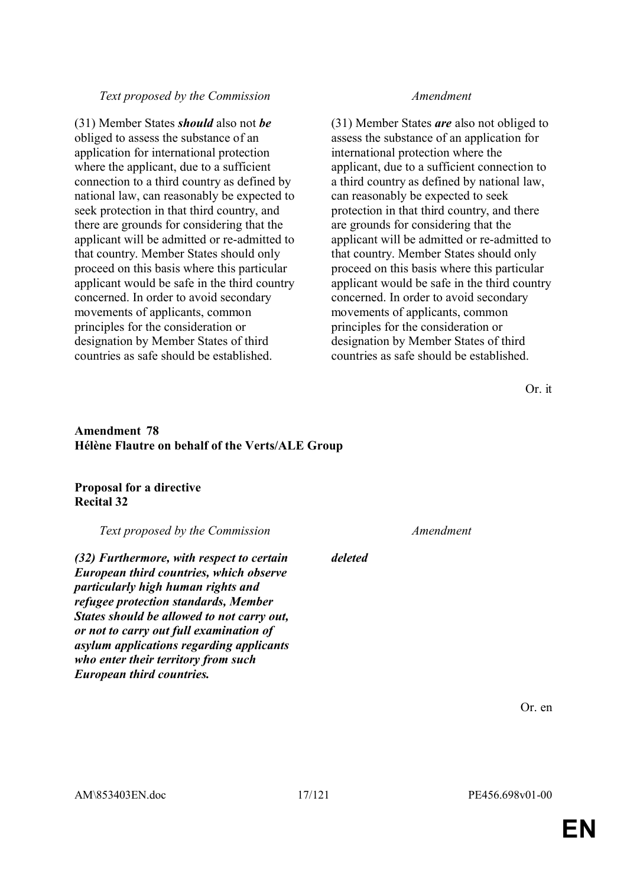| *Text proposed by the Commission* | *Amendment* |
|---|---|
| (31) Member States ***should*** also not ***be*** obliged to assess the substance of an application for international protection where the applicant, due to a sufficient connection to a third country as defined by national law, can reasonably be expected to seek protection in that third country, and there are grounds for considering that the applicant will be admitted or re-admitted to that country. Member States should only proceed on this basis where this particular applicant would be safe in the third country concerned. In order to avoid secondary movements of applicants, common principles for the consideration or designation by Member States of third countries as safe should be established. | (31) Member States ***are*** also not obliged to assess the substance of an application for international protection where the applicant, due to a sufficient connection to a third country as defined by national law, can reasonably be expected to seek protection in that third country, and there are grounds for considering that the applicant will be admitted or re-admitted to that country. Member States should only proceed on this basis where this particular applicant would be safe in the third country concerned. In order to avoid secondary movements of applicants, common principles for the consideration or designation by Member States of third countries as safe should be established. |

Or. it

**Amendment 78**
**Hélène Flautre on behalf of the Verts/ALE Group**

**Proposal for a directive**
**Recital 32**

| *Text proposed by the Commission* | *Amendment* |
|---|---|
| ***(32) Furthermore, with respect to certain European third countries, which observe particularly high human rights and refugee protection standards, Member States should be allowed to not carry out, or not to carry out full examination of asylum applications regarding applicants who enter their territory from such European third countries.*** | ***deleted*** |

Or. en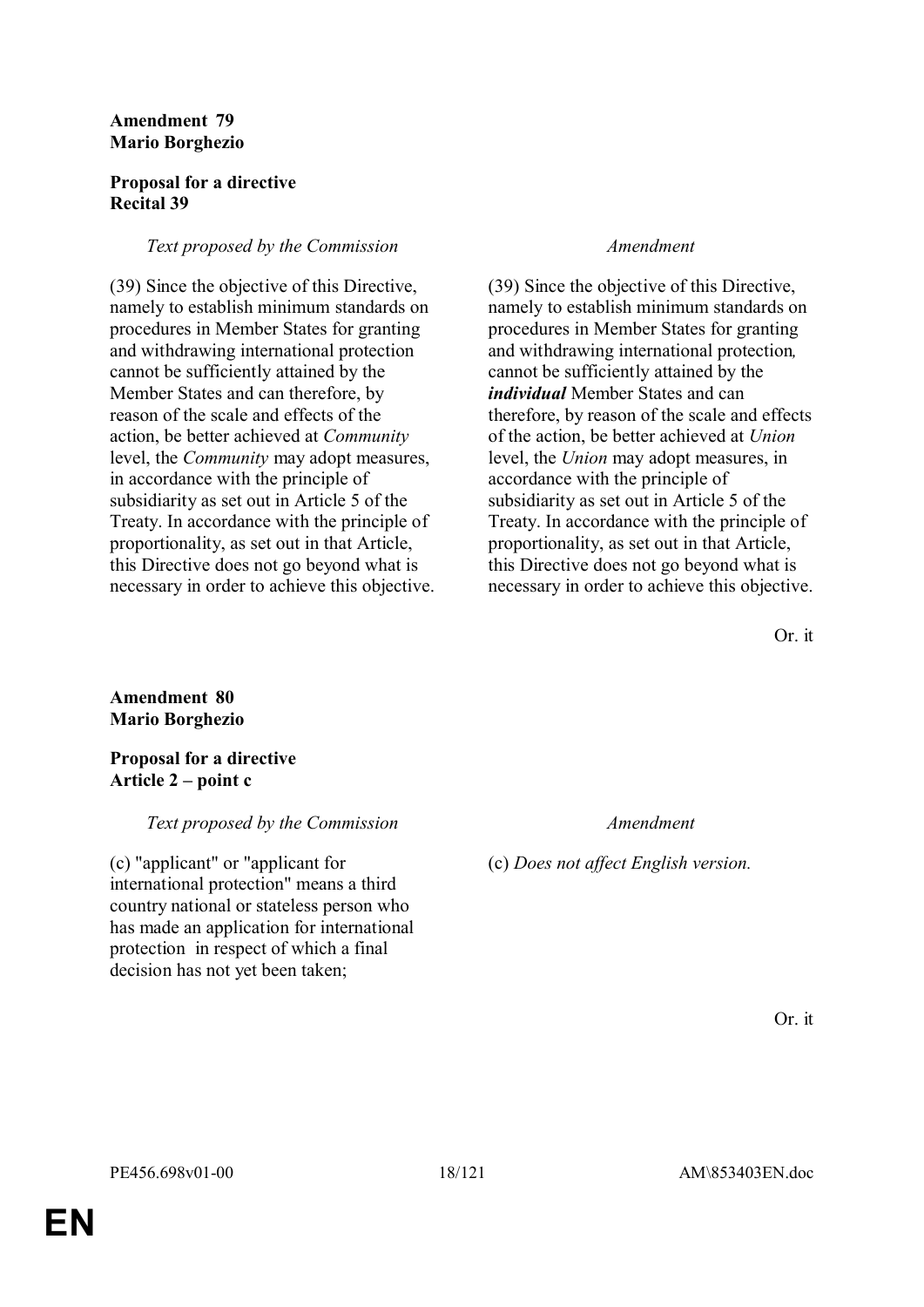**Amendment 79**
**Mario Borghezio**

**Proposal for a directive**
**Recital 39**

| *Text proposed by the Commission* | *Amendment* |
| --- | --- |
| (39) Since the objective of this Directive, namely to establish minimum standards on procedures in Member States for granting and withdrawing international protection cannot be sufficiently attained by the Member States and can therefore, by reason of the scale and effects of the action, be better achieved at *Community* level, the *Community* may adopt measures, in accordance with the principle of subsidiarity as set out in Article 5 of the Treaty. In accordance with the principle of proportionality, as set out in that Article, this Directive does not go beyond what is necessary in order to achieve this objective. | (39) Since the objective of this Directive, namely to establish minimum standards on procedures in Member States for granting and withdrawing international protection*,* cannot be sufficiently attained by the ***individual*** Member States and can therefore, by reason of the scale and effects of the action, be better achieved at *Union* level, the *Union* may adopt measures, in accordance with the principle of subsidiarity as set out in Article 5 of the Treaty. In accordance with the principle of proportionality, as set out in that Article, this Directive does not go beyond what is necessary in order to achieve this objective. |

Or. it

**Amendment 80**
**Mario Borghezio**

**Proposal for a directive**
**Article 2 – point c**

| *Text proposed by the Commission* | *Amendment* |
| --- | --- |
| (c) "applicant" or "applicant for international protection" means a third country national or stateless person who has made an application for international protection in respect of which a final decision has not yet been taken; | (c) *Does not affect English version.* |

Or. it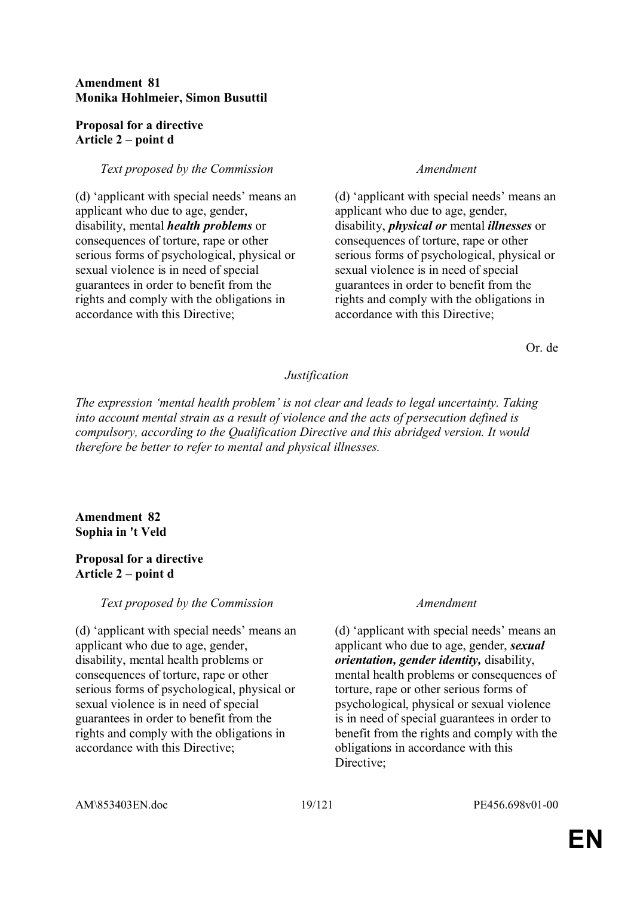**Amendment 81**
**Monika Hohlmeier, Simon Busuttil**

**Proposal for a directive**
**Article 2 – point d**

| *Text proposed by the Commission* | *Amendment* |
|---|---|
| (d) 'applicant with special needs' means an applicant who due to age, gender, disability, mental ***health problems*** or consequences of torture, rape or other serious forms of psychological, physical or sexual violence is in need of special guarantees in order to benefit from the rights and comply with the obligations in accordance with this Directive; | (d) 'applicant with special needs' means an applicant who due to age, gender, disability, ***physical or*** mental ***illnesses*** or consequences of torture, rape or other serious forms of psychological, physical or sexual violence is in need of special guarantees in order to benefit from the rights and comply with the obligations in accordance with this Directive; |

Or. de

*Justification*

*The expression 'mental health problem' is not clear and leads to legal uncertainty. Taking into account mental strain as a result of violence and the acts of persecution defined is compulsory, according to the Qualification Directive and this abridged version. It would therefore be better to refer to mental and physical illnesses.*

**Amendment 82**
**Sophia in 't Veld**

**Proposal for a directive**
**Article 2 – point d**

| *Text proposed by the Commission* | *Amendment* |
|---|---|
| (d) 'applicant with special needs' means an applicant who due to age, gender, disability, mental health problems or consequences of torture, rape or other serious forms of psychological, physical or sexual violence is in need of special guarantees in order to benefit from the rights and comply with the obligations in accordance with this Directive; | (d) 'applicant with special needs' means an applicant who due to age, gender, ***sexual orientation, gender identity,*** disability, mental health problems or consequences of torture, rape or other serious forms of psychological, physical or sexual violence is in need of special guarantees in order to benefit from the rights and comply with the obligations in accordance with this Directive; |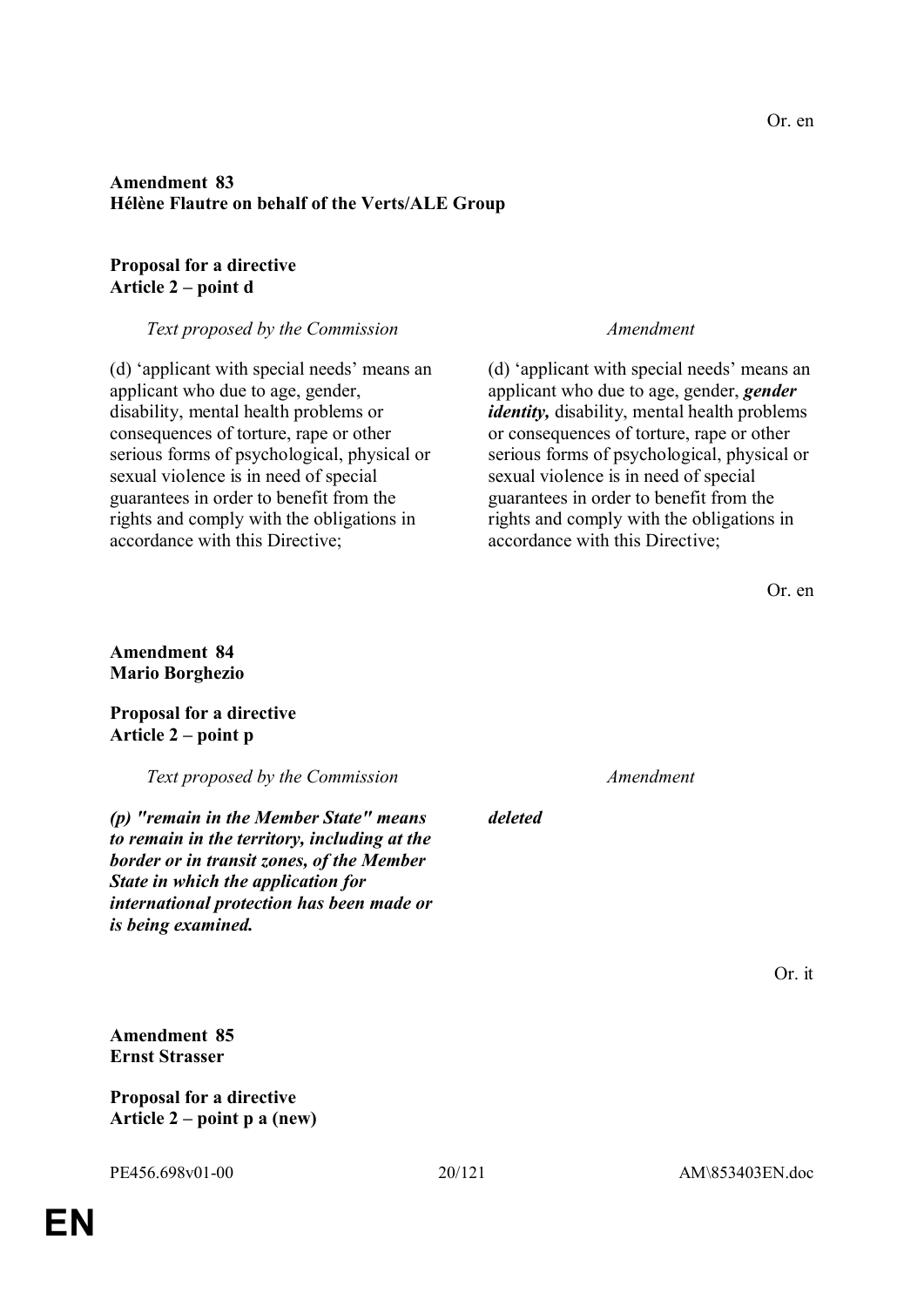Or. en

**Amendment 83**
**Hélène Flautre on behalf of the Verts/ALE Group**

**Proposal for a directive**
**Article 2 – point d**

| *Text proposed by the Commission* | *Amendment* |
|---|---|
| (d) 'applicant with special needs' means an applicant who due to age, gender, disability, mental health problems or consequences of torture, rape or other serious forms of psychological, physical or sexual violence is in need of special guarantees in order to benefit from the rights and comply with the obligations in accordance with this Directive; | (d) 'applicant with special needs' means an applicant who due to age, gender, ***gender identity,*** disability, mental health problems or consequences of torture, rape or other serious forms of psychological, physical or sexual violence is in need of special guarantees in order to benefit from the rights and comply with the obligations in accordance with this Directive; |

Or. en

**Amendment 84**
**Mario Borghezio**

**Proposal for a directive**
**Article 2 – point p**

| *Text proposed by the Commission* | *Amendment* |
|---|---|
| ***(p) "remain in the Member State" means to remain in the territory, including at the border or in transit zones, of the Member State in which the application for international protection has been made or is being examined.*** | ***deleted*** |

Or. it

**Amendment 85**
**Ernst Strasser**

**Proposal for a directive**
**Article 2 – point p a (new)**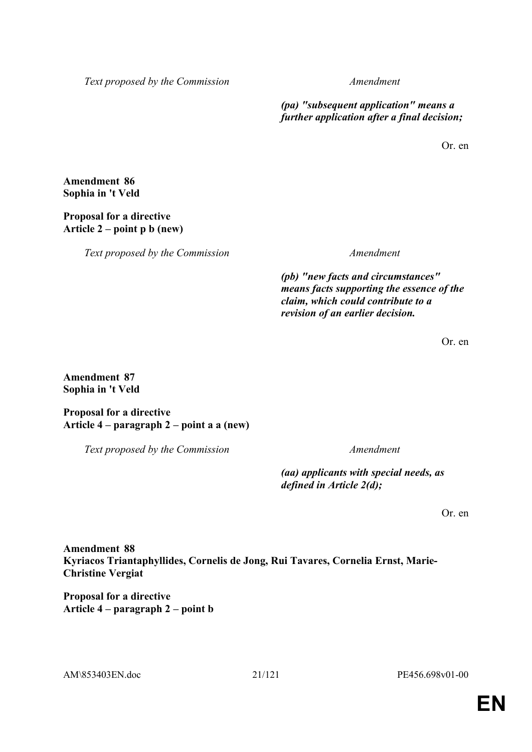| Text proposed by the Commission | Amendment |
|---|---|
| | ***(pa) "subsequent application" means a further application after a final decision;*** |

Or. en

**Amendment 86**
**Sophia in 't Veld**

**Proposal for a directive**
**Article 2 – point p b (new)**

| Text proposed by the Commission | Amendment |
|---|---|
| | ***(pb) "new facts and circumstances" means facts supporting the essence of the claim, which could contribute to a revision of an earlier decision.*** |

Or. en

**Amendment 87**
**Sophia in 't Veld**

**Proposal for a directive**
**Article 4 – paragraph 2 – point a a (new)**

| Text proposed by the Commission | Amendment |
|---|---|
| | ***(aa) applicants with special needs, as defined in Article 2(d);*** |

Or. en

**Amendment 88**
**Kyriacos Triantaphyllides, Cornelis de Jong, Rui Tavares, Cornelia Ernst, Marie-Christine Vergiat**

**Proposal for a directive**
**Article 4 – paragraph 2 – point b**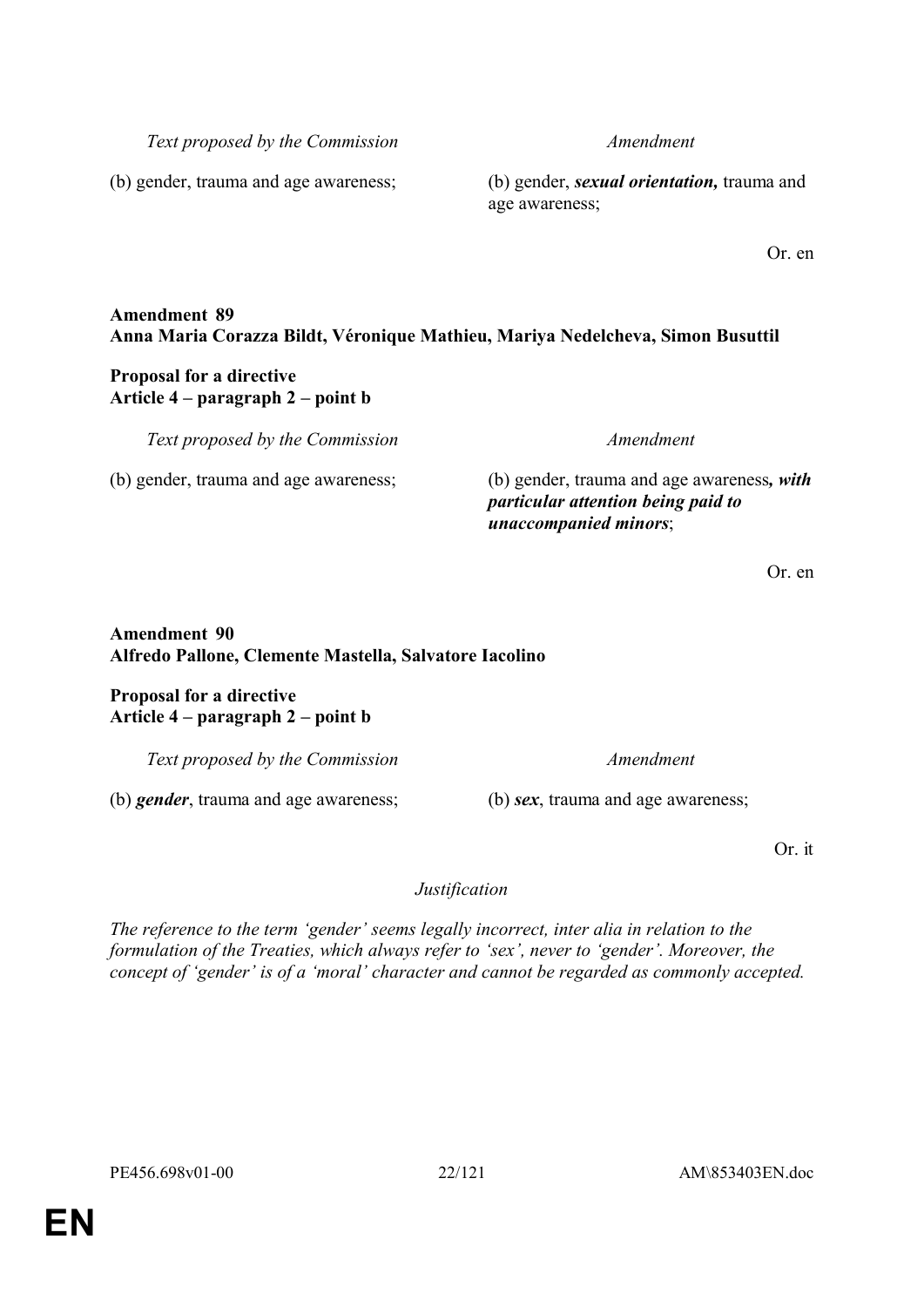| *Text proposed by the Commission* | *Amendment* |
|---|---|
| (b) gender, trauma and age awareness; | (b) gender, ***sexual orientation,*** trauma and age awareness; |

Or. en

**Amendment 89**
**Anna Maria Corazza Bildt, Véronique Mathieu, Mariya Nedelcheva, Simon Busuttil**

**Proposal for a directive**
**Article 4 – paragraph 2 – point b**

| *Text proposed by the Commission* | *Amendment* |
|---|---|
| (b) gender, trauma and age awareness; | (b) gender, trauma and age awareness***, with particular attention being paid to unaccompanied minors***; |

Or. en

**Amendment 90**
**Alfredo Pallone, Clemente Mastella, Salvatore Iacolino**

**Proposal for a directive**
**Article 4 – paragraph 2 – point b**

| *Text proposed by the Commission* | *Amendment* |
|---|---|
| (b) ***gender***, trauma and age awareness; | (b) ***sex***, trauma and age awareness; |

Or. it

*Justification*

*The reference to the term 'gender' seems legally incorrect, inter alia in relation to the formulation of the Treaties, which always refer to 'sex', never to 'gender'. Moreover, the concept of 'gender' is of a 'moral' character and cannot be regarded as commonly accepted.*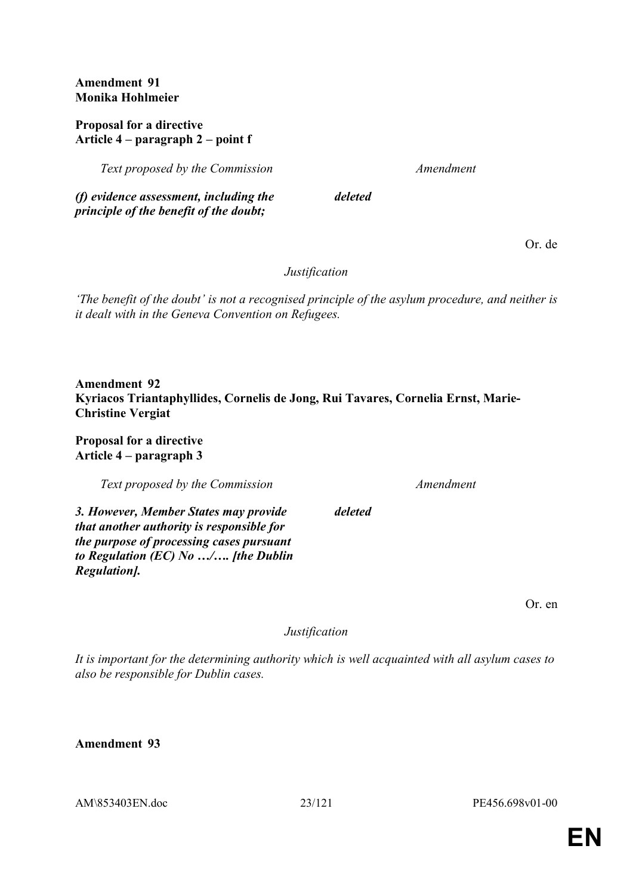**Amendment 91**
**Monika Hohlmeier**

**Proposal for a directive**
**Article 4 – paragraph 2 – point f**

| *Text proposed by the Commission* | *Amendment* |
|---|---|
| ***(f) evidence assessment, including the principle of the benefit of the doubt;*** | ***deleted*** |

Or. de

*Justification*

*'The benefit of the doubt' is not a recognised principle of the asylum procedure, and neither is it dealt with in the Geneva Convention on Refugees.*

**Amendment 92**
**Kyriacos Triantaphyllides, Cornelis de Jong, Rui Tavares, Cornelia Ernst, Marie-Christine Vergiat**

**Proposal for a directive**
**Article 4 – paragraph 3**

| *Text proposed by the Commission* | *Amendment* |
|---|---|
| ***3. However, Member States may provide that another authority is responsible for the purpose of processing cases pursuant to Regulation (EC) No …/…. [the Dublin Regulation].*** | ***deleted*** |

Or. en

*Justification*

*It is important for the determining authority which is well acquainted with all asylum cases to also be responsible for Dublin cases.*

**Amendment 93**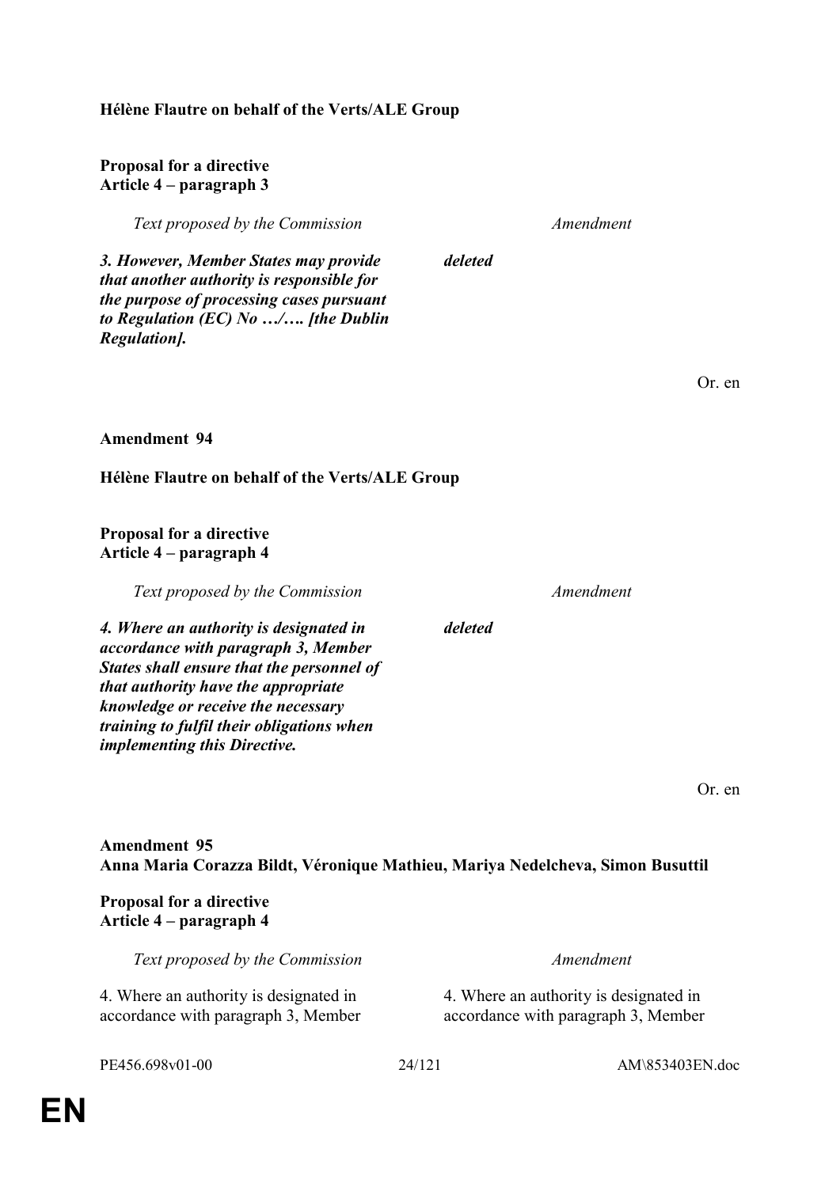**Hélène Flautre on behalf of the Verts/ALE Group**

**Proposal for a directive**
**Article 4 – paragraph 3**

| *Text proposed by the Commission* | *Amendment* |
| --- | --- |
| ***3. However, Member States may provide that another authority is responsible for the purpose of processing cases pursuant to Regulation (EC) No …/…. [the Dublin Regulation].*** | ***deleted*** |

Or. en

**Amendment 94**

**Hélène Flautre on behalf of the Verts/ALE Group**

**Proposal for a directive**
**Article 4 – paragraph 4**

| *Text proposed by the Commission* | *Amendment* |
| --- | --- |
| ***4. Where an authority is designated in accordance with paragraph 3, Member States shall ensure that the personnel of that authority have the appropriate knowledge or receive the necessary training to fulfil their obligations when implementing this Directive.*** | ***deleted*** |

Or. en

**Amendment 95**
**Anna Maria Corazza Bildt, Véronique Mathieu, Mariya Nedelcheva, Simon Busuttil**

**Proposal for a directive**
**Article 4 – paragraph 4**

| *Text proposed by the Commission* | *Amendment* |
| --- | --- |
| 4. Where an authority is designated in accordance with paragraph 3, Member | 4. Where an authority is designated in accordance with paragraph 3, Member |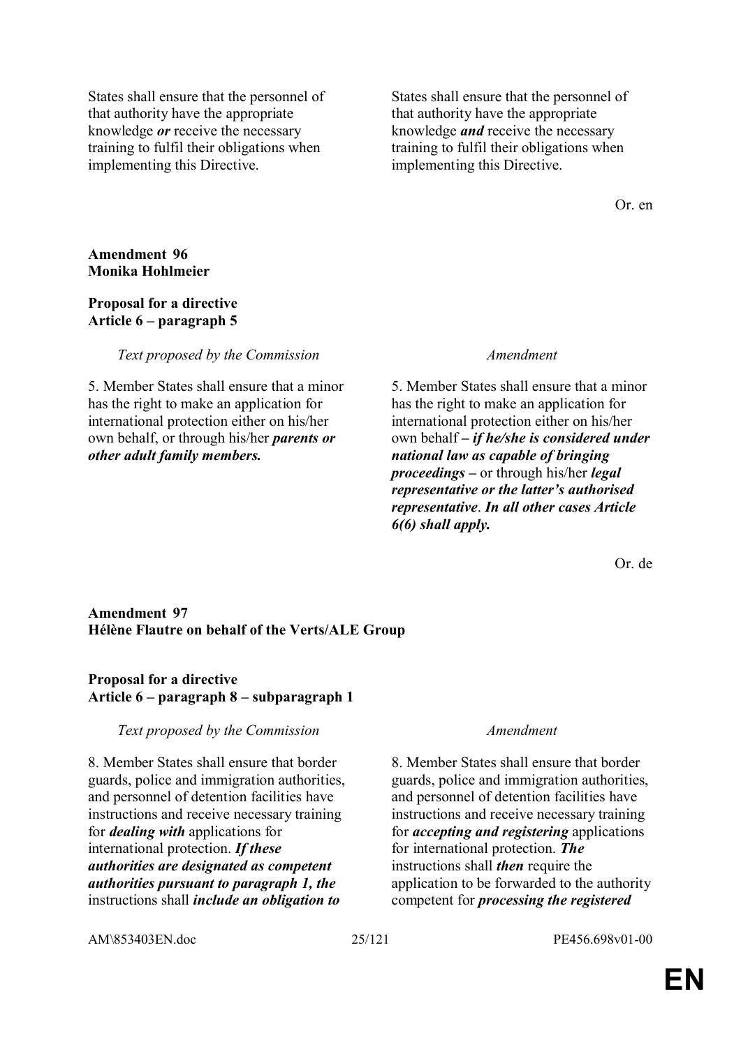| | |
|---|---|
| States shall ensure that the personnel of that authority have the appropriate knowledge ***or*** receive the necessary training to fulfil their obligations when implementing this Directive. | States shall ensure that the personnel of that authority have the appropriate knowledge ***and*** receive the necessary training to fulfil their obligations when implementing this Directive. |

Or. en

**Amendment 96**
**Monika Hohlmeier**

**Proposal for a directive**
**Article 6 – paragraph 5**

| *Text proposed by the Commission* | *Amendment* |
|---|---|
| 5. Member States shall ensure that a minor has the right to make an application for international protection either on his/her own behalf, or through his/her ***parents or other adult family members.*** | 5. Member States shall ensure that a minor has the right to make an application for international protection either on his/her own behalf ***– if he/she is considered under national law as capable of bringing proceedings –*** or through his/her ***legal representative or the latter's authorised representative***. ***In all other cases Article 6(6) shall apply.*** |

Or. de

**Amendment 97**
**Hélène Flautre on behalf of the Verts/ALE Group**

**Proposal for a directive**
**Article 6 – paragraph 8 – subparagraph 1**

| *Text proposed by the Commission* | *Amendment* |
|---|---|
| 8. Member States shall ensure that border guards, police and immigration authorities, and personnel of detention facilities have instructions and receive necessary training for ***dealing with*** applications for international protection. ***If these authorities are designated as competent authorities pursuant to paragraph 1, the*** instructions shall ***include an obligation to*** | 8. Member States shall ensure that border guards, police and immigration authorities, and personnel of detention facilities have instructions and receive necessary training for ***accepting and registering*** applications for international protection. ***The*** instructions shall ***then*** require the application to be forwarded to the authority competent for ***processing the registered*** |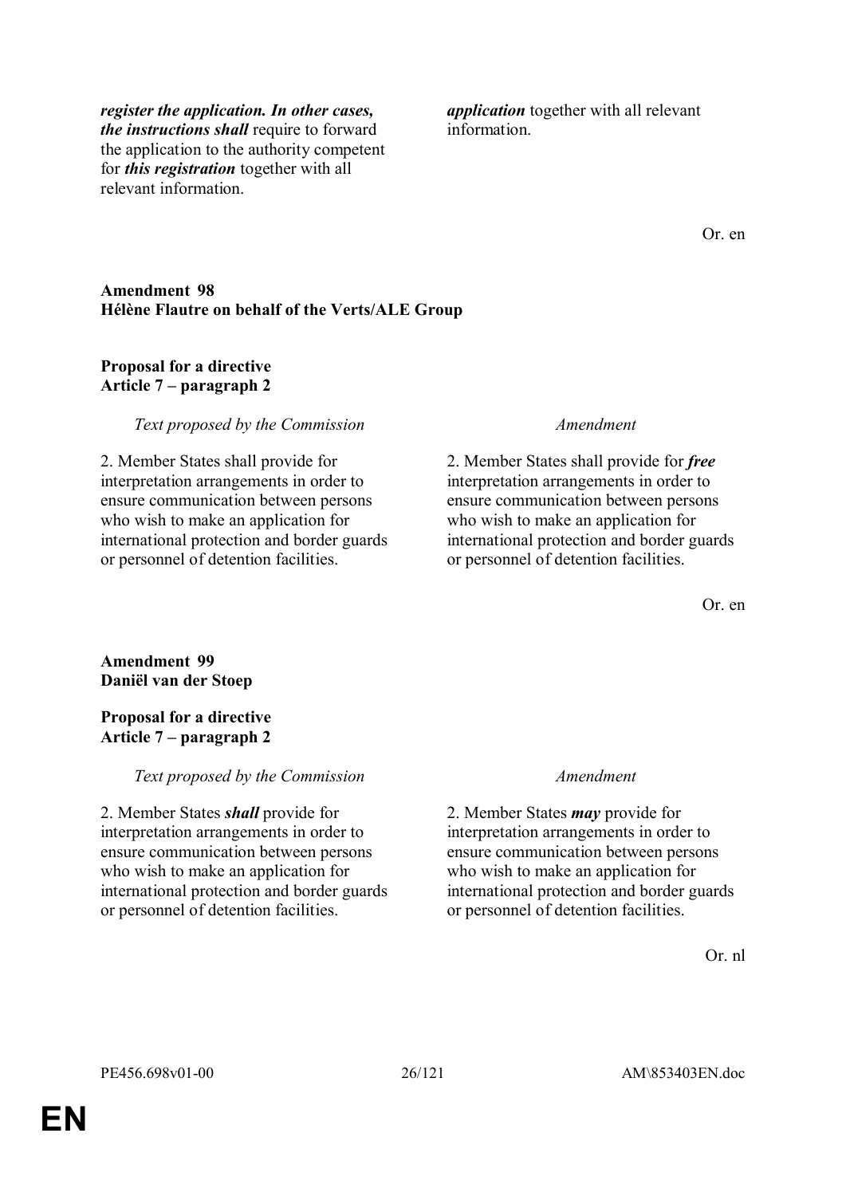| | |
|---|---|
| ***register the application. In other cases, the instructions shall*** require to forward the application to the authority competent for ***this registration*** together with all relevant information. | ***application*** together with all relevant information. |

Or. en

**Amendment 98**
**Hélène Flautre on behalf of the Verts/ALE Group**

**Proposal for a directive**
**Article 7 – paragraph 2**

| *Text proposed by the Commission* | *Amendment* |
|---|---|
| 2. Member States shall provide for interpretation arrangements in order to ensure communication between persons who wish to make an application for international protection and border guards or personnel of detention facilities. | 2. Member States shall provide for ***free*** interpretation arrangements in order to ensure communication between persons who wish to make an application for international protection and border guards or personnel of detention facilities. |

Or. en

**Amendment 99**
**Daniël van der Stoep**

**Proposal for a directive**
**Article 7 – paragraph 2**

| *Text proposed by the Commission* | *Amendment* |
|---|---|
| 2. Member States ***shall*** provide for interpretation arrangements in order to ensure communication between persons who wish to make an application for international protection and border guards or personnel of detention facilities. | 2. Member States ***may*** provide for interpretation arrangements in order to ensure communication between persons who wish to make an application for international protection and border guards or personnel of detention facilities. |

Or. nl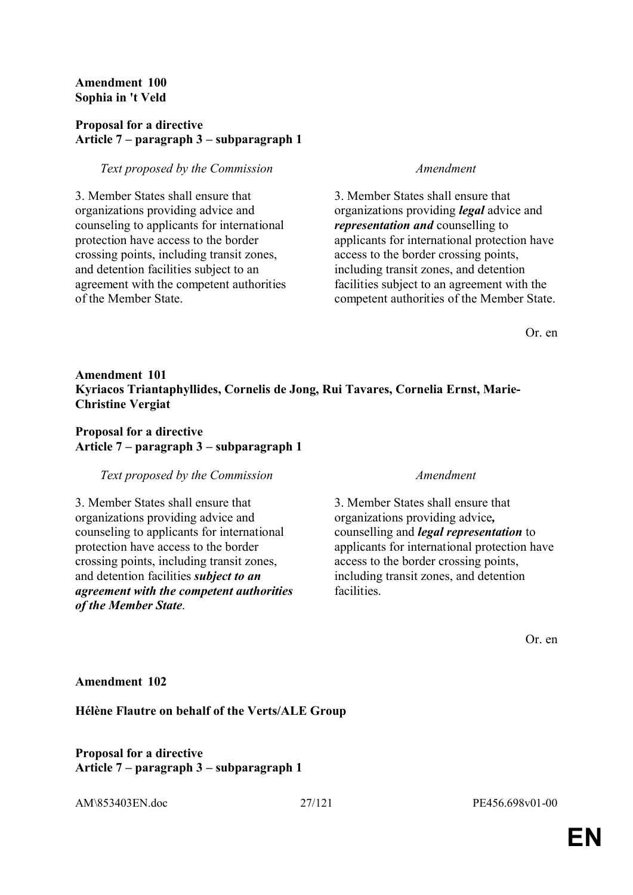**Amendment 100**
**Sophia in 't Veld**

**Proposal for a directive**
**Article 7 – paragraph 3 – subparagraph 1**

| *Text proposed by the Commission* | *Amendment* |
| --- | --- |
| 3. Member States shall ensure that organizations providing advice and counseling to applicants for international protection have access to the border crossing points, including transit zones, and detention facilities subject to an agreement with the competent authorities of the Member State. | 3. Member States shall ensure that organizations providing ***legal*** advice and ***representation and*** counselling to applicants for international protection have access to the border crossing points, including transit zones, and detention facilities subject to an agreement with the competent authorities of the Member State. |

Or. en

**Amendment 101**
**Kyriacos Triantaphyllides, Cornelis de Jong, Rui Tavares, Cornelia Ernst, Marie-Christine Vergiat**

**Proposal for a directive**
**Article 7 – paragraph 3 – subparagraph 1**

| *Text proposed by the Commission* | *Amendment* |
| --- | --- |
| 3. Member States shall ensure that organizations providing advice and counseling to applicants for international protection have access to the border crossing points, including transit zones, and detention facilities ***subject to an agreement with the competent authorities of the Member State***. | 3. Member States shall ensure that organizations providing advice***,*** counselling and ***legal representation*** to applicants for international protection have access to the border crossing points, including transit zones, and detention facilities. |

Or. en

**Amendment 102**

**Hélène Flautre on behalf of the Verts/ALE Group**

**Proposal for a directive**
**Article 7 – paragraph 3 – subparagraph 1**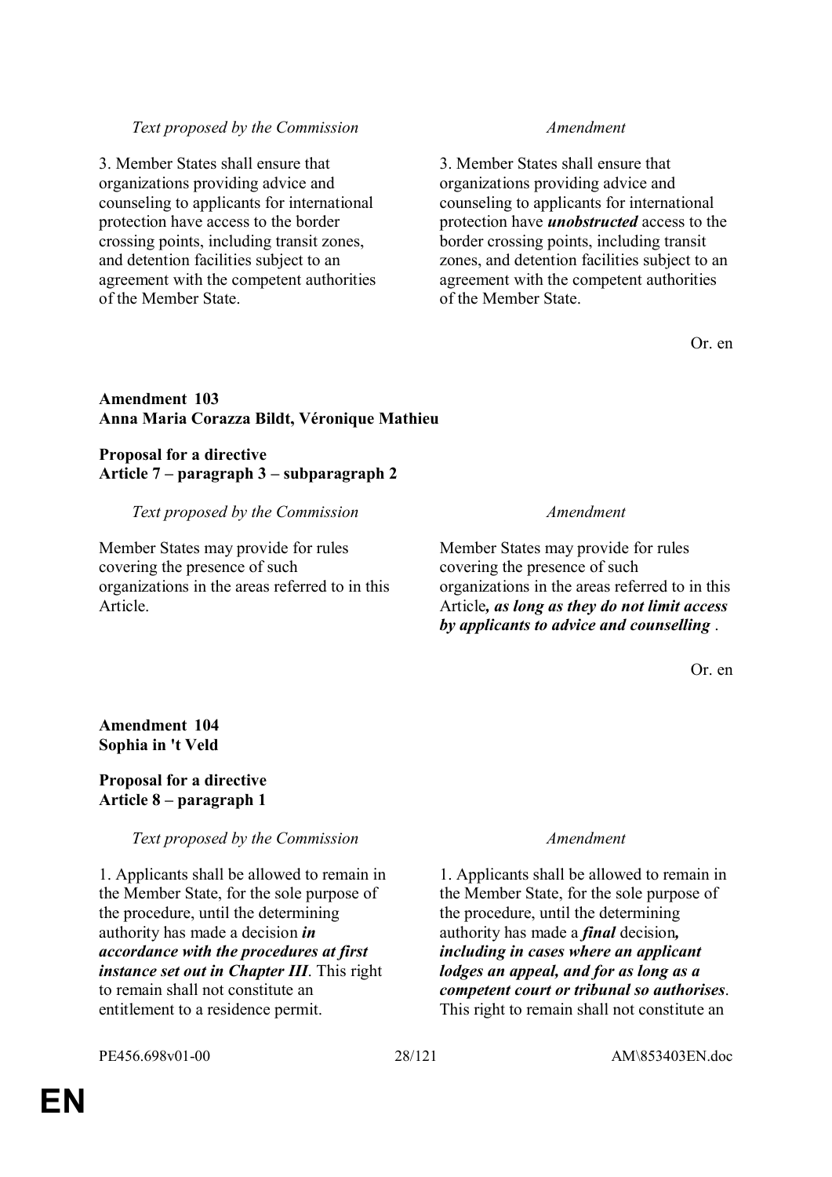| *Text proposed by the Commission* | *Amendment* |
|---|---|
| 3. Member States shall ensure that organizations providing advice and counseling to applicants for international protection have access to the border crossing points, including transit zones, and detention facilities subject to an agreement with the competent authorities of the Member State. | 3. Member States shall ensure that organizations providing advice and counseling to applicants for international protection have ***unobstructed*** access to the border crossing points, including transit zones, and detention facilities subject to an agreement with the competent authorities of the Member State. |

Or. en

**Amendment 103**
**Anna Maria Corazza Bildt, Véronique Mathieu**

**Proposal for a directive**
**Article 7 – paragraph 3 – subparagraph 2**

| *Text proposed by the Commission* | *Amendment* |
|---|---|
| Member States may provide for rules covering the presence of such organizations in the areas referred to in this Article. | Member States may provide for rules covering the presence of such organizations in the areas referred to in this Article***, as long as they do not limit access by applicants to advice and counselling*** . |

Or. en

**Amendment 104**
**Sophia in 't Veld**

**Proposal for a directive**
**Article 8 – paragraph 1**

| *Text proposed by the Commission* | *Amendment* |
|---|---|
| 1. Applicants shall be allowed to remain in the Member State, for the sole purpose of the procedure, until the determining authority has made a decision ***in accordance with the procedures at first instance set out in Chapter III***. This right to remain shall not constitute an entitlement to a residence permit. | 1. Applicants shall be allowed to remain in the Member State, for the sole purpose of the procedure, until the determining authority has made a ***final*** decision***, including in cases where an applicant lodges an appeal, and for as long as a competent court or tribunal so authorises***. This right to remain shall not constitute an |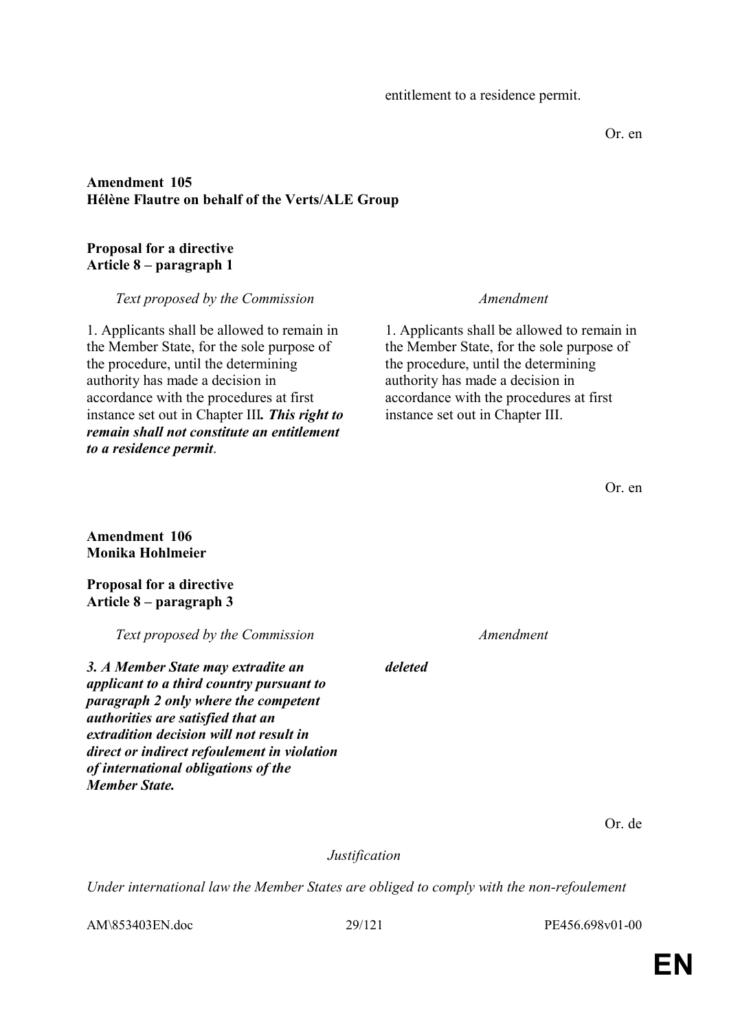entitlement to a residence permit.

Or. en

**Amendment 105**
**Hélène Flautre on behalf of the Verts/ALE Group**

**Proposal for a directive**
**Article 8 – paragraph 1**

| *Text proposed by the Commission* | *Amendment* |
| --- | --- |
| 1. Applicants shall be allowed to remain in the Member State, for the sole purpose of the procedure, until the determining authority has made a decision in accordance with the procedures at first instance set out in Chapter III***. This right to remain shall not constitute an entitlement to a residence permit***. | 1. Applicants shall be allowed to remain in the Member State, for the sole purpose of the procedure, until the determining authority has made a decision in accordance with the procedures at first instance set out in Chapter III. |

Or. en

**Amendment 106**
**Monika Hohlmeier**

**Proposal for a directive**
**Article 8 – paragraph 3**

| *Text proposed by the Commission* | *Amendment* |
| --- | --- |
| ***3. A Member State may extradite an applicant to a third country pursuant to paragraph 2 only where the competent authorities are satisfied that an extradition decision will not result in direct or indirect refoulement in violation of international obligations of the Member State.*** | ***deleted*** |

Or. de

*Justification*

*Under international law the Member States are obliged to comply with the non-refoulement*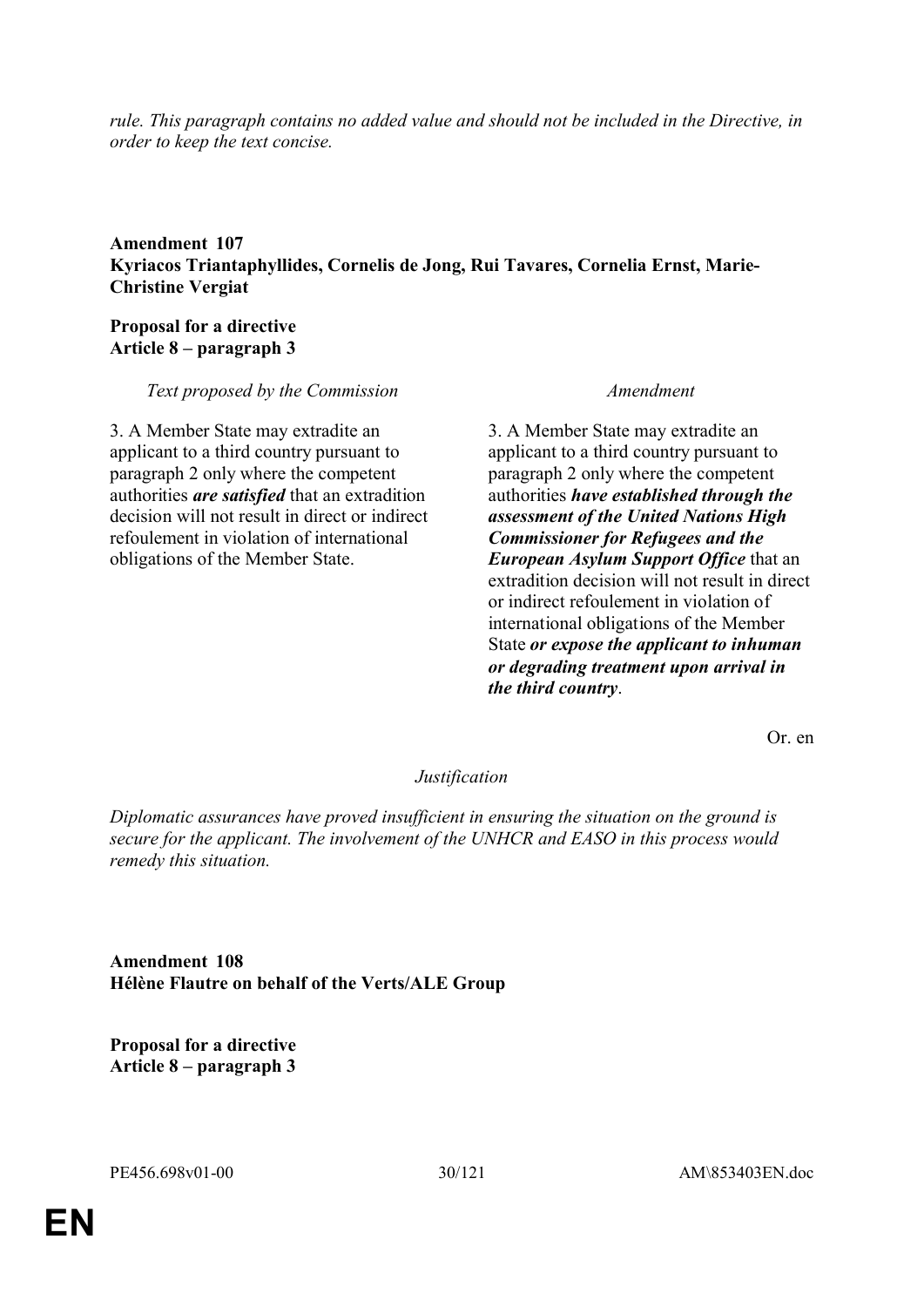*rule. This paragraph contains no added value and should not be included in the Directive, in order to keep the text concise.*

**Amendment 107**
**Kyriacos Triantaphyllides, Cornelis de Jong, Rui Tavares, Cornelia Ernst, Marie-Christine Vergiat**

**Proposal for a directive**
**Article 8 – paragraph 3**

| *Text proposed by the Commission* | *Amendment* |
| --- | --- |
| 3. A Member State may extradite an applicant to a third country pursuant to paragraph 2 only where the competent authorities ***are satisfied*** that an extradition decision will not result in direct or indirect refoulement in violation of international obligations of the Member State. | 3. A Member State may extradite an applicant to a third country pursuant to paragraph 2 only where the competent authorities ***have established through the assessment of the United Nations High Commissioner for Refugees and the European Asylum Support Office*** that an extradition decision will not result in direct or indirect refoulement in violation of international obligations of the Member State ***or expose the applicant to inhuman or degrading treatment upon arrival in the third country***. |

Or. en

*Justification*

*Diplomatic assurances have proved insufficient in ensuring the situation on the ground is secure for the applicant. The involvement of the UNHCR and EASO in this process would remedy this situation.*

**Amendment 108**
**Hélène Flautre on behalf of the Verts/ALE Group**

**Proposal for a directive**
**Article 8 – paragraph 3**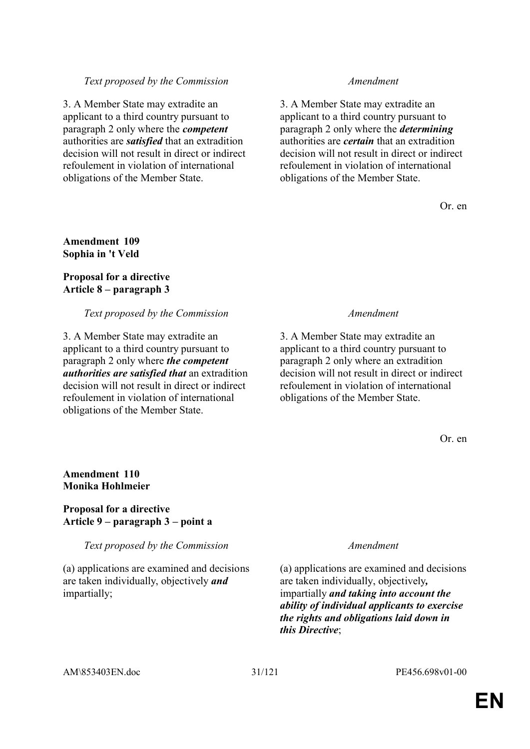| *Text proposed by the Commission* | *Amendment* |
|---|---|
| 3. A Member State may extradite an applicant to a third country pursuant to paragraph 2 only where the ***competent*** authorities are ***satisfied*** that an extradition decision will not result in direct or indirect refoulement in violation of international obligations of the Member State. | 3. A Member State may extradite an applicant to a third country pursuant to paragraph 2 only where the ***determining*** authorities are ***certain*** that an extradition decision will not result in direct or indirect refoulement in violation of international obligations of the Member State. |

Or. en

**Amendment 109**
**Sophia in 't Veld**

**Proposal for a directive**
**Article 8 – paragraph 3**

| *Text proposed by the Commission* | *Amendment* |
|---|---|
| 3. A Member State may extradite an applicant to a third country pursuant to paragraph 2 only where ***the competent authorities are satisfied that*** an extradition decision will not result in direct or indirect refoulement in violation of international obligations of the Member State. | 3. A Member State may extradite an applicant to a third country pursuant to paragraph 2 only where an extradition decision will not result in direct or indirect refoulement in violation of international obligations of the Member State. |

Or. en

**Amendment 110**
**Monika Hohlmeier**

**Proposal for a directive**
**Article 9 – paragraph 3 – point a**

| *Text proposed by the Commission* | *Amendment* |
|---|---|
| (a) applications are examined and decisions are taken individually, objectively ***and*** impartially; | (a) applications are examined and decisions are taken individually, objectively***,*** impartially ***and taking into account the ability of individual applicants to exercise the rights and obligations laid down in this Directive***; |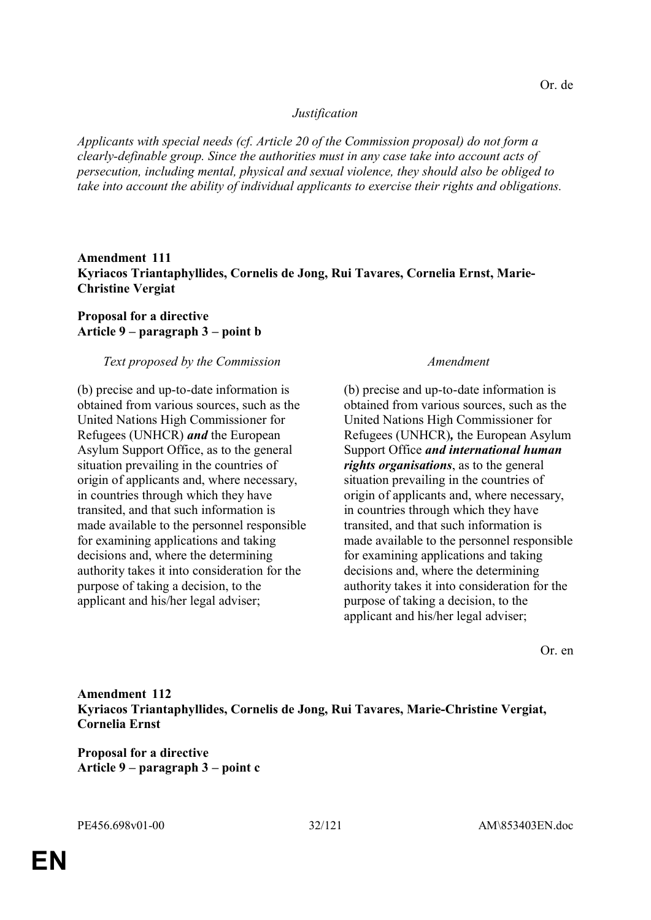Or. de

*Justification*

*Applicants with special needs (cf. Article 20 of the Commission proposal) do not form a clearly-definable group. Since the authorities must in any case take into account acts of persecution, including mental, physical and sexual violence, they should also be obliged to take into account the ability of individual applicants to exercise their rights and obligations.*

**Amendment 111**
**Kyriacos Triantaphyllides, Cornelis de Jong, Rui Tavares, Cornelia Ernst, Marie-Christine Vergiat**

**Proposal for a directive**
**Article 9 – paragraph 3 – point b**

| *Text proposed by the Commission* | *Amendment* |
|---|---|
| (b) precise and up-to-date information is obtained from various sources, such as the United Nations High Commissioner for Refugees (UNHCR) ***and*** the European Asylum Support Office, as to the general situation prevailing in the countries of origin of applicants and, where necessary, in countries through which they have transited, and that such information is made available to the personnel responsible for examining applications and taking decisions and, where the determining authority takes it into consideration for the purpose of taking a decision, to the applicant and his/her legal adviser; | (b) precise and up-to-date information is obtained from various sources, such as the United Nations High Commissioner for Refugees (UNHCR)***,*** the European Asylum Support Office ***and international human rights organisations***, as to the general situation prevailing in the countries of origin of applicants and, where necessary, in countries through which they have transited, and that such information is made available to the personnel responsible for examining applications and taking decisions and, where the determining authority takes it into consideration for the purpose of taking a decision, to the applicant and his/her legal adviser; |

Or. en

**Amendment 112**
**Kyriacos Triantaphyllides, Cornelis de Jong, Rui Tavares, Marie-Christine Vergiat, Cornelia Ernst**

**Proposal for a directive**
**Article 9 – paragraph 3 – point c**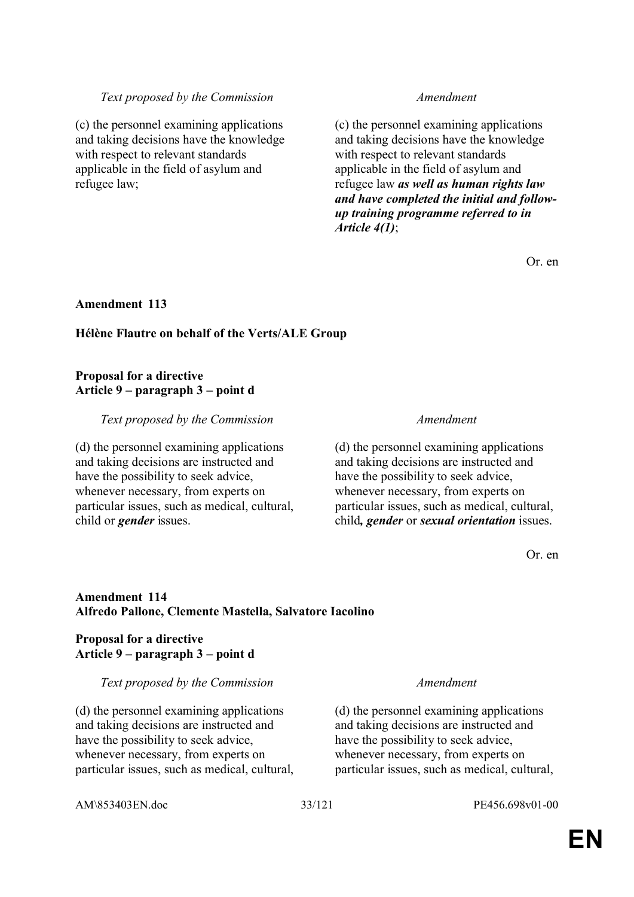| *Text proposed by the Commission* | *Amendment* |
| --- | --- |
| (c) the personnel examining applications and taking decisions have the knowledge with respect to relevant standards applicable in the field of asylum and refugee law; | (c) the personnel examining applications and taking decisions have the knowledge with respect to relevant standards applicable in the field of asylum and refugee law ***as well as human rights law and have completed the initial and follow-up training programme referred to in Article 4(1)***; |

Or. en

**Amendment 113**

**Hélène Flautre on behalf of the Verts/ALE Group**

**Proposal for a directive**
**Article 9 – paragraph 3 – point d**

| *Text proposed by the Commission* | *Amendment* |
| --- | --- |
| (d) the personnel examining applications and taking decisions are instructed and have the possibility to seek advice, whenever necessary, from experts on particular issues, such as medical, cultural, child or ***gender*** issues. | (d) the personnel examining applications and taking decisions are instructed and have the possibility to seek advice, whenever necessary, from experts on particular issues, such as medical, cultural, child***, gender*** or ***sexual orientation*** issues. |

Or. en

**Amendment 114**
**Alfredo Pallone, Clemente Mastella, Salvatore Iacolino**

**Proposal for a directive**
**Article 9 – paragraph 3 – point d**

| *Text proposed by the Commission* | *Amendment* |
| --- | --- |
| (d) the personnel examining applications and taking decisions are instructed and have the possibility to seek advice, whenever necessary, from experts on particular issues, such as medical, cultural, | (d) the personnel examining applications and taking decisions are instructed and have the possibility to seek advice, whenever necessary, from experts on particular issues, such as medical, cultural, |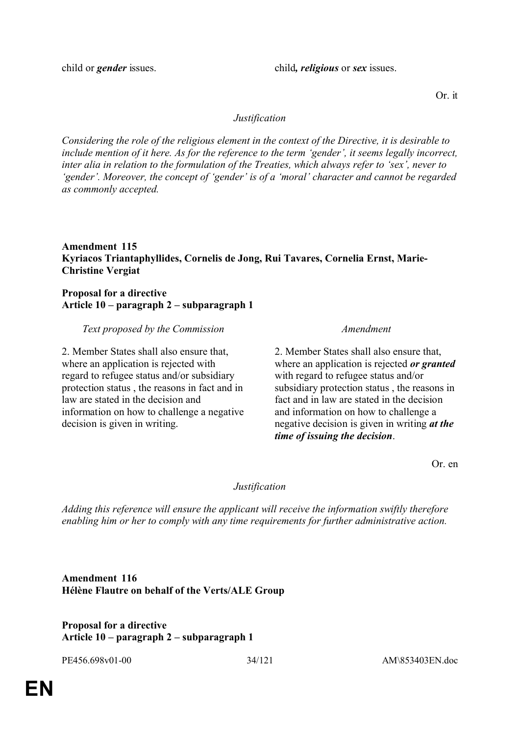| | |
|---|---|
| child or ***gender*** issues. | child***, religious*** or ***sex*** issues. |

Or. it

*Justification*

*Considering the role of the religious element in the context of the Directive, it is desirable to include mention of it here. As for the reference to the term 'gender', it seems legally incorrect, inter alia in relation to the formulation of the Treaties, which always refer to 'sex', never to 'gender'. Moreover, the concept of 'gender' is of a 'moral' character and cannot be regarded as commonly accepted.*

**Amendment 115**
**Kyriacos Triantaphyllides, Cornelis de Jong, Rui Tavares, Cornelia Ernst, Marie-Christine Vergiat**

**Proposal for a directive**
**Article 10 – paragraph 2 – subparagraph 1**

| *Text proposed by the Commission* | *Amendment* |
|---|---|
| 2. Member States shall also ensure that, where an application is rejected with regard to refugee status and/or subsidiary protection status , the reasons in fact and in law are stated in the decision and information on how to challenge a negative decision is given in writing. | 2. Member States shall also ensure that, where an application is rejected ***or granted*** with regard to refugee status and/or subsidiary protection status , the reasons in fact and in law are stated in the decision and information on how to challenge a negative decision is given in writing ***at the time of issuing the decision***. |

Or. en

*Justification*

*Adding this reference will ensure the applicant will receive the information swiftly therefore enabling him or her to comply with any time requirements for further administrative action.*

**Amendment 116**
**Hélène Flautre on behalf of the Verts/ALE Group**

**Proposal for a directive**
**Article 10 – paragraph 2 – subparagraph 1**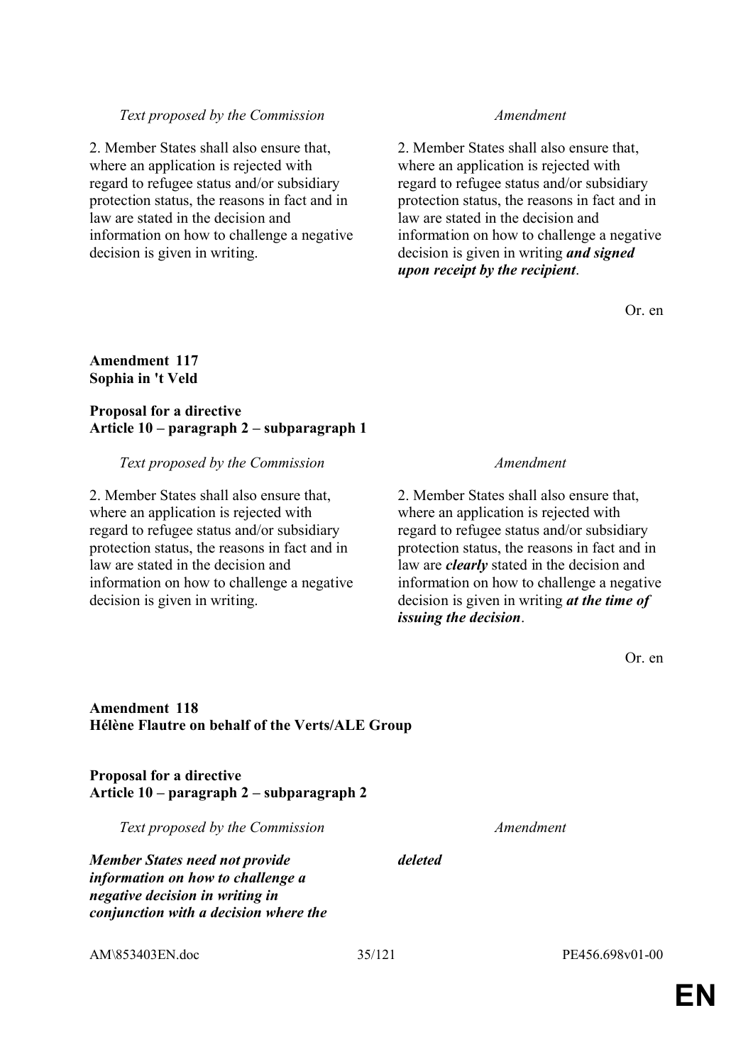| *Text proposed by the Commission* | *Amendment* |
|---|---|
| 2. Member States shall also ensure that, where an application is rejected with regard to refugee status and/or subsidiary protection status, the reasons in fact and in law are stated in the decision and information on how to challenge a negative decision is given in writing. | 2. Member States shall also ensure that, where an application is rejected with regard to refugee status and/or subsidiary protection status, the reasons in fact and in law are stated in the decision and information on how to challenge a negative decision is given in writing ***and signed upon receipt by the recipient***. |

Or. en

**Amendment 117**
**Sophia in 't Veld**

**Proposal for a directive**
**Article 10 – paragraph 2 – subparagraph 1**

| *Text proposed by the Commission* | *Amendment* |
|---|---|
| 2. Member States shall also ensure that, where an application is rejected with regard to refugee status and/or subsidiary protection status, the reasons in fact and in law are stated in the decision and information on how to challenge a negative decision is given in writing. | 2. Member States shall also ensure that, where an application is rejected with regard to refugee status and/or subsidiary protection status, the reasons in fact and in law are ***clearly*** stated in the decision and information on how to challenge a negative decision is given in writing ***at the time of issuing the decision***. |

Or. en

**Amendment 118**
**Hélène Flautre on behalf of the Verts/ALE Group**

**Proposal for a directive**
**Article 10 – paragraph 2 – subparagraph 2**

| *Text proposed by the Commission* | *Amendment* |
|---|---|
| ***Member States need not provide information on how to challenge a negative decision in writing in conjunction with a decision where the*** | ***deleted*** |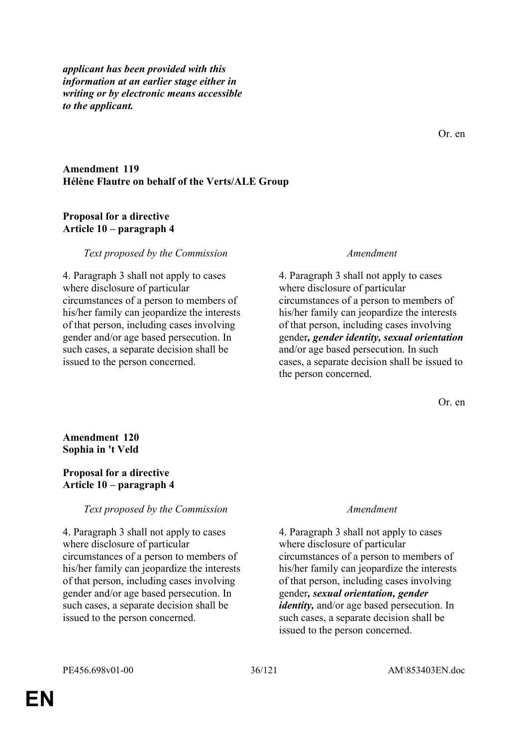***applicant has been provided with this information at an earlier stage either in writing or by electronic means accessible to the applicant.***

Or. en

**Amendment 119**
**Hélène Flautre on behalf of the Verts/ALE Group**

**Proposal for a directive**
**Article 10 – paragraph 4**

| *Text proposed by the Commission* | *Amendment* |
|---|---|
| 4. Paragraph 3 shall not apply to cases where disclosure of particular circumstances of a person to members of his/her family can jeopardize the interests of that person, including cases involving gender and/or age based persecution. In such cases, a separate decision shall be issued to the person concerned. | 4. Paragraph 3 shall not apply to cases where disclosure of particular circumstances of a person to members of his/her family can jeopardize the interests of that person, including cases involving gender***, gender identity, sexual orientation*** and/or age based persecution. In such cases, a separate decision shall be issued to the person concerned. |

Or. en

**Amendment 120**
**Sophia in 't Veld**

**Proposal for a directive**
**Article 10 – paragraph 4**

| *Text proposed by the Commission* | *Amendment* |
|---|---|
| 4. Paragraph 3 shall not apply to cases where disclosure of particular circumstances of a person to members of his/her family can jeopardize the interests of that person, including cases involving gender and/or age based persecution. In such cases, a separate decision shall be issued to the person concerned. | 4. Paragraph 3 shall not apply to cases where disclosure of particular circumstances of a person to members of his/her family can jeopardize the interests of that person, including cases involving gender***, sexual orientation, gender identity,*** and/or age based persecution. In such cases, a separate decision shall be issued to the person concerned. |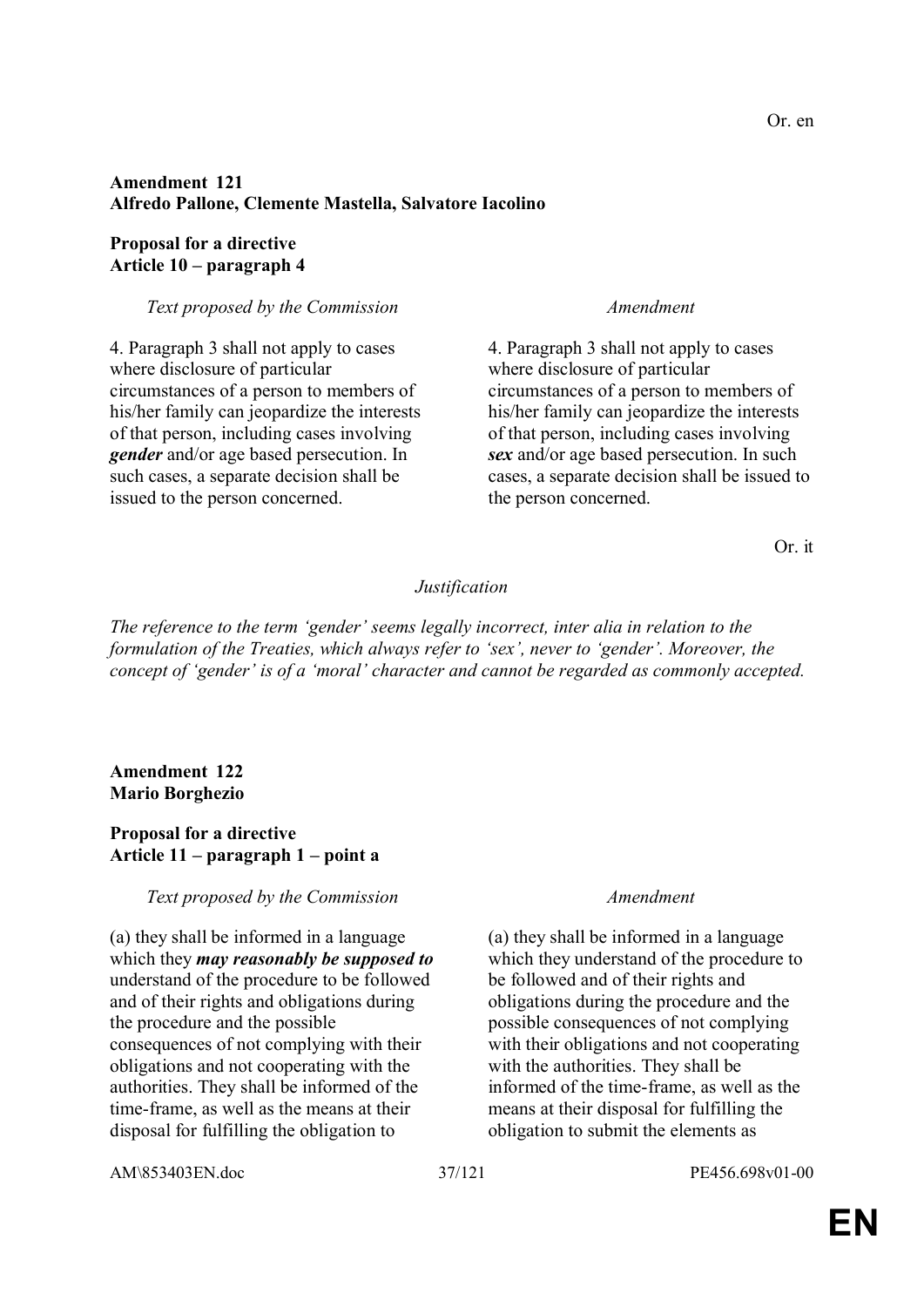Or. en

**Amendment 121**
**Alfredo Pallone, Clemente Mastella, Salvatore Iacolino**

**Proposal for a directive**
**Article 10 – paragraph 4**

| *Text proposed by the Commission* | *Amendment* |
|---|---|
| 4. Paragraph 3 shall not apply to cases where disclosure of particular circumstances of a person to members of his/her family can jeopardize the interests of that person, including cases involving ***gender*** and/or age based persecution. In such cases, a separate decision shall be issued to the person concerned. | 4. Paragraph 3 shall not apply to cases where disclosure of particular circumstances of a person to members of his/her family can jeopardize the interests of that person, including cases involving ***sex*** and/or age based persecution. In such cases, a separate decision shall be issued to the person concerned. |

Or. it

*Justification*

*The reference to the term 'gender' seems legally incorrect, inter alia in relation to the formulation of the Treaties, which always refer to 'sex', never to 'gender'. Moreover, the concept of 'gender' is of a 'moral' character and cannot be regarded as commonly accepted.*

**Amendment 122**
**Mario Borghezio**

**Proposal for a directive**
**Article 11 – paragraph 1 – point a**

| *Text proposed by the Commission* | *Amendment* |
|---|---|
| (a) they shall be informed in a language which they ***may reasonably be supposed to*** understand of the procedure to be followed and of their rights and obligations during the procedure and the possible consequences of not complying with their obligations and not cooperating with the authorities. They shall be informed of the time-frame, as well as the means at their disposal for fulfilling the obligation to | (a) they shall be informed in a language which they understand of the procedure to be followed and of their rights and obligations during the procedure and the possible consequences of not complying with their obligations and not cooperating with the authorities. They shall be informed of the time-frame, as well as the means at their disposal for fulfilling the obligation to submit the elements as |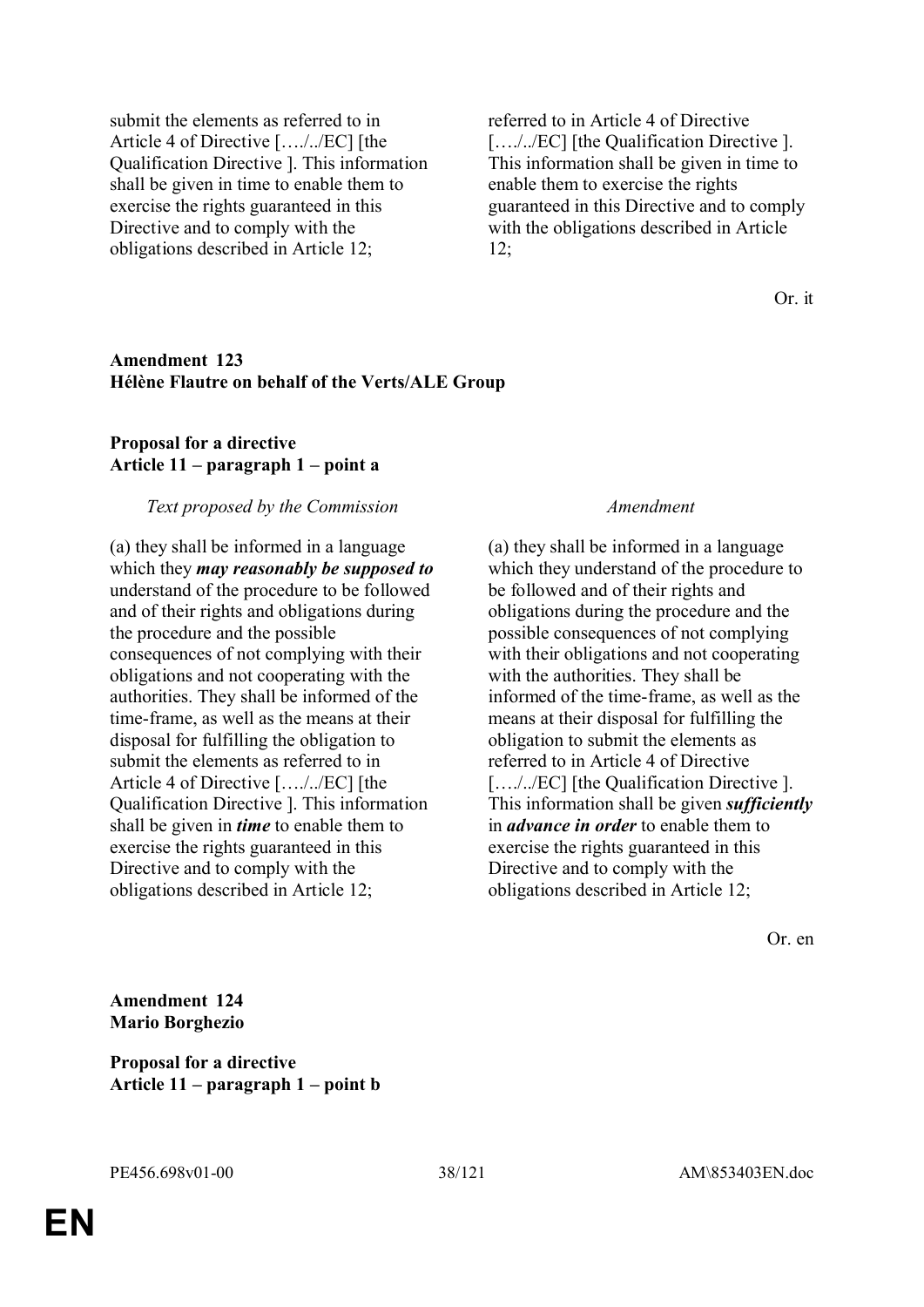| | |
|---|---|
| submit the elements as referred to in Article 4 of Directive […./../EC] [the Qualification Directive ]. This information shall be given in time to enable them to exercise the rights guaranteed in this Directive and to comply with the obligations described in Article 12; | referred to in Article 4 of Directive […./../EC] [the Qualification Directive ]. This information shall be given in time to enable them to exercise the rights guaranteed in this Directive and to comply with the obligations described in Article 12; |

Or. it

**Amendment 123**
**Hélène Flautre on behalf of the Verts/ALE Group**

**Proposal for a directive**
**Article 11 – paragraph 1 – point a**

| *Text proposed by the Commission* | *Amendment* |
|---|---|
| (a) they shall be informed in a language which they ***may reasonably be supposed to*** understand of the procedure to be followed and of their rights and obligations during the procedure and the possible consequences of not complying with their obligations and not cooperating with the authorities. They shall be informed of the time-frame, as well as the means at their disposal for fulfilling the obligation to submit the elements as referred to in Article 4 of Directive […./../EC] [the Qualification Directive ]. This information shall be given in ***time*** to enable them to exercise the rights guaranteed in this Directive and to comply with the obligations described in Article 12; | (a) they shall be informed in a language which they understand of the procedure to be followed and of their rights and obligations during the procedure and the possible consequences of not complying with their obligations and not cooperating with the authorities. They shall be informed of the time-frame, as well as the means at their disposal for fulfilling the obligation to submit the elements as referred to in Article 4 of Directive […./../EC] [the Qualification Directive ]. This information shall be given ***sufficiently*** in ***advance in order*** to enable them to exercise the rights guaranteed in this Directive and to comply with the obligations described in Article 12; |

Or. en

**Amendment 124**
**Mario Borghezio**

**Proposal for a directive**
**Article 11 – paragraph 1 – point b**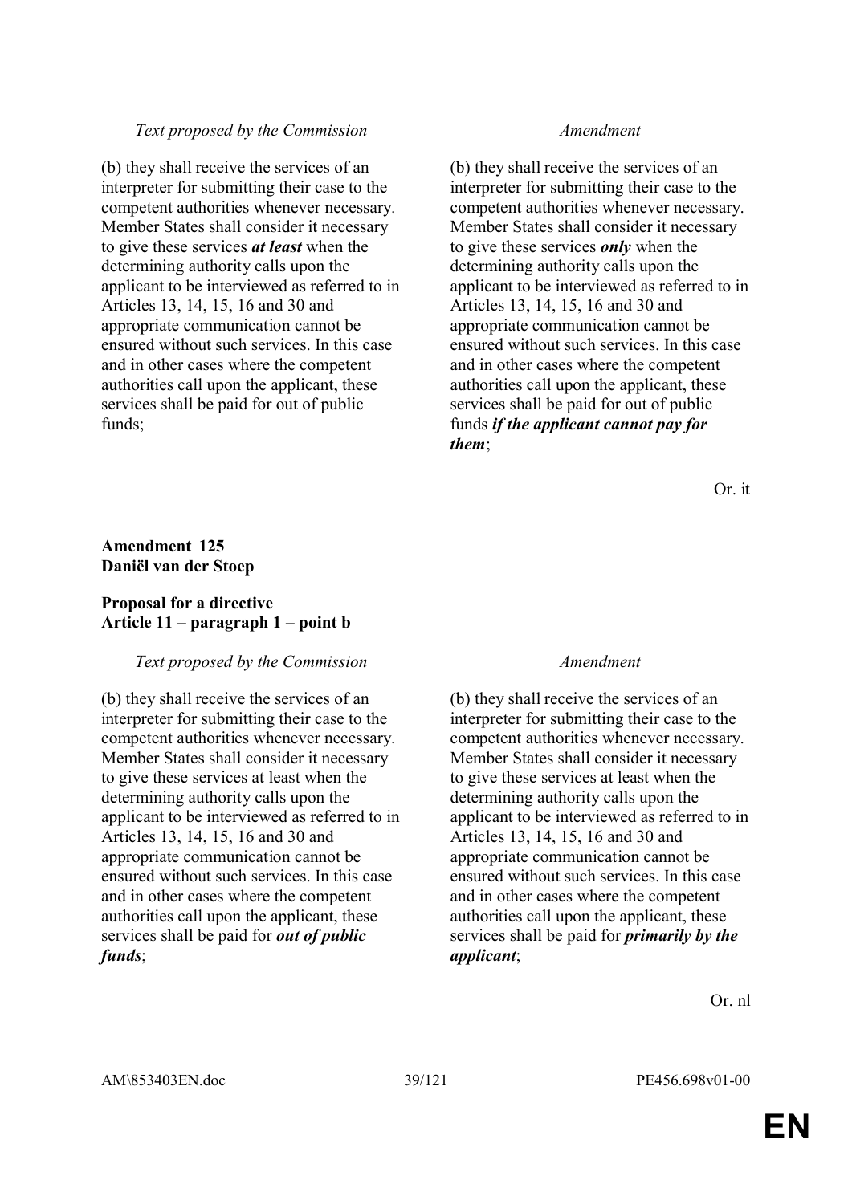| *Text proposed by the Commission* | *Amendment* |
| --- | --- |
| (b) they shall receive the services of an interpreter for submitting their case to the competent authorities whenever necessary. Member States shall consider it necessary to give these services ***at least*** when the determining authority calls upon the applicant to be interviewed as referred to in Articles 13, 14, 15, 16 and 30 and appropriate communication cannot be ensured without such services. In this case and in other cases where the competent authorities call upon the applicant, these services shall be paid for out of public funds; | (b) they shall receive the services of an interpreter for submitting their case to the competent authorities whenever necessary. Member States shall consider it necessary to give these services ***only*** when the determining authority calls upon the applicant to be interviewed as referred to in Articles 13, 14, 15, 16 and 30 and appropriate communication cannot be ensured without such services. In this case and in other cases where the competent authorities call upon the applicant, these services shall be paid for out of public funds ***if the applicant cannot pay for them***; |

Or. it

**Amendment 125**
**Daniël van der Stoep**

**Proposal for a directive**
**Article 11 – paragraph 1 – point b**

| *Text proposed by the Commission* | *Amendment* |
| --- | --- |
| (b) they shall receive the services of an interpreter for submitting their case to the competent authorities whenever necessary. Member States shall consider it necessary to give these services at least when the determining authority calls upon the applicant to be interviewed as referred to in Articles 13, 14, 15, 16 and 30 and appropriate communication cannot be ensured without such services. In this case and in other cases where the competent authorities call upon the applicant, these services shall be paid for ***out of public funds***; | (b) they shall receive the services of an interpreter for submitting their case to the competent authorities whenever necessary. Member States shall consider it necessary to give these services at least when the determining authority calls upon the applicant to be interviewed as referred to in Articles 13, 14, 15, 16 and 30 and appropriate communication cannot be ensured without such services. In this case and in other cases where the competent authorities call upon the applicant, these services shall be paid for ***primarily by the applicant***; |

Or. nl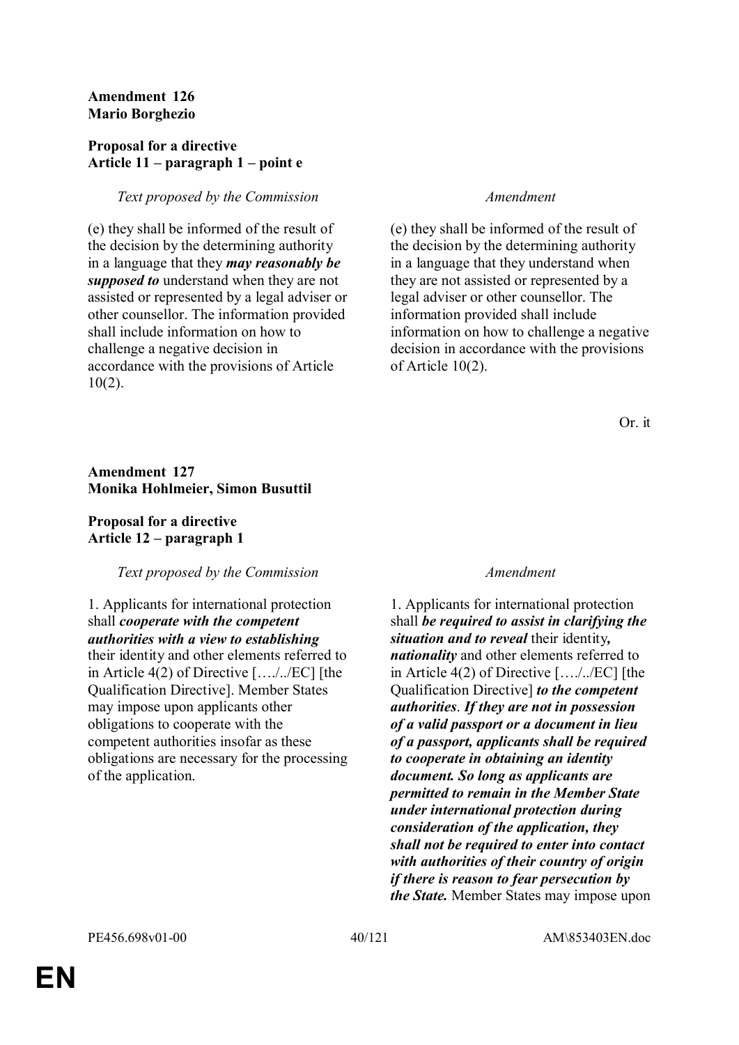**Amendment 126**
**Mario Borghezio**

**Proposal for a directive**
**Article 11 – paragraph 1 – point e**

| *Text proposed by the Commission* | *Amendment* |
|---|---|
| (e) they shall be informed of the result of the decision by the determining authority in a language that they ***may reasonably be supposed to*** understand when they are not assisted or represented by a legal adviser or other counsellor. The information provided shall include information on how to challenge a negative decision in accordance with the provisions of Article 10(2). | (e) they shall be informed of the result of the decision by the determining authority in a language that they understand when they are not assisted or represented by a legal adviser or other counsellor. The information provided shall include information on how to challenge a negative decision in accordance with the provisions of Article 10(2). |

Or. it

**Amendment 127**
**Monika Hohlmeier, Simon Busuttil**

**Proposal for a directive**
**Article 12 – paragraph 1**

| *Text proposed by the Commission* | *Amendment* |
|---|---|
| 1. Applicants for international protection shall ***cooperate with the competent authorities with a view to establishing*** their identity and other elements referred to in Article 4(2) of Directive […./../EC] [the Qualification Directive]. Member States may impose upon applicants other obligations to cooperate with the competent authorities insofar as these obligations are necessary for the processing of the application. | 1. Applicants for international protection shall ***be required to assist in clarifying the situation and to reveal*** their identity***, nationality*** and other elements referred to in Article 4(2) of Directive […./../EC] [the Qualification Directive] ***to the competent authorities***. ***If they are not in possession of a valid passport or a document in lieu of a passport, applicants shall be required to cooperate in obtaining an identity document. So long as applicants are permitted to remain in the Member State under international protection during consideration of the application, they shall not be required to enter into contact with authorities of their country of origin if there is reason to fear persecution by the State.*** Member States may impose upon |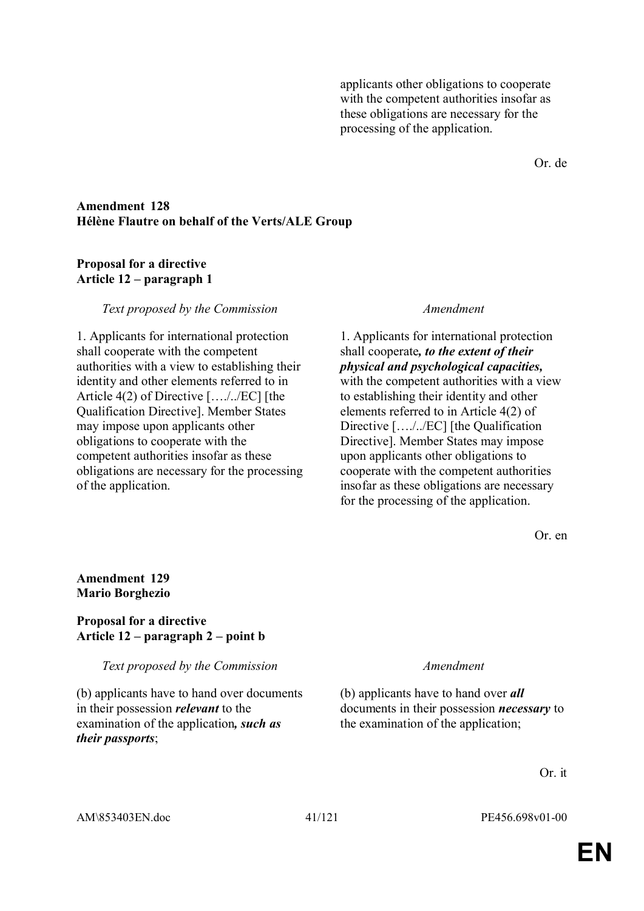| | |
|---|---|
| | applicants other obligations to cooperate with the competent authorities insofar as these obligations are necessary for the processing of the application. |

Or. de

**Amendment 128**
**Hélène Flautre on behalf of the Verts/ALE Group**

**Proposal for a directive**
**Article 12 – paragraph 1**

| *Text proposed by the Commission* | *Amendment* |
|---|---|
| 1. Applicants for international protection shall cooperate with the competent authorities with a view to establishing their identity and other elements referred to in Article 4(2) of Directive […./../EC] [the Qualification Directive]. Member States may impose upon applicants other obligations to cooperate with the competent authorities insofar as these obligations are necessary for the processing of the application. | 1. Applicants for international protection shall cooperate***, to the extent of their physical and psychological capacities,*** with the competent authorities with a view to establishing their identity and other elements referred to in Article 4(2) of Directive […./../EC] [the Qualification Directive]. Member States may impose upon applicants other obligations to cooperate with the competent authorities insofar as these obligations are necessary for the processing of the application. |

Or. en

**Amendment 129**
**Mario Borghezio**

**Proposal for a directive**
**Article 12 – paragraph 2 – point b**

| *Text proposed by the Commission* | *Amendment* |
|---|---|
| (b) applicants have to hand over documents in their possession ***relevant*** to the examination of the application***, such as their passports***; | (b) applicants have to hand over ***all*** documents in their possession ***necessary*** to the examination of the application; |

Or. it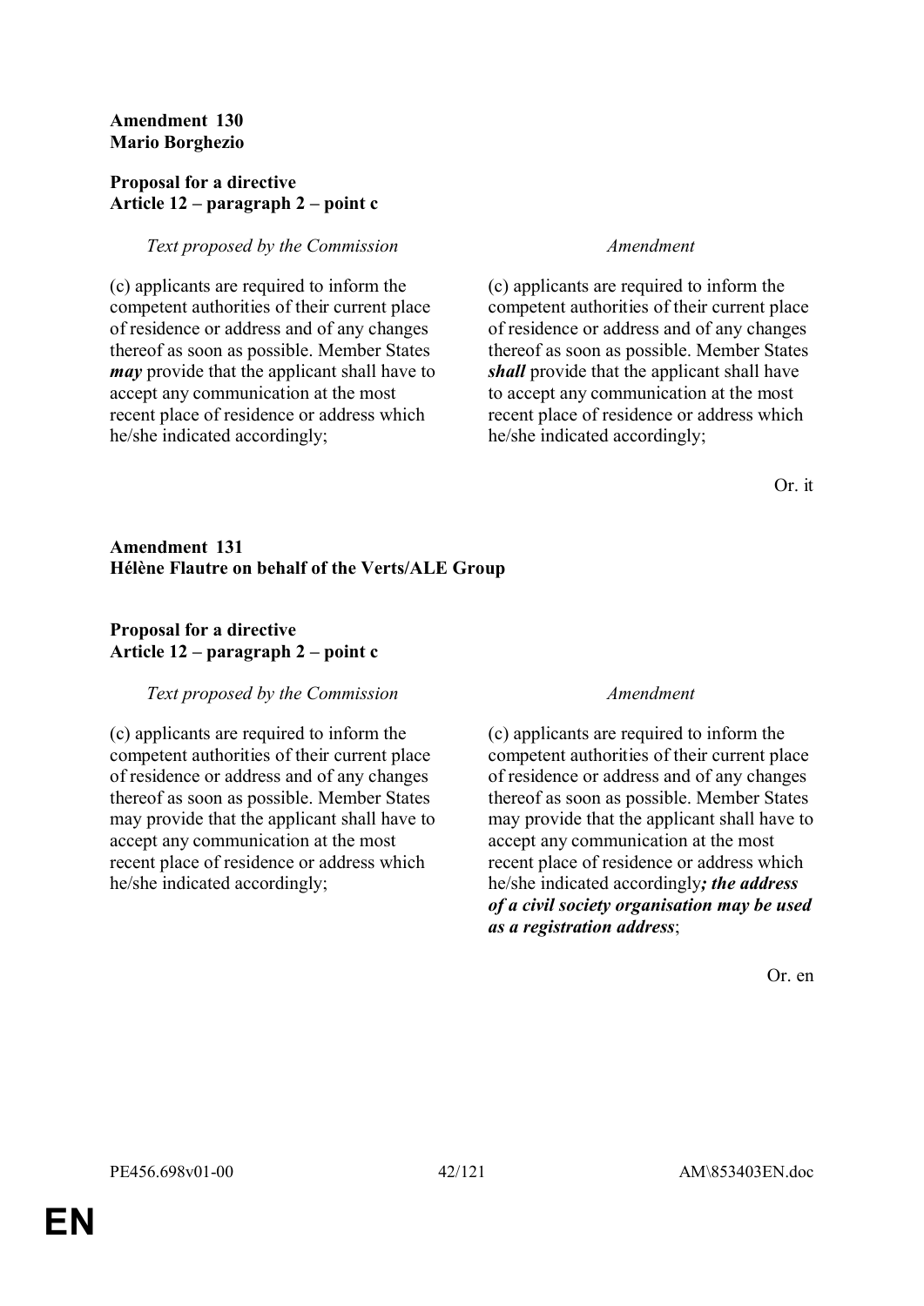**Amendment 130**
**Mario Borghezio**

**Proposal for a directive**
**Article 12 – paragraph 2 – point c**

| *Text proposed by the Commission* | *Amendment* |
|---|---|
| (c) applicants are required to inform the competent authorities of their current place of residence or address and of any changes thereof as soon as possible. Member States ***may*** provide that the applicant shall have to accept any communication at the most recent place of residence or address which he/she indicated accordingly; | (c) applicants are required to inform the competent authorities of their current place of residence or address and of any changes thereof as soon as possible. Member States ***shall*** provide that the applicant shall have to accept any communication at the most recent place of residence or address which he/she indicated accordingly; |

Or. it

**Amendment 131**
**Hélène Flautre on behalf of the Verts/ALE Group**

**Proposal for a directive**
**Article 12 – paragraph 2 – point c**

| *Text proposed by the Commission* | *Amendment* |
|---|---|
| (c) applicants are required to inform the competent authorities of their current place of residence or address and of any changes thereof as soon as possible. Member States may provide that the applicant shall have to accept any communication at the most recent place of residence or address which he/she indicated accordingly; | (c) applicants are required to inform the competent authorities of their current place of residence or address and of any changes thereof as soon as possible. Member States may provide that the applicant shall have to accept any communication at the most recent place of residence or address which he/she indicated accordingly***; the address of a civil society organisation may be used as a registration address***; |

Or. en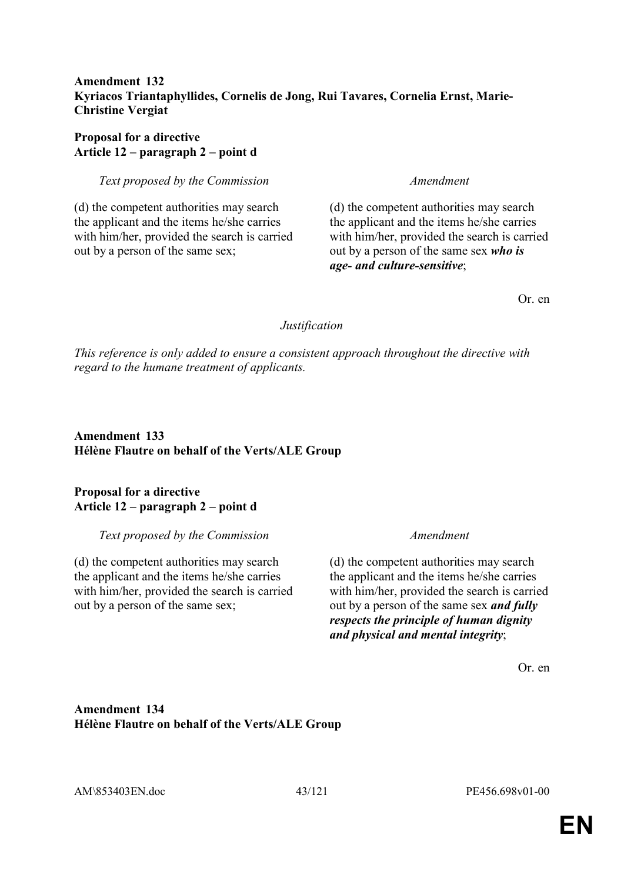**Amendment 132**
**Kyriacos Triantaphyllides, Cornelis de Jong, Rui Tavares, Cornelia Ernst, Marie-Christine Vergiat**

**Proposal for a directive**
**Article 12 – paragraph 2 – point d**

| *Text proposed by the Commission* | *Amendment* |
| --- | --- |
| (d) the competent authorities may search the applicant and the items he/she carries with him/her, provided the search is carried out by a person of the same sex; | (d) the competent authorities may search the applicant and the items he/she carries with him/her, provided the search is carried out by a person of the same sex ***who is age- and culture-sensitive***; |

Or. en

*Justification*

*This reference is only added to ensure a consistent approach throughout the directive with regard to the humane treatment of applicants.*

**Amendment 133**
**Hélène Flautre on behalf of the Verts/ALE Group**

**Proposal for a directive**
**Article 12 – paragraph 2 – point d**

| *Text proposed by the Commission* | *Amendment* |
| --- | --- |
| (d) the competent authorities may search the applicant and the items he/she carries with him/her, provided the search is carried out by a person of the same sex; | (d) the competent authorities may search the applicant and the items he/she carries with him/her, provided the search is carried out by a person of the same sex ***and fully respects the principle of human dignity and physical and mental integrity***; |

Or. en

**Amendment 134**
**Hélène Flautre on behalf of the Verts/ALE Group**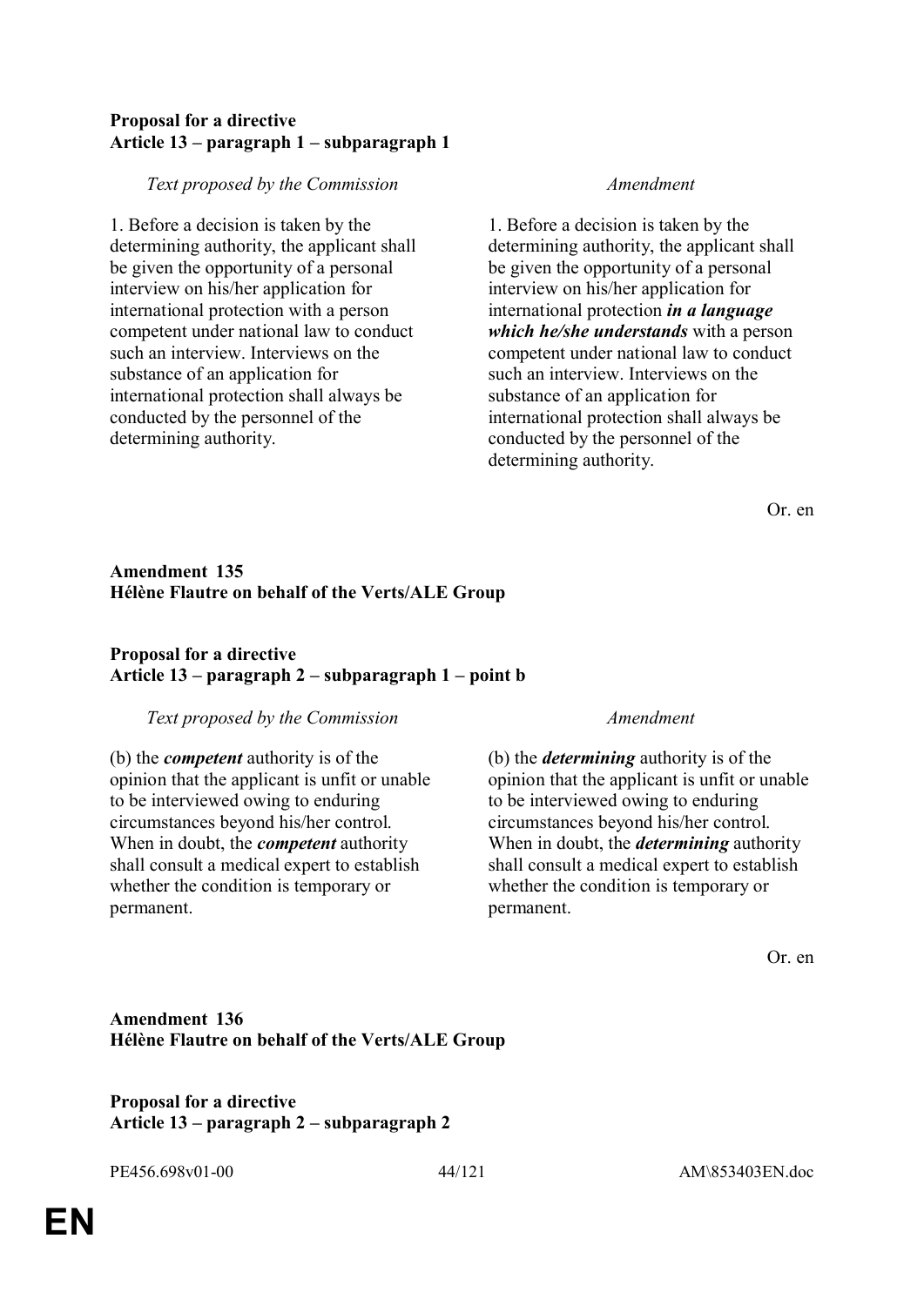**Proposal for a directive**
**Article 13 – paragraph 1 – subparagraph 1**

| *Text proposed by the Commission* | *Amendment* |
|---|---|
| 1. Before a decision is taken by the determining authority, the applicant shall be given the opportunity of a personal interview on his/her application for international protection with a person competent under national law to conduct such an interview. Interviews on the substance of an application for international protection shall always be conducted by the personnel of the determining authority. | 1. Before a decision is taken by the determining authority, the applicant shall be given the opportunity of a personal interview on his/her application for international protection ***in a language which he/she understands*** with a person competent under national law to conduct such an interview. Interviews on the substance of an application for international protection shall always be conducted by the personnel of the determining authority. |

Or. en

**Amendment 135**
**Hélène Flautre on behalf of the Verts/ALE Group**

**Proposal for a directive**
**Article 13 – paragraph 2 – subparagraph 1 – point b**

| *Text proposed by the Commission* | *Amendment* |
|---|---|
| (b) the ***competent*** authority is of the opinion that the applicant is unfit or unable to be interviewed owing to enduring circumstances beyond his/her control. When in doubt, the ***competent*** authority shall consult a medical expert to establish whether the condition is temporary or permanent. | (b) the ***determining*** authority is of the opinion that the applicant is unfit or unable to be interviewed owing to enduring circumstances beyond his/her control. When in doubt, the ***determining*** authority shall consult a medical expert to establish whether the condition is temporary or permanent. |

Or. en

**Amendment 136**
**Hélène Flautre on behalf of the Verts/ALE Group**

**Proposal for a directive**
**Article 13 – paragraph 2 – subparagraph 2**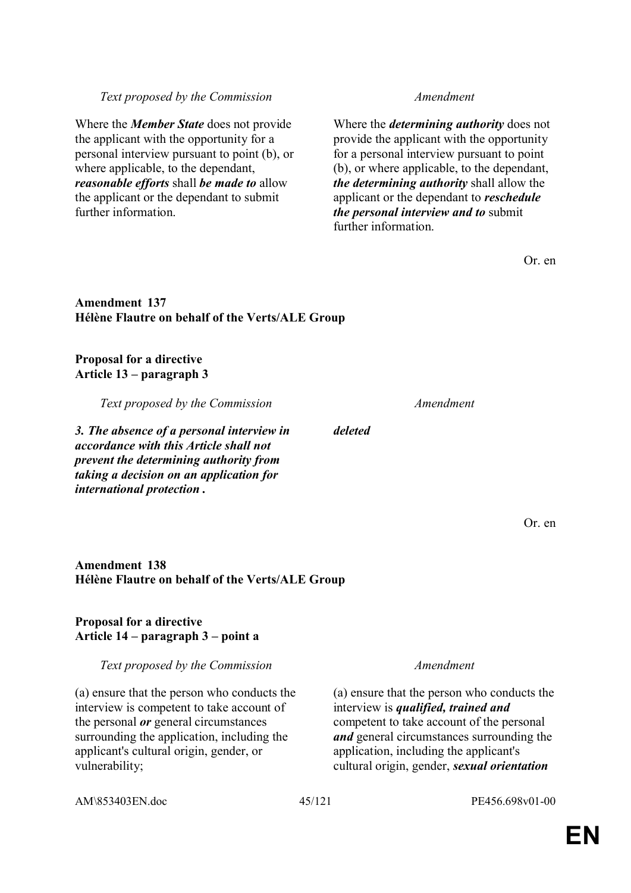| *Text proposed by the Commission* | *Amendment* |
|---|---|
| Where the ***Member State*** does not provide the applicant with the opportunity for a personal interview pursuant to point (b), or where applicable, to the dependant, ***reasonable efforts*** shall ***be made to*** allow the applicant or the dependant to submit further information. | Where the ***determining authority*** does not provide the applicant with the opportunity for a personal interview pursuant to point (b), or where applicable, to the dependant, ***the determining authority*** shall allow the applicant or the dependant to ***reschedule the personal interview and to*** submit further information. |

Or. en

**Amendment 137**
**Hélène Flautre on behalf of the Verts/ALE Group**

**Proposal for a directive**
**Article 13 – paragraph 3**

| *Text proposed by the Commission* | *Amendment* |
|---|---|
| ***3. The absence of a personal interview in accordance with this Article shall not prevent the determining authority from taking a decision on an application for international protection .*** | ***deleted*** |

Or. en

**Amendment 138**
**Hélène Flautre on behalf of the Verts/ALE Group**

**Proposal for a directive**
**Article 14 – paragraph 3 – point a**

| *Text proposed by the Commission* | *Amendment* |
|---|---|
| (a) ensure that the person who conducts the interview is competent to take account of the personal ***or*** general circumstances surrounding the application, including the applicant's cultural origin, gender, or vulnerability; | (a) ensure that the person who conducts the interview is ***qualified, trained and*** competent to take account of the personal ***and*** general circumstances surrounding the application, including the applicant's cultural origin, gender, ***sexual orientation*** |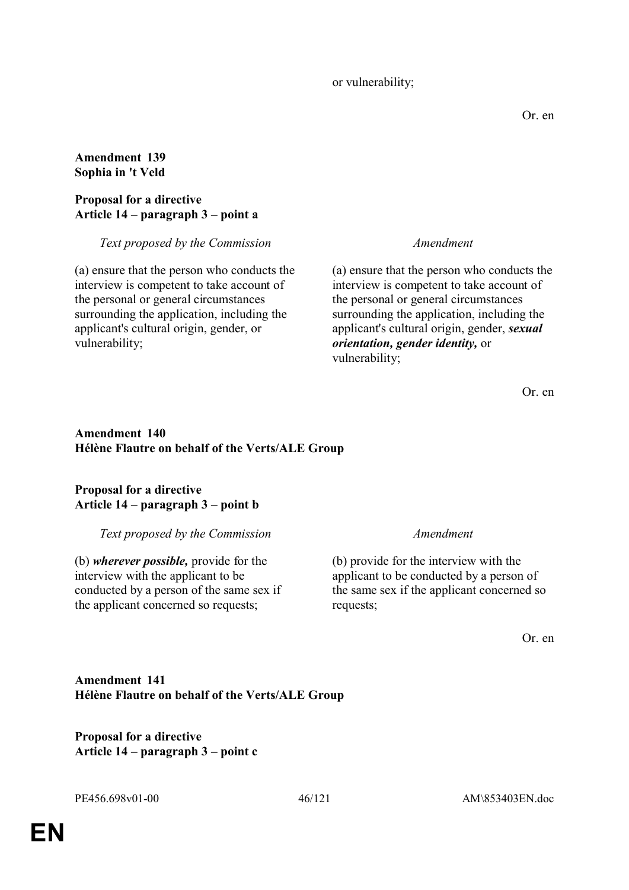| | or vulnerability; |
|---|---|

Or. en

**Amendment 139**
**Sophia in 't Veld**

**Proposal for a directive**
**Article 14 – paragraph 3 – point a**

| *Text proposed by the Commission* | *Amendment* |
|---|---|
| (a) ensure that the person who conducts the interview is competent to take account of the personal or general circumstances surrounding the application, including the applicant's cultural origin, gender, or vulnerability; | (a) ensure that the person who conducts the interview is competent to take account of the personal or general circumstances surrounding the application, including the applicant's cultural origin, gender, ***sexual orientation, gender identity,*** or vulnerability; |

Or. en

**Amendment 140**
**Hélène Flautre on behalf of the Verts/ALE Group**

**Proposal for a directive**
**Article 14 – paragraph 3 – point b**

| *Text proposed by the Commission* | *Amendment* |
|---|---|
| (b) ***wherever possible,*** provide for the interview with the applicant to be conducted by a person of the same sex if the applicant concerned so requests; | (b) provide for the interview with the applicant to be conducted by a person of the same sex if the applicant concerned so requests; |

Or. en

**Amendment 141**
**Hélène Flautre on behalf of the Verts/ALE Group**

**Proposal for a directive**
**Article 14 – paragraph 3 – point c**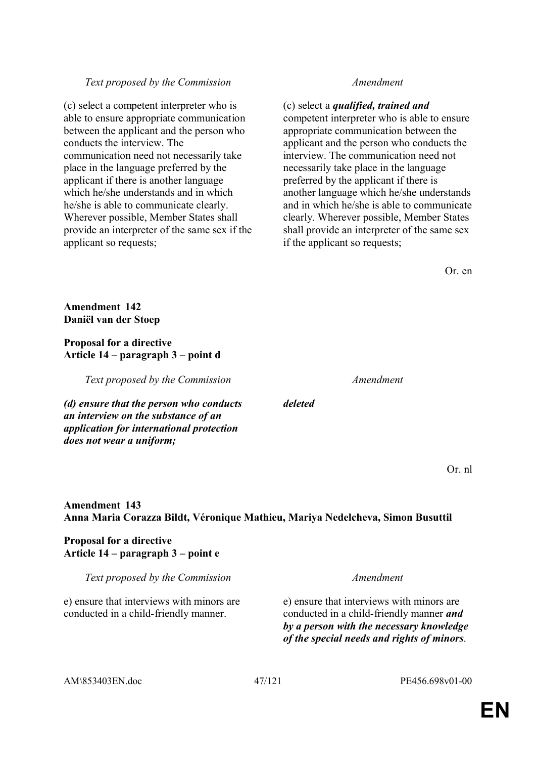| *Text proposed by the Commission* | *Amendment* |
|---|---|
| (c) select a competent interpreter who is able to ensure appropriate communication between the applicant and the person who conducts the interview. The communication need not necessarily take place in the language preferred by the applicant if there is another language which he/she understands and in which he/she is able to communicate clearly. Wherever possible, Member States shall provide an interpreter of the same sex if the applicant so requests; | (c) select a ***qualified, trained and*** competent interpreter who is able to ensure appropriate communication between the applicant and the person who conducts the interview. The communication need not necessarily take place in the language preferred by the applicant if there is another language which he/she understands and in which he/she is able to communicate clearly. Wherever possible, Member States shall provide an interpreter of the same sex if the applicant so requests; |

Or. en

**Amendment 142**
**Daniël van der Stoep**

**Proposal for a directive**
**Article 14 – paragraph 3 – point d**

| *Text proposed by the Commission* | *Amendment* |
|---|---|
| ***(d) ensure that the person who conducts an interview on the substance of an application for international protection does not wear a uniform;*** | ***deleted*** |

Or. nl

**Amendment 143**
**Anna Maria Corazza Bildt, Véronique Mathieu, Mariya Nedelcheva, Simon Busuttil**

**Proposal for a directive**
**Article 14 – paragraph 3 – point e**

| *Text proposed by the Commission* | *Amendment* |
|---|---|
| e) ensure that interviews with minors are conducted in a child-friendly manner. | e) ensure that interviews with minors are conducted in a child-friendly manner ***and by a person with the necessary knowledge of the special needs and rights of minors***. |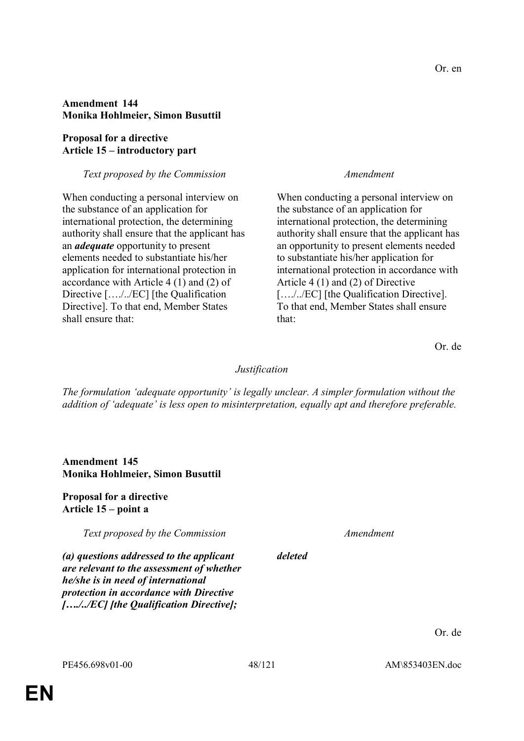Or. en

**Amendment 144**
**Monika Hohlmeier, Simon Busuttil**

**Proposal for a directive**
**Article 15 – introductory part**

| *Text proposed by the Commission* | *Amendment* |
|---|---|
| When conducting a personal interview on the substance of an application for international protection, the determining authority shall ensure that the applicant has an ***adequate*** opportunity to present elements needed to substantiate his/her application for international protection in accordance with Article 4 (1) and (2) of Directive […./../EC] [the Qualification Directive]. To that end, Member States shall ensure that: | When conducting a personal interview on the substance of an application for international protection, the determining authority shall ensure that the applicant has an opportunity to present elements needed to substantiate his/her application for international protection in accordance with Article 4 (1) and (2) of Directive […./../EC] [the Qualification Directive]. To that end, Member States shall ensure that: |

Or. de

*Justification*

*The formulation 'adequate opportunity' is legally unclear. A simpler formulation without the addition of 'adequate' is less open to misinterpretation, equally apt and therefore preferable.*

**Amendment 145**
**Monika Hohlmeier, Simon Busuttil**

**Proposal for a directive**
**Article 15 – point a**

| *Text proposed by the Commission* | *Amendment* |
|---|---|
| ***(a) questions addressed to the applicant are relevant to the assessment of whether he/she is in need of international protection in accordance with Directive […./../EC] [the Qualification Directive];*** | ***deleted*** |

Or. de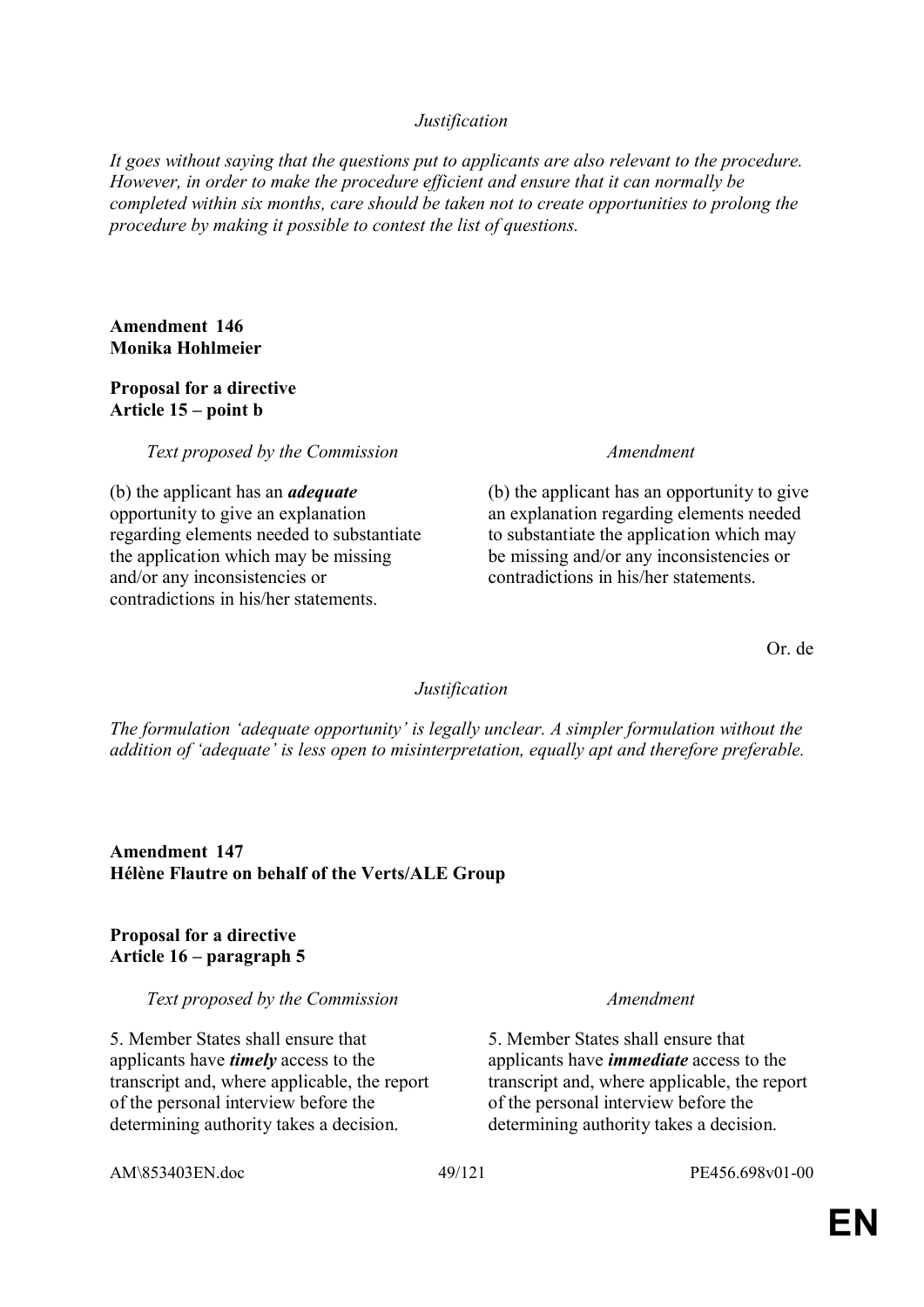*Justification*

*It goes without saying that the questions put to applicants are also relevant to the procedure. However, in order to make the procedure efficient and ensure that it can normally be completed within six months, care should be taken not to create opportunities to prolong the procedure by making it possible to contest the list of questions.*

**Amendment 146**
**Monika Hohlmeier**

**Proposal for a directive**
**Article 15 – point b**

| *Text proposed by the Commission* | *Amendment* |
| --- | --- |
| (b) the applicant has an ***adequate*** opportunity to give an explanation regarding elements needed to substantiate the application which may be missing and/or any inconsistencies or contradictions in his/her statements. | (b) the applicant has an opportunity to give an explanation regarding elements needed to substantiate the application which may be missing and/or any inconsistencies or contradictions in his/her statements. |

Or. de

*Justification*

*The formulation 'adequate opportunity' is legally unclear. A simpler formulation without the addition of 'adequate' is less open to misinterpretation, equally apt and therefore preferable.*

**Amendment 147**
**Hélène Flautre on behalf of the Verts/ALE Group**

**Proposal for a directive**
**Article 16 – paragraph 5**

| *Text proposed by the Commission* | *Amendment* |
| --- | --- |
| 5. Member States shall ensure that applicants have ***timely*** access to the transcript and, where applicable, the report of the personal interview before the determining authority takes a decision. | 5. Member States shall ensure that applicants have ***immediate*** access to the transcript and, where applicable, the report of the personal interview before the determining authority takes a decision. |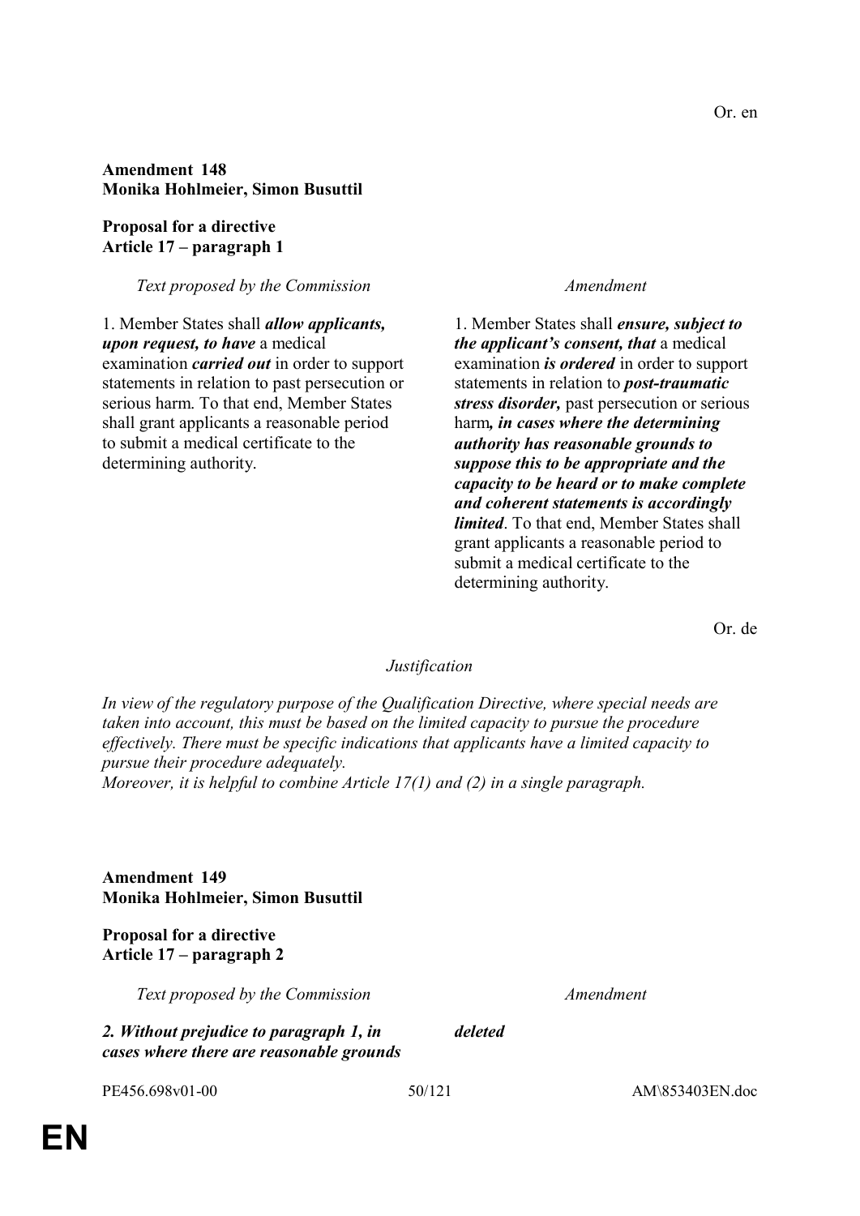Or. en

**Amendment 148**
**Monika Hohlmeier, Simon Busuttil**

**Proposal for a directive**
**Article 17 – paragraph 1**

| *Text proposed by the Commission* | *Amendment* |
|---|---|
| 1. Member States shall ***allow applicants, upon request, to have*** a medical examination ***carried out*** in order to support statements in relation to past persecution or serious harm. To that end, Member States shall grant applicants a reasonable period to submit a medical certificate to the determining authority. | 1. Member States shall ***ensure, subject to the applicant's consent, that*** a medical examination ***is ordered*** in order to support statements in relation to ***post-traumatic stress disorder,*** past persecution or serious harm***, in cases where the determining authority has reasonable grounds to suppose this to be appropriate and the capacity to be heard or to make complete and coherent statements is accordingly limited***. To that end, Member States shall grant applicants a reasonable period to submit a medical certificate to the determining authority. |

Or. de

*Justification*

*In view of the regulatory purpose of the Qualification Directive, where special needs are taken into account, this must be based on the limited capacity to pursue the procedure effectively. There must be specific indications that applicants have a limited capacity to pursue their procedure adequately.*
*Moreover, it is helpful to combine Article 17(1) and (2) in a single paragraph.*

**Amendment 149**
**Monika Hohlmeier, Simon Busuttil**

**Proposal for a directive**
**Article 17 – paragraph 2**

| *Text proposed by the Commission* | *Amendment* |
|---|---|
| ***2. Without prejudice to paragraph 1, in cases where there are reasonable grounds*** | ***deleted*** |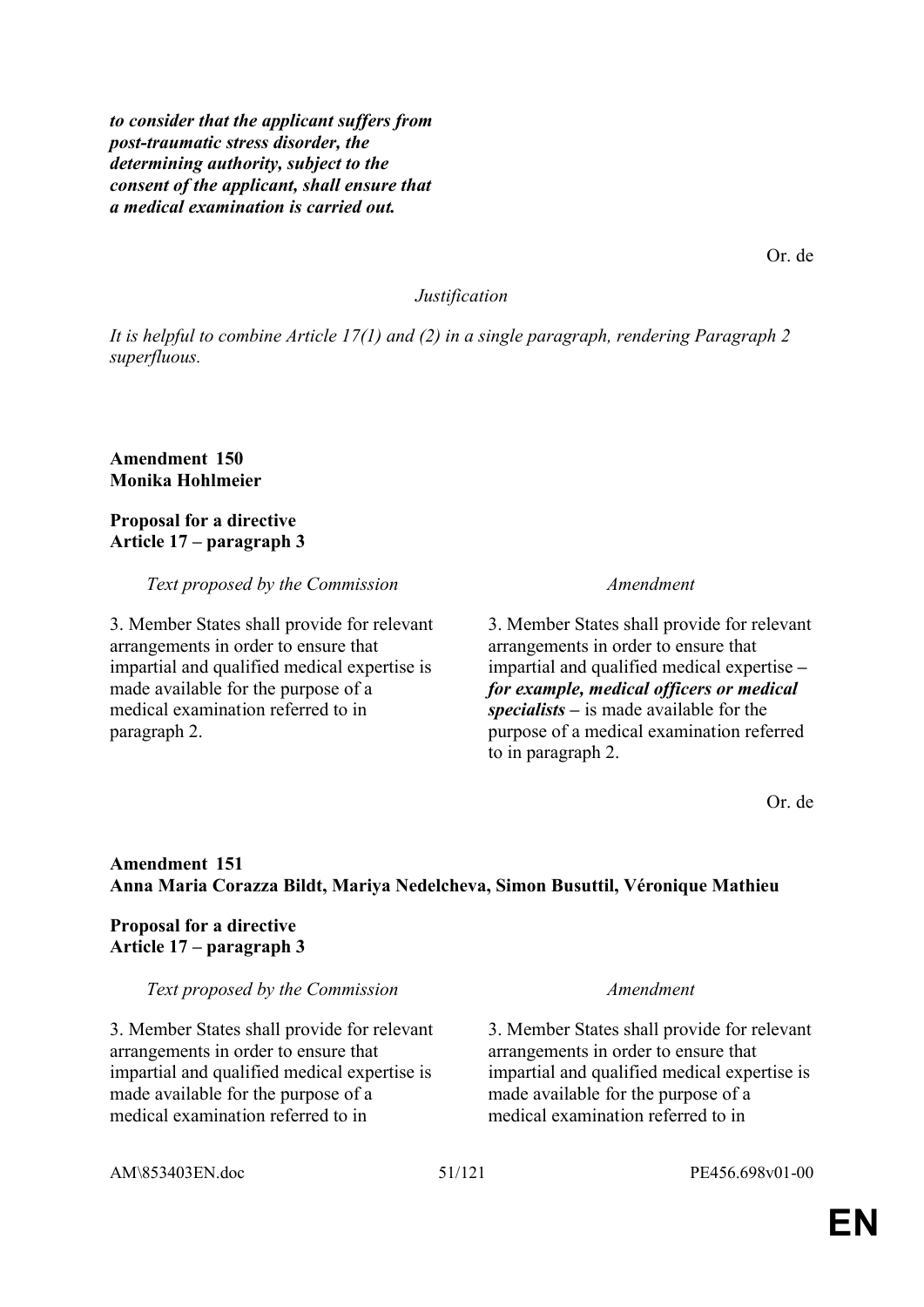| | |
|---|---|
| | ***to consider that the applicant suffers from post-traumatic stress disorder, the determining authority, subject to the consent of the applicant, shall ensure that a medical examination is carried out.*** |

Or. de

*Justification*

*It is helpful to combine Article 17(1) and (2) in a single paragraph, rendering Paragraph 2 superfluous.*

**Amendment 150**
**Monika Hohlmeier**

**Proposal for a directive**
**Article 17 – paragraph 3**

| *Text proposed by the Commission* | *Amendment* |
|---|---|
| 3. Member States shall provide for relevant arrangements in order to ensure that impartial and qualified medical expertise is made available for the purpose of a medical examination referred to in paragraph 2. | 3. Member States shall provide for relevant arrangements in order to ensure that impartial and qualified medical expertise ***– for example, medical officers or medical specialists –*** is made available for the purpose of a medical examination referred to in paragraph 2. |

Or. de

**Amendment 151**
**Anna Maria Corazza Bildt, Mariya Nedelcheva, Simon Busuttil, Véronique Mathieu**

**Proposal for a directive**
**Article 17 – paragraph 3**

| *Text proposed by the Commission* | *Amendment* |
|---|---|
| 3. Member States shall provide for relevant arrangements in order to ensure that impartial and qualified medical expertise is made available for the purpose of a medical examination referred to in | 3. Member States shall provide for relevant arrangements in order to ensure that impartial and qualified medical expertise is made available for the purpose of a medical examination referred to in |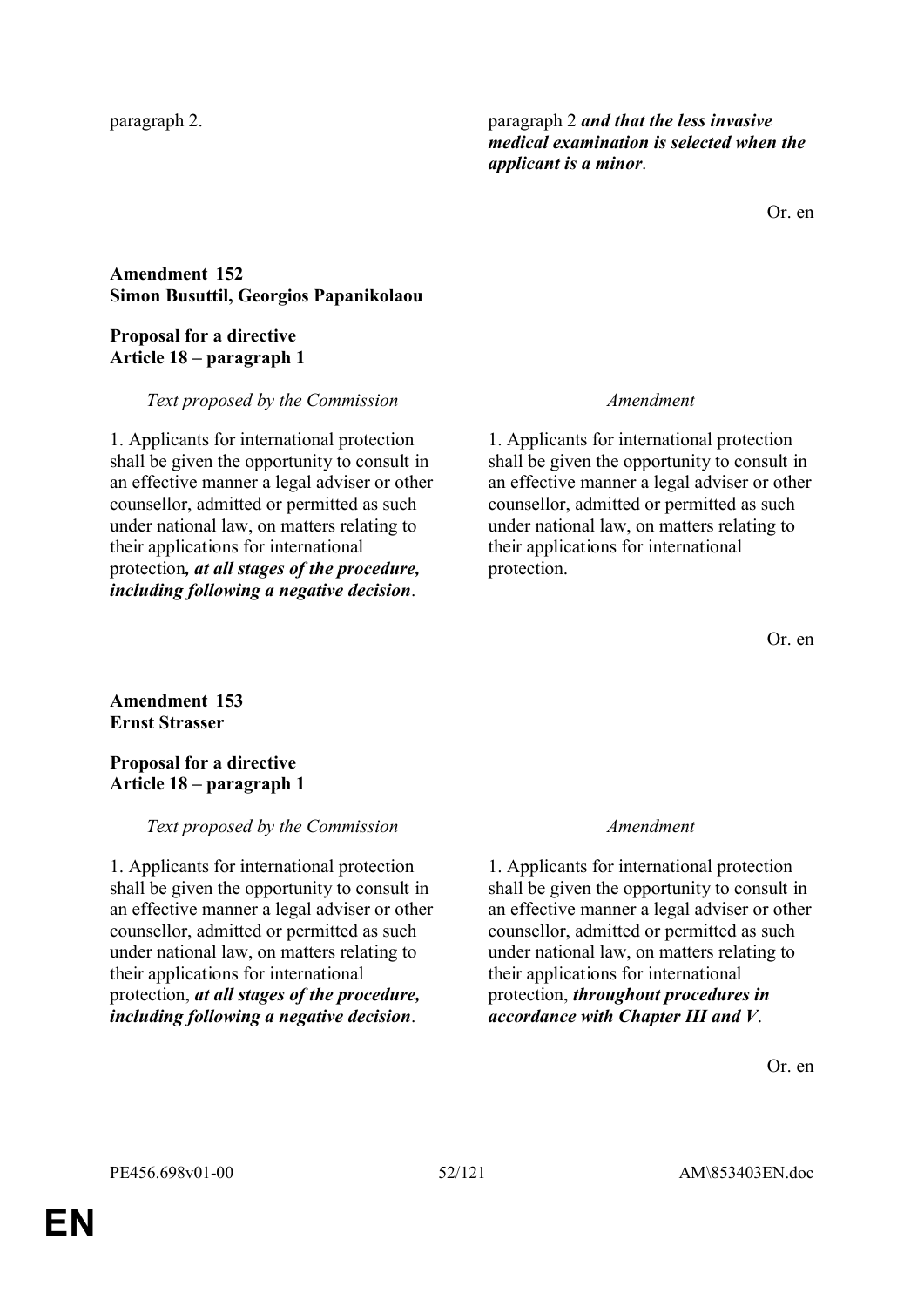| | |
|---|---|
| paragraph 2. | paragraph 2 ***and that the less invasive medical examination is selected when the applicant is a minor***. |

Or. en

**Amendment 152**
**Simon Busuttil, Georgios Papanikolaou**

**Proposal for a directive**
**Article 18 – paragraph 1**

| *Text proposed by the Commission* | *Amendment* |
|---|---|
| 1. Applicants for international protection shall be given the opportunity to consult in an effective manner a legal adviser or other counsellor, admitted or permitted as such under national law, on matters relating to their applications for international protection***, at all stages of the procedure, including following a negative decision***. | 1. Applicants for international protection shall be given the opportunity to consult in an effective manner a legal adviser or other counsellor, admitted or permitted as such under national law, on matters relating to their applications for international protection. |

Or. en

**Amendment 153**
**Ernst Strasser**

**Proposal for a directive**
**Article 18 – paragraph 1**

| *Text proposed by the Commission* | *Amendment* |
|---|---|
| 1. Applicants for international protection shall be given the opportunity to consult in an effective manner a legal adviser or other counsellor, admitted or permitted as such under national law, on matters relating to their applications for international protection, ***at all stages of the procedure, including following a negative decision***. | 1. Applicants for international protection shall be given the opportunity to consult in an effective manner a legal adviser or other counsellor, admitted or permitted as such under national law, on matters relating to their applications for international protection, ***throughout procedures in accordance with Chapter III and V***. |

Or. en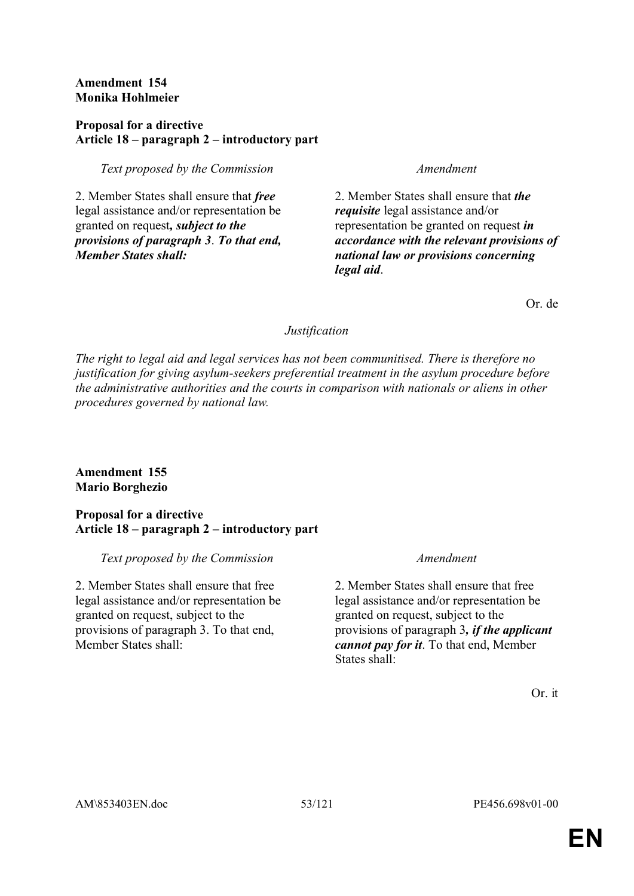**Amendment 154**
**Monika Hohlmeier**

**Proposal for a directive**
**Article 18 – paragraph 2 – introductory part**

| *Text proposed by the Commission* | *Amendment* |
| --- | --- |
| 2. Member States shall ensure that ***free*** legal assistance and/or representation be granted on request***, subject to the provisions of paragraph 3***. ***To that end, Member States shall:*** | 2. Member States shall ensure that ***the requisite*** legal assistance and/or representation be granted on request ***in accordance with the relevant provisions of national law or provisions concerning legal aid***. |

Or. de

*Justification*

*The right to legal aid and legal services has not been communitised. There is therefore no justification for giving asylum-seekers preferential treatment in the asylum procedure before the administrative authorities and the courts in comparison with nationals or aliens in other procedures governed by national law.*

**Amendment 155**
**Mario Borghezio**

**Proposal for a directive**
**Article 18 – paragraph 2 – introductory part**

| *Text proposed by the Commission* | *Amendment* |
| --- | --- |
| 2. Member States shall ensure that free legal assistance and/or representation be granted on request, subject to the provisions of paragraph 3. To that end, Member States shall: | 2. Member States shall ensure that free legal assistance and/or representation be granted on request, subject to the provisions of paragraph 3***, if the applicant cannot pay for it***. To that end, Member States shall: |

Or. it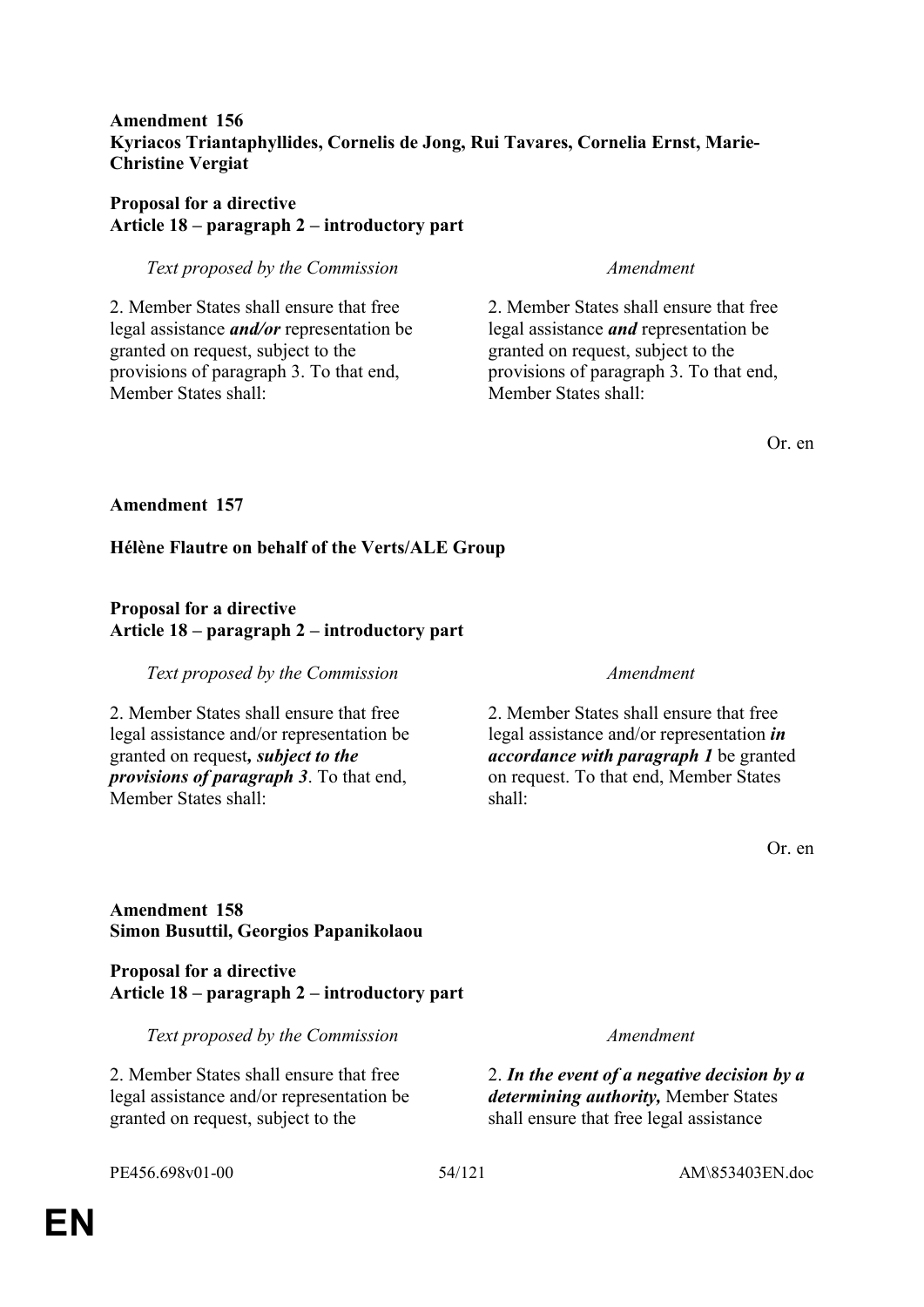**Amendment 156**
**Kyriacos Triantaphyllides, Cornelis de Jong, Rui Tavares, Cornelia Ernst, Marie-Christine Vergiat**

**Proposal for a directive**
**Article 18 – paragraph 2 – introductory part**

| *Text proposed by the Commission* | *Amendment* |
| --- | --- |
| 2. Member States shall ensure that free legal assistance ***and/or*** representation be granted on request, subject to the provisions of paragraph 3. To that end, Member States shall: | 2. Member States shall ensure that free legal assistance ***and*** representation be granted on request, subject to the provisions of paragraph 3. To that end, Member States shall: |

Or. en

**Amendment 157**

**Hélène Flautre on behalf of the Verts/ALE Group**

**Proposal for a directive**
**Article 18 – paragraph 2 – introductory part**

| *Text proposed by the Commission* | *Amendment* |
| --- | --- |
| 2. Member States shall ensure that free legal assistance and/or representation be granted on request***, subject to the provisions of paragraph 3***. To that end, Member States shall: | 2. Member States shall ensure that free legal assistance and/or representation ***in accordance with paragraph 1*** be granted on request. To that end, Member States shall: |

Or. en

**Amendment 158**
**Simon Busuttil, Georgios Papanikolaou**

**Proposal for a directive**
**Article 18 – paragraph 2 – introductory part**

| *Text proposed by the Commission* | *Amendment* |
| --- | --- |
| 2. Member States shall ensure that free legal assistance and/or representation be granted on request, subject to the | 2. ***In the event of a negative decision by a determining authority,*** Member States shall ensure that free legal assistance |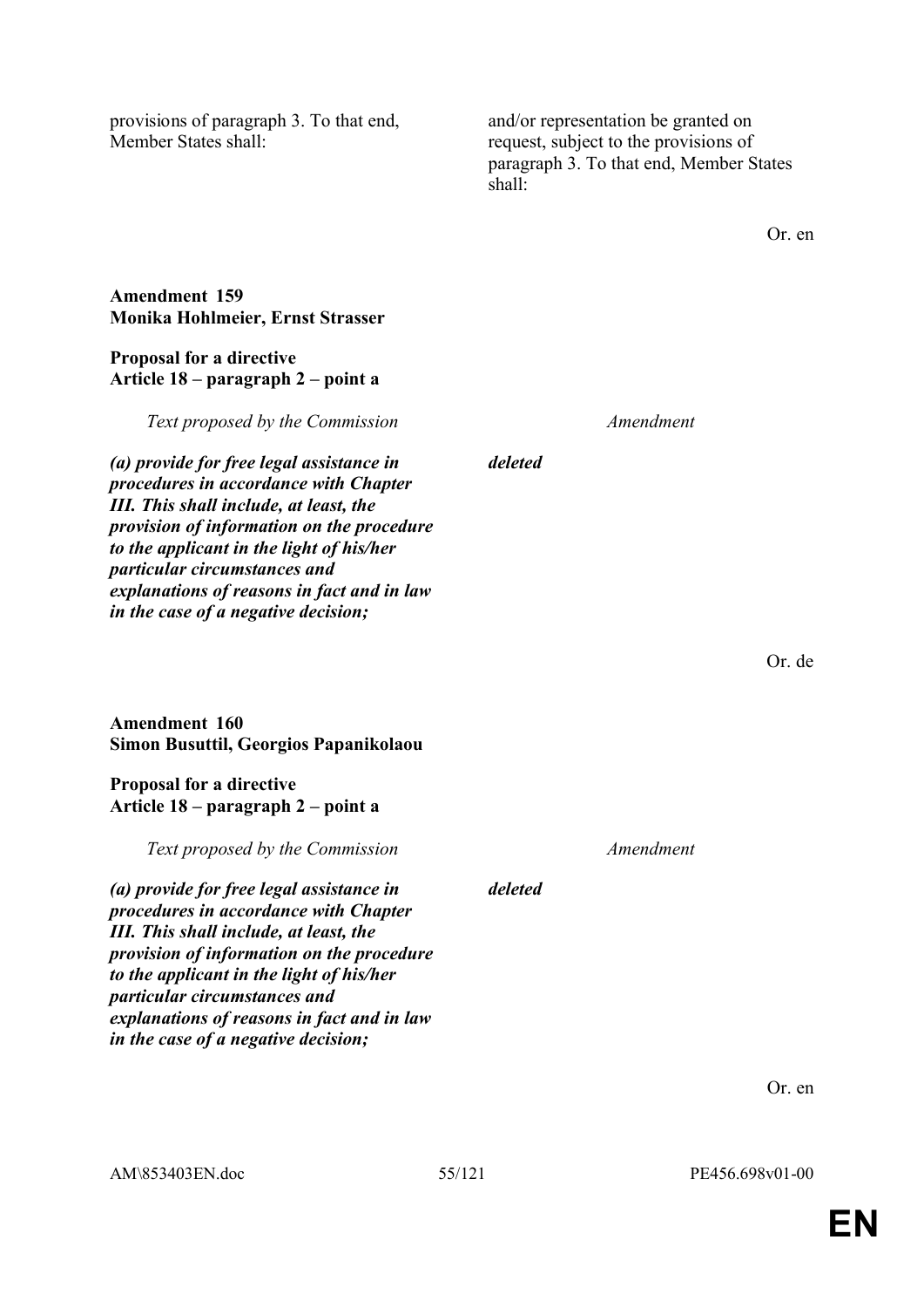| | |
|---|---|
| provisions of paragraph 3. To that end, Member States shall: | and/or representation be granted on request, subject to the provisions of paragraph 3. To that end, Member States shall: |

Or. en

**Amendment 159**
**Monika Hohlmeier, Ernst Strasser**

**Proposal for a directive**
**Article 18 – paragraph 2 – point a**

| *Text proposed by the Commission* | *Amendment* |
|---|---|
| ***(a) provide for free legal assistance in procedures in accordance with Chapter III. This shall include, at least, the provision of information on the procedure to the applicant in the light of his/her particular circumstances and explanations of reasons in fact and in law in the case of a negative decision;*** | ***deleted*** |

Or. de

**Amendment 160**
**Simon Busuttil, Georgios Papanikolaou**

**Proposal for a directive**
**Article 18 – paragraph 2 – point a**

| *Text proposed by the Commission* | *Amendment* |
|---|---|
| ***(a) provide for free legal assistance in procedures in accordance with Chapter III. This shall include, at least, the provision of information on the procedure to the applicant in the light of his/her particular circumstances and explanations of reasons in fact and in law in the case of a negative decision;*** | ***deleted*** |

Or. en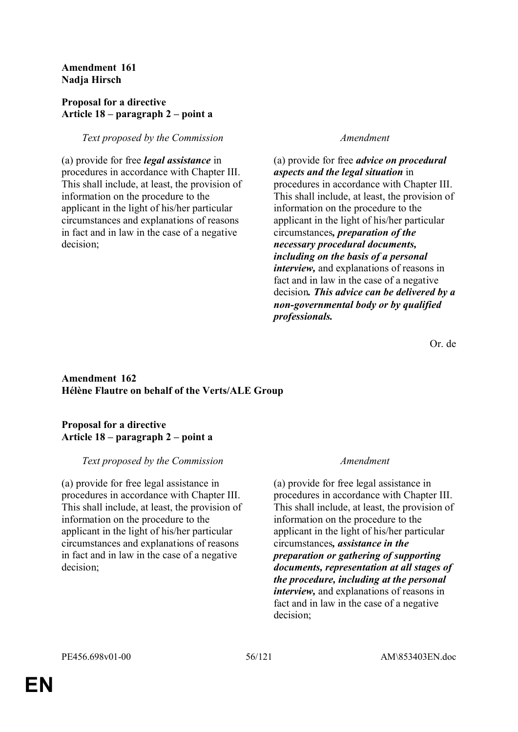**Amendment 161**
**Nadja Hirsch**

**Proposal for a directive**
**Article 18 – paragraph 2 – point a**

| *Text proposed by the Commission* | *Amendment* |
|---|---|
| (a) provide for free ***legal assistance*** in procedures in accordance with Chapter III. This shall include, at least, the provision of information on the procedure to the applicant in the light of his/her particular circumstances and explanations of reasons in fact and in law in the case of a negative decision; | (a) provide for free ***advice on procedural aspects and the legal situation*** in procedures in accordance with Chapter III. This shall include, at least, the provision of information on the procedure to the applicant in the light of his/her particular circumstances***, preparation of the necessary procedural documents, including on the basis of a personal interview,*** and explanations of reasons in fact and in law in the case of a negative decision***. This advice can be delivered by a non-governmental body or by qualified professionals.*** |

Or. de

**Amendment 162**
**Hélène Flautre on behalf of the Verts/ALE Group**

**Proposal for a directive**
**Article 18 – paragraph 2 – point a**

| *Text proposed by the Commission* | *Amendment* |
|---|---|
| (a) provide for free legal assistance in procedures in accordance with Chapter III. This shall include, at least, the provision of information on the procedure to the applicant in the light of his/her particular circumstances and explanations of reasons in fact and in law in the case of a negative decision; | (a) provide for free legal assistance in procedures in accordance with Chapter III. This shall include, at least, the provision of information on the procedure to the applicant in the light of his/her particular circumstances***, assistance in the preparation or gathering of supporting documents, representation at all stages of the procedure, including at the personal interview,*** and explanations of reasons in fact and in law in the case of a negative decision; |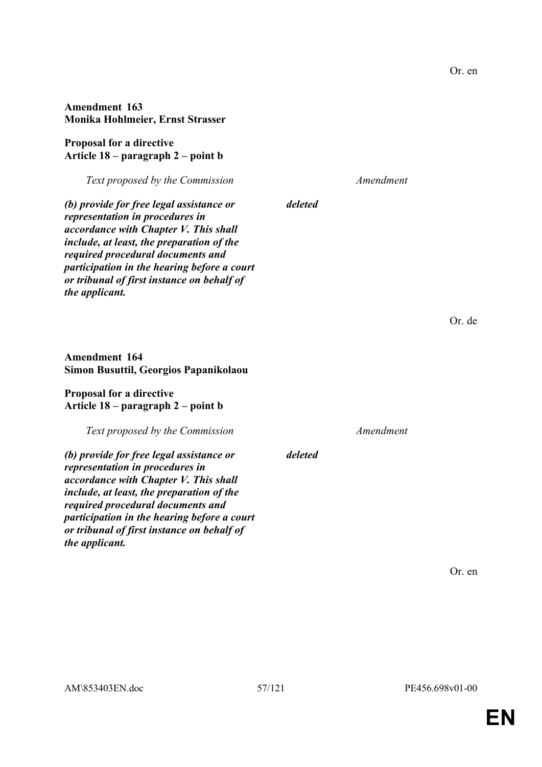Or. en

**Amendment 163**
**Monika Hohlmeier, Ernst Strasser**

**Proposal for a directive**
**Article 18 – paragraph 2 – point b**

| *Text proposed by the Commission* | *Amendment* |
|---|---|
| ***(b) provide for free legal assistance or representation in procedures in accordance with Chapter V. This shall include, at least, the preparation of the required procedural documents and participation in the hearing before a court or tribunal of first instance on behalf of the applicant.*** | ***deleted*** |

Or. de

**Amendment 164**
**Simon Busuttil, Georgios Papanikolaou**

**Proposal for a directive**
**Article 18 – paragraph 2 – point b**

| *Text proposed by the Commission* | *Amendment* |
|---|---|
| ***(b) provide for free legal assistance or representation in procedures in accordance with Chapter V. This shall include, at least, the preparation of the required procedural documents and participation in the hearing before a court or tribunal of first instance on behalf of the applicant.*** | ***deleted*** |

Or. en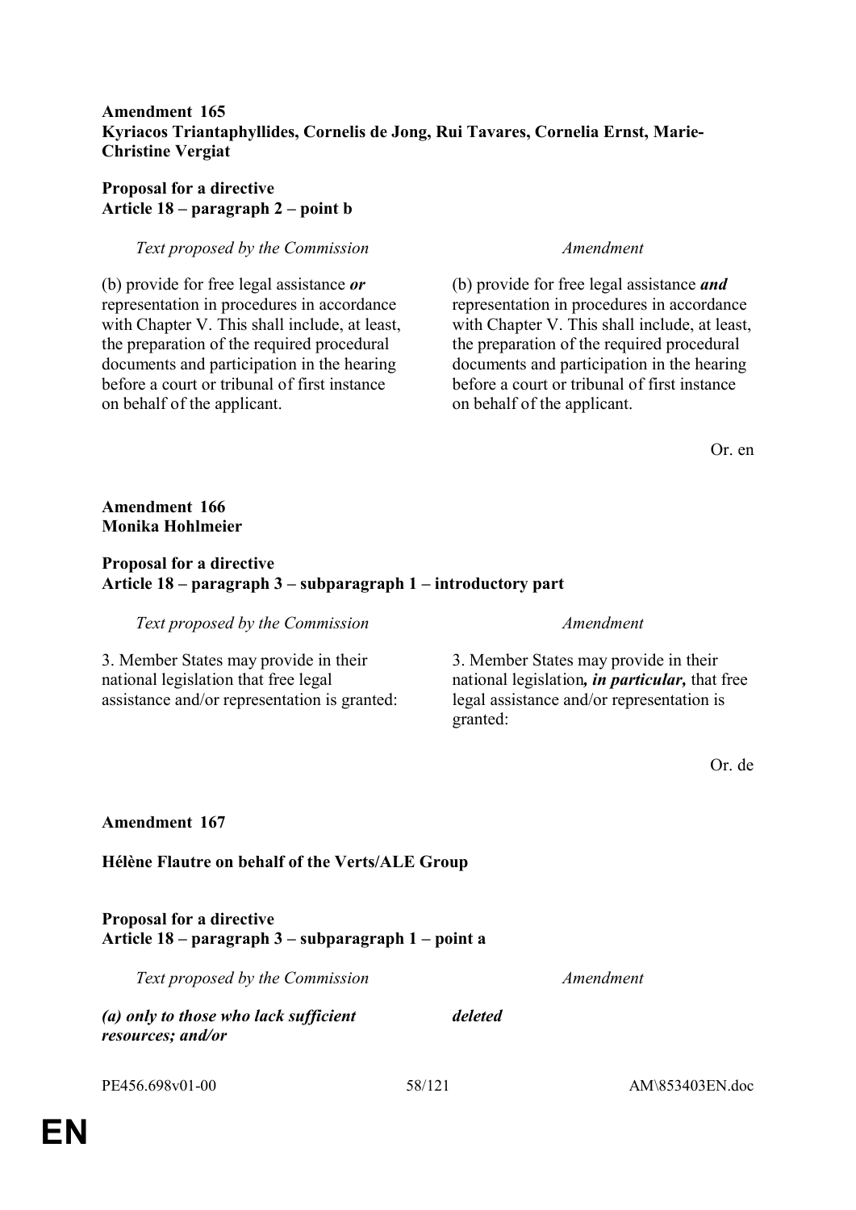**Amendment 165**
**Kyriacos Triantaphyllides, Cornelis de Jong, Rui Tavares, Cornelia Ernst, Marie-Christine Vergiat**

**Proposal for a directive**
**Article 18 – paragraph 2 – point b**

| *Text proposed by the Commission* | *Amendment* |
|---|---|
| (b) provide for free legal assistance ***or*** representation in procedures in accordance with Chapter V. This shall include, at least, the preparation of the required procedural documents and participation in the hearing before a court or tribunal of first instance on behalf of the applicant. | (b) provide for free legal assistance ***and*** representation in procedures in accordance with Chapter V. This shall include, at least, the preparation of the required procedural documents and participation in the hearing before a court or tribunal of first instance on behalf of the applicant. |

Or. en

**Amendment 166**
**Monika Hohlmeier**

**Proposal for a directive**
**Article 18 – paragraph 3 – subparagraph 1 – introductory part**

| *Text proposed by the Commission* | *Amendment* |
|---|---|
| 3. Member States may provide in their national legislation that free legal assistance and/or representation is granted: | 3. Member States may provide in their national legislation***, in particular,*** that free legal assistance and/or representation is granted: |

Or. de

**Amendment 167**

**Hélène Flautre on behalf of the Verts/ALE Group**

**Proposal for a directive**
**Article 18 – paragraph 3 – subparagraph 1 – point a**

| *Text proposed by the Commission* | *Amendment* |
|---|---|
| ***(a) only to those who lack sufficient resources; and/or*** | ***deleted*** |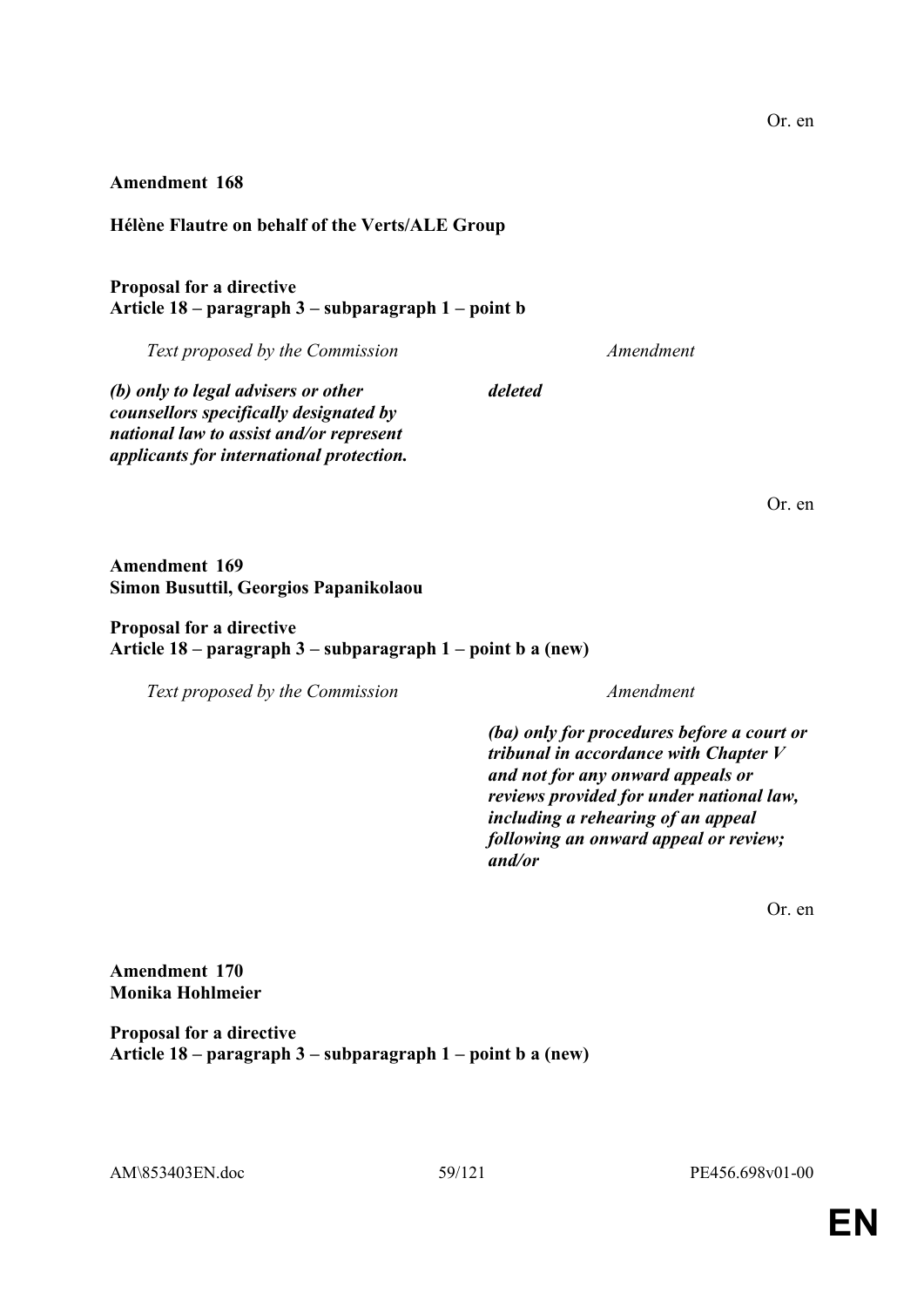Or. en

**Amendment 168**

**Hélène Flautre on behalf of the Verts/ALE Group**

**Proposal for a directive**
**Article 18 – paragraph 3 – subparagraph 1 – point b**

| *Text proposed by the Commission* | *Amendment* |
|---|---|
| ***(b) only to legal advisers or other counsellors specifically designated by national law to assist and/or represent applicants for international protection.*** | ***deleted*** |

Or. en

**Amendment 169**
**Simon Busuttil, Georgios Papanikolaou**

**Proposal for a directive**
**Article 18 – paragraph 3 – subparagraph 1 – point b a (new)**

| *Text proposed by the Commission* | *Amendment* |
|---|---|
| | ***(ba) only for procedures before a court or tribunal in accordance with Chapter V and not for any onward appeals or reviews provided for under national law, including a rehearing of an appeal following an onward appeal or review; and/or*** |

Or. en

**Amendment 170**
**Monika Hohlmeier**

**Proposal for a directive**
**Article 18 – paragraph 3 – subparagraph 1 – point b a (new)**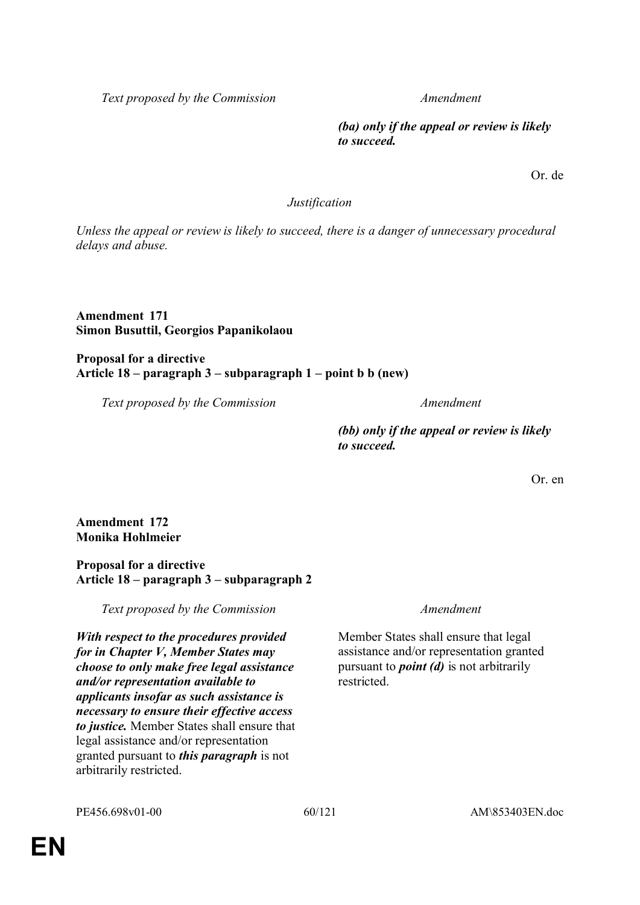| Text proposed by the Commission | Amendment |
|---|---|
| | ***(ba) only if the appeal or review is likely to succeed.*** |

Or. de

*Justification*

*Unless the appeal or review is likely to succeed, there is a danger of unnecessary procedural delays and abuse.*

**Amendment 171**
**Simon Busuttil, Georgios Papanikolaou**

**Proposal for a directive**
**Article 18 – paragraph 3 – subparagraph 1 – point b b (new)**

| Text proposed by the Commission | Amendment |
|---|---|
| | ***(bb) only if the appeal or review is likely to succeed.*** |

Or. en

**Amendment 172**
**Monika Hohlmeier**

**Proposal for a directive**
**Article 18 – paragraph 3 – subparagraph 2**

| Text proposed by the Commission | Amendment |
|---|---|
| ***With respect to the procedures provided for in Chapter V, Member States may choose to only make free legal assistance and/or representation available to applicants insofar as such assistance is necessary to ensure their effective access to justice.*** Member States shall ensure that legal assistance and/or representation granted pursuant to ***this paragraph*** is not arbitrarily restricted. | Member States shall ensure that legal assistance and/or representation granted pursuant to ***point (d)*** is not arbitrarily restricted. |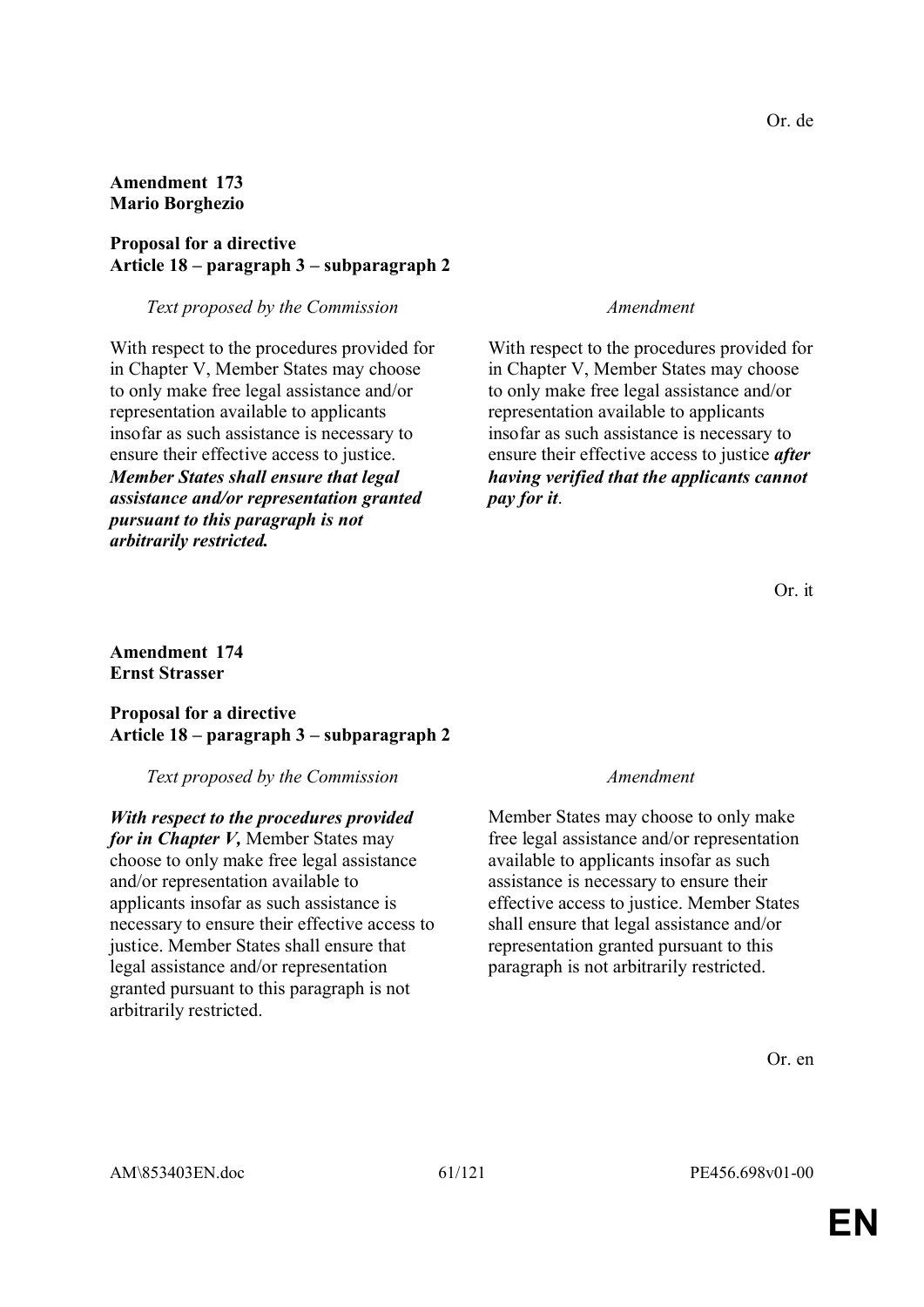Or. de

**Amendment 173**
**Mario Borghezio**

**Proposal for a directive**
**Article 18 – paragraph 3 – subparagraph 2**

| *Text proposed by the Commission* | *Amendment* |
| --- | --- |
| With respect to the procedures provided for in Chapter V, Member States may choose to only make free legal assistance and/or representation available to applicants insofar as such assistance is necessary to ensure their effective access to justice. ***Member States shall ensure that legal assistance and/or representation granted pursuant to this paragraph is not arbitrarily restricted.*** | With respect to the procedures provided for in Chapter V, Member States may choose to only make free legal assistance and/or representation available to applicants insofar as such assistance is necessary to ensure their effective access to justice ***after having verified that the applicants cannot pay for it***. |

Or. it

**Amendment 174**
**Ernst Strasser**

**Proposal for a directive**
**Article 18 – paragraph 3 – subparagraph 2**

| *Text proposed by the Commission* | *Amendment* |
| --- | --- |
| ***With respect to the procedures provided for in Chapter V,*** Member States may choose to only make free legal assistance and/or representation available to applicants insofar as such assistance is necessary to ensure their effective access to justice. Member States shall ensure that legal assistance and/or representation granted pursuant to this paragraph is not arbitrarily restricted. | Member States may choose to only make free legal assistance and/or representation available to applicants insofar as such assistance is necessary to ensure their effective access to justice. Member States shall ensure that legal assistance and/or representation granted pursuant to this paragraph is not arbitrarily restricted. |

Or. en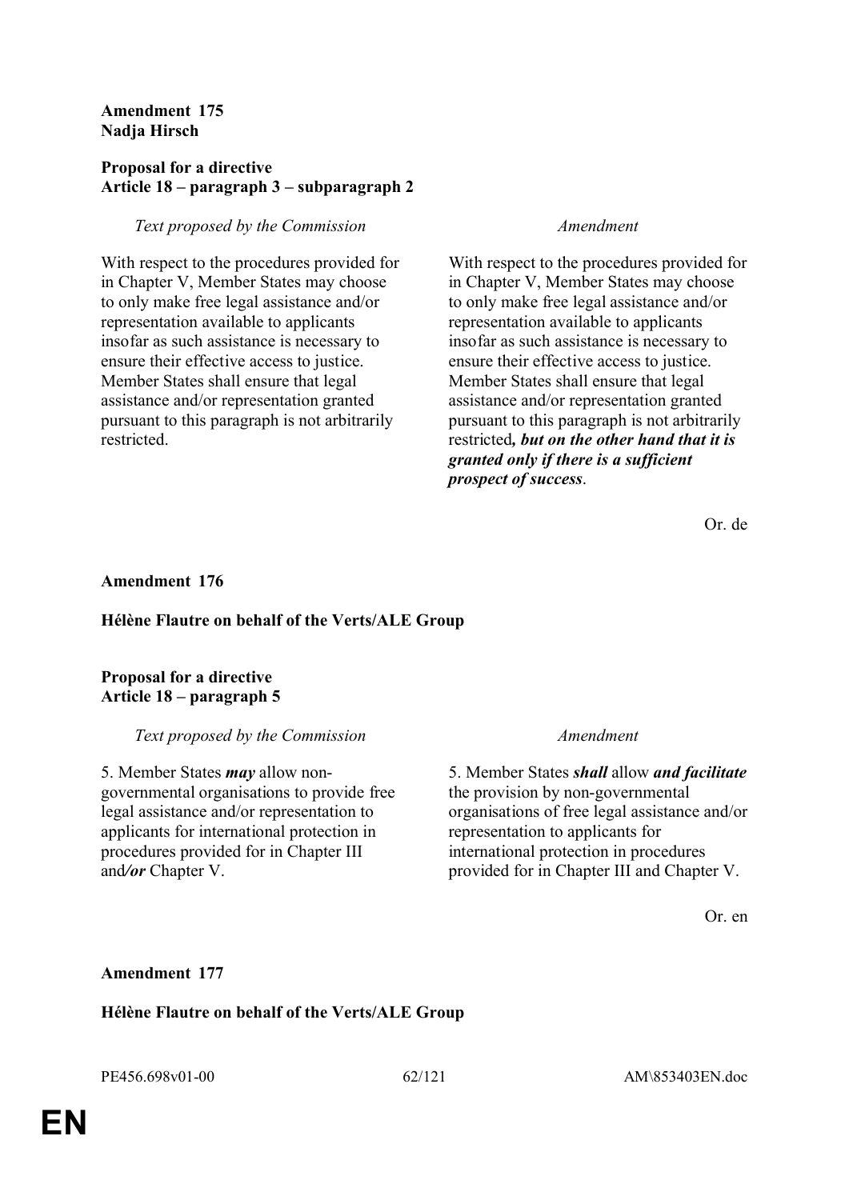**Amendment 175**
**Nadja Hirsch**

**Proposal for a directive**
**Article 18 – paragraph 3 – subparagraph 2**

| *Text proposed by the Commission* | *Amendment* |
| --- | --- |
| With respect to the procedures provided for in Chapter V, Member States may choose to only make free legal assistance and/or representation available to applicants insofar as such assistance is necessary to ensure their effective access to justice. Member States shall ensure that legal assistance and/or representation granted pursuant to this paragraph is not arbitrarily restricted. | With respect to the procedures provided for in Chapter V, Member States may choose to only make free legal assistance and/or representation available to applicants insofar as such assistance is necessary to ensure their effective access to justice. Member States shall ensure that legal assistance and/or representation granted pursuant to this paragraph is not arbitrarily restricted***, but on the other hand that it is granted only if there is a sufficient prospect of success***. |

Or. de

**Amendment 176**

**Hélène Flautre on behalf of the Verts/ALE Group**

**Proposal for a directive**
**Article 18 – paragraph 5**

| *Text proposed by the Commission* | *Amendment* |
| --- | --- |
| 5. Member States ***may*** allow non-governmental organisations to provide free legal assistance and/or representation to applicants for international protection in procedures provided for in Chapter III and***/or*** Chapter V. | 5. Member States ***shall*** allow ***and facilitate*** the provision by non-governmental organisations of free legal assistance and/or representation to applicants for international protection in procedures provided for in Chapter III and Chapter V. |

Or. en

**Amendment 177**

**Hélène Flautre on behalf of the Verts/ALE Group**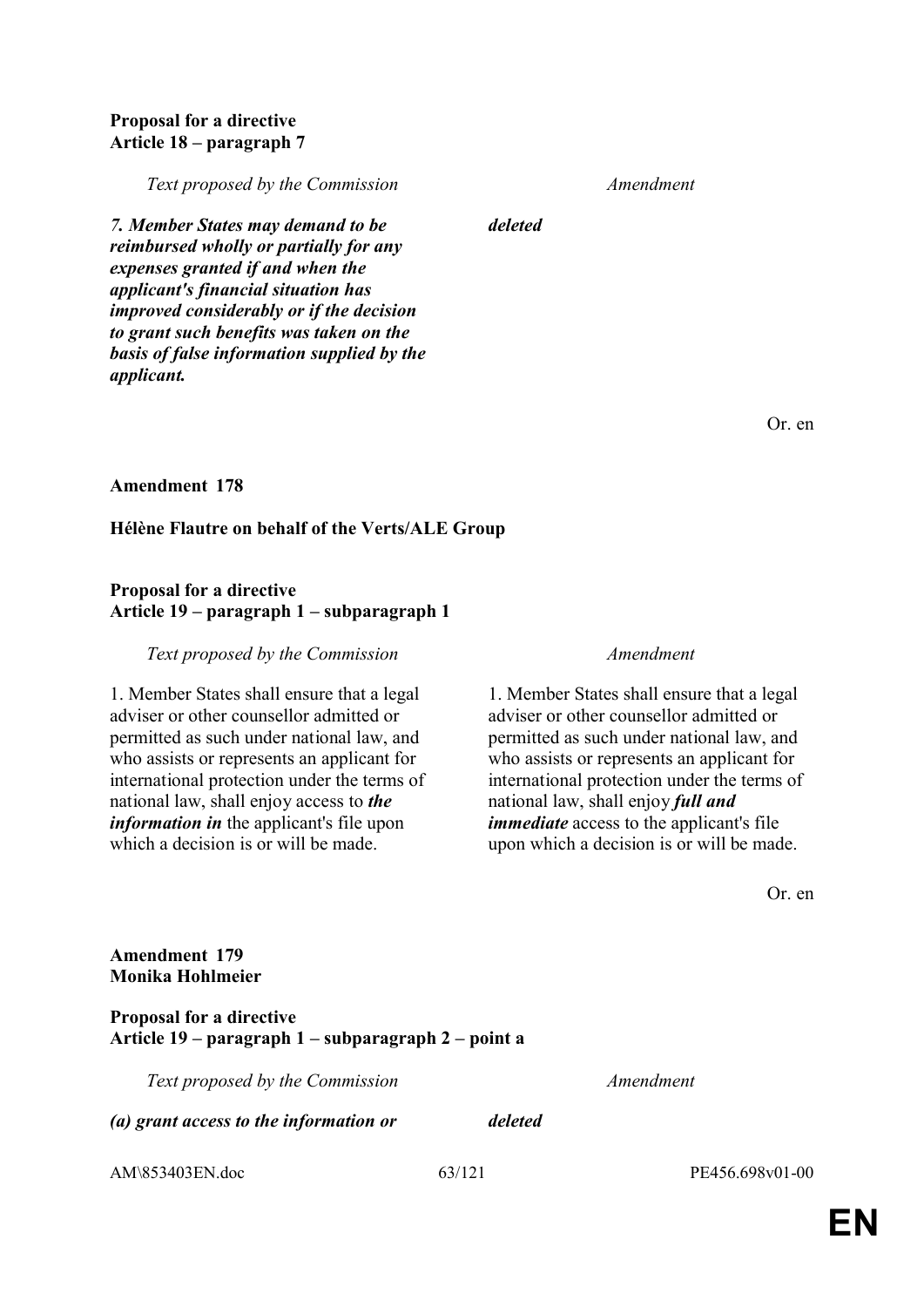**Proposal for a directive**
**Article 18 – paragraph 7**

| *Text proposed by the Commission* | *Amendment* |
| --- | --- |
| ***7. Member States may demand to be reimbursed wholly or partially for any expenses granted if and when the applicant's financial situation has improved considerably or if the decision to grant such benefits was taken on the basis of false information supplied by the applicant.*** | ***deleted*** |

Or. en

**Amendment 178**

**Hélène Flautre on behalf of the Verts/ALE Group**

**Proposal for a directive**
**Article 19 – paragraph 1 – subparagraph 1**

| *Text proposed by the Commission* | *Amendment* |
| --- | --- |
| 1. Member States shall ensure that a legal adviser or other counsellor admitted or permitted as such under national law, and who assists or represents an applicant for international protection under the terms of national law, shall enjoy access to ***the information in*** the applicant's file upon which a decision is or will be made. | 1. Member States shall ensure that a legal adviser or other counsellor admitted or permitted as such under national law, and who assists or represents an applicant for international protection under the terms of national law, shall enjoy ***full and immediate*** access to the applicant's file upon which a decision is or will be made. |

Or. en

**Amendment 179**
**Monika Hohlmeier**

**Proposal for a directive**
**Article 19 – paragraph 1 – subparagraph 2 – point a**

| *Text proposed by the Commission* | *Amendment* |
| --- | --- |
| ***(a) grant access to the information or*** | ***deleted*** |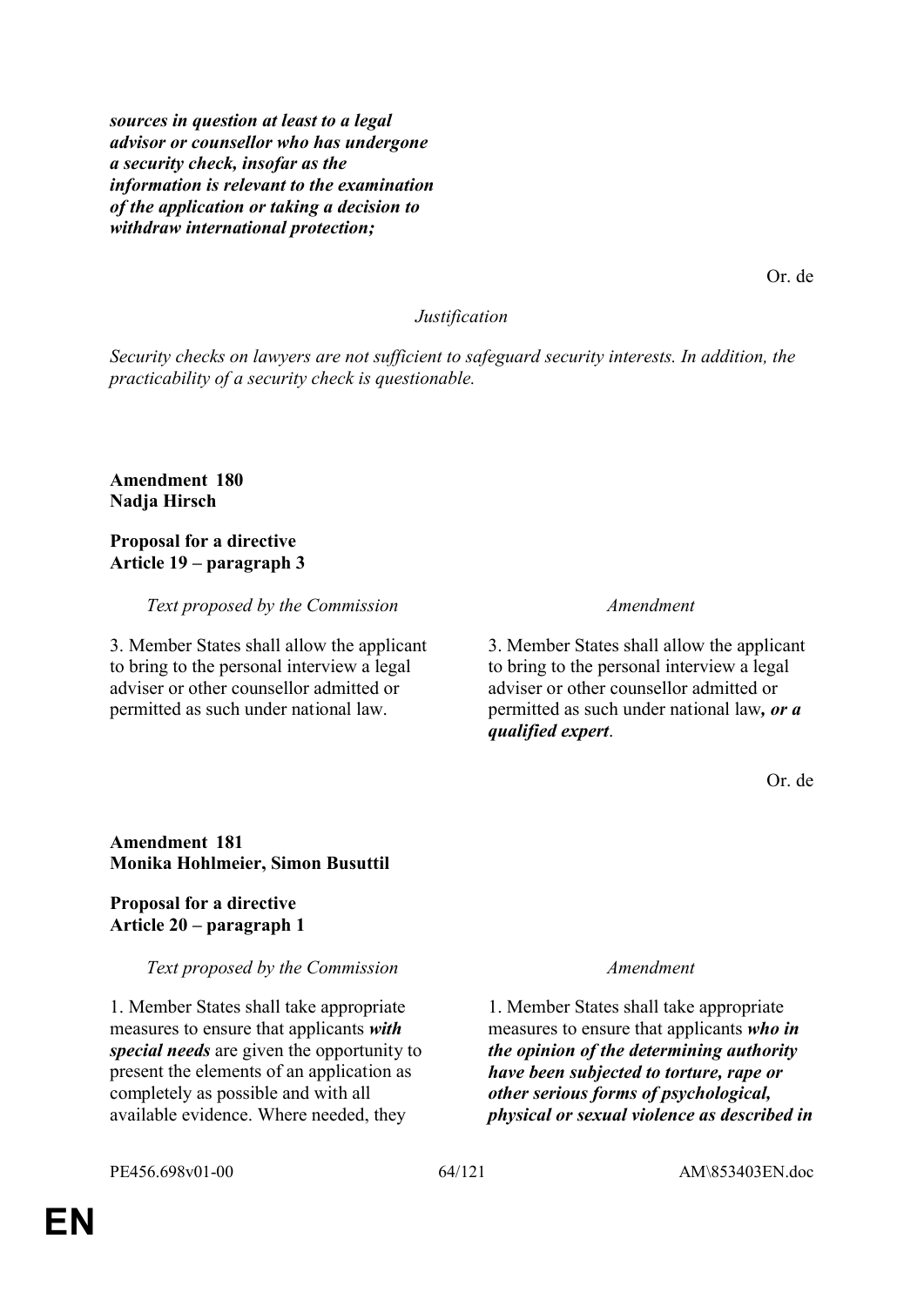***sources in question at least to a legal advisor or counsellor who has undergone a security check, insofar as the information is relevant to the examination of the application or taking a decision to withdraw international protection;***

Or. de

*Justification*

*Security checks on lawyers are not sufficient to safeguard security interests. In addition, the practicability of a security check is questionable.*

**Amendment 180**
**Nadja Hirsch**

**Proposal for a directive**
**Article 19 – paragraph 3**

| *Text proposed by the Commission* | *Amendment* |
|---|---|
| 3. Member States shall allow the applicant to bring to the personal interview a legal adviser or other counsellor admitted or permitted as such under national law. | 3. Member States shall allow the applicant to bring to the personal interview a legal adviser or other counsellor admitted or permitted as such under national law***, or a qualified expert***. |

Or. de

**Amendment 181**
**Monika Hohlmeier, Simon Busuttil**

**Proposal for a directive**
**Article 20 – paragraph 1**

| *Text proposed by the Commission* | *Amendment* |
|---|---|
| 1. Member States shall take appropriate measures to ensure that applicants ***with special needs*** are given the opportunity to present the elements of an application as completely as possible and with all available evidence. Where needed, they | 1. Member States shall take appropriate measures to ensure that applicants ***who in the opinion of the determining authority have been subjected to torture, rape or other serious forms of psychological, physical or sexual violence as described in*** |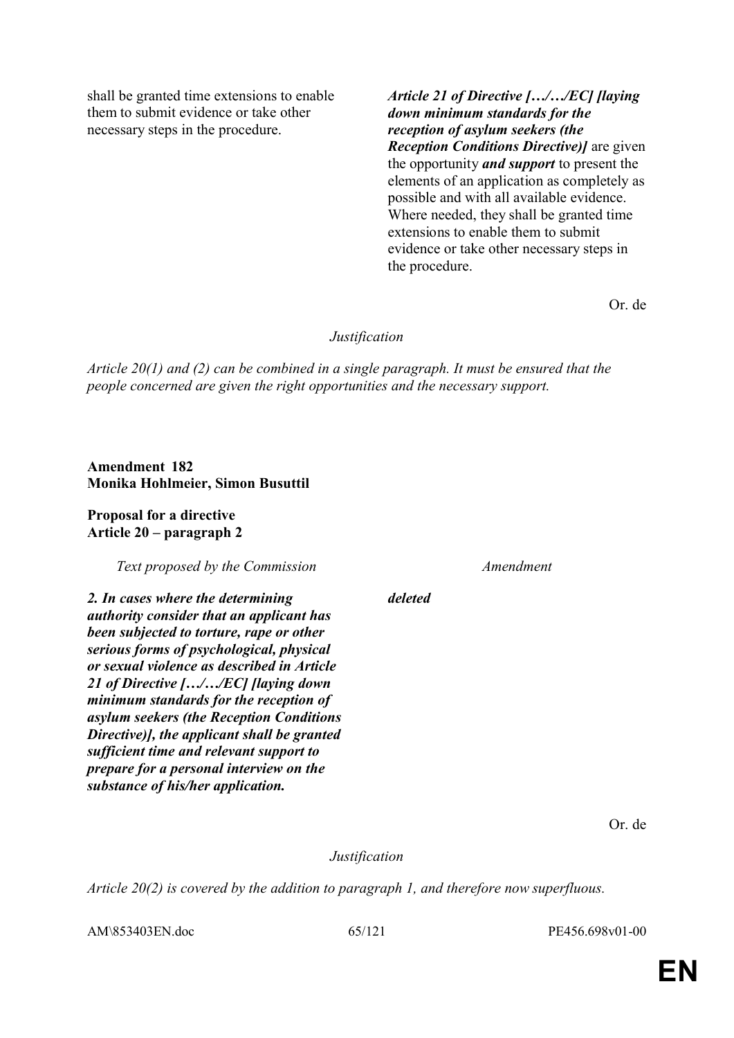| | |
|---|---|
| shall be granted time extensions to enable them to submit evidence or take other necessary steps in the procedure. | ***Article 21 of Directive […/…/EC] [laying down minimum standards for the reception of asylum seekers (the Reception Conditions Directive)]*** are given the opportunity ***and support*** to present the elements of an application as completely as possible and with all available evidence. Where needed, they shall be granted time extensions to enable them to submit evidence or take other necessary steps in the procedure. |

Or. de

*Justification*

*Article 20(1) and (2) can be combined in a single paragraph. It must be ensured that the people concerned are given the right opportunities and the necessary support.*

**Amendment 182**
**Monika Hohlmeier, Simon Busuttil**

**Proposal for a directive**
**Article 20 – paragraph 2**

| *Text proposed by the Commission* | *Amendment* |
|---|---|
| ***2. In cases where the determining authority consider that an applicant has been subjected to torture, rape or other serious forms of psychological, physical or sexual violence as described in Article 21 of Directive […/…/EC] [laying down minimum standards for the reception of asylum seekers (the Reception Conditions Directive)], the applicant shall be granted sufficient time and relevant support to prepare for a personal interview on the substance of his/her application.*** | ***deleted*** |

Or. de

*Justification*

*Article 20(2) is covered by the addition to paragraph 1, and therefore now superfluous.*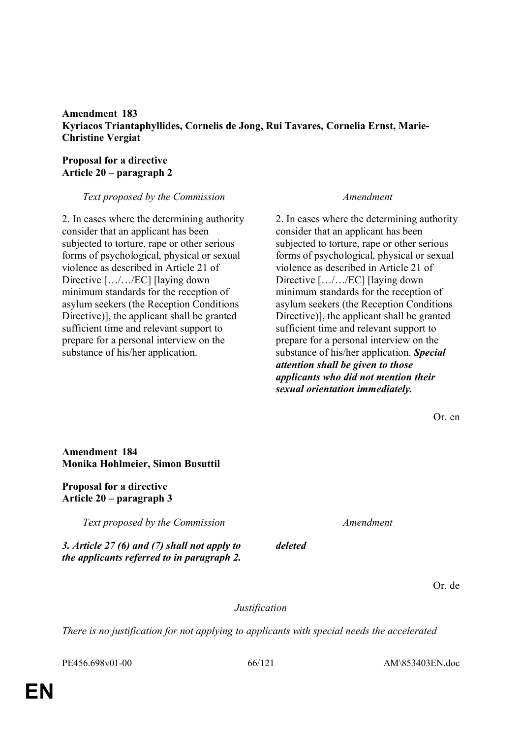**Amendment 183**
**Kyriacos Triantaphyllides, Cornelis de Jong, Rui Tavares, Cornelia Ernst, Marie-Christine Vergiat**

**Proposal for a directive**
**Article 20 – paragraph 2**

| *Text proposed by the Commission* | *Amendment* |
|---|---|
| 2. In cases where the determining authority consider that an applicant has been subjected to torture, rape or other serious forms of psychological, physical or sexual violence as described in Article 21 of Directive […/…/EC] [laying down minimum standards for the reception of asylum seekers (the Reception Conditions Directive)], the applicant shall be granted sufficient time and relevant support to prepare for a personal interview on the substance of his/her application. | 2. In cases where the determining authority consider that an applicant has been subjected to torture, rape or other serious forms of psychological, physical or sexual violence as described in Article 21 of Directive […/…/EC] [laying down minimum standards for the reception of asylum seekers (the Reception Conditions Directive)], the applicant shall be granted sufficient time and relevant support to prepare for a personal interview on the substance of his/her application. ***Special attention shall be given to those applicants who did not mention their sexual orientation immediately.*** |

Or. en

**Amendment 184**
**Monika Hohlmeier, Simon Busuttil**

**Proposal for a directive**
**Article 20 – paragraph 3**

| *Text proposed by the Commission* | *Amendment* |
|---|---|
| ***3. Article 27 (6) and (7) shall not apply to the applicants referred to in paragraph 2.*** | ***deleted*** |

Or. de

*Justification*

*There is no justification for not applying to applicants with special needs the accelerated*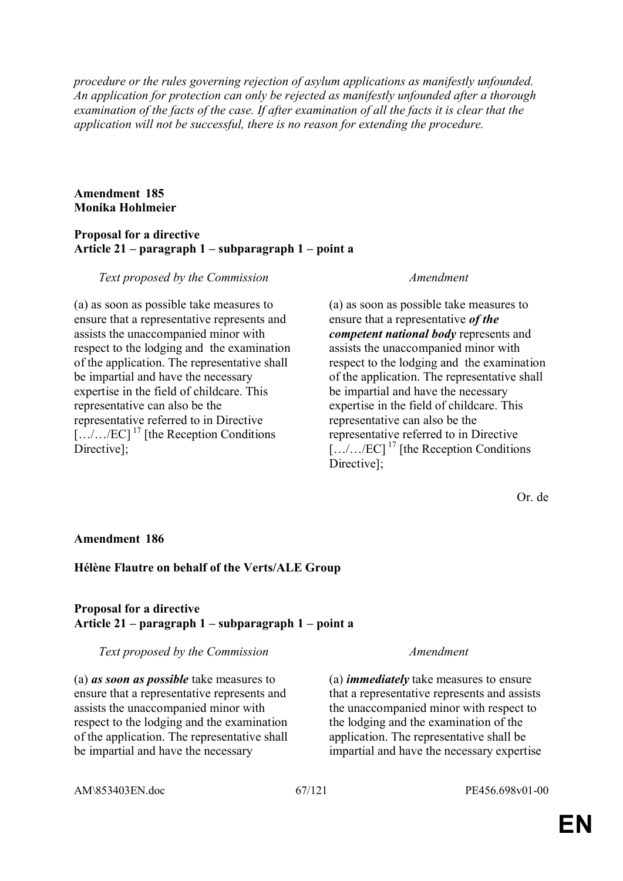*procedure or the rules governing rejection of asylum applications as manifestly unfounded. An application for protection can only be rejected as manifestly unfounded after a thorough examination of the facts of the case. If after examination of all the facts it is clear that the application will not be successful, there is no reason for extending the procedure.*

**Amendment 185**
**Monika Hohlmeier**

**Proposal for a directive**
**Article 21 – paragraph 1 – subparagraph 1 – point a**

| *Text proposed by the Commission* | *Amendment* |
| --- | --- |
| (a) as soon as possible take measures to ensure that a representative represents and assists the unaccompanied minor with respect to the lodging and the examination of the application. The representative shall be impartial and have the necessary expertise in the field of childcare. This representative can also be the representative referred to in Directive […/…/EC] [17] [the Reception Conditions Directive]; | (a) as soon as possible take measures to ensure that a representative ***of the competent national body*** represents and assists the unaccompanied minor with respect to the lodging and the examination of the application. The representative shall be impartial and have the necessary expertise in the field of childcare. This representative can also be the representative referred to in Directive […/…/EC] [17] [the Reception Conditions Directive]; |

Or. de

**Amendment 186**

**Hélène Flautre on behalf of the Verts/ALE Group**

**Proposal for a directive**
**Article 21 – paragraph 1 – subparagraph 1 – point a**

| *Text proposed by the Commission* | *Amendment* |
| --- | --- |
| (a) ***as soon as possible*** take measures to ensure that a representative represents and assists the unaccompanied minor with respect to the lodging and the examination of the application. The representative shall be impartial and have the necessary | (a) ***immediately*** take measures to ensure that a representative represents and assists the unaccompanied minor with respect to the lodging and the examination of the application. The representative shall be impartial and have the necessary expertise |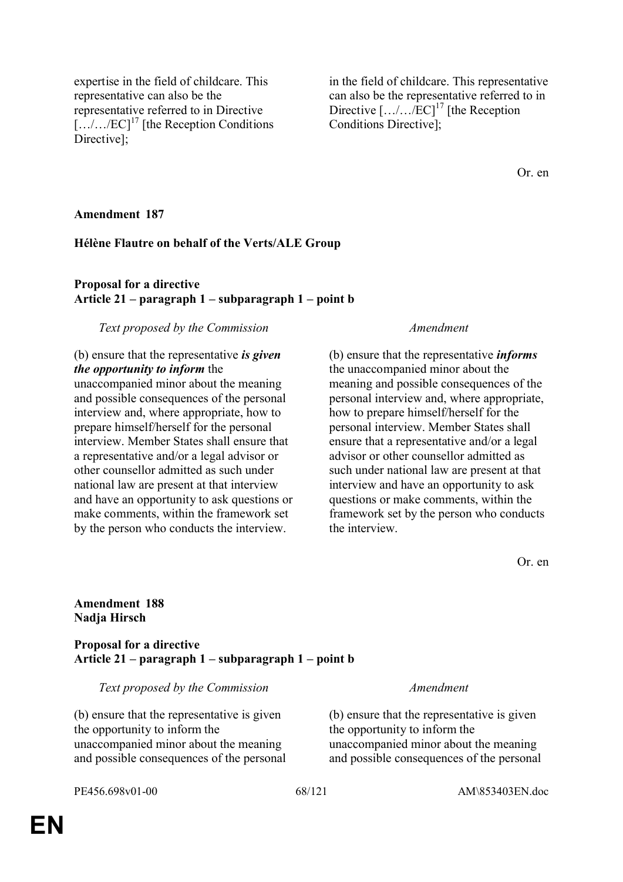| | |
|---|---|
| expertise in the field of childcare. This representative can also be the representative referred to in Directive […/…/EC][17] [the Reception Conditions Directive]; | in the field of childcare. This representative can also be the representative referred to in Directive […/…/EC][17] [the Reception Conditions Directive]; |

Or. en

**Amendment 187**

**Hélène Flautre on behalf of the Verts/ALE Group**

**Proposal for a directive**
**Article 21 – paragraph 1 – subparagraph 1 – point b**

| *Text proposed by the Commission* | *Amendment* |
|---|---|
| (b) ensure that the representative ***is given the opportunity to inform*** the unaccompanied minor about the meaning and possible consequences of the personal interview and, where appropriate, how to prepare himself/herself for the personal interview. Member States shall ensure that a representative and/or a legal advisor or other counsellor admitted as such under national law are present at that interview and have an opportunity to ask questions or make comments, within the framework set by the person who conducts the interview. | (b) ensure that the representative ***informs*** the unaccompanied minor about the meaning and possible consequences of the personal interview and, where appropriate, how to prepare himself/herself for the personal interview. Member States shall ensure that a representative and/or a legal advisor or other counsellor admitted as such under national law are present at that interview and have an opportunity to ask questions or make comments, within the framework set by the person who conducts the interview. |

Or. en

**Amendment 188**
**Nadja Hirsch**

**Proposal for a directive**
**Article 21 – paragraph 1 – subparagraph 1 – point b**

| *Text proposed by the Commission* | *Amendment* |
|---|---|
| (b) ensure that the representative is given the opportunity to inform the unaccompanied minor about the meaning and possible consequences of the personal | (b) ensure that the representative is given the opportunity to inform the unaccompanied minor about the meaning and possible consequences of the personal |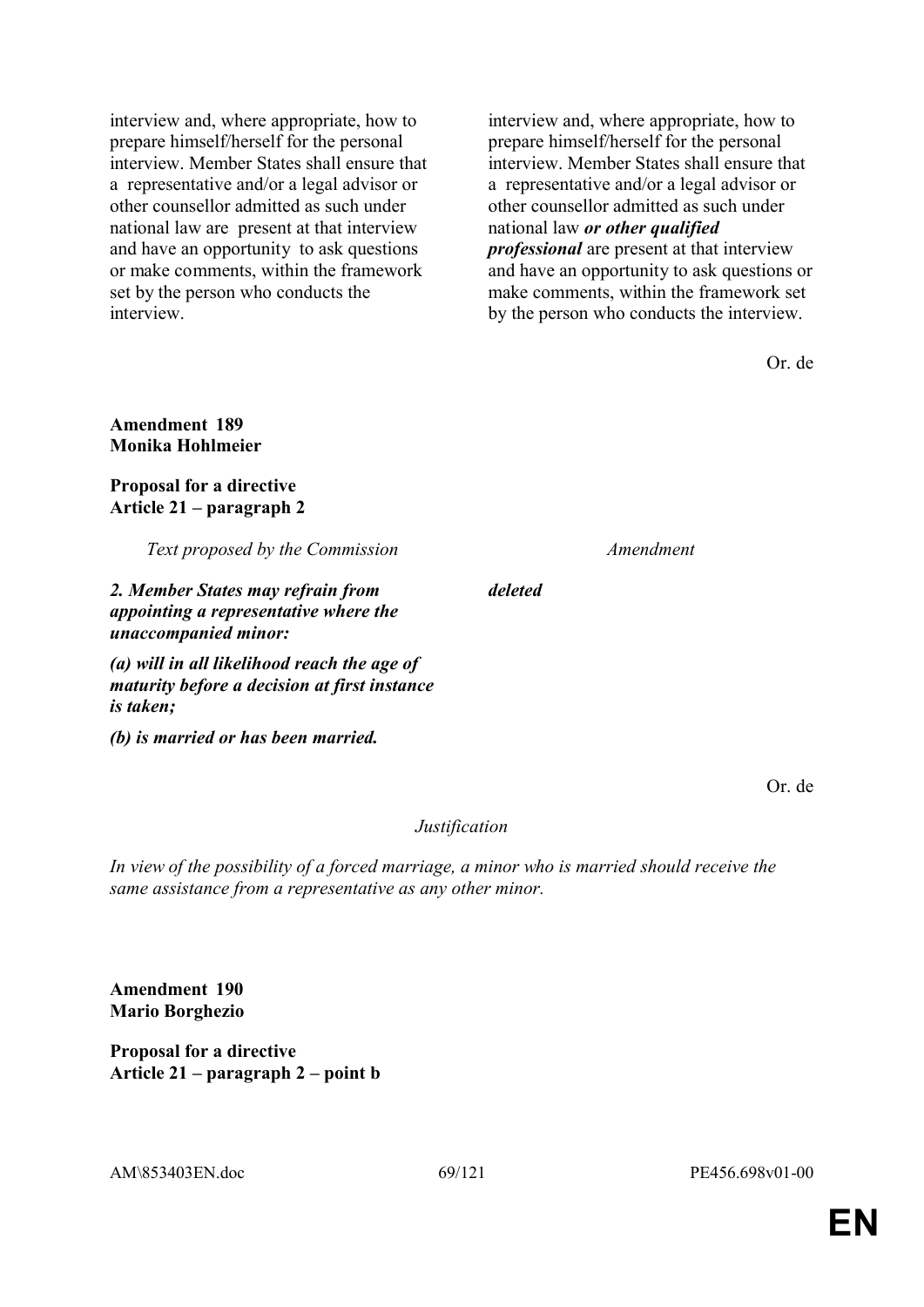| | |
|---|---|
| interview and, where appropriate, how to prepare himself/herself for the personal interview. Member States shall ensure that a representative and/or a legal advisor or other counsellor admitted as such under national law are present at that interview and have an opportunity to ask questions or make comments, within the framework set by the person who conducts the interview. | interview and, where appropriate, how to prepare himself/herself for the personal interview. Member States shall ensure that a representative and/or a legal advisor or other counsellor admitted as such under national law ***or other qualified professional*** are present at that interview and have an opportunity to ask questions or make comments, within the framework set by the person who conducts the interview. |

Or. de

**Amendment 189**
**Monika Hohlmeier**

**Proposal for a directive**
**Article 21 – paragraph 2**

| *Text proposed by the Commission* | *Amendment* |
|---|---|
| ***2. Member States may refrain from appointing a representative where the unaccompanied minor:*** | ***deleted*** |
| ***(a) will in all likelihood reach the age of maturity before a decision at first instance is taken;*** | |
| ***(b) is married or has been married.*** | |

Or. de

*Justification*

*In view of the possibility of a forced marriage, a minor who is married should receive the same assistance from a representative as any other minor.*

**Amendment 190**
**Mario Borghezio**

**Proposal for a directive**
**Article 21 – paragraph 2 – point b**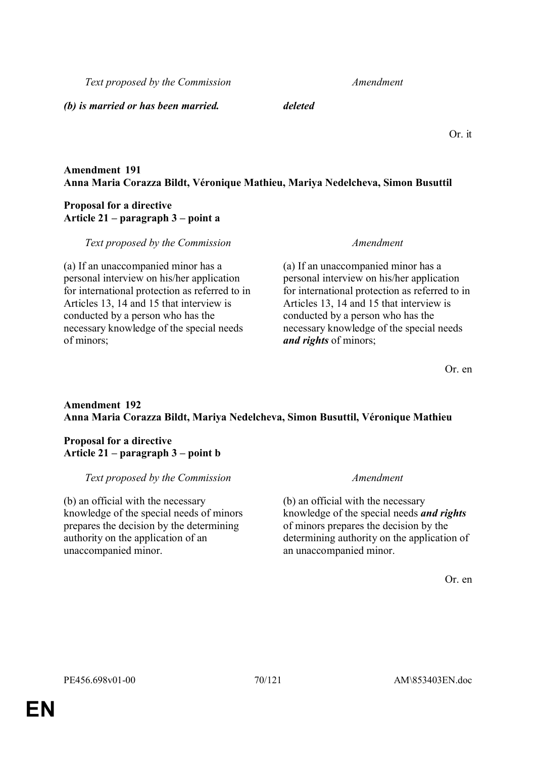| *Text proposed by the Commission* | *Amendment* |
|---|---|
| ***(b) is married or has been married.*** | ***deleted*** |

Or. it

**Amendment 191**
**Anna Maria Corazza Bildt, Véronique Mathieu, Mariya Nedelcheva, Simon Busuttil**

**Proposal for a directive**
**Article 21 – paragraph 3 – point a**

| *Text proposed by the Commission* | *Amendment* |
|---|---|
| (a) If an unaccompanied minor has a personal interview on his/her application for international protection as referred to in Articles 13, 14 and 15 that interview is conducted by a person who has the necessary knowledge of the special needs of minors; | (a) If an unaccompanied minor has a personal interview on his/her application for international protection as referred to in Articles 13, 14 and 15 that interview is conducted by a person who has the necessary knowledge of the special needs ***and rights*** of minors; |

Or. en

**Amendment 192**
**Anna Maria Corazza Bildt, Mariya Nedelcheva, Simon Busuttil, Véronique Mathieu**

**Proposal for a directive**
**Article 21 – paragraph 3 – point b**

| *Text proposed by the Commission* | *Amendment* |
|---|---|
| (b) an official with the necessary knowledge of the special needs of minors prepares the decision by the determining authority on the application of an unaccompanied minor. | (b) an official with the necessary knowledge of the special needs ***and rights*** of minors prepares the decision by the determining authority on the application of an unaccompanied minor. |

Or. en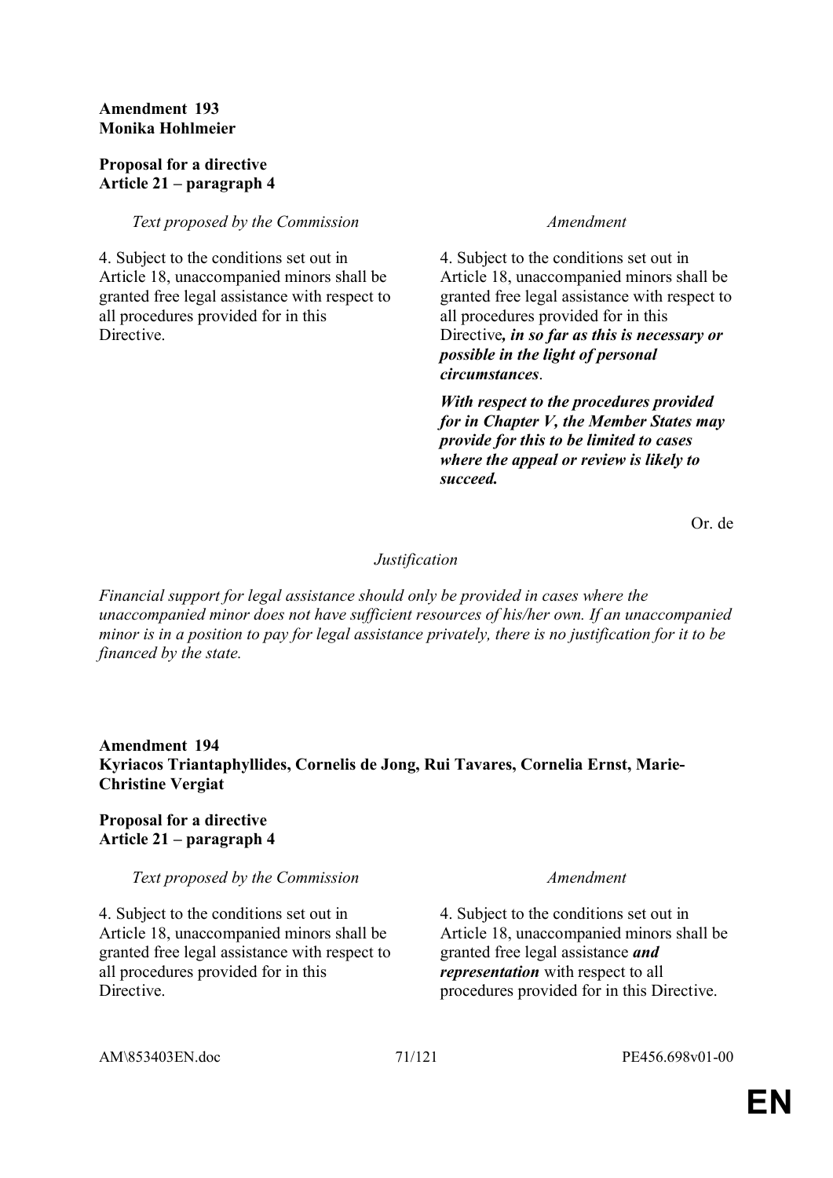**Amendment 193**
**Monika Hohlmeier**

**Proposal for a directive**
**Article 21 – paragraph 4**

| *Text proposed by the Commission* | *Amendment* |
|---|---|
| 4. Subject to the conditions set out in Article 18, unaccompanied minors shall be granted free legal assistance with respect to all procedures provided for in this Directive. | 4. Subject to the conditions set out in Article 18, unaccompanied minors shall be granted free legal assistance with respect to all procedures provided for in this Directive***, in so far as this is necessary or possible in the light of personal circumstances***. |
| | ***With respect to the procedures provided for in Chapter V, the Member States may provide for this to be limited to cases where the appeal or review is likely to succeed.*** |

Or. de

*Justification*

*Financial support for legal assistance should only be provided in cases where the unaccompanied minor does not have sufficient resources of his/her own. If an unaccompanied minor is in a position to pay for legal assistance privately, there is no justification for it to be financed by the state.*

**Amendment 194**
**Kyriacos Triantaphyllides, Cornelis de Jong, Rui Tavares, Cornelia Ernst, Marie-Christine Vergiat**

**Proposal for a directive**
**Article 21 – paragraph 4**

| *Text proposed by the Commission* | *Amendment* |
|---|---|
| 4. Subject to the conditions set out in Article 18, unaccompanied minors shall be granted free legal assistance with respect to all procedures provided for in this Directive. | 4. Subject to the conditions set out in Article 18, unaccompanied minors shall be granted free legal assistance ***and representation*** with respect to all procedures provided for in this Directive. |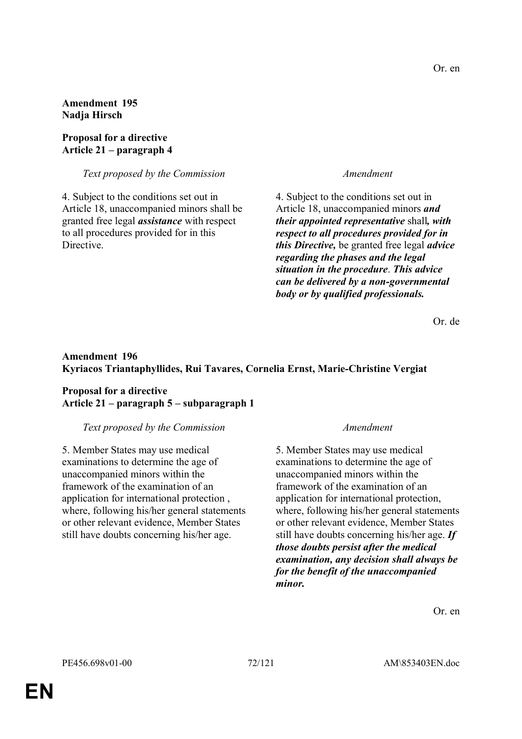Or. en

**Amendment 195**
**Nadja Hirsch**

**Proposal for a directive**
**Article 21 – paragraph 4**

| *Text proposed by the Commission* | *Amendment* |
|---|---|
| 4. Subject to the conditions set out in Article 18, unaccompanied minors shall be granted free legal ***assistance*** with respect to all procedures provided for in this Directive. | 4. Subject to the conditions set out in Article 18, unaccompanied minors ***and their appointed representative*** shall***, with respect to all procedures provided for in this Directive,*** be granted free legal ***advice regarding the phases and the legal situation in the procedure***. ***This advice can be delivered by a non-governmental body or by qualified professionals.*** |

Or. de

**Amendment 196**
**Kyriacos Triantaphyllides, Rui Tavares, Cornelia Ernst, Marie-Christine Vergiat**

**Proposal for a directive**
**Article 21 – paragraph 5 – subparagraph 1**

| *Text proposed by the Commission* | *Amendment* |
|---|---|
| 5. Member States may use medical examinations to determine the age of unaccompanied minors within the framework of the examination of an application for international protection , where, following his/her general statements or other relevant evidence, Member States still have doubts concerning his/her age. | 5. Member States may use medical examinations to determine the age of unaccompanied minors within the framework of the examination of an application for international protection, where, following his/her general statements or other relevant evidence, Member States still have doubts concerning his/her age. ***If those doubts persist after the medical examination, any decision shall always be for the benefit of the unaccompanied minor.*** |

Or. en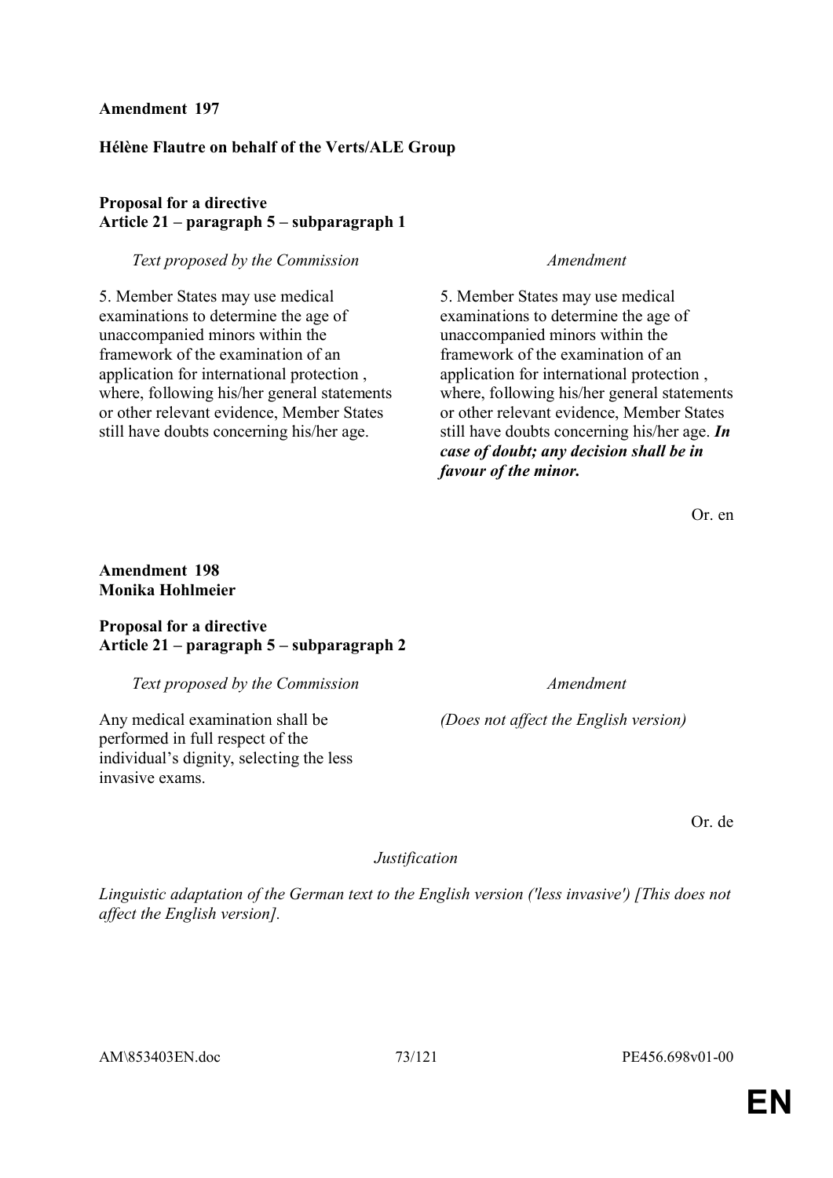**Amendment 197**

**Hélène Flautre on behalf of the Verts/ALE Group**

**Proposal for a directive**
**Article 21 – paragraph 5 – subparagraph 1**

| *Text proposed by the Commission* | *Amendment* |
|---|---|
| 5. Member States may use medical examinations to determine the age of unaccompanied minors within the framework of the examination of an application for international protection , where, following his/her general statements or other relevant evidence, Member States still have doubts concerning his/her age. | 5. Member States may use medical examinations to determine the age of unaccompanied minors within the framework of the examination of an application for international protection , where, following his/her general statements or other relevant evidence, Member States still have doubts concerning his/her age. ***In case of doubt; any decision shall be in favour of the minor.*** |

Or. en

**Amendment 198**
**Monika Hohlmeier**

**Proposal for a directive**
**Article 21 – paragraph 5 – subparagraph 2**

| *Text proposed by the Commission* | *Amendment* |
|---|---|
| Any medical examination shall be performed in full respect of the individual's dignity, selecting the less invasive exams. | *(Does not affect the English version)* |

Or. de

*Justification*

*Linguistic adaptation of the German text to the English version ('less invasive') [This does not affect the English version].*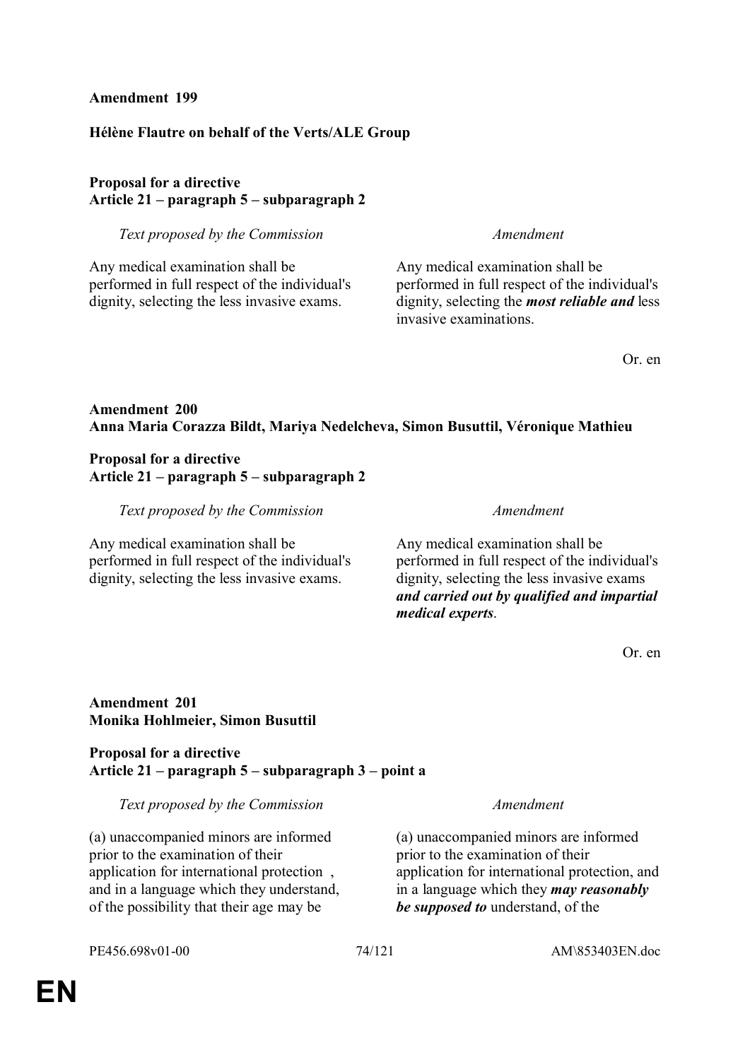**Amendment 199**

**Hélène Flautre on behalf of the Verts/ALE Group**

**Proposal for a directive**
**Article 21 – paragraph 5 – subparagraph 2**

| *Text proposed by the Commission* | *Amendment* |
| --- | --- |
| Any medical examination shall be performed in full respect of the individual's dignity, selecting the less invasive exams. | Any medical examination shall be performed in full respect of the individual's dignity, selecting the ***most reliable and*** less invasive examinations. |

Or. en

**Amendment 200**
**Anna Maria Corazza Bildt, Mariya Nedelcheva, Simon Busuttil, Véronique Mathieu**

**Proposal for a directive**
**Article 21 – paragraph 5 – subparagraph 2**

| *Text proposed by the Commission* | *Amendment* |
| --- | --- |
| Any medical examination shall be performed in full respect of the individual's dignity, selecting the less invasive exams. | Any medical examination shall be performed in full respect of the individual's dignity, selecting the less invasive exams ***and carried out by qualified and impartial medical experts***. |

Or. en

**Amendment 201**
**Monika Hohlmeier, Simon Busuttil**

**Proposal for a directive**
**Article 21 – paragraph 5 – subparagraph 3 – point a**

| *Text proposed by the Commission* | *Amendment* |
| --- | --- |
| (a) unaccompanied minors are informed prior to the examination of their application for international protection , and in a language which they understand, of the possibility that their age may be | (a) unaccompanied minors are informed prior to the examination of their application for international protection, and in a language which they ***may reasonably be supposed to*** understand, of the |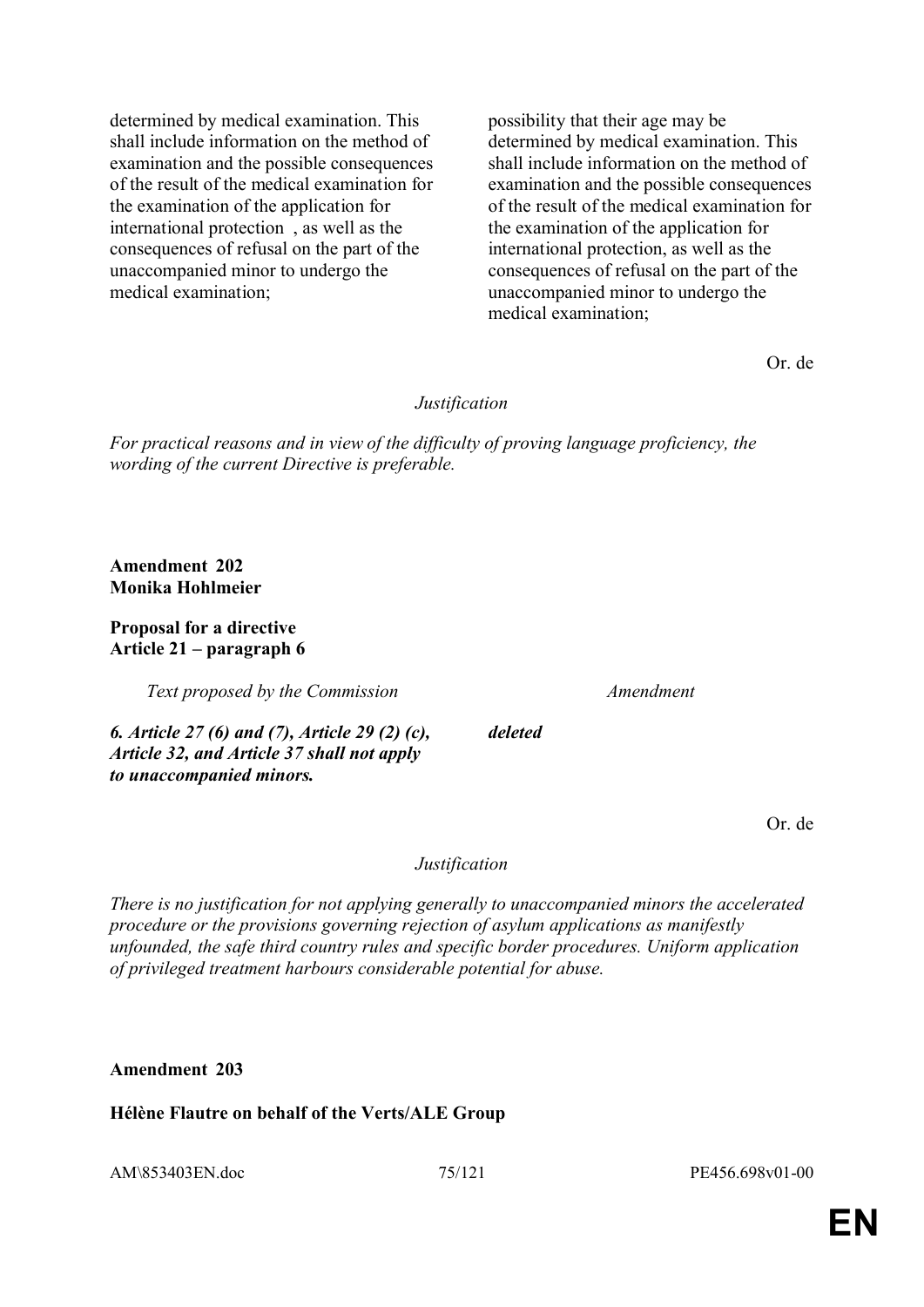| | |
|---|---|
| determined by medical examination. This shall include information on the method of examination and the possible consequences of the result of the medical examination for the examination of the application for international protection , as well as the consequences of refusal on the part of the unaccompanied minor to undergo the medical examination; | possibility that their age may be determined by medical examination. This shall include information on the method of examination and the possible consequences of the result of the medical examination for the examination of the application for international protection, as well as the consequences of refusal on the part of the unaccompanied minor to undergo the medical examination; |

Or. de

*Justification*

*For practical reasons and in view of the difficulty of proving language proficiency, the wording of the current Directive is preferable.*

**Amendment 202**
**Monika Hohlmeier**

**Proposal for a directive**
**Article 21 – paragraph 6**

| *Text proposed by the Commission* | *Amendment* |
|---|---|
| ***6. Article 27 (6) and (7), Article 29 (2) (c), Article 32, and Article 37 shall not apply to unaccompanied minors.*** | ***deleted*** |

Or. de

*Justification*

*There is no justification for not applying generally to unaccompanied minors the accelerated procedure or the provisions governing rejection of asylum applications as manifestly unfounded, the safe third country rules and specific border procedures. Uniform application of privileged treatment harbours considerable potential for abuse.*

**Amendment 203**

**Hélène Flautre on behalf of the Verts/ALE Group**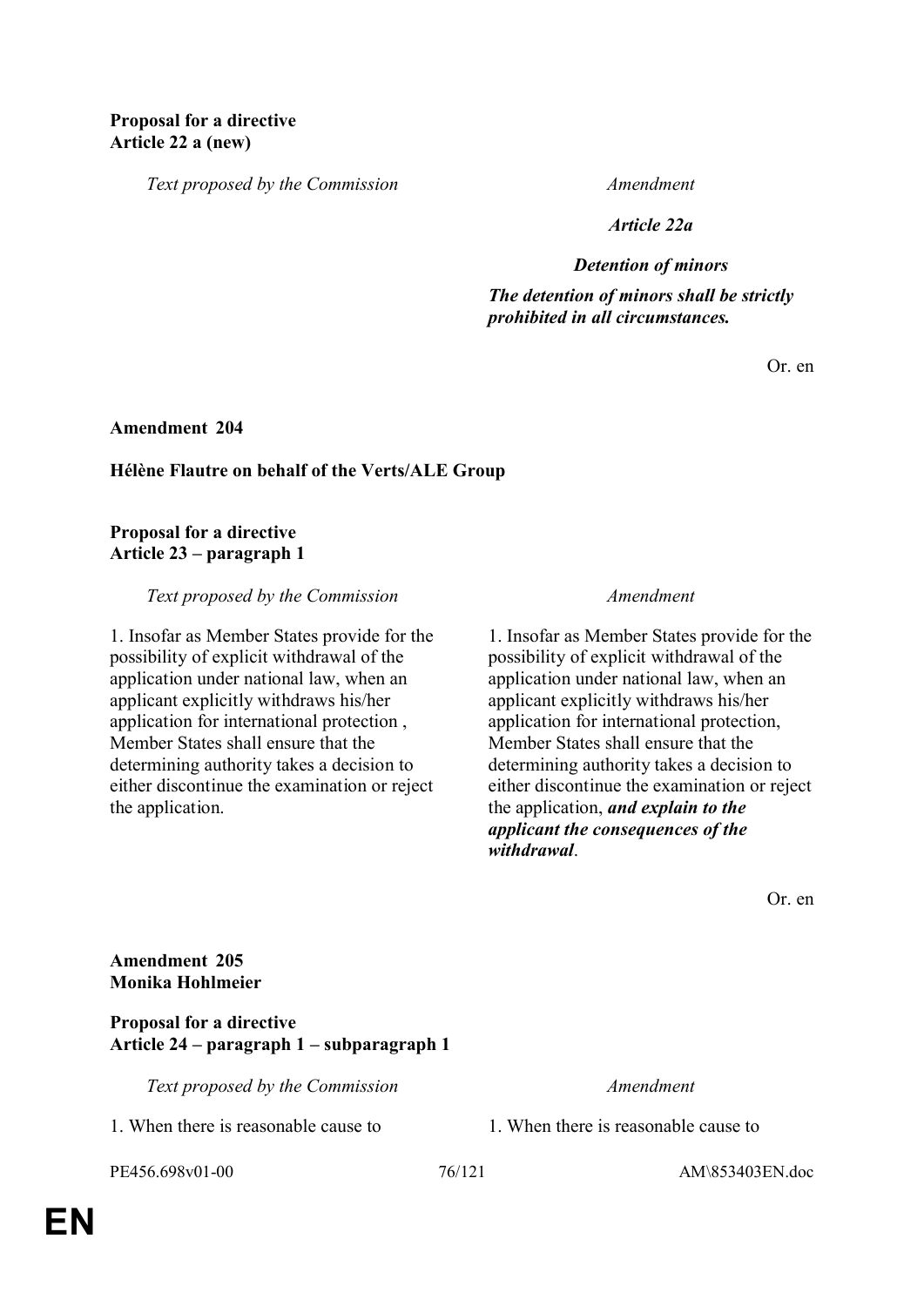**Proposal for a directive**
**Article 22 a (new)**

| *Text proposed by the Commission* | *Amendment* |
| --- | --- |
| | ***Article 22a*** |
| | ***Detention of minors*** |
| | ***The detention of minors shall be strictly prohibited in all circumstances.*** |

Or. en

**Amendment 204**

**Hélène Flautre on behalf of the Verts/ALE Group**

**Proposal for a directive**
**Article 23 – paragraph 1**

| *Text proposed by the Commission* | *Amendment* |
| --- | --- |
| 1. Insofar as Member States provide for the possibility of explicit withdrawal of the application under national law, when an applicant explicitly withdraws his/her application for international protection , Member States shall ensure that the determining authority takes a decision to either discontinue the examination or reject the application. | 1. Insofar as Member States provide for the possibility of explicit withdrawal of the application under national law, when an applicant explicitly withdraws his/her application for international protection, Member States shall ensure that the determining authority takes a decision to either discontinue the examination or reject the application, ***and explain to the applicant the consequences of the withdrawal***. |

Or. en

**Amendment 205**
**Monika Hohlmeier**

**Proposal for a directive**
**Article 24 – paragraph 1 – subparagraph 1**

| *Text proposed by the Commission* | *Amendment* |
| --- | --- |
| 1. When there is reasonable cause to | 1. When there is reasonable cause to |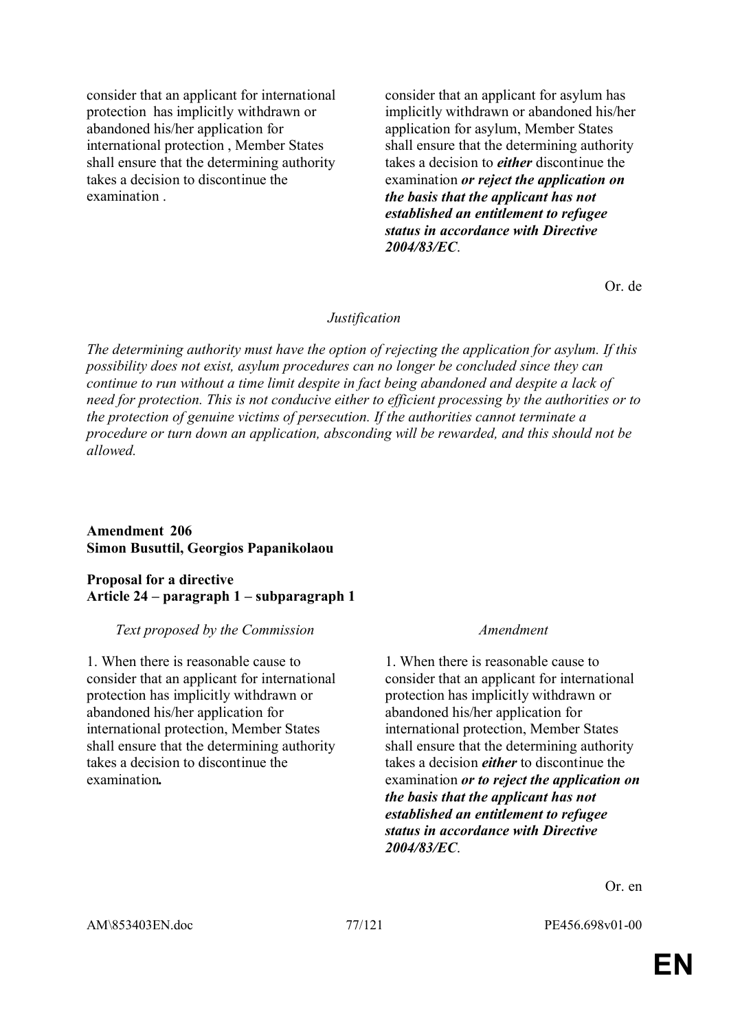| | |
|---|---|
| consider that an applicant for international protection has implicitly withdrawn or abandoned his/her application for international protection , Member States shall ensure that the determining authority takes a decision to discontinue the examination . | consider that an applicant for asylum has implicitly withdrawn or abandoned his/her application for asylum, Member States shall ensure that the determining authority takes a decision to ***either*** discontinue the examination ***or reject the application on the basis that the applicant has not established an entitlement to refugee status in accordance with Directive 2004/83/EC***. |

Or. de

*Justification*

*The determining authority must have the option of rejecting the application for asylum. If this possibility does not exist, asylum procedures can no longer be concluded since they can continue to run without a time limit despite in fact being abandoned and despite a lack of need for protection. This is not conducive either to efficient processing by the authorities or to the protection of genuine victims of persecution. If the authorities cannot terminate a procedure or turn down an application, absconding will be rewarded, and this should not be allowed.*

**Amendment 206**
**Simon Busuttil, Georgios Papanikolaou**

**Proposal for a directive**
**Article 24 – paragraph 1 – subparagraph 1**

| *Text proposed by the Commission* | *Amendment* |
|---|---|
| 1. When there is reasonable cause to consider that an applicant for international protection has implicitly withdrawn or abandoned his/her application for international protection, Member States shall ensure that the determining authority takes a decision to discontinue the examination***.*** | 1. When there is reasonable cause to consider that an applicant for international protection has implicitly withdrawn or abandoned his/her application for international protection, Member States shall ensure that the determining authority takes a decision ***either*** to discontinue the examination ***or to reject the application on the basis that the applicant has not established an entitlement to refugee status in accordance with Directive 2004/83/EC***. |

Or. en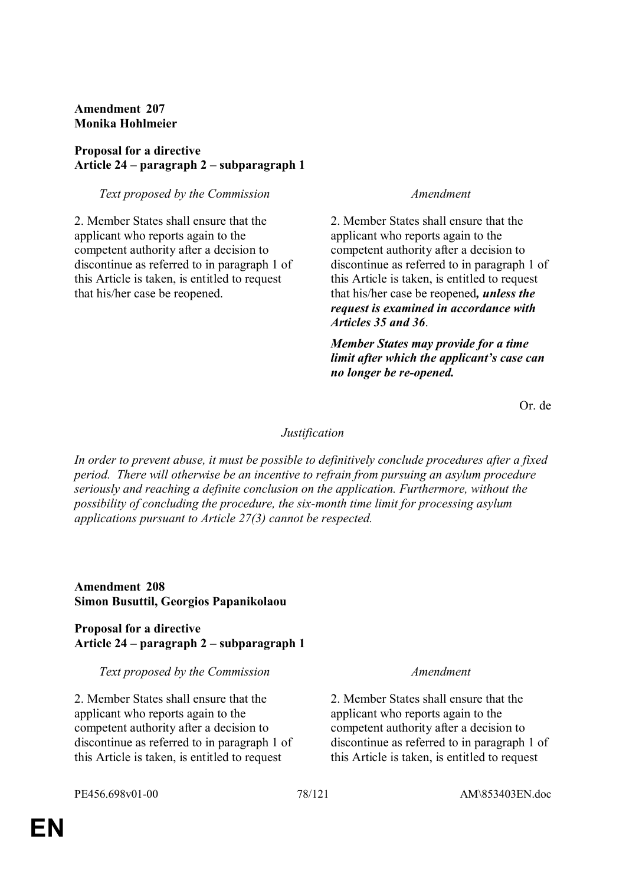**Amendment 207**
**Monika Hohlmeier**

**Proposal for a directive**
**Article 24 – paragraph 2 – subparagraph 1**

| *Text proposed by the Commission* | *Amendment* |
|---|---|
| 2. Member States shall ensure that the applicant who reports again to the competent authority after a decision to discontinue as referred to in paragraph 1 of this Article is taken, is entitled to request that his/her case be reopened. | 2. Member States shall ensure that the applicant who reports again to the competent authority after a decision to discontinue as referred to in paragraph 1 of this Article is taken, is entitled to request that his/her case be reopened***, unless the request is examined in accordance with Articles 35 and 36***. |
| | ***Member States may provide for a time limit after which the applicant's case can no longer be re-opened.*** |

Or. de

*Justification*

*In order to prevent abuse, it must be possible to definitively conclude procedures after a fixed period. There will otherwise be an incentive to refrain from pursuing an asylum procedure seriously and reaching a definite conclusion on the application. Furthermore, without the possibility of concluding the procedure, the six-month time limit for processing asylum applications pursuant to Article 27(3) cannot be respected.*

**Amendment 208**
**Simon Busuttil, Georgios Papanikolaou**

**Proposal for a directive**
**Article 24 – paragraph 2 – subparagraph 1**

| *Text proposed by the Commission* | *Amendment* |
|---|---|
| 2. Member States shall ensure that the applicant who reports again to the competent authority after a decision to discontinue as referred to in paragraph 1 of this Article is taken, is entitled to request | 2. Member States shall ensure that the applicant who reports again to the competent authority after a decision to discontinue as referred to in paragraph 1 of this Article is taken, is entitled to request |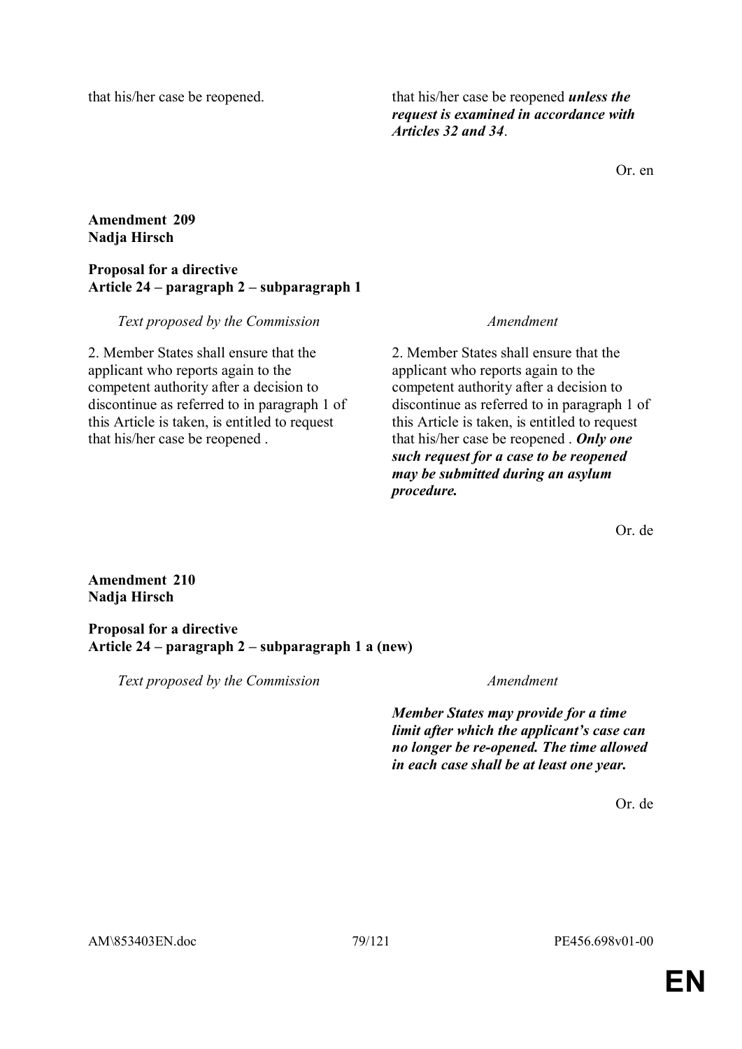| | |
|---|---|
| that his/her case be reopened. | that his/her case be reopened ***unless the request is examined in accordance with Articles 32 and 34***. |

Or. en

**Amendment 209**
**Nadja Hirsch**

**Proposal for a directive**
**Article 24 – paragraph 2 – subparagraph 1**

| *Text proposed by the Commission* | *Amendment* |
|---|---|
| 2. Member States shall ensure that the applicant who reports again to the competent authority after a decision to discontinue as referred to in paragraph 1 of this Article is taken, is entitled to request that his/her case be reopened . | 2. Member States shall ensure that the applicant who reports again to the competent authority after a decision to discontinue as referred to in paragraph 1 of this Article is taken, is entitled to request that his/her case be reopened . ***Only one such request for a case to be reopened may be submitted during an asylum procedure.*** |

Or. de

**Amendment 210**
**Nadja Hirsch**

**Proposal for a directive**
**Article 24 – paragraph 2 – subparagraph 1 a (new)**

| *Text proposed by the Commission* | *Amendment* |
|---|---|
| | ***Member States may provide for a time limit after which the applicant's case can no longer be re-opened. The time allowed in each case shall be at least one year.*** |

Or. de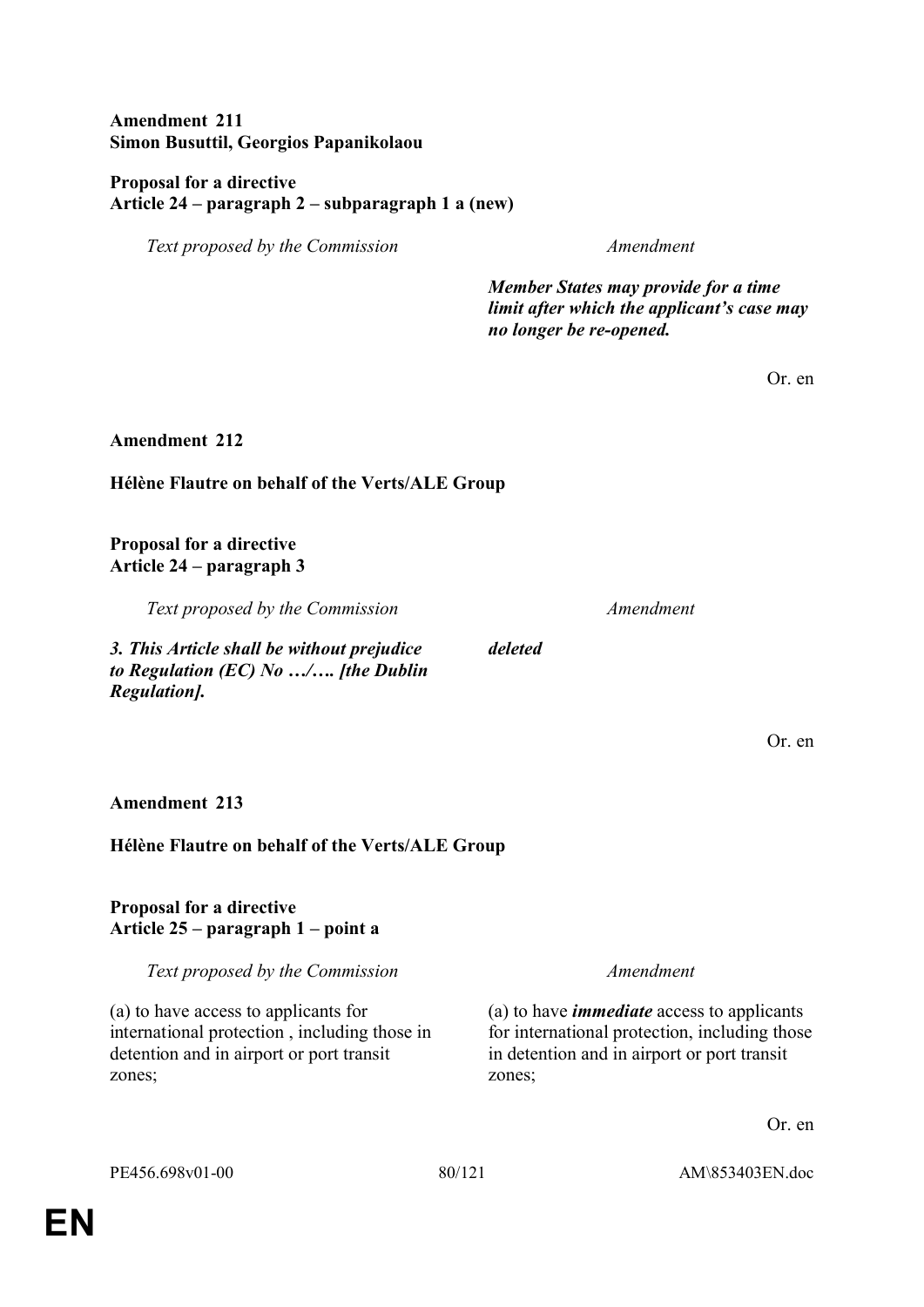**Amendment 211**
**Simon Busuttil, Georgios Papanikolaou**

**Proposal for a directive**
**Article 24 – paragraph 2 – subparagraph 1 a (new)**

| *Text proposed by the Commission* | *Amendment* |
|---|---|
| | ***Member States may provide for a time limit after which the applicant's case may no longer be re-opened.*** |

Or. en

**Amendment 212**

**Hélène Flautre on behalf of the Verts/ALE Group**

**Proposal for a directive**
**Article 24 – paragraph 3**

| *Text proposed by the Commission* | *Amendment* |
|---|---|
| ***3. This Article shall be without prejudice to Regulation (EC) No …/…. [the Dublin Regulation].*** | ***deleted*** |

Or. en

**Amendment 213**

**Hélène Flautre on behalf of the Verts/ALE Group**

**Proposal for a directive**
**Article 25 – paragraph 1 – point a**

| *Text proposed by the Commission* | *Amendment* |
|---|---|
| (a) to have access to applicants for international protection , including those in detention and in airport or port transit zones; | (a) to have ***immediate*** access to applicants for international protection, including those in detention and in airport or port transit zones; |

Or. en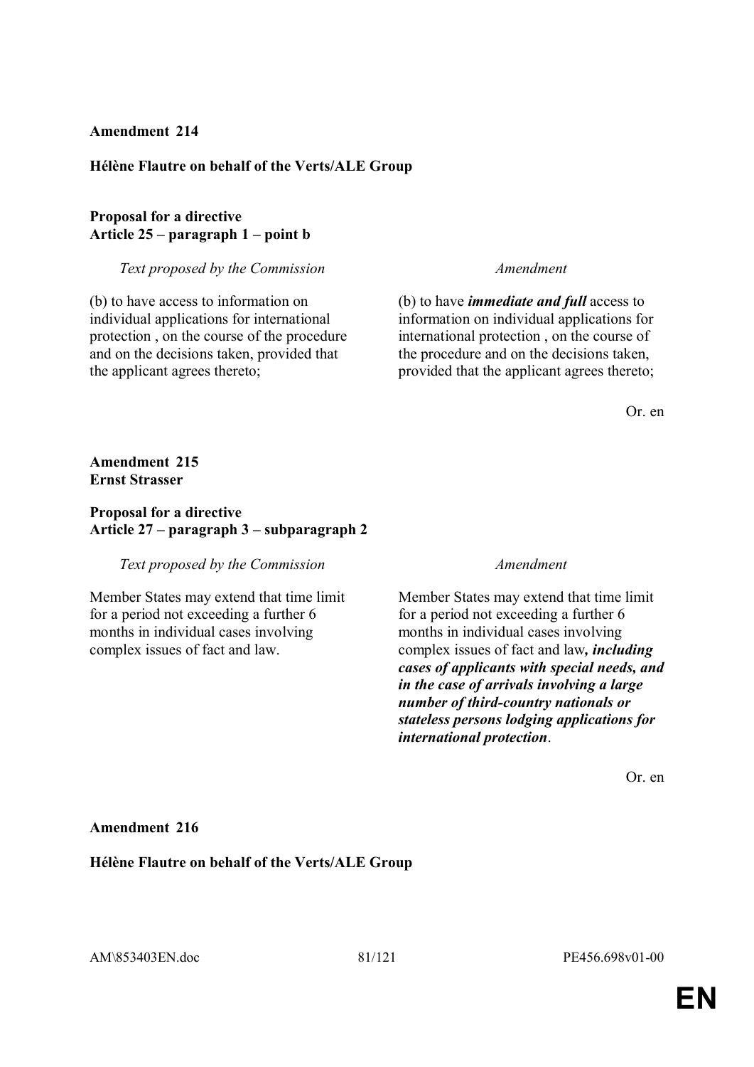**Amendment 214**

**Hélène Flautre on behalf of the Verts/ALE Group**

**Proposal for a directive**
**Article 25 – paragraph 1 – point b**

| *Text proposed by the Commission* | *Amendment* |
|---|---|
| (b) to have access to information on individual applications for international protection , on the course of the procedure and on the decisions taken, provided that the applicant agrees thereto; | (b) to have ***immediate and full*** access to information on individual applications for international protection , on the course of the procedure and on the decisions taken, provided that the applicant agrees thereto; |

Or. en

**Amendment 215**
**Ernst Strasser**

**Proposal for a directive**
**Article 27 – paragraph 3 – subparagraph 2**

| *Text proposed by the Commission* | *Amendment* |
|---|---|
| Member States may extend that time limit for a period not exceeding a further 6 months in individual cases involving complex issues of fact and law. | Member States may extend that time limit for a period not exceeding a further 6 months in individual cases involving complex issues of fact and law***, including cases of applicants with special needs, and in the case of arrivals involving a large number of third-country nationals or stateless persons lodging applications for international protection***. |

Or. en

**Amendment 216**

**Hélène Flautre on behalf of the Verts/ALE Group**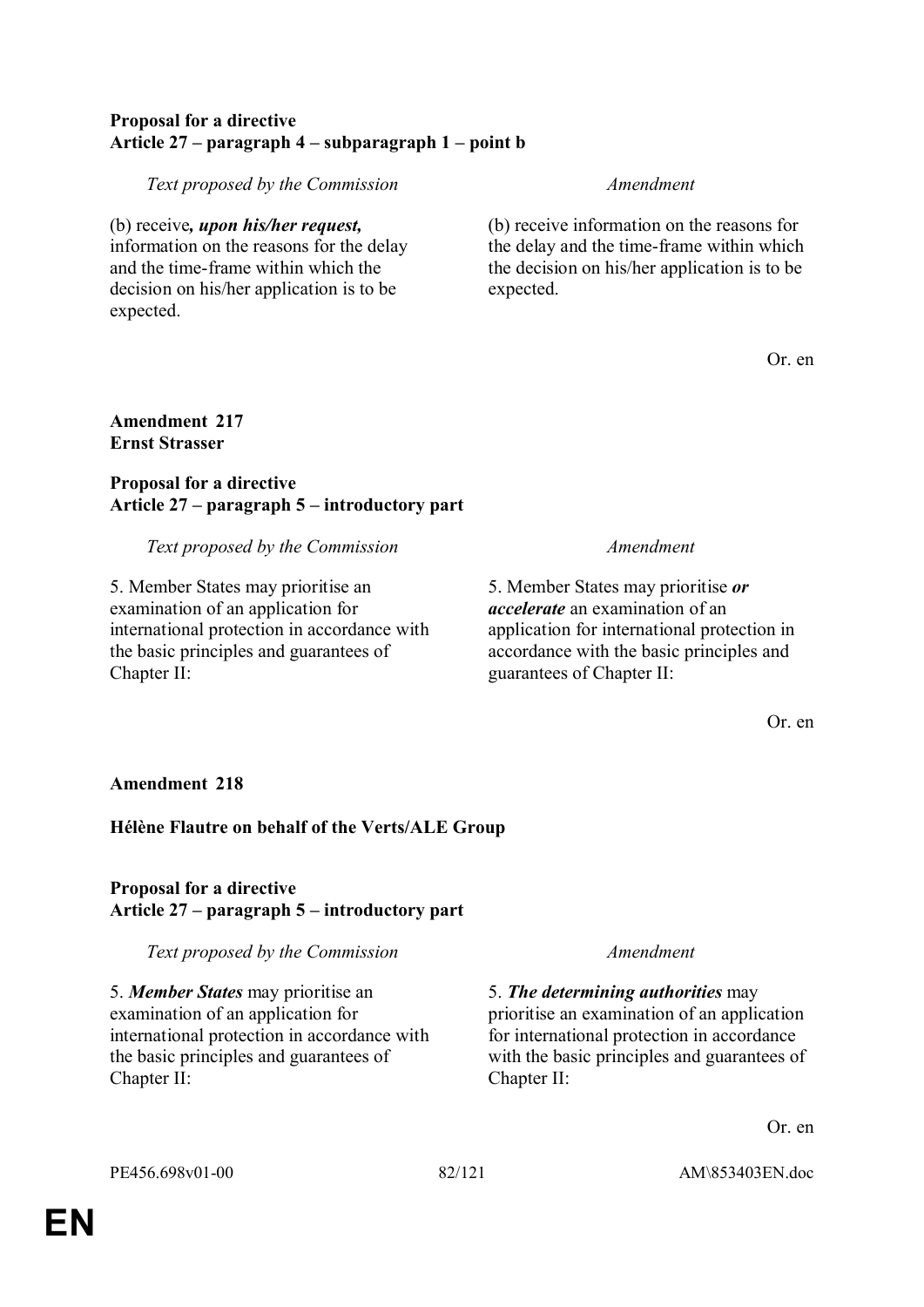**Proposal for a directive**
**Article 27 – paragraph 4 – subparagraph 1 – point b**

| *Text proposed by the Commission* | *Amendment* |
|---|---|
| (b) receive***, upon his/her request,*** information on the reasons for the delay and the time-frame within which the decision on his/her application is to be expected. | (b) receive information on the reasons for the delay and the time-frame within which the decision on his/her application is to be expected. |

Or. en

**Amendment 217**
**Ernst Strasser**

**Proposal for a directive**
**Article 27 – paragraph 5 – introductory part**

| *Text proposed by the Commission* | *Amendment* |
|---|---|
| 5. Member States may prioritise an examination of an application for international protection in accordance with the basic principles and guarantees of Chapter II: | 5. Member States may prioritise ***or accelerate*** an examination of an application for international protection in accordance with the basic principles and guarantees of Chapter II: |

Or. en

**Amendment 218**

**Hélène Flautre on behalf of the Verts/ALE Group**

**Proposal for a directive**
**Article 27 – paragraph 5 – introductory part**

| *Text proposed by the Commission* | *Amendment* |
|---|---|
| 5. ***Member States*** may prioritise an examination of an application for international protection in accordance with the basic principles and guarantees of Chapter II: | 5. ***The determining authorities*** may prioritise an examination of an application for international protection in accordance with the basic principles and guarantees of Chapter II: |

Or. en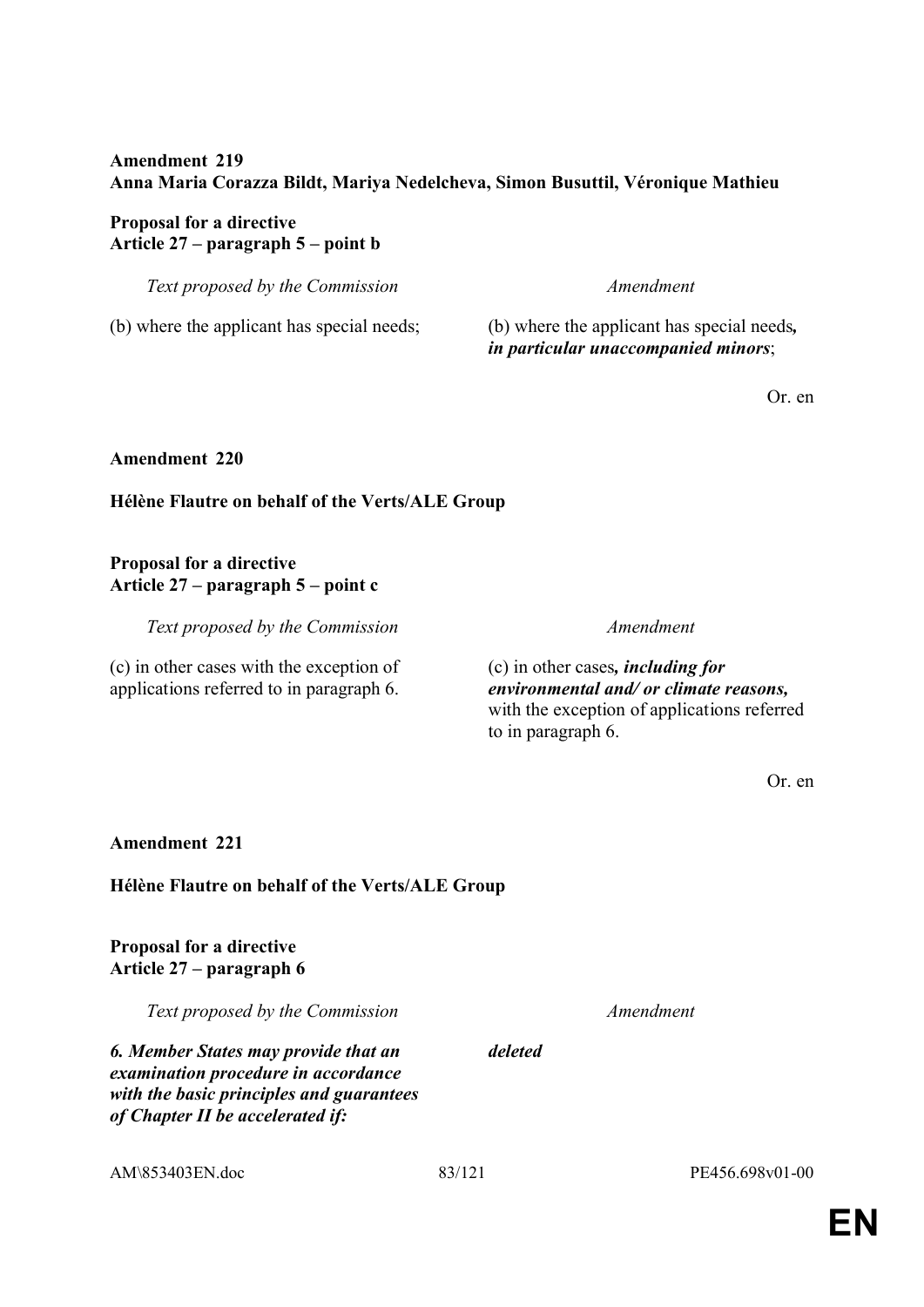**Amendment 219**
**Anna Maria Corazza Bildt, Mariya Nedelcheva, Simon Busuttil, Véronique Mathieu**

**Proposal for a directive**
**Article 27 – paragraph 5 – point b**

| *Text proposed by the Commission* | *Amendment* |
|---|---|
| (b) where the applicant has special needs; | (b) where the applicant has special needs***, in particular unaccompanied minors***; |

Or. en

**Amendment 220**

**Hélène Flautre on behalf of the Verts/ALE Group**

**Proposal for a directive**
**Article 27 – paragraph 5 – point c**

| *Text proposed by the Commission* | *Amendment* |
|---|---|
| (c) in other cases with the exception of applications referred to in paragraph 6. | (c) in other cases***, including for environmental and/ or climate reasons,*** with the exception of applications referred to in paragraph 6. |

Or. en

**Amendment 221**

**Hélène Flautre on behalf of the Verts/ALE Group**

**Proposal for a directive**
**Article 27 – paragraph 6**

| *Text proposed by the Commission* | *Amendment* |
|---|---|
| ***6. Member States may provide that an examination procedure in accordance with the basic principles and guarantees of Chapter II be accelerated if:*** | ***deleted*** |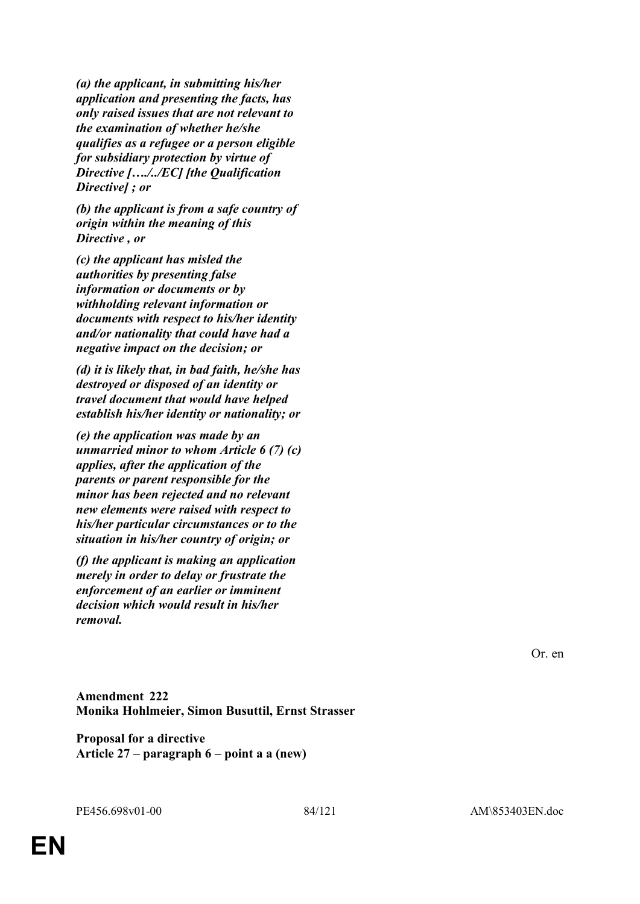***(a) the applicant, in submitting his/her application and presenting the facts, has only raised issues that are not relevant to the examination of whether he/she qualifies as a refugee or a person eligible for subsidiary protection by virtue of Directive […./../EC] [the Qualification Directive] ; or***

***(b) the applicant is from a safe country of origin within the meaning of this Directive , or***

***(c) the applicant has misled the authorities by presenting false information or documents or by withholding relevant information or documents with respect to his/her identity and/or nationality that could have had a negative impact on the decision; or***

***(d) it is likely that, in bad faith, he/she has destroyed or disposed of an identity or travel document that would have helped establish his/her identity or nationality; or***

***(e) the application was made by an unmarried minor to whom Article 6 (7) (c) applies, after the application of the parents or parent responsible for the minor has been rejected and no relevant new elements were raised with respect to his/her particular circumstances or to the situation in his/her country of origin; or***

***(f) the applicant is making an application merely in order to delay or frustrate the enforcement of an earlier or imminent decision which would result in his/her removal.***

Or. en

**Amendment 222**
**Monika Hohlmeier, Simon Busuttil, Ernst Strasser**

**Proposal for a directive**
**Article 27 – paragraph 6 – point a a (new)**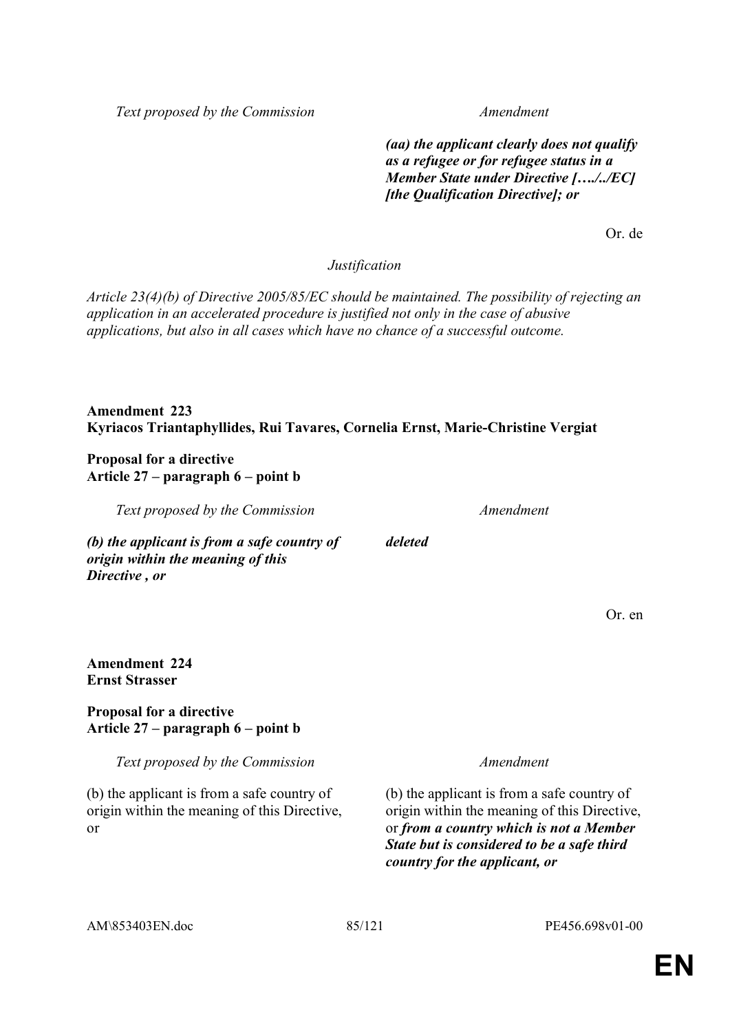| Text proposed by the Commission | Amendment |
| --- | --- |
| | ***(aa) the applicant clearly does not qualify as a refugee or for refugee status in a Member State under Directive […./../EC] [the Qualification Directive]; or*** |

Or. de

*Justification*

*Article 23(4)(b) of Directive 2005/85/EC should be maintained. The possibility of rejecting an application in an accelerated procedure is justified not only in the case of abusive applications, but also in all cases which have no chance of a successful outcome.*

**Amendment 223**
**Kyriacos Triantaphyllides, Rui Tavares, Cornelia Ernst, Marie-Christine Vergiat**

**Proposal for a directive**
**Article 27 – paragraph 6 – point b**

| Text proposed by the Commission | Amendment |
| --- | --- |
| ***(b) the applicant is from a safe country of origin within the meaning of this Directive , or*** | ***deleted*** |

Or. en

**Amendment 224**
**Ernst Strasser**

**Proposal for a directive**
**Article 27 – paragraph 6 – point b**

| Text proposed by the Commission | Amendment |
| --- | --- |
| (b) the applicant is from a safe country of origin within the meaning of this Directive, or | (b) the applicant is from a safe country of origin within the meaning of this Directive, or ***from a country which is not a Member State but is considered to be a safe third country for the applicant, or*** |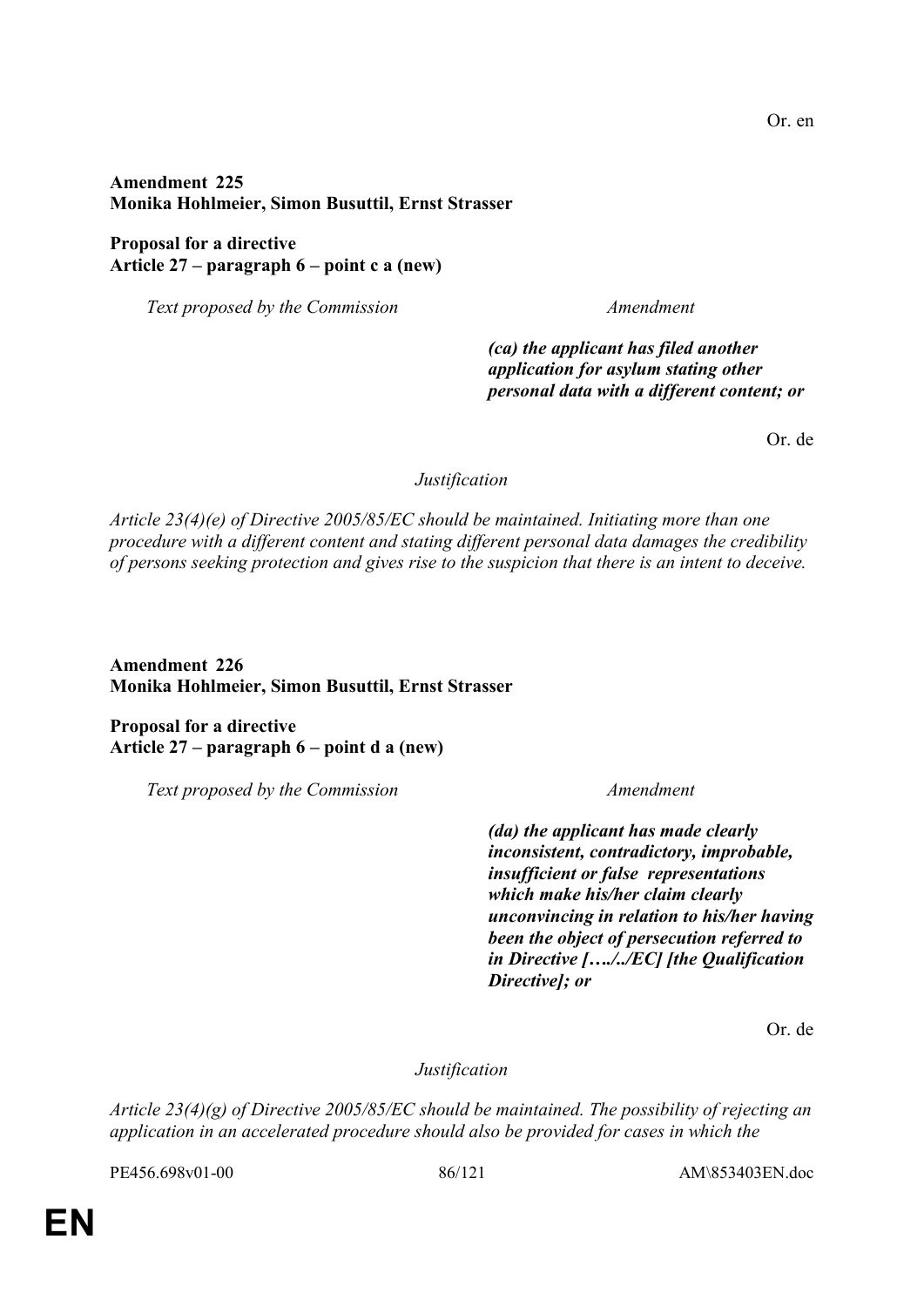Or. en

**Amendment 225**
**Monika Hohlmeier, Simon Busuttil, Ernst Strasser**

**Proposal for a directive**
**Article 27 – paragraph 6 – point c a (new)**

| *Text proposed by the Commission* | *Amendment* |
|---|---|
| | ***(ca) the applicant has filed another application for asylum stating other personal data with a different content; or*** |

Or. de

*Justification*

*Article 23(4)(e) of Directive 2005/85/EC should be maintained. Initiating more than one procedure with a different content and stating different personal data damages the credibility of persons seeking protection and gives rise to the suspicion that there is an intent to deceive.*

**Amendment 226**
**Monika Hohlmeier, Simon Busuttil, Ernst Strasser**

**Proposal for a directive**
**Article 27 – paragraph 6 – point d a (new)**

| *Text proposed by the Commission* | *Amendment* |
|---|---|
| | ***(da) the applicant has made clearly inconsistent, contradictory, improbable, insufficient or false representations which make his/her claim clearly unconvincing in relation to his/her having been the object of persecution referred to in Directive […./../EC] [the Qualification Directive]; or*** |

Or. de

*Justification*

*Article 23(4)(g) of Directive 2005/85/EC should be maintained. The possibility of rejecting an application in an accelerated procedure should also be provided for cases in which the*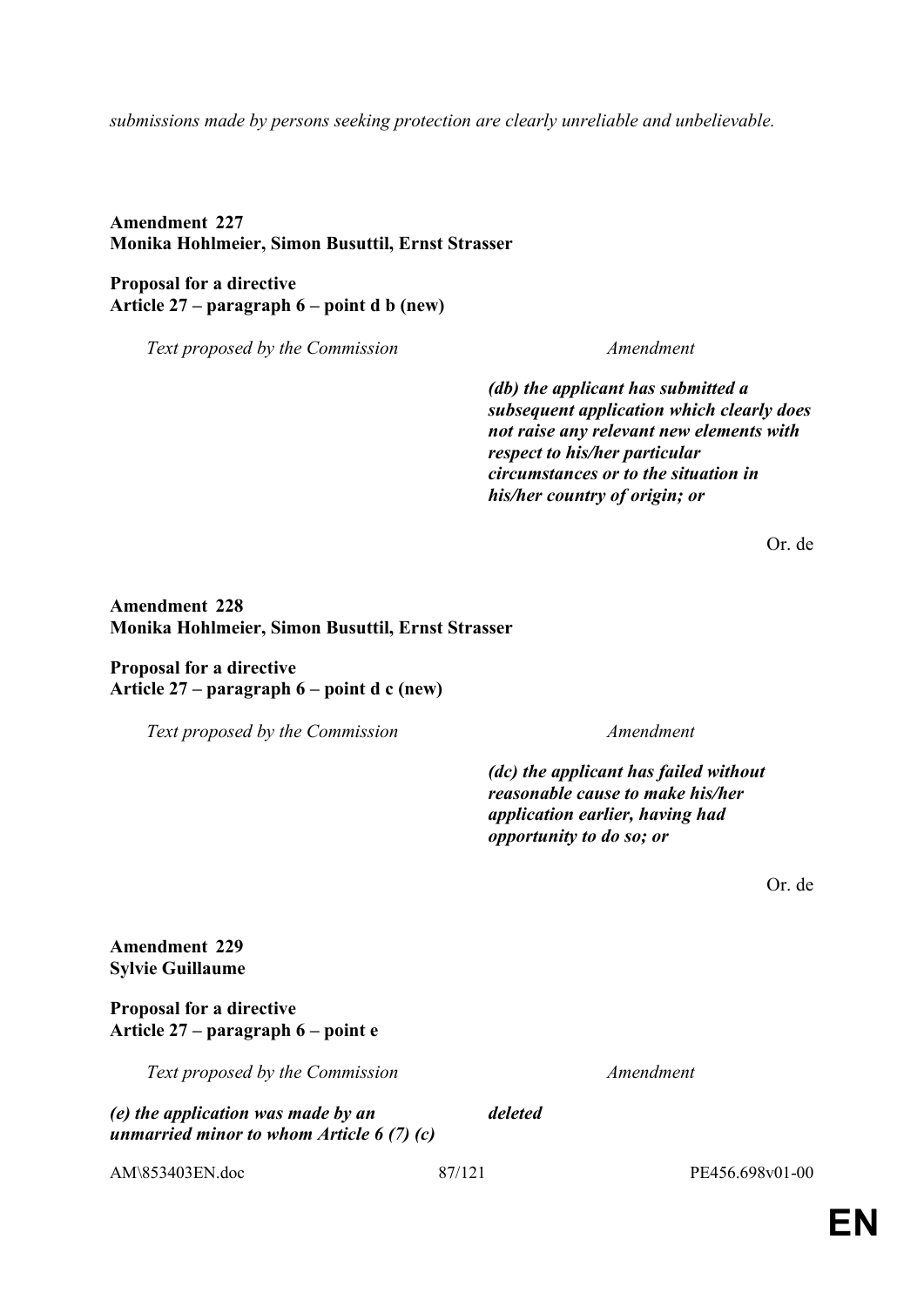*submissions made by persons seeking protection are clearly unreliable and unbelievable.*

**Amendment 227**
**Monika Hohlmeier, Simon Busuttil, Ernst Strasser**

**Proposal for a directive**
**Article 27 – paragraph 6 – point d b (new)**

| *Text proposed by the Commission* | *Amendment* |
|---|---|
| | ***(db) the applicant has submitted a subsequent application which clearly does not raise any relevant new elements with respect to his/her particular circumstances or to the situation in his/her country of origin; or*** |

Or. de

**Amendment 228**
**Monika Hohlmeier, Simon Busuttil, Ernst Strasser**

**Proposal for a directive**
**Article 27 – paragraph 6 – point d c (new)**

| *Text proposed by the Commission* | *Amendment* |
|---|---|
| | ***(dc) the applicant has failed without reasonable cause to make his/her application earlier, having had opportunity to do so; or*** |

Or. de

**Amendment 229**
**Sylvie Guillaume**

**Proposal for a directive**
**Article 27 – paragraph 6 – point e**

| *Text proposed by the Commission* | *Amendment* |
|---|---|
| ***(e) the application was made by an unmarried minor to whom Article 6 (7) (c)*** | ***deleted*** |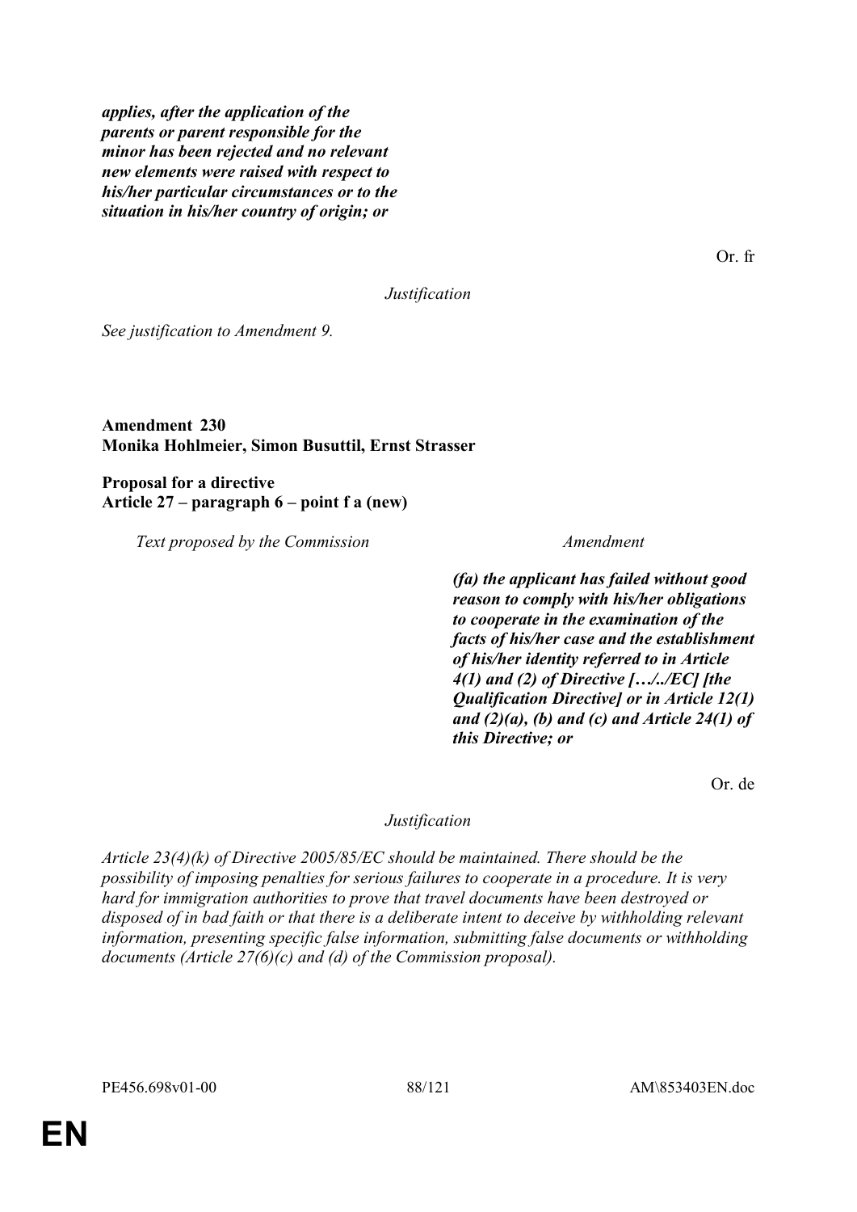*applies, after the application of the parents or parent responsible for the minor has been rejected and no relevant new elements were raised with respect to his/her particular circumstances or to the situation in his/her country of origin; or*

Or. fr

*Justification*

*See justification to Amendment 9.*

**Amendment 230**
**Monika Hohlmeier, Simon Busuttil, Ernst Strasser**

**Proposal for a directive**
**Article 27 – paragraph 6 – point f a (new)**

| *Text proposed by the Commission* | *Amendment* |
| --- | --- |
| | ***(fa) the applicant has failed without good reason to comply with his/her obligations to cooperate in the examination of the facts of his/her case and the establishment of his/her identity referred to in Article 4(1) and (2) of Directive […/../EC] [the Qualification Directive] or in Article 12(1) and (2)(a), (b) and (c) and Article 24(1) of this Directive; or*** |

Or. de

*Justification*

*Article 23(4)(k) of Directive 2005/85/EC should be maintained. There should be the possibility of imposing penalties for serious failures to cooperate in a procedure. It is very hard for immigration authorities to prove that travel documents have been destroyed or disposed of in bad faith or that there is a deliberate intent to deceive by withholding relevant information, presenting specific false information, submitting false documents or withholding documents (Article 27(6)(c) and (d) of the Commission proposal).*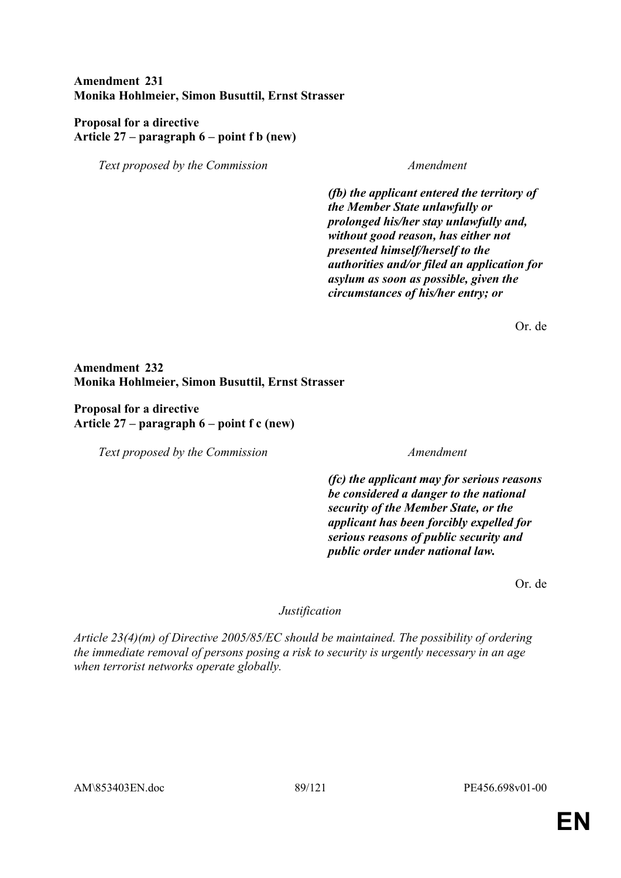**Amendment 231**
**Monika Hohlmeier, Simon Busuttil, Ernst Strasser**

**Proposal for a directive**
**Article 27 – paragraph 6 – point f b (new)**

| *Text proposed by the Commission* | *Amendment* |
|---|---|
| | ***(fb) the applicant entered the territory of the Member State unlawfully or prolonged his/her stay unlawfully and, without good reason, has either not presented himself/herself to the authorities and/or filed an application for asylum as soon as possible, given the circumstances of his/her entry; or*** |

Or. de

**Amendment 232**
**Monika Hohlmeier, Simon Busuttil, Ernst Strasser**

**Proposal for a directive**
**Article 27 – paragraph 6 – point f c (new)**

| *Text proposed by the Commission* | *Amendment* |
|---|---|
| | ***(fc) the applicant may for serious reasons be considered a danger to the national security of the Member State, or the applicant has been forcibly expelled for serious reasons of public security and public order under national law.*** |

Or. de

*Justification*

*Article 23(4)(m) of Directive 2005/85/EC should be maintained. The possibility of ordering the immediate removal of persons posing a risk to security is urgently necessary in an age when terrorist networks operate globally.*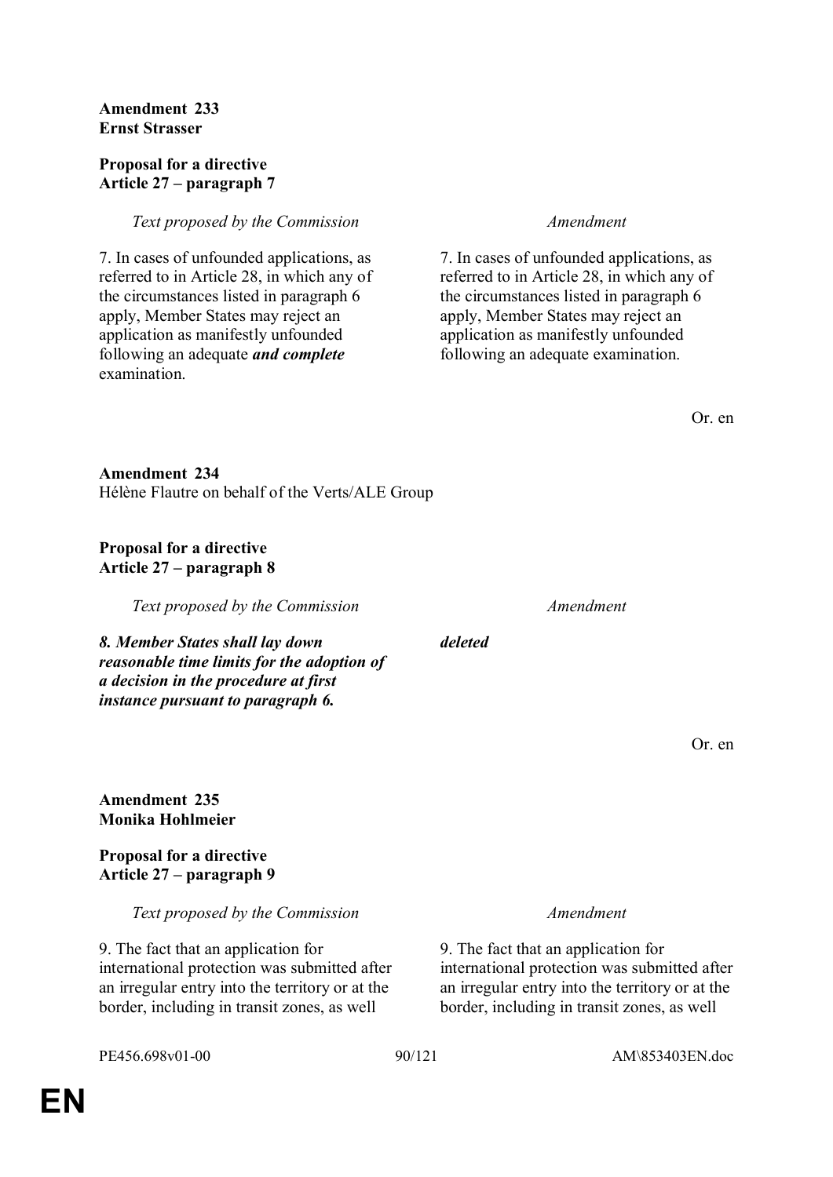**Amendment 233**
**Ernst Strasser**

**Proposal for a directive**
**Article 27 – paragraph 7**

| *Text proposed by the Commission* | *Amendment* |
| --- | --- |
| 7. In cases of unfounded applications, as referred to in Article 28, in which any of the circumstances listed in paragraph 6 apply, Member States may reject an application as manifestly unfounded following an adequate ***and complete*** examination. | 7. In cases of unfounded applications, as referred to in Article 28, in which any of the circumstances listed in paragraph 6 apply, Member States may reject an application as manifestly unfounded following an adequate examination. |

Or. en

**Amendment 234**
Hélène Flautre on behalf of the Verts/ALE Group

**Proposal for a directive**
**Article 27 – paragraph 8**

| *Text proposed by the Commission* | *Amendment* |
| --- | --- |
| ***8. Member States shall lay down reasonable time limits for the adoption of a decision in the procedure at first instance pursuant to paragraph 6.*** | ***deleted*** |

Or. en

**Amendment 235**
**Monika Hohlmeier**

**Proposal for a directive**
**Article 27 – paragraph 9**

| *Text proposed by the Commission* | *Amendment* |
| --- | --- |
| 9. The fact that an application for international protection was submitted after an irregular entry into the territory or at the border, including in transit zones, as well | 9. The fact that an application for international protection was submitted after an irregular entry into the territory or at the border, including in transit zones, as well |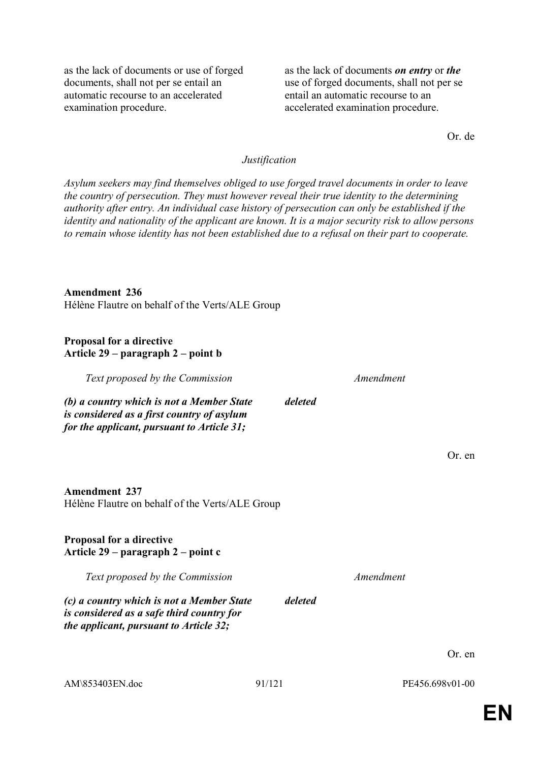| | |
|---|---|
| as the lack of documents or use of forged documents, shall not per se entail an automatic recourse to an accelerated examination procedure. | as the lack of documents ***on entry*** or ***the*** use of forged documents, shall not per se entail an automatic recourse to an accelerated examination procedure. |

Or. de

*Justification*

*Asylum seekers may find themselves obliged to use forged travel documents in order to leave the country of persecution. They must however reveal their true identity to the determining authority after entry. An individual case history of persecution can only be established if the identity and nationality of the applicant are known. It is a major security risk to allow persons to remain whose identity has not been established due to a refusal on their part to cooperate.*

**Amendment 236**
Hélène Flautre on behalf of the Verts/ALE Group

**Proposal for a directive**
**Article 29 – paragraph 2 – point b**

| *Text proposed by the Commission* | *Amendment* |
|---|---|
| ***(b) a country which is not a Member State is considered as a first country of asylum for the applicant, pursuant to Article 31;*** | ***deleted*** |

Or. en

**Amendment 237**
Hélène Flautre on behalf of the Verts/ALE Group

**Proposal for a directive**
**Article 29 – paragraph 2 – point c**

| *Text proposed by the Commission* | *Amendment* |
|---|---|
| ***(c) a country which is not a Member State is considered as a safe third country for the applicant, pursuant to Article 32;*** | ***deleted*** |

Or. en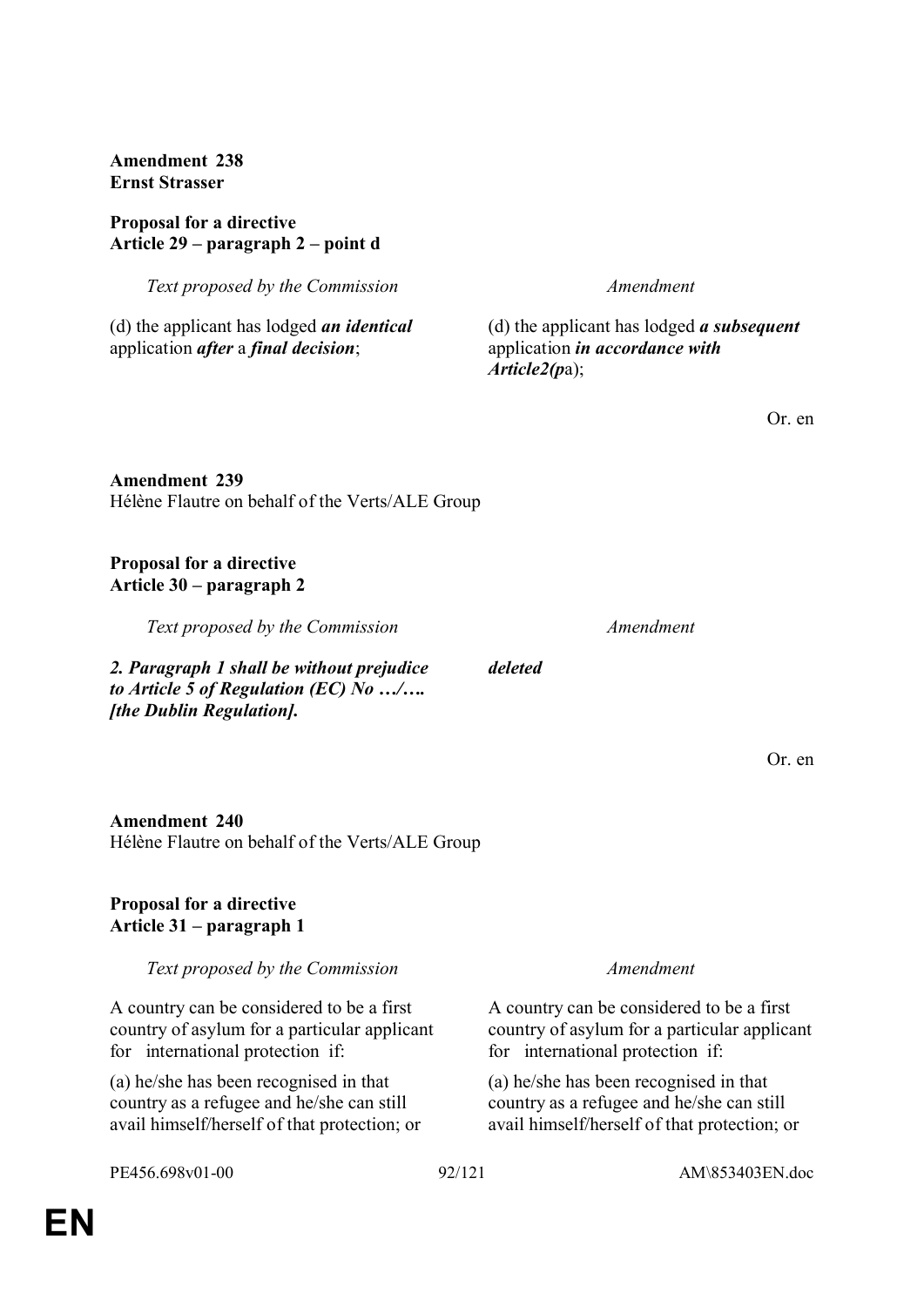**Amendment 238**
**Ernst Strasser**

**Proposal for a directive**
**Article 29 – paragraph 2 – point d**

| *Text proposed by the Commission* | *Amendment* |
|---|---|
| (d) the applicant has lodged ***an identical*** application ***after*** a ***final decision***; | (d) the applicant has lodged ***a subsequent*** application ***in accordance with Article2(p***a); |

Or. en

**Amendment 239**
Hélène Flautre on behalf of the Verts/ALE Group

**Proposal for a directive**
**Article 30 – paragraph 2**

| *Text proposed by the Commission* | *Amendment* |
|---|---|
| ***2. Paragraph 1 shall be without prejudice to Article 5 of Regulation (EC) No …/…. [the Dublin Regulation].*** | ***deleted*** |

Or. en

**Amendment 240**
Hélène Flautre on behalf of the Verts/ALE Group

**Proposal for a directive**
**Article 31 – paragraph 1**

| *Text proposed by the Commission* | *Amendment* |
|---|---|
| A country can be considered to be a first country of asylum for a particular applicant for international protection if: | A country can be considered to be a first country of asylum for a particular applicant for international protection if: |
| (a) he/she has been recognised in that country as a refugee and he/she can still avail himself/herself of that protection; or | (a) he/she has been recognised in that country as a refugee and he/she can still avail himself/herself of that protection; or |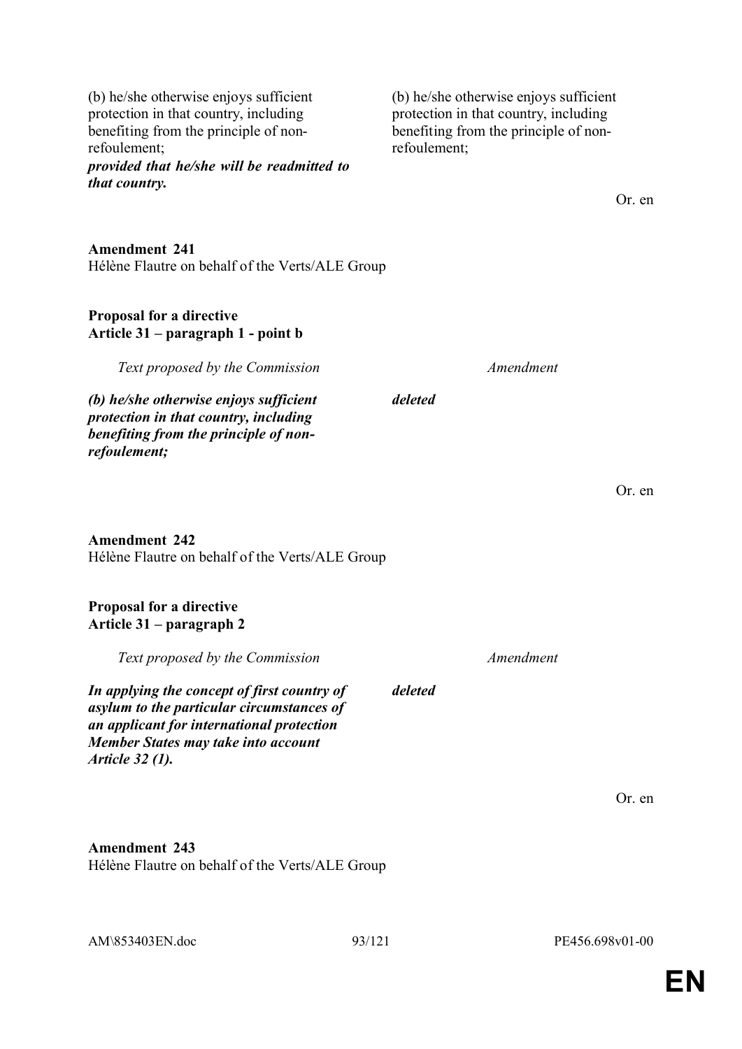| | |
|---|---|
| (b) he/she otherwise enjoys sufficient protection in that country, including benefiting from the principle of non-refoulement; ***provided that he/she will be readmitted to that country.*** | (b) he/she otherwise enjoys sufficient protection in that country, including benefiting from the principle of non-refoulement; |

Or. en

**Amendment 241**
Hélène Flautre on behalf of the Verts/ALE Group

**Proposal for a directive**
**Article 31 – paragraph 1 - point b**

| *Text proposed by the Commission* | *Amendment* |
|---|---|
| ***(b) he/she otherwise enjoys sufficient protection in that country, including benefiting from the principle of non-refoulement;*** | ***deleted*** |

Or. en

**Amendment 242**
Hélène Flautre on behalf of the Verts/ALE Group

**Proposal for a directive**
**Article 31 – paragraph 2**

| *Text proposed by the Commission* | *Amendment* |
|---|---|
| ***In applying the concept of first country of asylum to the particular circumstances of an applicant for international protection Member States may take into account Article 32 (1).*** | ***deleted*** |

Or. en

**Amendment 243**
Hélène Flautre on behalf of the Verts/ALE Group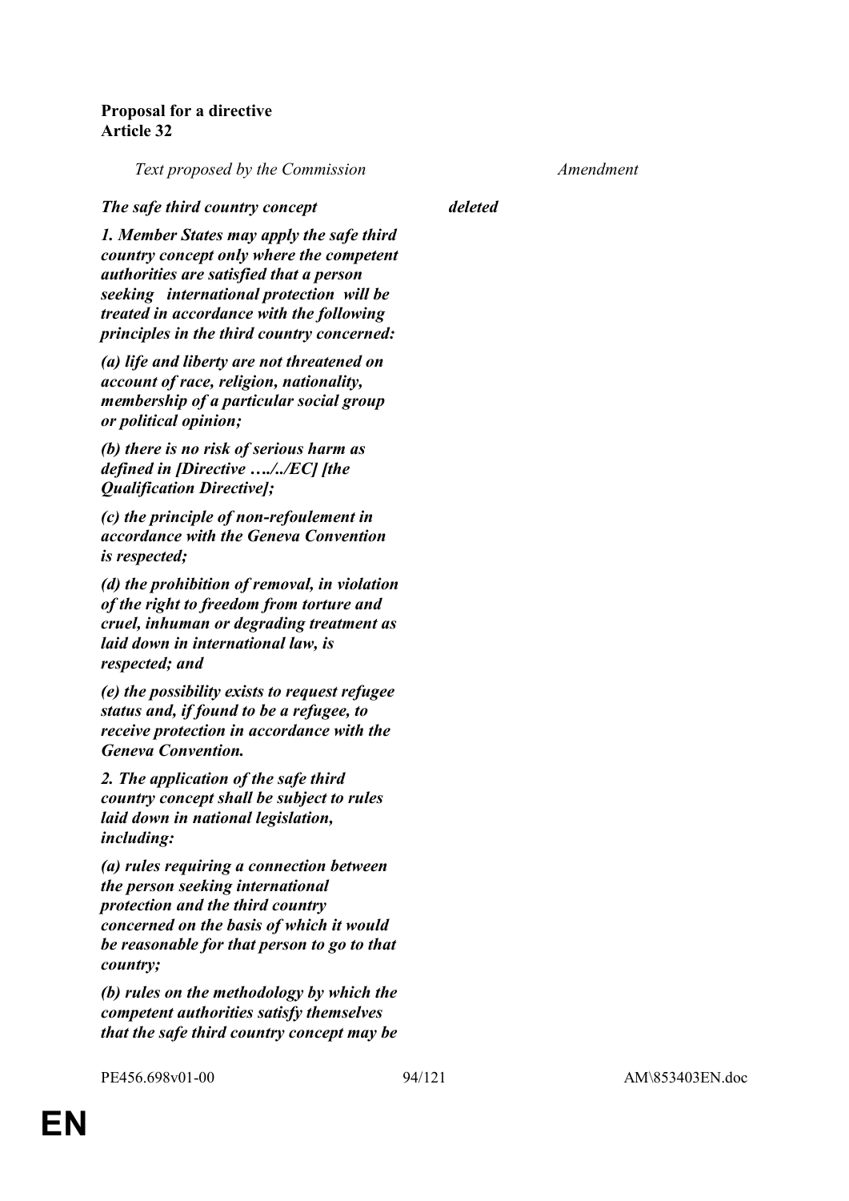**Proposal for a directive**
**Article 32**

| *Text proposed by the Commission* | *Amendment* |
| --- | --- |
| ***The safe third country concept*** | ***deleted*** |
| ***1. Member States may apply the safe third country concept only where the competent authorities are satisfied that a person seeking international protection will be treated in accordance with the following principles in the third country concerned:*** | |
| ***(a) life and liberty are not threatened on account of race, religion, nationality, membership of a particular social group or political opinion;*** | |
| ***(b) there is no risk of serious harm as defined in [Directive …./../EC] [the Qualification Directive];*** | |
| ***(c) the principle of non-refoulement in accordance with the Geneva Convention is respected;*** | |
| ***(d) the prohibition of removal, in violation of the right to freedom from torture and cruel, inhuman or degrading treatment as laid down in international law, is respected; and*** | |
| ***(e) the possibility exists to request refugee status and, if found to be a refugee, to receive protection in accordance with the Geneva Convention.*** | |
| ***2. The application of the safe third country concept shall be subject to rules laid down in national legislation, including:*** | |
| ***(a) rules requiring a connection between the person seeking international protection and the third country concerned on the basis of which it would be reasonable for that person to go to that country;*** | |
| ***(b) rules on the methodology by which the competent authorities satisfy themselves that the safe third country concept may be*** | |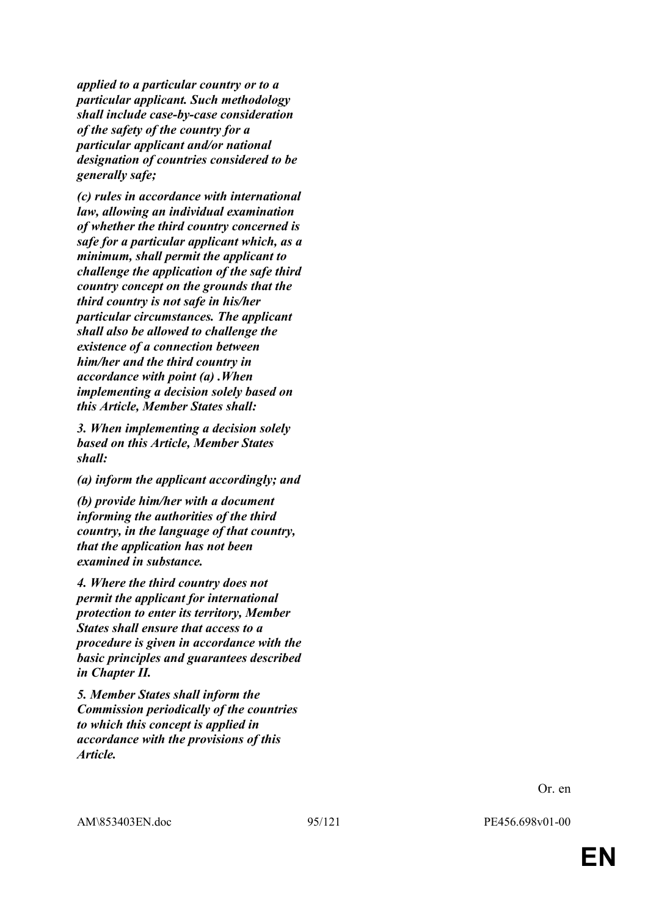***applied to a particular country or to a particular applicant. Such methodology shall include case-by-case consideration of the safety of the country for a particular applicant and/or national designation of countries considered to be generally safe;***

***(c) rules in accordance with international law, allowing an individual examination of whether the third country concerned is safe for a particular applicant which, as a minimum, shall permit the applicant to challenge the application of the safe third country concept on the grounds that the third country is not safe in his/her particular circumstances. The applicant shall also be allowed to challenge the existence of a connection between him/her and the third country in accordance with point (a) .When implementing a decision solely based on this Article, Member States shall:***

***3. When implementing a decision solely based on this Article, Member States shall:***

***(a) inform the applicant accordingly; and***

***(b) provide him/her with a document informing the authorities of the third country, in the language of that country, that the application has not been examined in substance.***

***4. Where the third country does not permit the applicant for international protection to enter its territory, Member States shall ensure that access to a procedure is given in accordance with the basic principles and guarantees described in Chapter II.***

***5. Member States shall inform the Commission periodically of the countries to which this concept is applied in accordance with the provisions of this Article.***

Or. en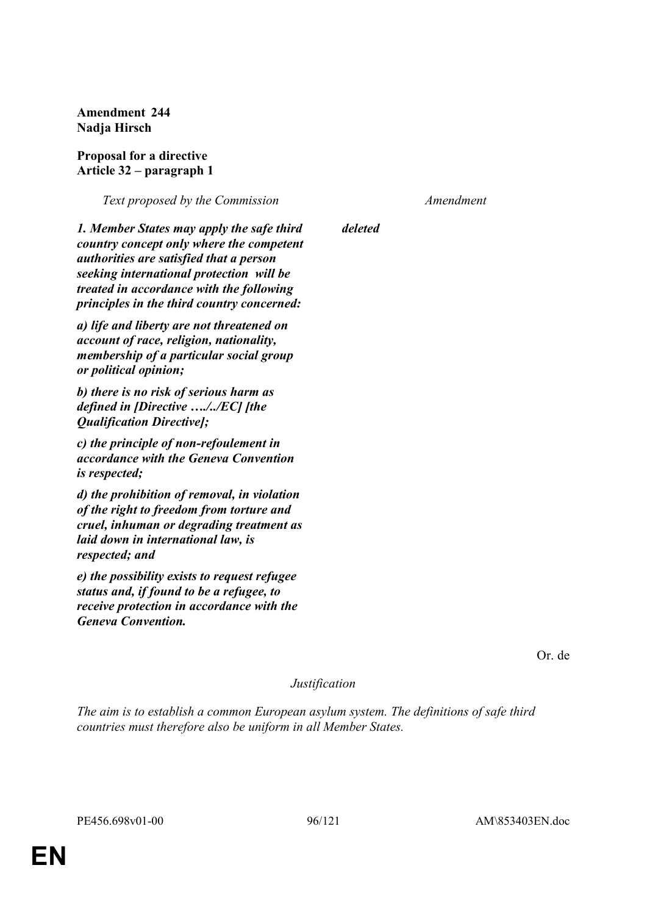**Amendment 244**
**Nadja Hirsch**

**Proposal for a directive**
**Article 32 – paragraph 1**

| *Text proposed by the Commission* | *Amendment* |
|---|---|
| ***1. Member States may apply the safe third country concept only where the competent authorities are satisfied that a person seeking international protection will be treated in accordance with the following principles in the third country concerned:*** | ***deleted*** |
| ***a) life and liberty are not threatened on account of race, religion, nationality, membership of a particular social group or political opinion;*** | |
| ***b) there is no risk of serious harm as defined in [Directive …./../EC] [the Qualification Directive];*** | |
| ***c) the principle of non-refoulement in accordance with the Geneva Convention is respected;*** | |
| ***d) the prohibition of removal, in violation of the right to freedom from torture and cruel, inhuman or degrading treatment as laid down in international law, is respected; and*** | |
| ***e) the possibility exists to request refugee status and, if found to be a refugee, to receive protection in accordance with the Geneva Convention.*** | |

Or. de

*Justification*

*The aim is to establish a common European asylum system. The definitions of safe third countries must therefore also be uniform in all Member States.*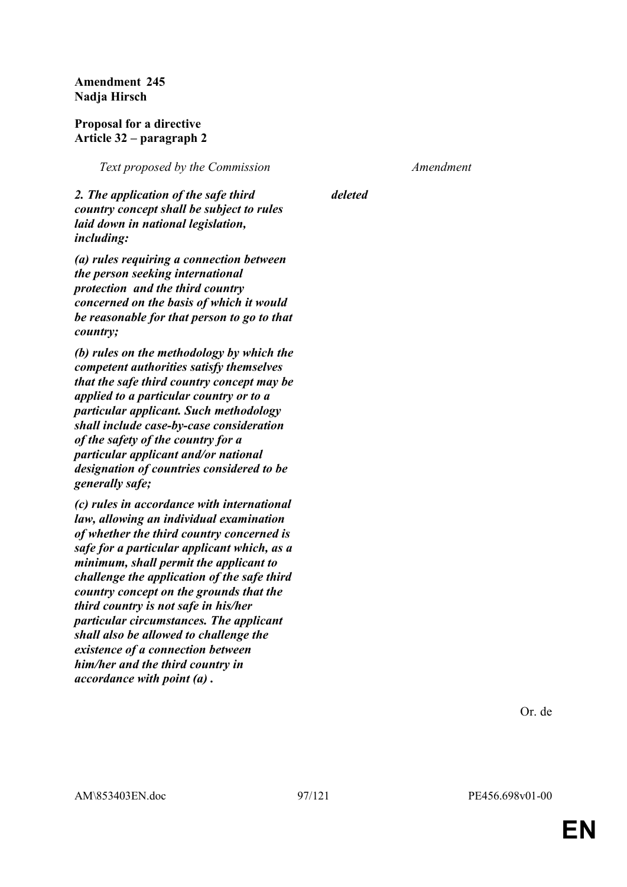**Amendment 245**
**Nadja Hirsch**

**Proposal for a directive**
**Article 32 – paragraph 2**

| *Text proposed by the Commission* | *Amendment* |
|---|---|
| ***2. The application of the safe third country concept shall be subject to rules laid down in national legislation, including:*** | ***deleted*** |
| ***(a) rules requiring a connection between the person seeking international protection and the third country concerned on the basis of which it would be reasonable for that person to go to that country;*** | |
| ***(b) rules on the methodology by which the competent authorities satisfy themselves that the safe third country concept may be applied to a particular country or to a particular applicant. Such methodology shall include case-by-case consideration of the safety of the country for a particular applicant and/or national designation of countries considered to be generally safe;*** | |
| ***(c) rules in accordance with international law, allowing an individual examination of whether the third country concerned is safe for a particular applicant which, as a minimum, shall permit the applicant to challenge the application of the safe third country concept on the grounds that the third country is not safe in his/her particular circumstances. The applicant shall also be allowed to challenge the existence of a connection between him/her and the third country in accordance with point (a) .*** | |

Or. de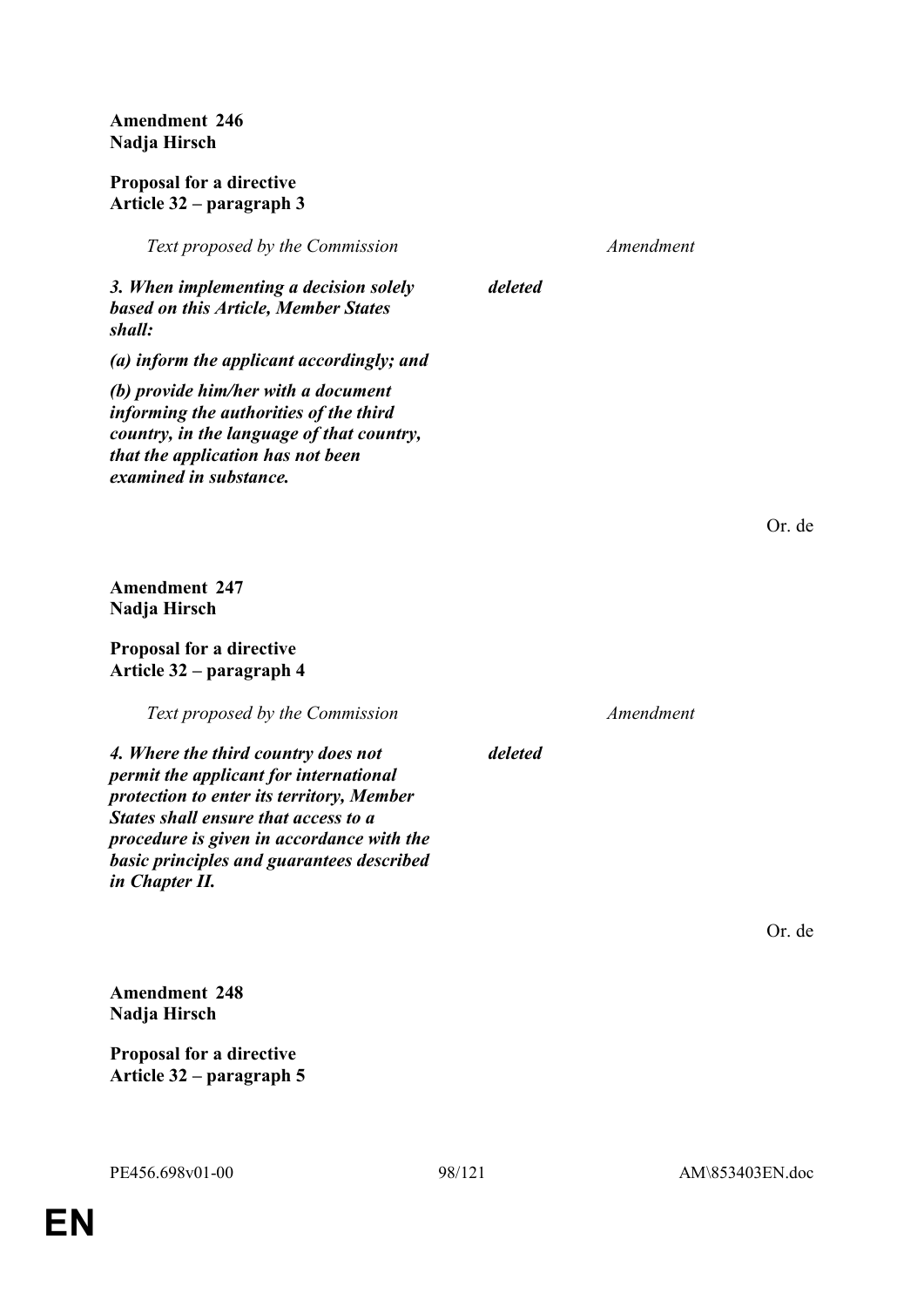**Amendment 246**
**Nadja Hirsch**

**Proposal for a directive**
**Article 32 – paragraph 3**

| *Text proposed by the Commission* | *Amendment* |
| --- | --- |
| ***3. When implementing a decision solely based on this Article, Member States shall:*** | ***deleted*** |
| ***(a) inform the applicant accordingly; and*** | |
| ***(b) provide him/her with a document informing the authorities of the third country, in the language of that country, that the application has not been examined in substance.*** | |

Or. de

**Amendment 247**
**Nadja Hirsch**

**Proposal for a directive**
**Article 32 – paragraph 4**

| *Text proposed by the Commission* | *Amendment* |
| --- | --- |
| ***4. Where the third country does not permit the applicant for international protection to enter its territory, Member States shall ensure that access to a procedure is given in accordance with the basic principles and guarantees described in Chapter II.*** | ***deleted*** |

Or. de

**Amendment 248**
**Nadja Hirsch**

**Proposal for a directive**
**Article 32 – paragraph 5**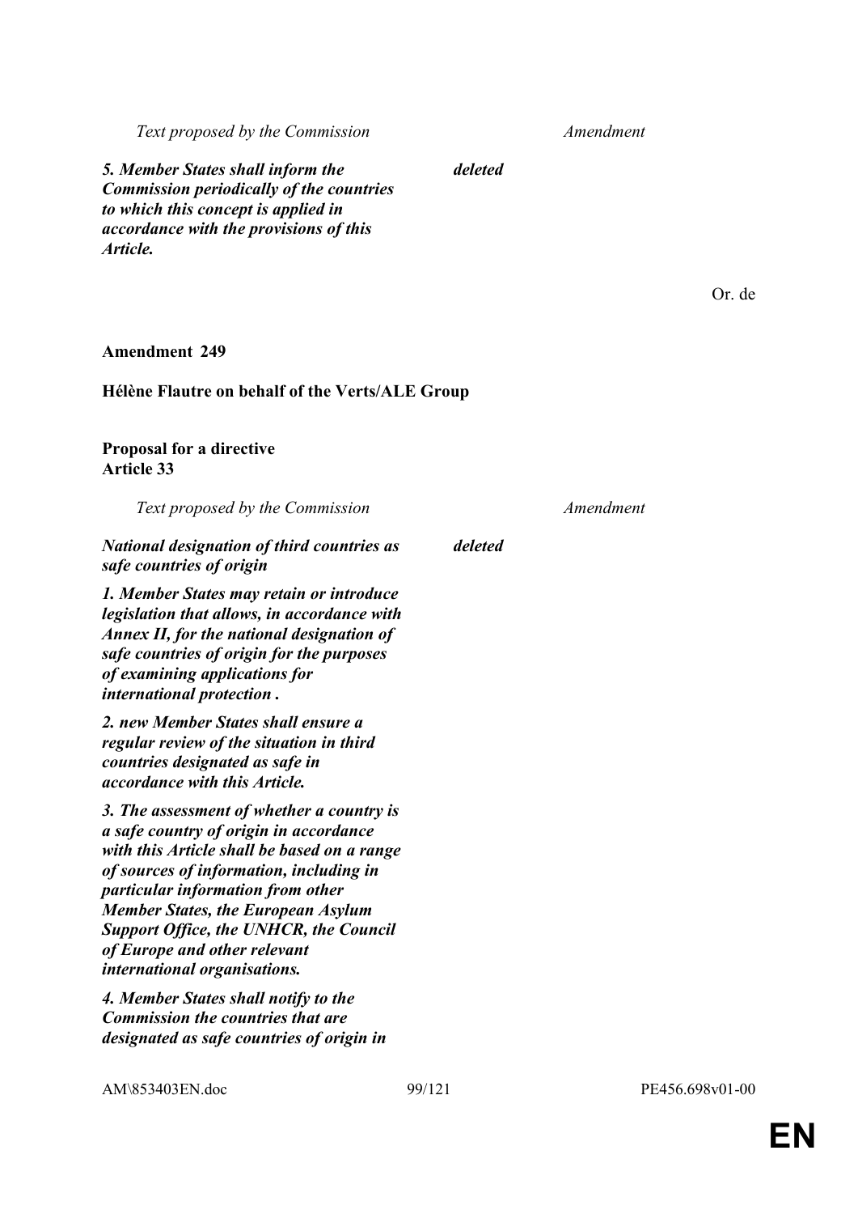| *Text proposed by the Commission* | *Amendment* |
|---|---|
| ***5. Member States shall inform the Commission periodically of the countries to which this concept is applied in accordance with the provisions of this Article.*** | ***deleted*** |

Or. de

**Amendment 249**

**Hélène Flautre on behalf of the Verts/ALE Group**

**Proposal for a directive**
**Article 33**

| *Text proposed by the Commission* | *Amendment* |
|---|---|
| ***National designation of third countries as safe countries of origin*** | ***deleted*** |
| ***1. Member States may retain or introduce legislation that allows, in accordance with Annex II, for the national designation of safe countries of origin for the purposes of examining applications for international protection .*** | |
| ***2. new Member States shall ensure a regular review of the situation in third countries designated as safe in accordance with this Article.*** | |
| ***3. The assessment of whether a country is a safe country of origin in accordance with this Article shall be based on a range of sources of information, including in particular information from other Member States, the European Asylum Support Office, the UNHCR, the Council of Europe and other relevant international organisations.*** | |
| ***4. Member States shall notify to the Commission the countries that are designated as safe countries of origin in*** | |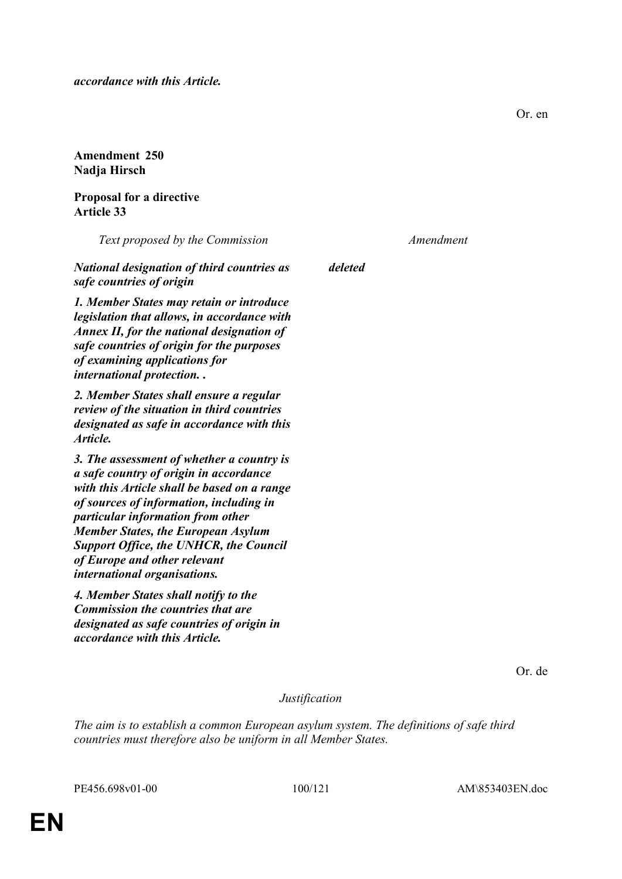***accordance with this Article.***

Or. en

**Amendment 250**
**Nadja Hirsch**

**Proposal for a directive**
**Article 33**

| *Text proposed by the Commission* | *Amendment* |
|---|---|
| ***National designation of third countries as safe countries of origin*** | ***deleted*** |
| ***1. Member States may retain or introduce legislation that allows, in accordance with Annex II, for the national designation of safe countries of origin for the purposes of examining applications for international protection. .*** | |
| ***2. Member States shall ensure a regular review of the situation in third countries designated as safe in accordance with this Article.*** | |
| ***3. The assessment of whether a country is a safe country of origin in accordance with this Article shall be based on a range of sources of information, including in particular information from other Member States, the European Asylum Support Office, the UNHCR, the Council of Europe and other relevant international organisations.*** | |
| ***4. Member States shall notify to the Commission the countries that are designated as safe countries of origin in accordance with this Article.*** | |

Or. de

*Justification*

*The aim is to establish a common European asylum system. The definitions of safe third countries must therefore also be uniform in all Member States.*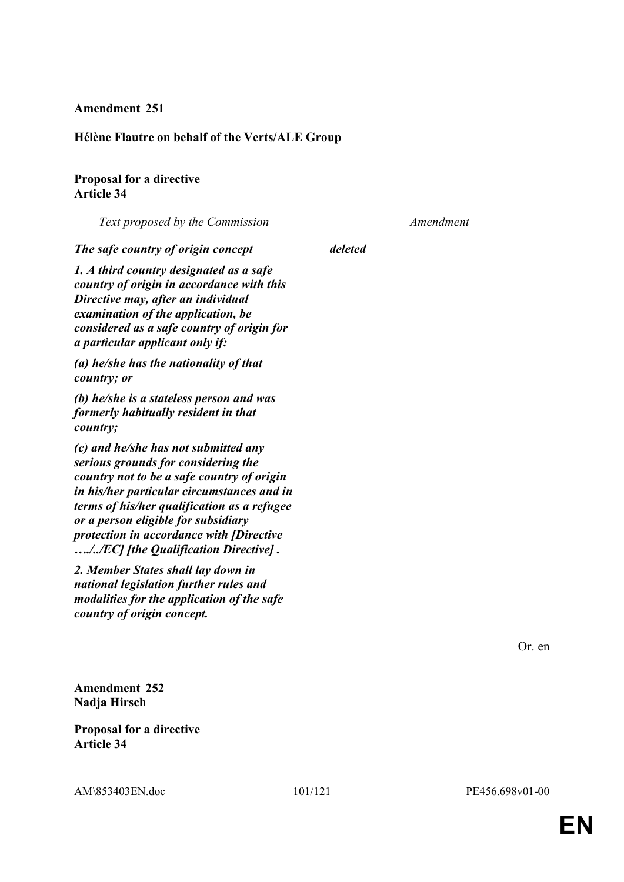**Amendment 251**

**Hélène Flautre on behalf of the Verts/ALE Group**

**Proposal for a directive**
**Article 34**

| *Text proposed by the Commission* | *Amendment* |
| --- | --- |
| ***The safe country of origin concept*** | ***deleted*** |
| ***1. A third country designated as a safe country of origin in accordance with this Directive may, after an individual examination of the application, be considered as a safe country of origin for a particular applicant only if:*** | |
| ***(a) he/she has the nationality of that country; or*** | |
| ***(b) he/she is a stateless person and was formerly habitually resident in that country;*** | |
| ***(c) and he/she has not submitted any serious grounds for considering the country not to be a safe country of origin in his/her particular circumstances and in terms of his/her qualification as a refugee or a person eligible for subsidiary protection in accordance with [Directive …./../EC] [the Qualification Directive] .*** | |
| ***2. Member States shall lay down in national legislation further rules and modalities for the application of the safe country of origin concept.*** | |

Or. en

**Amendment 252**
**Nadja Hirsch**

**Proposal for a directive**
**Article 34**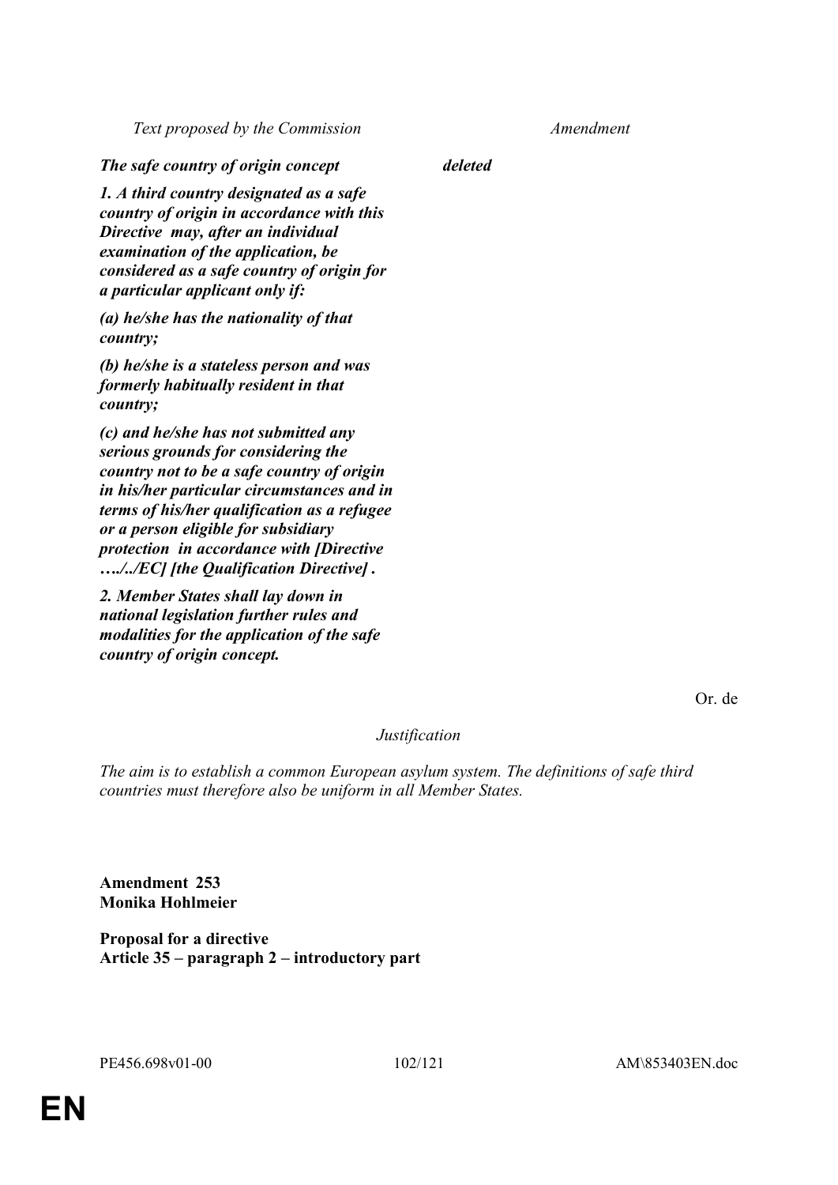| Text proposed by the Commission | Amendment |
|---|---|
| ***The safe country of origin concept*** | ***deleted*** |
| ***1. A third country designated as a safe country of origin in accordance with this Directive may, after an individual examination of the application, be considered as a safe country of origin for a particular applicant only if:*** | |
| ***(a) he/she has the nationality of that country;*** | |
| ***(b) he/she is a stateless person and was formerly habitually resident in that country;*** | |
| ***(c) and he/she has not submitted any serious grounds for considering the country not to be a safe country of origin in his/her particular circumstances and in terms of his/her qualification as a refugee or a person eligible for subsidiary protection in accordance with [Directive …./../EC] [the Qualification Directive] .*** | |
| ***2. Member States shall lay down in national legislation further rules and modalities for the application of the safe country of origin concept.*** | |

Or. de

*Justification*

*The aim is to establish a common European asylum system. The definitions of safe third countries must therefore also be uniform in all Member States.*

**Amendment 253**
**Monika Hohlmeier**

**Proposal for a directive**
**Article 35 – paragraph 2 – introductory part**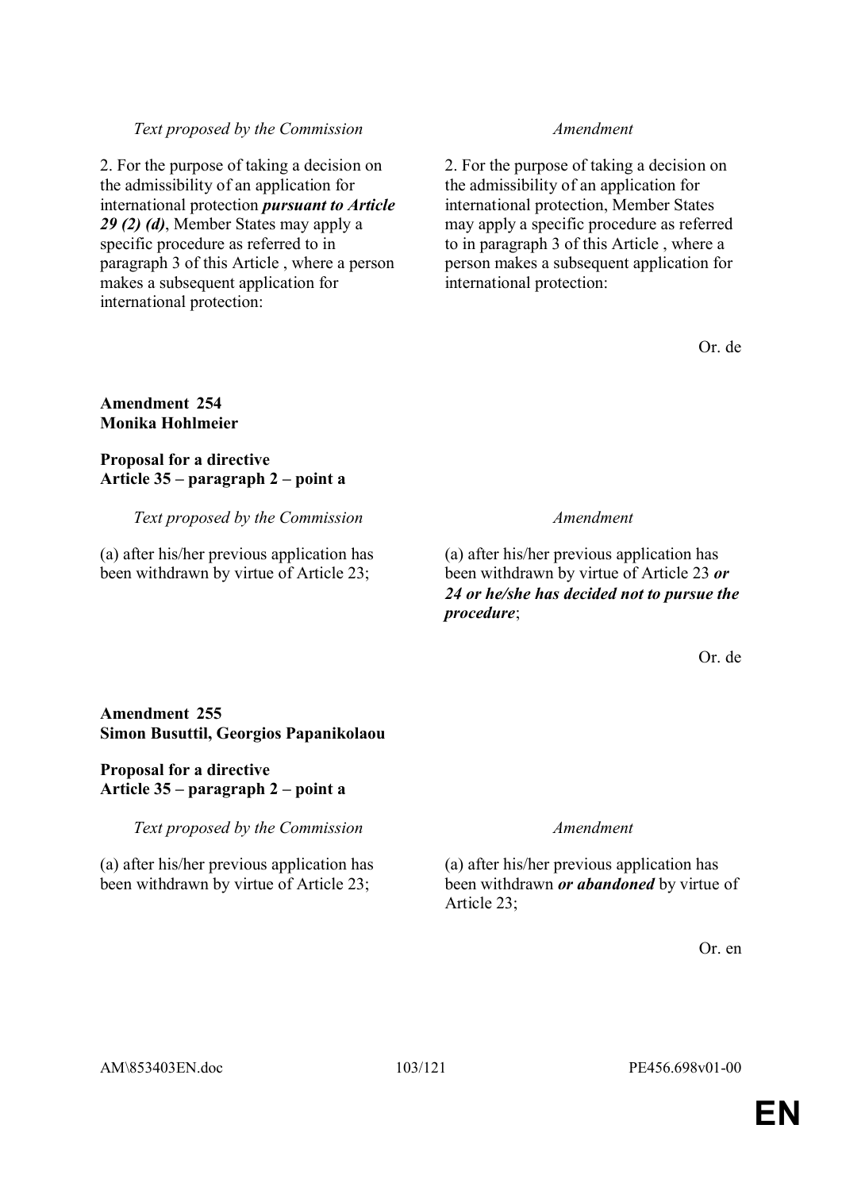| *Text proposed by the Commission* | *Amendment* |
|---|---|
| 2. For the purpose of taking a decision on the admissibility of an application for international protection ***pursuant to Article 29 (2) (d)***, Member States may apply a specific procedure as referred to in paragraph 3 of this Article , where a person makes a subsequent application for international protection: | 2. For the purpose of taking a decision on the admissibility of an application for international protection, Member States may apply a specific procedure as referred to in paragraph 3 of this Article , where a person makes a subsequent application for international protection: |

Or. de

**Amendment 254**
**Monika Hohlmeier**

**Proposal for a directive**
**Article 35 – paragraph 2 – point a**

| *Text proposed by the Commission* | *Amendment* |
|---|---|
| (a) after his/her previous application has been withdrawn by virtue of Article 23; | (a) after his/her previous application has been withdrawn by virtue of Article 23 ***or 24 or he/she has decided not to pursue the procedure***; |

Or. de

**Amendment 255**
**Simon Busuttil, Georgios Papanikolaou**

**Proposal for a directive**
**Article 35 – paragraph 2 – point a**

| *Text proposed by the Commission* | *Amendment* |
|---|---|
| (a) after his/her previous application has been withdrawn by virtue of Article 23; | (a) after his/her previous application has been withdrawn ***or abandoned*** by virtue of Article 23; |

Or. en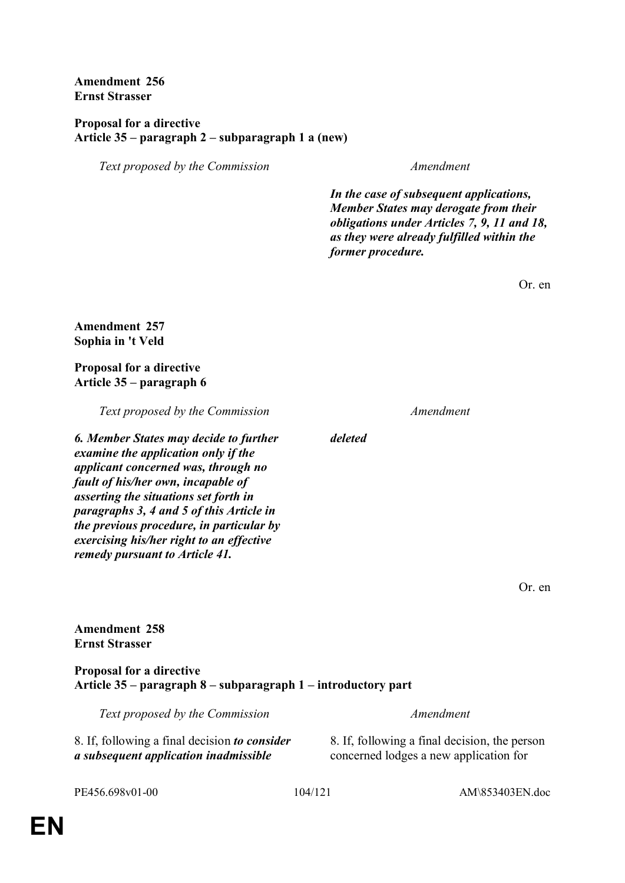**Amendment 256**
**Ernst Strasser**

**Proposal for a directive**
**Article 35 – paragraph 2 – subparagraph 1 a (new)**

| *Text proposed by the Commission* | *Amendment* |
| --- | --- |
| | ***In the case of subsequent applications, Member States may derogate from their obligations under Articles 7, 9, 11 and 18, as they were already fulfilled within the former procedure.*** |

Or. en

**Amendment 257**
**Sophia in 't Veld**

**Proposal for a directive**
**Article 35 – paragraph 6**

| *Text proposed by the Commission* | *Amendment* |
| --- | --- |
| ***6. Member States may decide to further examine the application only if the applicant concerned was, through no fault of his/her own, incapable of asserting the situations set forth in paragraphs 3, 4 and 5 of this Article in the previous procedure, in particular by exercising his/her right to an effective remedy pursuant to Article 41.*** | ***deleted*** |

Or. en

**Amendment 258**
**Ernst Strasser**

**Proposal for a directive**
**Article 35 – paragraph 8 – subparagraph 1 – introductory part**

| *Text proposed by the Commission* | *Amendment* |
| --- | --- |
| 8. If, following a final decision ***to consider a subsequent application inadmissible*** | 8. If, following a final decision, the person concerned lodges a new application for |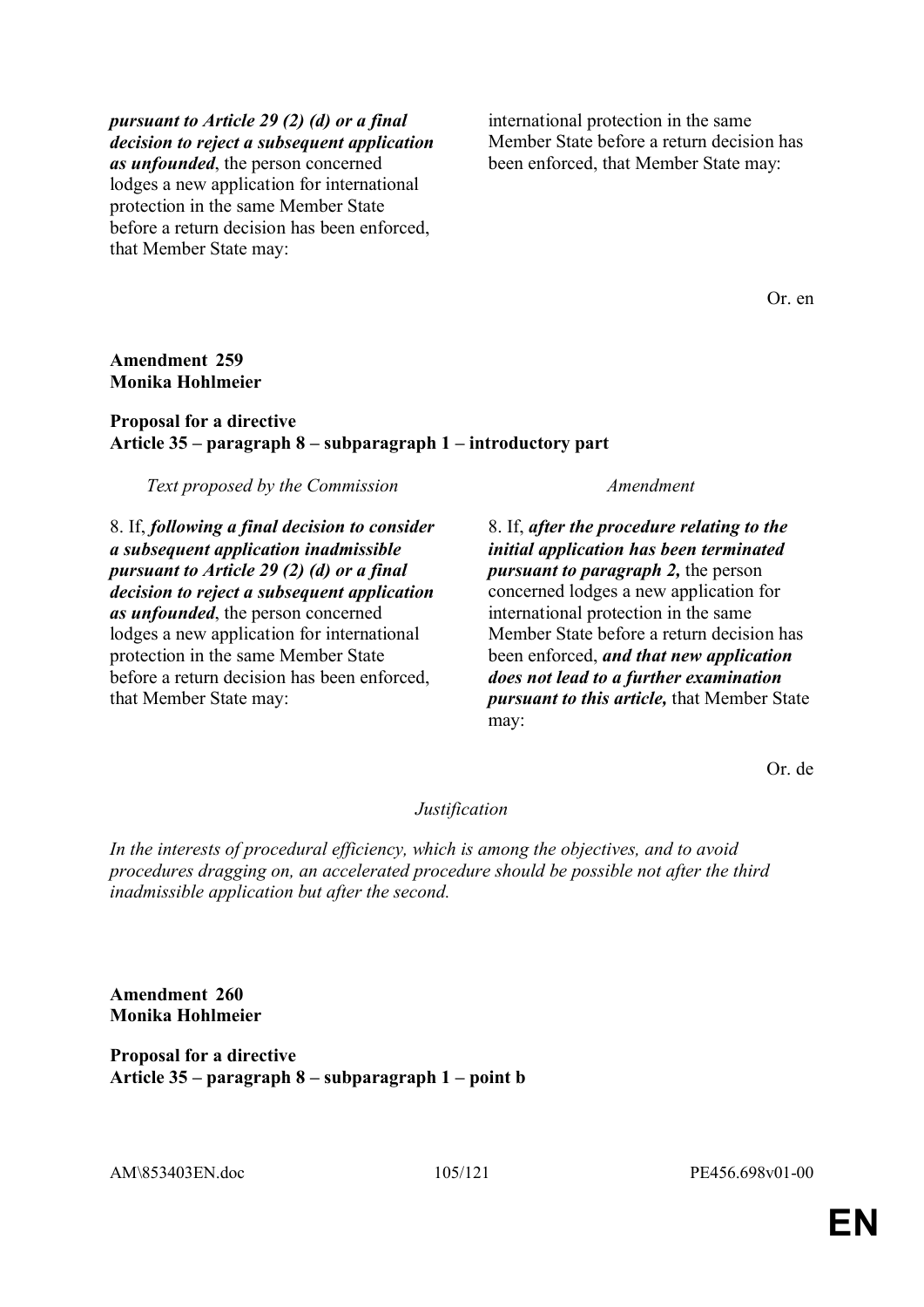| | |
|---|---|
| ***pursuant to Article 29 (2) (d) or a final decision to reject a subsequent application as unfounded***, the person concerned lodges a new application for international protection in the same Member State before a return decision has been enforced, that Member State may: | international protection in the same Member State before a return decision has been enforced, that Member State may: |

Or. en

**Amendment 259**
**Monika Hohlmeier**

**Proposal for a directive**
**Article 35 – paragraph 8 – subparagraph 1 – introductory part**

| *Text proposed by the Commission* | *Amendment* |
|---|---|
| 8. If, ***following a final decision to consider a subsequent application inadmissible pursuant to Article 29 (2) (d) or a final decision to reject a subsequent application as unfounded***, the person concerned lodges a new application for international protection in the same Member State before a return decision has been enforced, that Member State may: | 8. If, ***after the procedure relating to the initial application has been terminated pursuant to paragraph 2,*** the person concerned lodges a new application for international protection in the same Member State before a return decision has been enforced, ***and that new application does not lead to a further examination pursuant to this article,*** that Member State may: |

Or. de

*Justification*

*In the interests of procedural efficiency, which is among the objectives, and to avoid procedures dragging on, an accelerated procedure should be possible not after the third inadmissible application but after the second.*

**Amendment 260**
**Monika Hohlmeier**

**Proposal for a directive**
**Article 35 – paragraph 8 – subparagraph 1 – point b**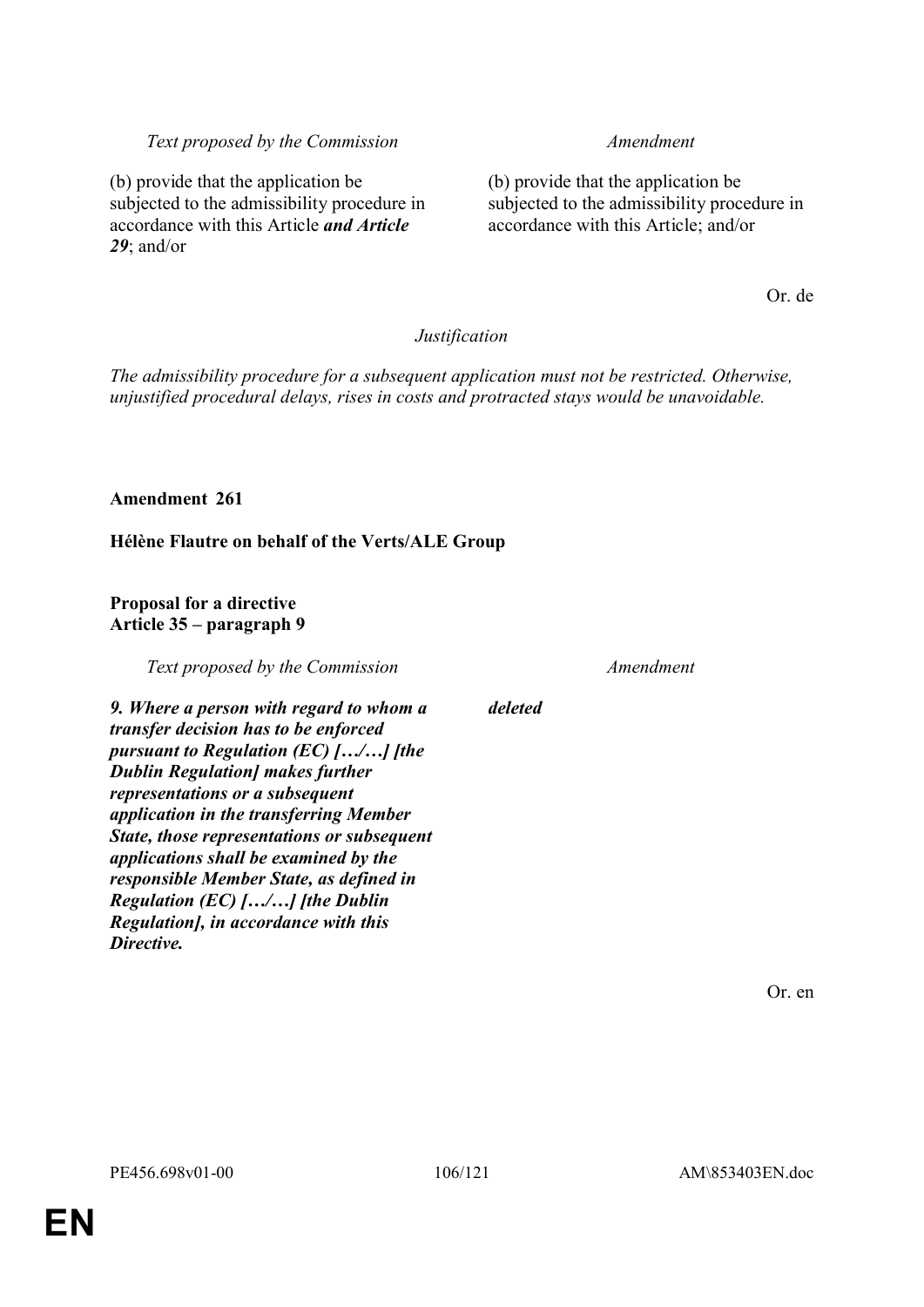| *Text proposed by the Commission* | *Amendment* |
|---|---|
| (b) provide that the application be subjected to the admissibility procedure in accordance with this Article ***and Article 29***; and/or | (b) provide that the application be subjected to the admissibility procedure in accordance with this Article; and/or |

Or. de

*Justification*

*The admissibility procedure for a subsequent application must not be restricted. Otherwise, unjustified procedural delays, rises in costs and protracted stays would be unavoidable.*

**Amendment 261**

**Hélène Flautre on behalf of the Verts/ALE Group**

**Proposal for a directive**
**Article 35 – paragraph 9**

| *Text proposed by the Commission* | *Amendment* |
|---|---|
| ***9. Where a person with regard to whom a transfer decision has to be enforced pursuant to Regulation (EC) […/…] [the Dublin Regulation] makes further representations or a subsequent application in the transferring Member State, those representations or subsequent applications shall be examined by the responsible Member State, as defined in Regulation (EC) […/…] [the Dublin Regulation], in accordance with this Directive.*** | ***deleted*** |

Or. en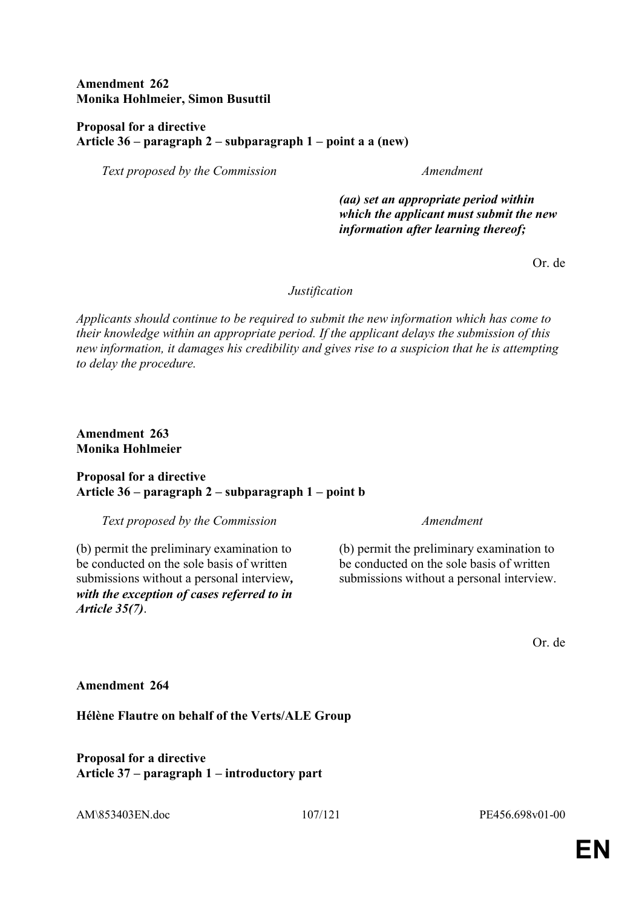**Amendment 262**
**Monika Hohlmeier, Simon Busuttil**

**Proposal for a directive**
**Article 36 – paragraph 2 – subparagraph 1 – point a a (new)**

| *Text proposed by the Commission* | *Amendment* |
| --- | --- |
| | ***(aa) set an appropriate period within which the applicant must submit the new information after learning thereof;*** |

Or. de

*Justification*

*Applicants should continue to be required to submit the new information which has come to their knowledge within an appropriate period. If the applicant delays the submission of this new information, it damages his credibility and gives rise to a suspicion that he is attempting to delay the procedure.*

**Amendment 263**
**Monika Hohlmeier**

**Proposal for a directive**
**Article 36 – paragraph 2 – subparagraph 1 – point b**

| *Text proposed by the Commission* | *Amendment* |
| --- | --- |
| (b) permit the preliminary examination to be conducted on the sole basis of written submissions without a personal interview***, with the exception of cases referred to in Article 35(7)***. | (b) permit the preliminary examination to be conducted on the sole basis of written submissions without a personal interview. |

Or. de

**Amendment 264**

**Hélène Flautre on behalf of the Verts/ALE Group**

**Proposal for a directive**
**Article 37 – paragraph 1 – introductory part**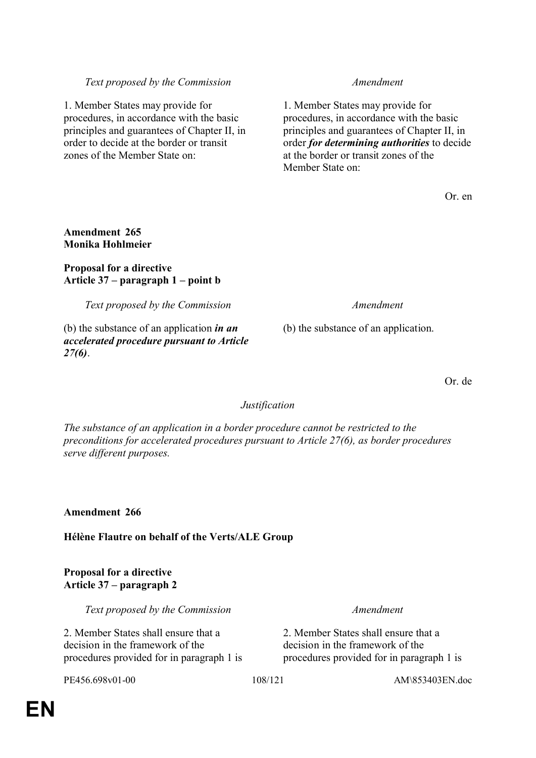| *Text proposed by the Commission* | *Amendment* |
|---|---|
| 1. Member States may provide for procedures, in accordance with the basic principles and guarantees of Chapter II, in order to decide at the border or transit zones of the Member State on: | 1. Member States may provide for procedures, in accordance with the basic principles and guarantees of Chapter II, in order ***for determining authorities*** to decide at the border or transit zones of the Member State on: |

Or. en

**Amendment 265**
**Monika Hohlmeier**

**Proposal for a directive**
**Article 37 – paragraph 1 – point b**

| *Text proposed by the Commission* | *Amendment* |
|---|---|
| (b) the substance of an application ***in an accelerated procedure pursuant to Article 27(6)***. | (b) the substance of an application. |

Or. de

*Justification*

*The substance of an application in a border procedure cannot be restricted to the preconditions for accelerated procedures pursuant to Article 27(6), as border procedures serve different purposes.*

**Amendment 266**

**Hélène Flautre on behalf of the Verts/ALE Group**

**Proposal for a directive**
**Article 37 – paragraph 2**

| *Text proposed by the Commission* | *Amendment* |
|---|---|
| 2. Member States shall ensure that a decision in the framework of the procedures provided for in paragraph 1 is | 2. Member States shall ensure that a decision in the framework of the procedures provided for in paragraph 1 is |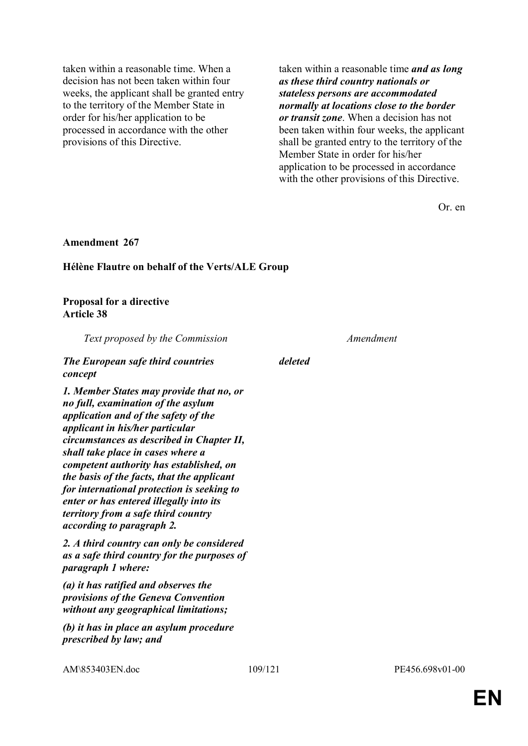| | |
|---|---|
| taken within a reasonable time. When a decision has not been taken within four weeks, the applicant shall be granted entry to the territory of the Member State in order for his/her application to be processed in accordance with the other provisions of this Directive. | taken within a reasonable time ***and as long as these third country nationals or stateless persons are accommodated normally at locations close to the border or transit zone***. When a decision has not been taken within four weeks, the applicant shall be granted entry to the territory of the Member State in order for his/her application to be processed in accordance with the other provisions of this Directive. |

Or. en

**Amendment 267**

**Hélène Flautre on behalf of the Verts/ALE Group**

**Proposal for a directive**
**Article 38**

| *Text proposed by the Commission* | *Amendment* |
|---|---|
| ***The European safe third countries concept*** | ***deleted*** |
| ***1. Member States may provide that no, or no full, examination of the asylum application and of the safety of the applicant in his/her particular circumstances as described in Chapter II, shall take place in cases where a competent authority has established, on the basis of the facts, that the applicant for international protection is seeking to enter or has entered illegally into its territory from a safe third country according to paragraph 2.*** | |
| ***2. A third country can only be considered as a safe third country for the purposes of paragraph 1 where:*** | |
| ***(a) it has ratified and observes the provisions of the Geneva Convention without any geographical limitations;*** | |
| ***(b) it has in place an asylum procedure prescribed by law; and*** | |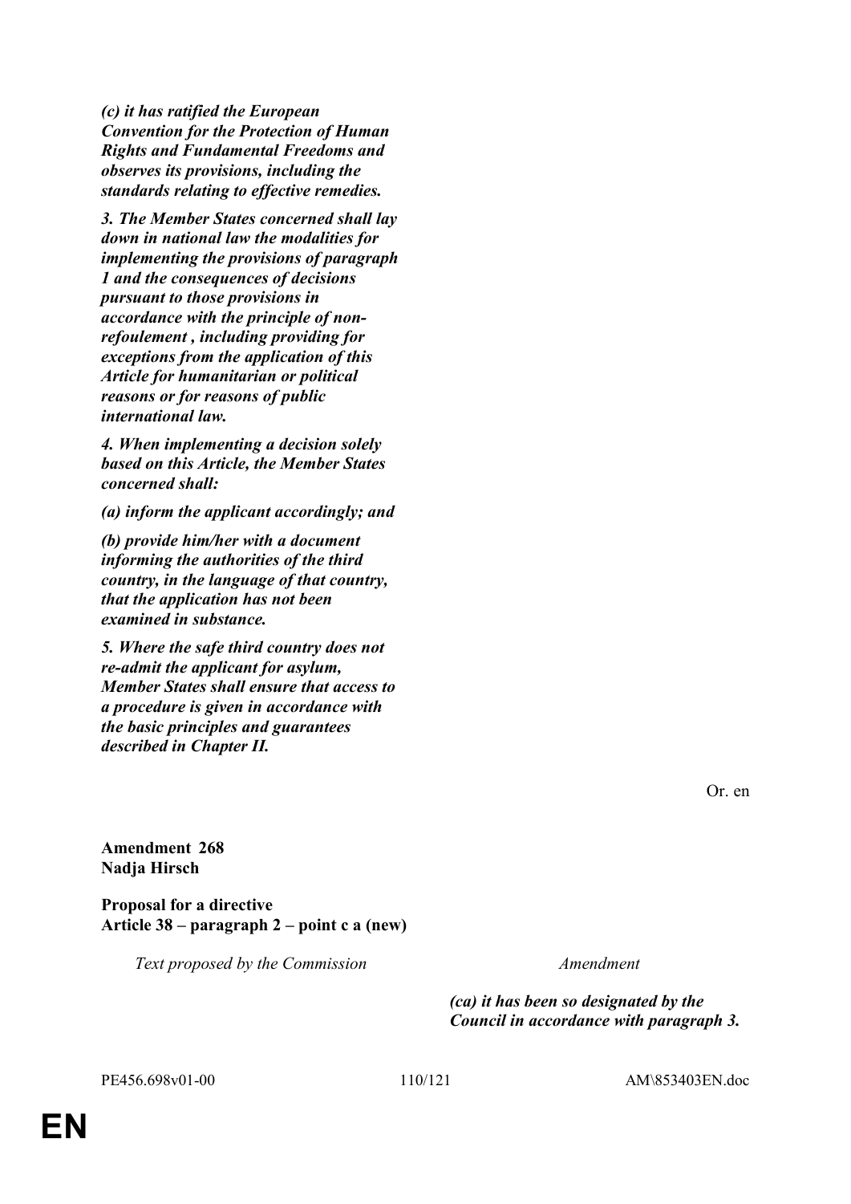***(c) it has ratified the European Convention for the Protection of Human Rights and Fundamental Freedoms and observes its provisions, including the standards relating to effective remedies.***

***3. The Member States concerned shall lay down in national law the modalities for implementing the provisions of paragraph 1 and the consequences of decisions pursuant to those provisions in accordance with the principle of non-refoulement , including providing for exceptions from the application of this Article for humanitarian or political reasons or for reasons of public international law.***

***4. When implementing a decision solely based on this Article, the Member States concerned shall:***

***(a) inform the applicant accordingly; and***

***(b) provide him/her with a document informing the authorities of the third country, in the language of that country, that the application has not been examined in substance.***

***5. Where the safe third country does not re-admit the applicant for asylum, Member States shall ensure that access to a procedure is given in accordance with the basic principles and guarantees described in Chapter II.***

Or. en

**Amendment 268**
**Nadja Hirsch**

**Proposal for a directive**
**Article 38 – paragraph 2 – point c a (new)**

| *Text proposed by the Commission* | *Amendment* |
|---|---|
| | ***(ca) it has been so designated by the Council in accordance with paragraph 3.*** |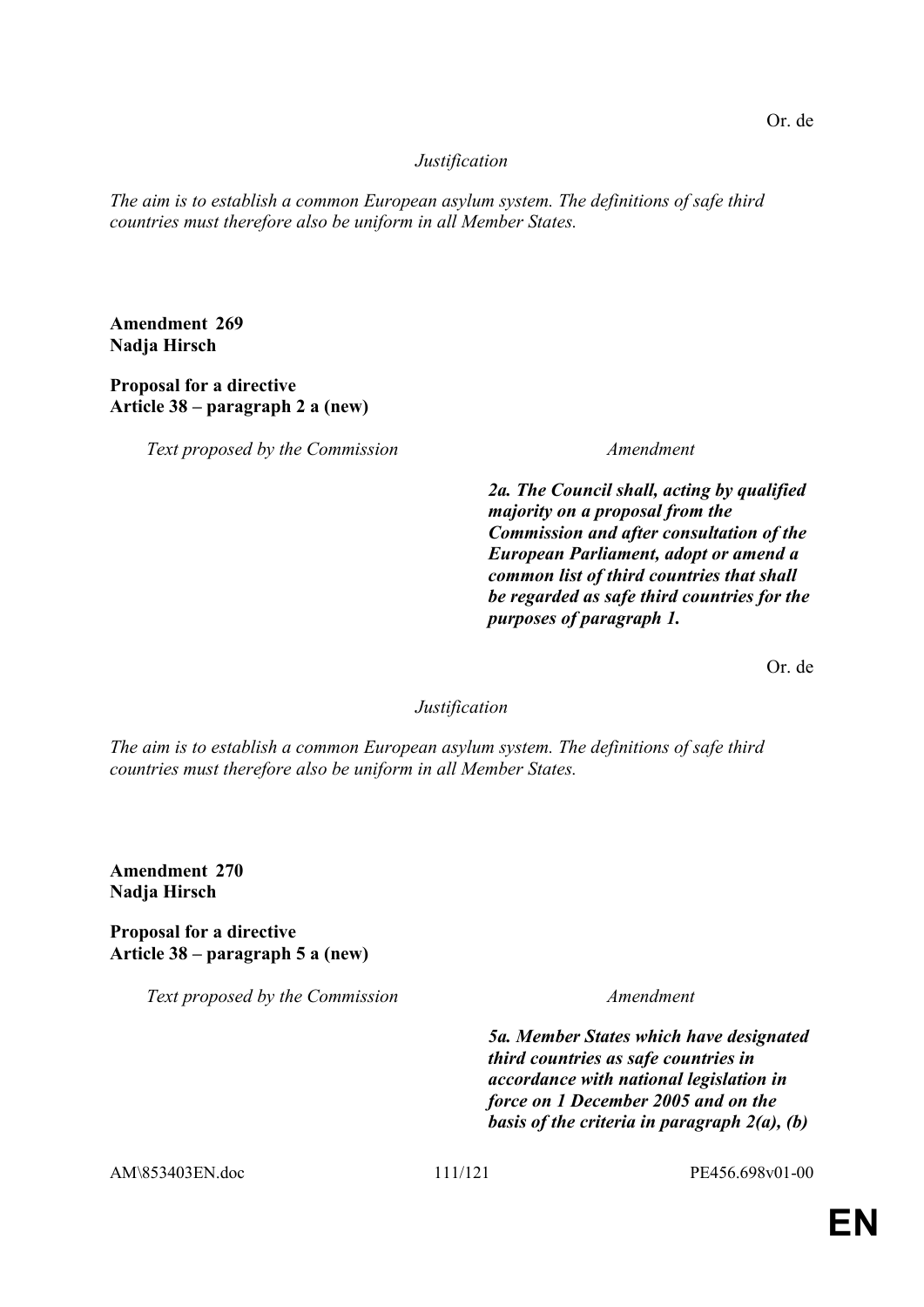Or. de

*Justification*

*The aim is to establish a common European asylum system. The definitions of safe third countries must therefore also be uniform in all Member States.*

**Amendment 269**
**Nadja Hirsch**

**Proposal for a directive**
**Article 38 – paragraph 2 a (new)**

| *Text proposed by the Commission* | *Amendment* |
|---|---|
| | ***2a. The Council shall, acting by qualified majority on a proposal from the Commission and after consultation of the European Parliament, adopt or amend a common list of third countries that shall be regarded as safe third countries for the purposes of paragraph 1.*** |

Or. de

*Justification*

*The aim is to establish a common European asylum system. The definitions of safe third countries must therefore also be uniform in all Member States.*

**Amendment 270**
**Nadja Hirsch**

**Proposal for a directive**
**Article 38 – paragraph 5 a (new)**

| *Text proposed by the Commission* | *Amendment* |
|---|---|
| | ***5a. Member States which have designated third countries as safe countries in accordance with national legislation in force on 1 December 2005 and on the basis of the criteria in paragraph 2(a), (b)*** |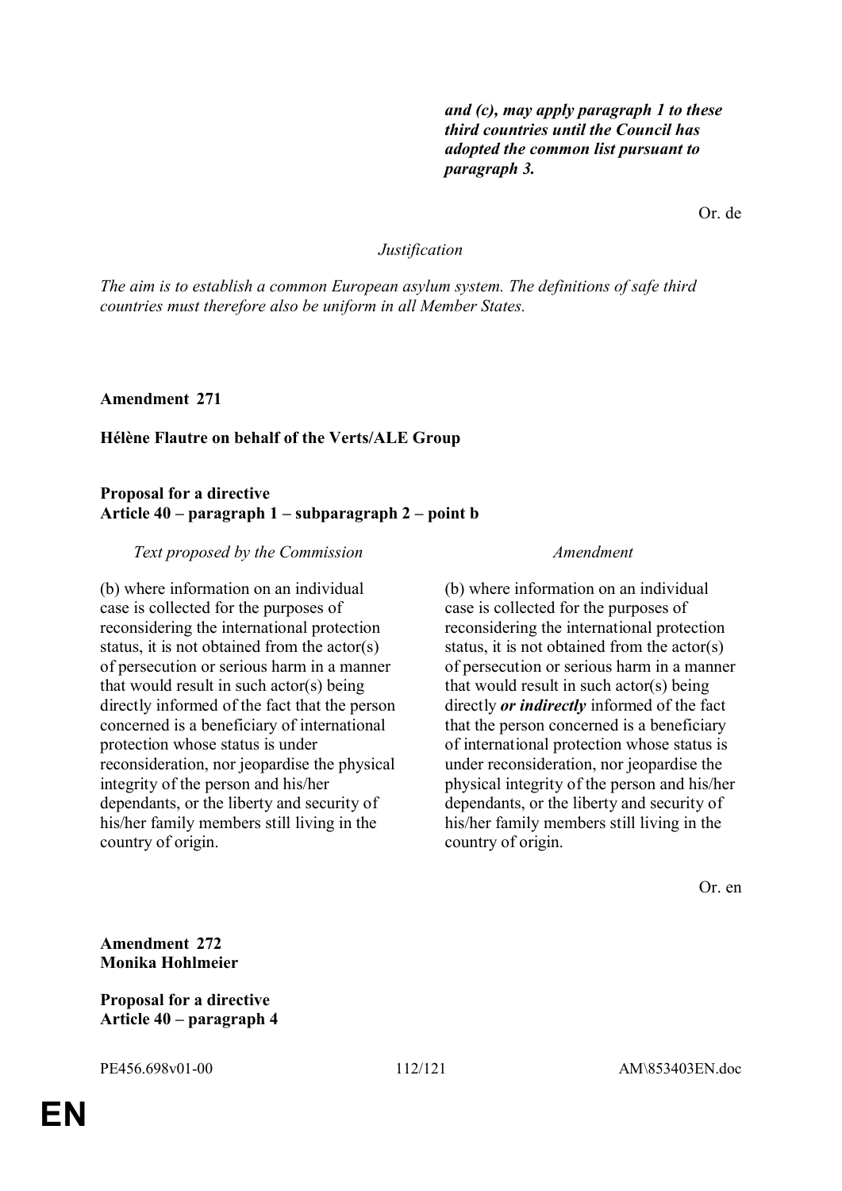| | ***and (c), may apply paragraph 1 to these third countries until the Council has adopted the common list pursuant to paragraph 3.*** |
|---|---|

Or. de

*Justification*

*The aim is to establish a common European asylum system. The definitions of safe third countries must therefore also be uniform in all Member States.*

**Amendment 271**

**Hélène Flautre on behalf of the Verts/ALE Group**

**Proposal for a directive**
**Article 40 – paragraph 1 – subparagraph 2 – point b**

| *Text proposed by the Commission* | *Amendment* |
|---|---|
| (b) where information on an individual case is collected for the purposes of reconsidering the international protection status, it is not obtained from the actor(s) of persecution or serious harm in a manner that would result in such actor(s) being directly informed of the fact that the person concerned is a beneficiary of international protection whose status is under reconsideration, nor jeopardise the physical integrity of the person and his/her dependants, or the liberty and security of his/her family members still living in the country of origin. | (b) where information on an individual case is collected for the purposes of reconsidering the international protection status, it is not obtained from the actor(s) of persecution or serious harm in a manner that would result in such actor(s) being directly ***or indirectly*** informed of the fact that the person concerned is a beneficiary of international protection whose status is under reconsideration, nor jeopardise the physical integrity of the person and his/her dependants, or the liberty and security of his/her family members still living in the country of origin. |

Or. en

**Amendment 272**
**Monika Hohlmeier**

**Proposal for a directive**
**Article 40 – paragraph 4**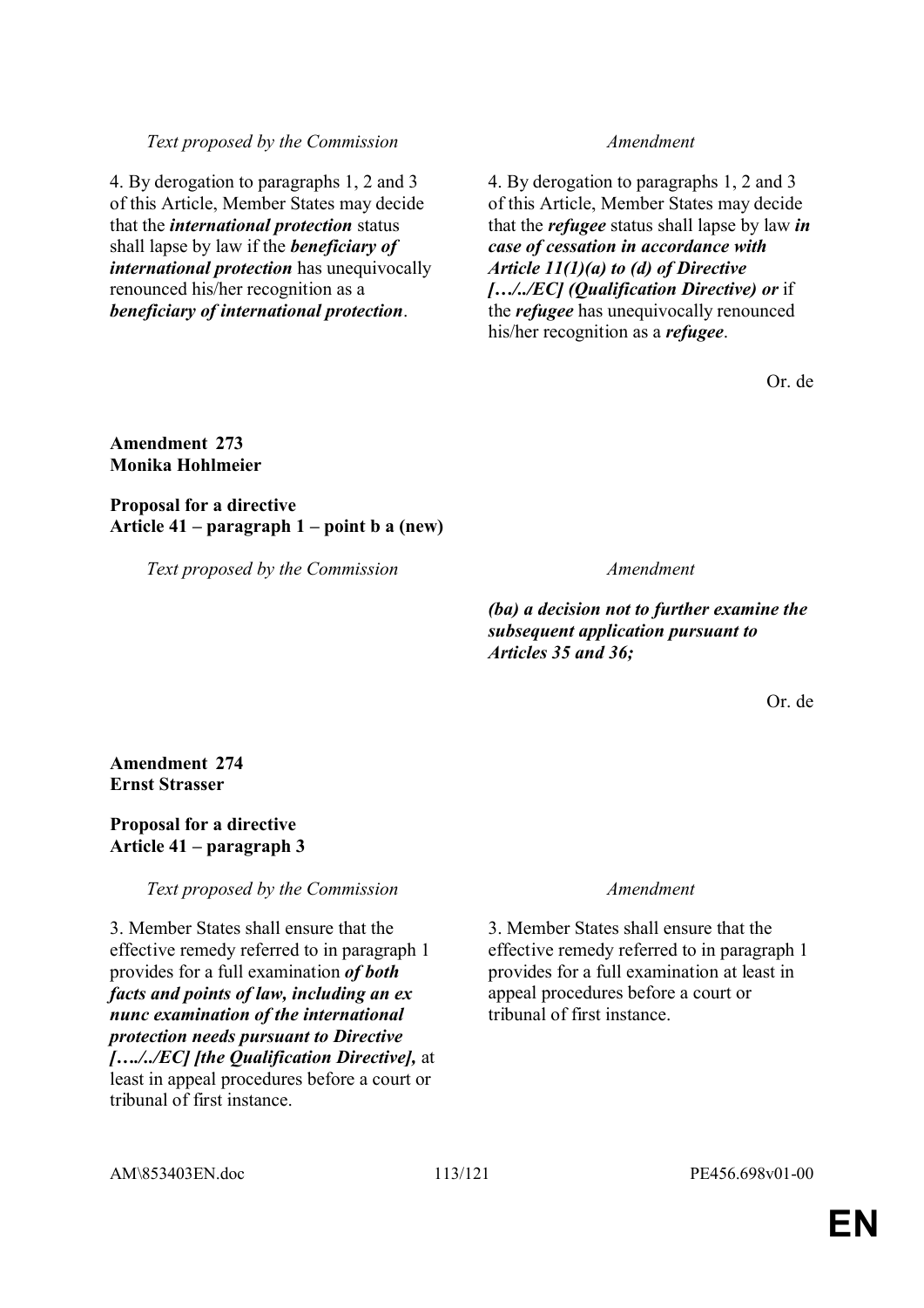| *Text proposed by the Commission* | *Amendment* |
|---|---|
| 4. By derogation to paragraphs 1, 2 and 3 of this Article, Member States may decide that the ***international protection*** status shall lapse by law if the ***beneficiary of international protection*** has unequivocally renounced his/her recognition as a ***beneficiary of international protection***. | 4. By derogation to paragraphs 1, 2 and 3 of this Article, Member States may decide that the ***refugee*** status shall lapse by law ***in case of cessation in accordance with Article 11(1)(a) to (d) of Directive […/../EC] (Qualification Directive) or*** if the ***refugee*** has unequivocally renounced his/her recognition as a ***refugee***. |

Or. de

**Amendment 273**
**Monika Hohlmeier**

**Proposal for a directive**
**Article 41 – paragraph 1 – point b a (new)**

| *Text proposed by the Commission* | *Amendment* |
|---|---|
| | ***(ba) a decision not to further examine the subsequent application pursuant to Articles 35 and 36;*** |

Or. de

**Amendment 274**
**Ernst Strasser**

**Proposal for a directive**
**Article 41 – paragraph 3**

| *Text proposed by the Commission* | *Amendment* |
|---|---|
| 3. Member States shall ensure that the effective remedy referred to in paragraph 1 provides for a full examination ***of both facts and points of law, including an ex nunc examination of the international protection needs pursuant to Directive […./../EC] [the Qualification Directive],*** at least in appeal procedures before a court or tribunal of first instance. | 3. Member States shall ensure that the effective remedy referred to in paragraph 1 provides for a full examination at least in appeal procedures before a court or tribunal of first instance. |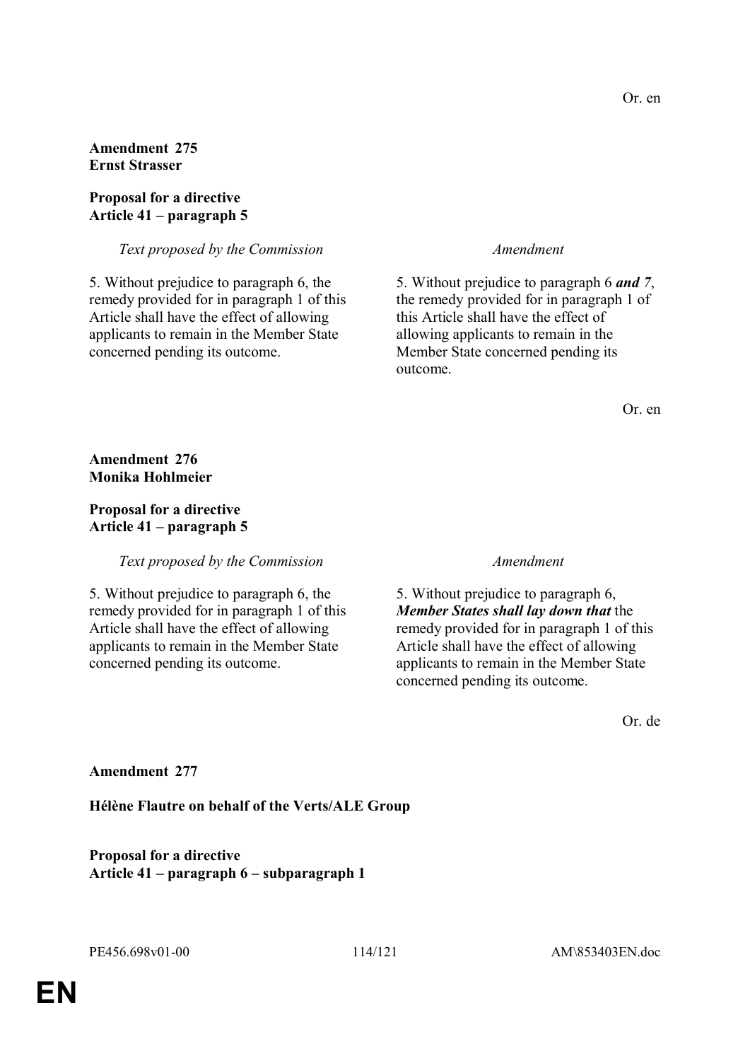Or. en

**Amendment 275**
**Ernst Strasser**

**Proposal for a directive**
**Article 41 – paragraph 5**

| *Text proposed by the Commission* | *Amendment* |
|---|---|
| 5. Without prejudice to paragraph 6, the remedy provided for in paragraph 1 of this Article shall have the effect of allowing applicants to remain in the Member State concerned pending its outcome. | 5. Without prejudice to paragraph 6 ***and 7***, the remedy provided for in paragraph 1 of this Article shall have the effect of allowing applicants to remain in the Member State concerned pending its outcome. |

Or. en

**Amendment 276**
**Monika Hohlmeier**

**Proposal for a directive**
**Article 41 – paragraph 5**

| *Text proposed by the Commission* | *Amendment* |
|---|---|
| 5. Without prejudice to paragraph 6, the remedy provided for in paragraph 1 of this Article shall have the effect of allowing applicants to remain in the Member State concerned pending its outcome. | 5. Without prejudice to paragraph 6, ***Member States shall lay down that*** the remedy provided for in paragraph 1 of this Article shall have the effect of allowing applicants to remain in the Member State concerned pending its outcome. |

Or. de

**Amendment 277**

**Hélène Flautre on behalf of the Verts/ALE Group**

**Proposal for a directive**
**Article 41 – paragraph 6 – subparagraph 1**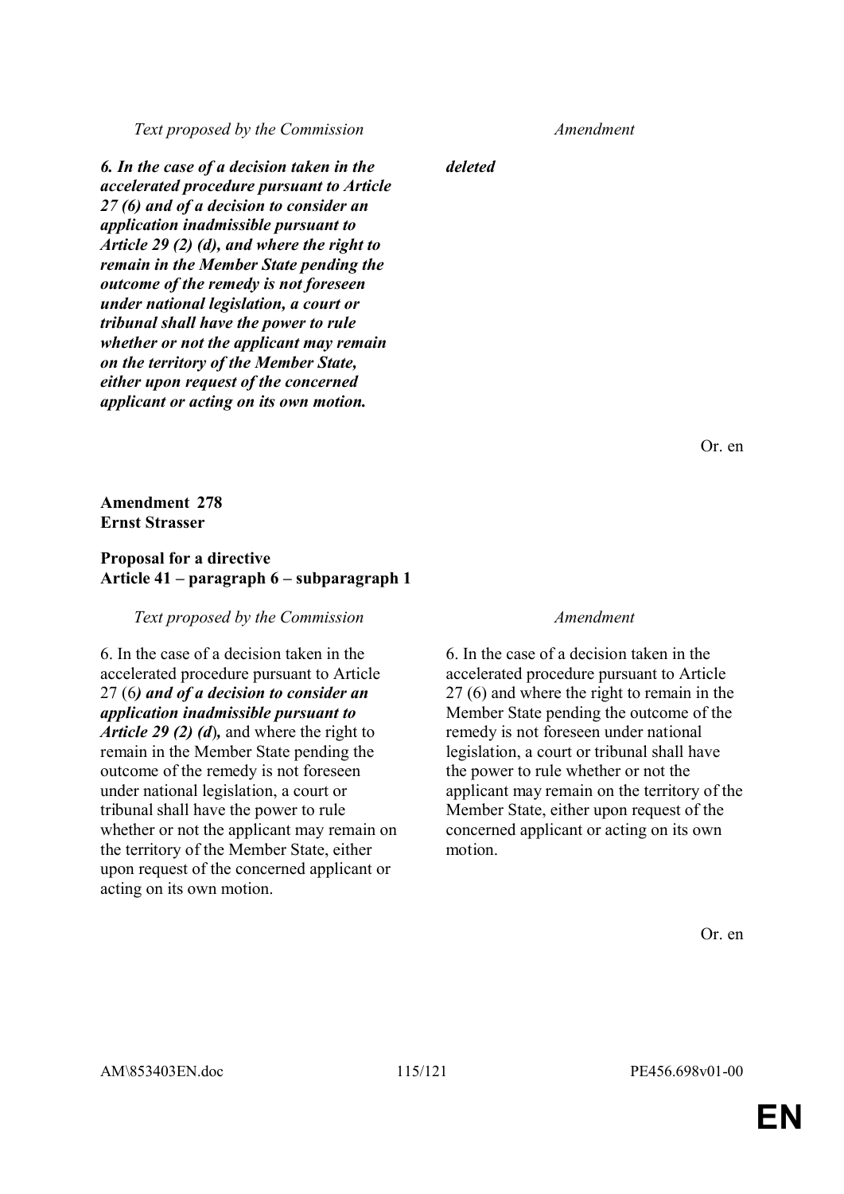| Text proposed by the Commission | Amendment |
| --- | --- |
| ***6. In the case of a decision taken in the accelerated procedure pursuant to Article 27 (6) and of a decision to consider an application inadmissible pursuant to Article 29 (2) (d), and where the right to remain in the Member State pending the outcome of the remedy is not foreseen under national legislation, a court or tribunal shall have the power to rule whether or not the applicant may remain on the territory of the Member State, either upon request of the concerned applicant or acting on its own motion.*** | ***deleted*** |

Or. en

**Amendment 278**
**Ernst Strasser**

**Proposal for a directive**
**Article 41 – paragraph 6 – subparagraph 1**

| Text proposed by the Commission | Amendment |
| --- | --- |
| 6. In the case of a decision taken in the accelerated procedure pursuant to Article 27 (6***) and of a decision to consider an application inadmissible pursuant to Article 29 (2) (d***), and where the right to remain in the Member State pending the outcome of the remedy is not foreseen under national legislation, a court or tribunal shall have the power to rule whether or not the applicant may remain on the territory of the Member State, either upon request of the concerned applicant or acting on its own motion. | 6. In the case of a decision taken in the accelerated procedure pursuant to Article 27 (6) and where the right to remain in the Member State pending the outcome of the remedy is not foreseen under national legislation, a court or tribunal shall have the power to rule whether or not the applicant may remain on the territory of the Member State, either upon request of the concerned applicant or acting on its own motion. |

Or. en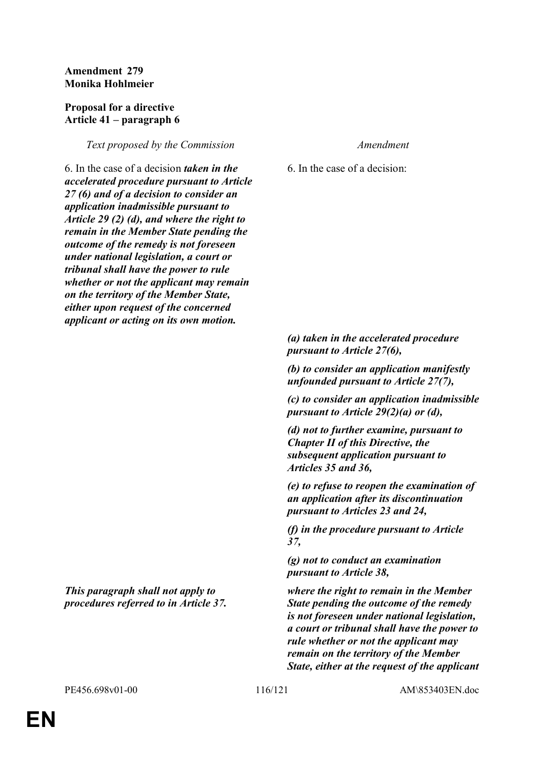**Amendment 279**
**Monika Hohlmeier**

**Proposal for a directive**
**Article 41 – paragraph 6**

| *Text proposed by the Commission* | *Amendment* |
|---|---|
| 6. In the case of a decision ***taken in the accelerated procedure pursuant to Article 27 (6) and of a decision to consider an application inadmissible pursuant to Article 29 (2) (d), and where the right to remain in the Member State pending the outcome of the remedy is not foreseen under national legislation, a court or tribunal shall have the power to rule whether or not the applicant may remain on the territory of the Member State, either upon request of the concerned applicant or acting on its own motion.*** | 6. In the case of a decision: |
| | ***(a) taken in the accelerated procedure pursuant to Article 27(6),*** |
| | ***(b) to consider an application manifestly unfounded pursuant to Article 27(7),*** |
| | ***(c) to consider an application inadmissible pursuant to Article 29(2)(a) or (d),*** |
| | ***(d) not to further examine, pursuant to Chapter II of this Directive, the subsequent application pursuant to Articles 35 and 36,*** |
| | ***(e) to refuse to reopen the examination of an application after its discontinuation pursuant to Articles 23 and 24,*** |
| | ***(f) in the procedure pursuant to Article 37,*** |
| | ***(g) not to conduct an examination pursuant to Article 38,*** |
| ***This paragraph shall not apply to procedures referred to in Article 37.*** | ***where the right to remain in the Member State pending the outcome of the remedy is not foreseen under national legislation, a court or tribunal shall have the power to rule whether or not the applicant may remain on the territory of the Member State, either at the request of the applicant*** |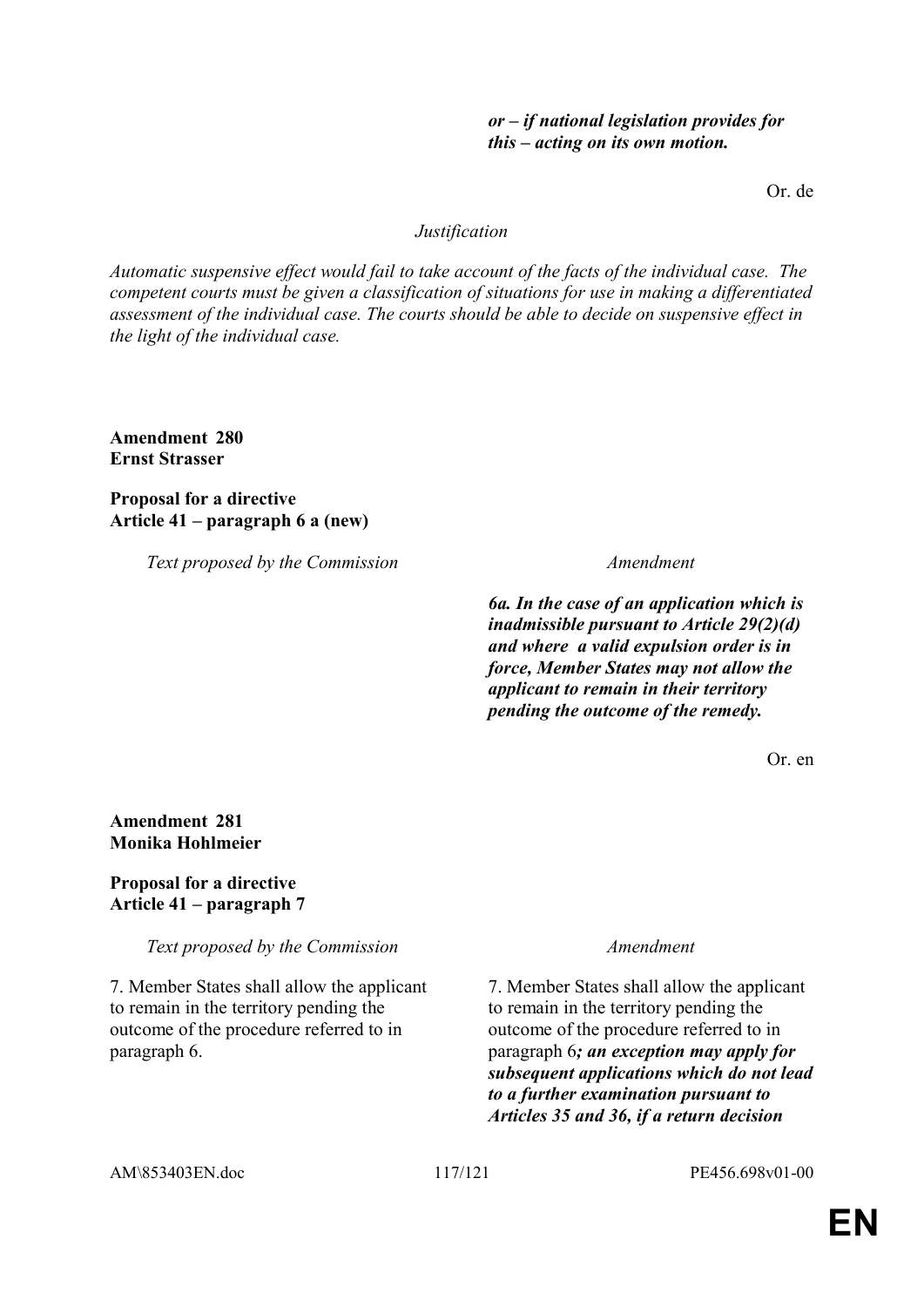| | |
|---|---|
| | ***or – if national legislation provides for this – acting on its own motion.*** |

Or. de

*Justification*

*Automatic suspensive effect would fail to take account of the facts of the individual case. The competent courts must be given a classification of situations for use in making a differentiated assessment of the individual case. The courts should be able to decide on suspensive effect in the light of the individual case.*

**Amendment 280**
**Ernst Strasser**

**Proposal for a directive**
**Article 41 – paragraph 6 a (new)**

| *Text proposed by the Commission* | *Amendment* |
|---|---|
| | ***6a. In the case of an application which is inadmissible pursuant to Article 29(2)(d) and where a valid expulsion order is in force, Member States may not allow the applicant to remain in their territory pending the outcome of the remedy.*** |

Or. en

**Amendment 281**
**Monika Hohlmeier**

**Proposal for a directive**
**Article 41 – paragraph 7**

| *Text proposed by the Commission* | *Amendment* |
|---|---|
| 7. Member States shall allow the applicant to remain in the territory pending the outcome of the procedure referred to in paragraph 6. | 7. Member States shall allow the applicant to remain in the territory pending the outcome of the procedure referred to in paragraph 6***; an exception may apply for subsequent applications which do not lead to a further examination pursuant to Articles 35 and 36, if a return decision*** |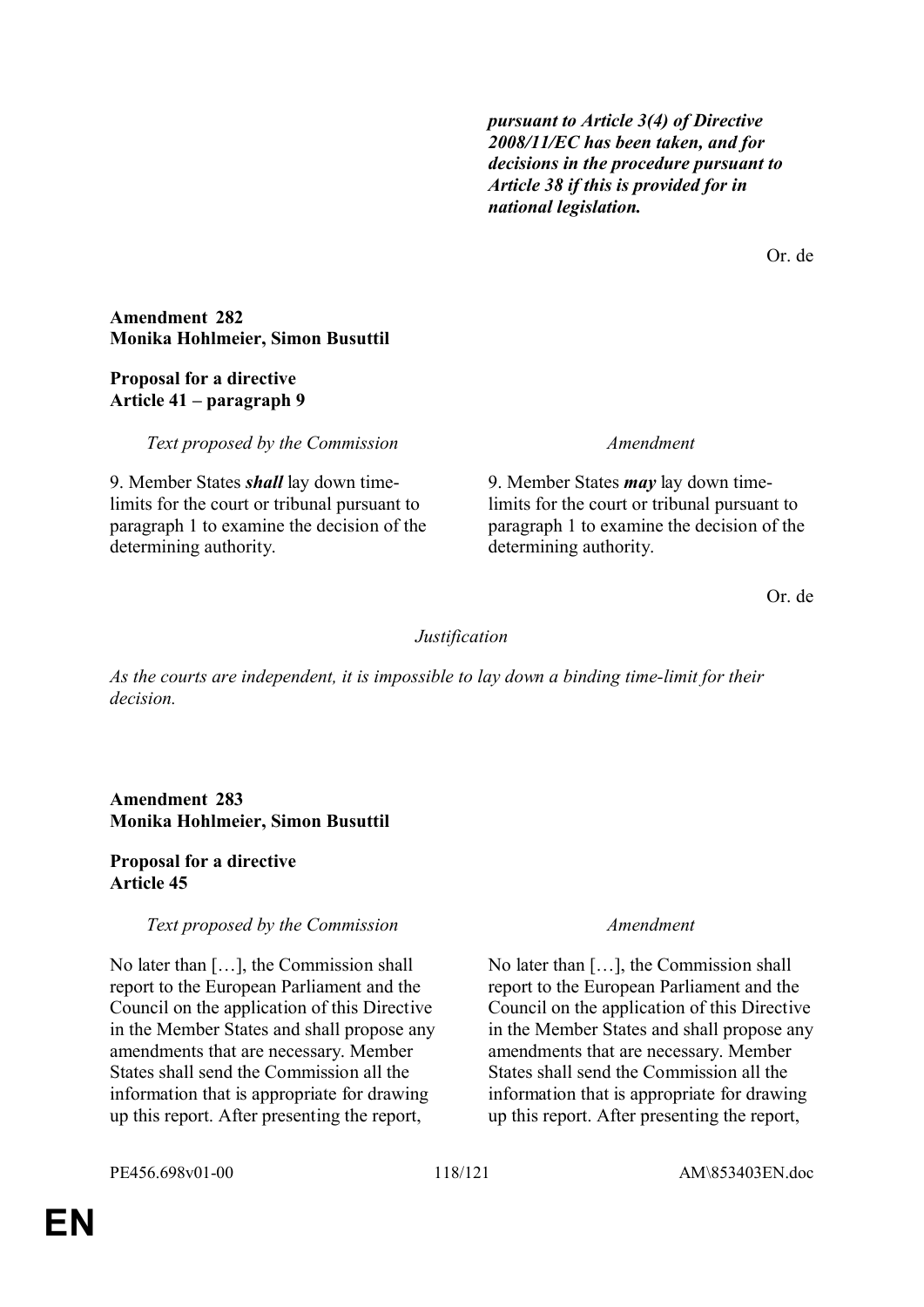***pursuant to Article 3(4) of Directive 2008/11/EC has been taken, and for decisions in the procedure pursuant to Article 38 if this is provided for in national legislation.***

Or. de

**Amendment 282**
**Monika Hohlmeier, Simon Busuttil**

**Proposal for a directive**
**Article 41 – paragraph 9**

| *Text proposed by the Commission* | *Amendment* |
| --- | --- |
| 9. Member States ***shall*** lay down time-limits for the court or tribunal pursuant to paragraph 1 to examine the decision of the determining authority. | 9. Member States ***may*** lay down time-limits for the court or tribunal pursuant to paragraph 1 to examine the decision of the determining authority. |

Or. de

*Justification*

*As the courts are independent, it is impossible to lay down a binding time-limit for their decision.*

**Amendment 283**
**Monika Hohlmeier, Simon Busuttil**

**Proposal for a directive**
**Article 45**

| *Text proposed by the Commission* | *Amendment* |
| --- | --- |
| No later than […], the Commission shall report to the European Parliament and the Council on the application of this Directive in the Member States and shall propose any amendments that are necessary. Member States shall send the Commission all the information that is appropriate for drawing up this report. After presenting the report, | No later than […], the Commission shall report to the European Parliament and the Council on the application of this Directive in the Member States and shall propose any amendments that are necessary. Member States shall send the Commission all the information that is appropriate for drawing up this report. After presenting the report, |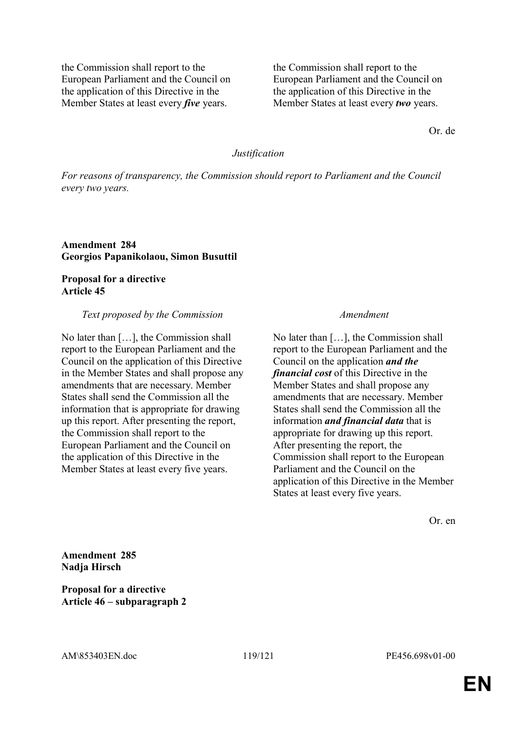| | |
|---|---|
| the Commission shall report to the European Parliament and the Council on the application of this Directive in the Member States at least every ***five*** years. | the Commission shall report to the European Parliament and the Council on the application of this Directive in the Member States at least every ***two*** years. |

Or. de

*Justification*

*For reasons of transparency, the Commission should report to Parliament and the Council every two years.*

**Amendment 284**
**Georgios Papanikolaou, Simon Busuttil**

**Proposal for a directive**
**Article 45**

| *Text proposed by the Commission* | *Amendment* |
|---|---|
| No later than […], the Commission shall report to the European Parliament and the Council on the application of this Directive in the Member States and shall propose any amendments that are necessary. Member States shall send the Commission all the information that is appropriate for drawing up this report. After presenting the report, the Commission shall report to the European Parliament and the Council on the application of this Directive in the Member States at least every five years. | No later than […], the Commission shall report to the European Parliament and the Council on the application ***and the financial cost*** of this Directive in the Member States and shall propose any amendments that are necessary. Member States shall send the Commission all the information ***and financial data*** that is appropriate for drawing up this report. After presenting the report, the Commission shall report to the European Parliament and the Council on the application of this Directive in the Member States at least every five years. |

Or. en

**Amendment 285**
**Nadja Hirsch**

**Proposal for a directive**
**Article 46 – subparagraph 2**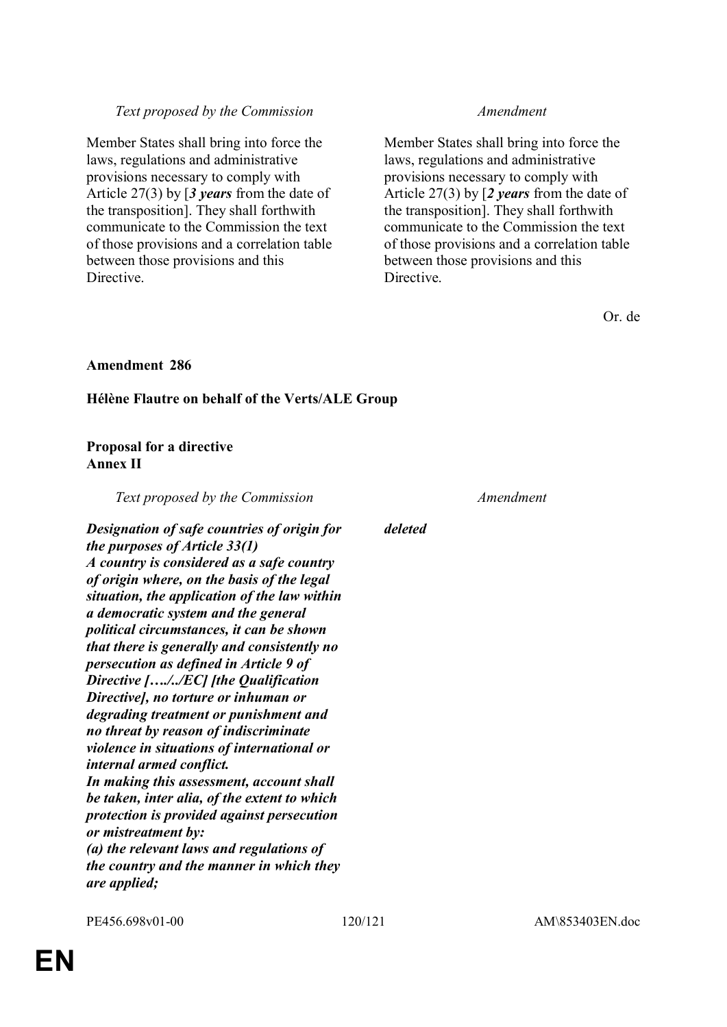| Text proposed by the Commission | Amendment |
| --- | --- |
| Member States shall bring into force the laws, regulations and administrative provisions necessary to comply with Article 27(3) by [***3 years*** from the date of the transposition]. They shall forthwith communicate to the Commission the text of those provisions and a correlation table between those provisions and this Directive. | Member States shall bring into force the laws, regulations and administrative provisions necessary to comply with Article 27(3) by [***2 years*** from the date of the transposition]. They shall forthwith communicate to the Commission the text of those provisions and a correlation table between those provisions and this Directive. |

Or. de

**Amendment 286**

**Hélène Flautre on behalf of the Verts/ALE Group**

**Proposal for a directive**
**Annex II**

| Text proposed by the Commission | Amendment |
| --- | --- |
| ***Designation of safe countries of origin for the purposes of Article 33(1)*** <br> ***A country is considered as a safe country of origin where, on the basis of the legal situation, the application of the law within a democratic system and the general political circumstances, it can be shown that there is generally and consistently no persecution as defined in Article 9 of Directive […./../EC] [the Qualification Directive], no torture or inhuman or degrading treatment or punishment and no threat by reason of indiscriminate violence in situations of international or internal armed conflict.*** <br> ***In making this assessment, account shall be taken, inter alia, of the extent to which protection is provided against persecution or mistreatment by:*** <br> ***(a) the relevant laws and regulations of the country and the manner in which they are applied;*** | ***deleted*** |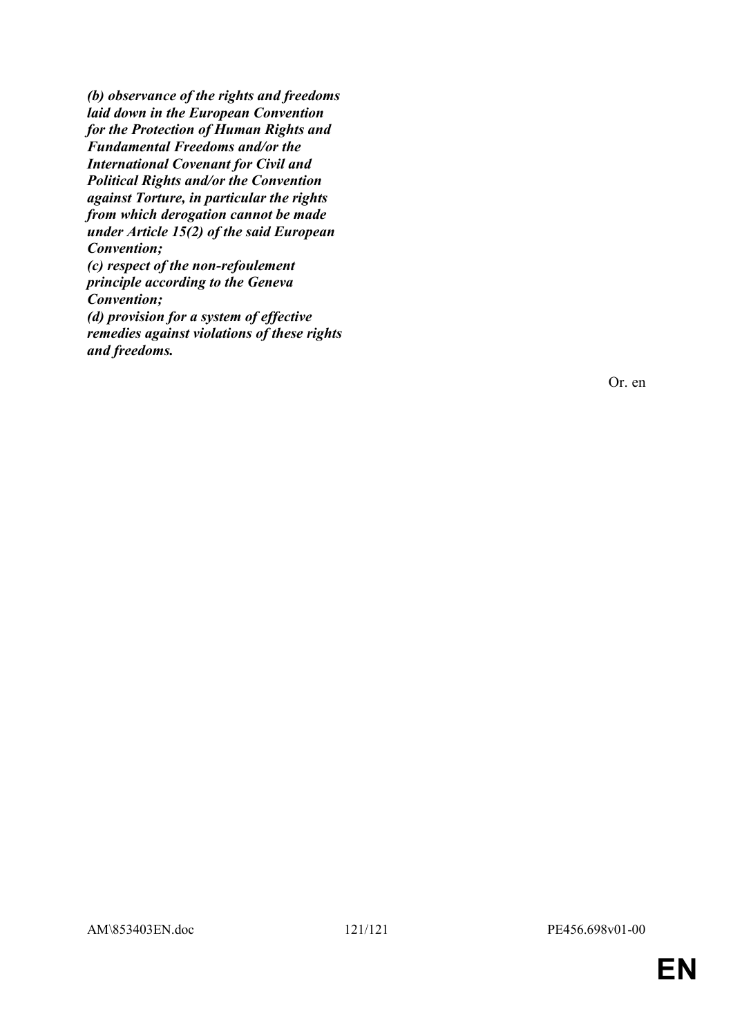***(b) observance of the rights and freedoms laid down in the European Convention for the Protection of Human Rights and Fundamental Freedoms and/or the International Covenant for Civil and Political Rights and/or the Convention against Torture, in particular the rights from which derogation cannot be made under Article 15(2) of the said European Convention;***

***(c) respect of the non-refoulement principle according to the Geneva Convention;***

***(d) provision for a system of effective remedies against violations of these rights and freedoms.***

Or. en